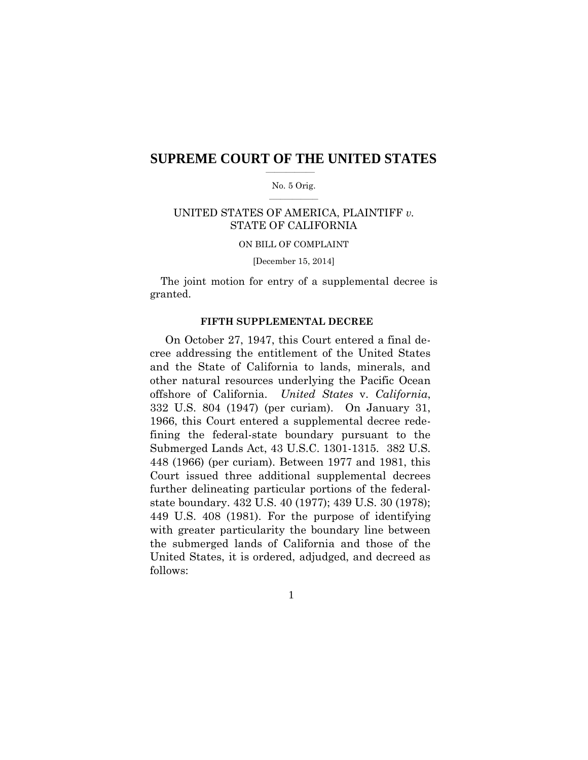# SUPREME COURT OF THE UNITED STATES

No. 5 Orig.

UNITED STATES OF AMERICA, PLAINTIFF *v.* STATE OF CALIFORNIA

ON BILL OF COMPLAINT

[December 15, 2014]

The joint motion for entry of a supplemental decree is granted.

## FIFTH SUPPLEMENTAL DECREE

On October 27, 1947, this Court entered a final decree addressing the entitlement of the United States and the State of California to lands, minerals, and other natural resources underlying the Pacific Ocean offshore of California. *United States* v. *California*, 332 U.S. 804 (1947) (per curiam). On January 31, 1966, this Court entered a supplemental decree redefining the federal-state boundary pursuant to the Submerged Lands Act, 43 U.S.C. 1301-1315. 382 U.S. 448 (1966) (per curiam). Between 1977 and 1981, this Court issued three additional supplemental decrees further delineating particular portions of the federal-state boundary. 432 U.S. 40 (1977); 439 U.S. 30 (1978); 449 U.S. 408 (1981). For the purpose of identifying with greater particularity the boundary line between the submerged lands of California and those of the United States, it is ordered, adjudged, and decreed as follows: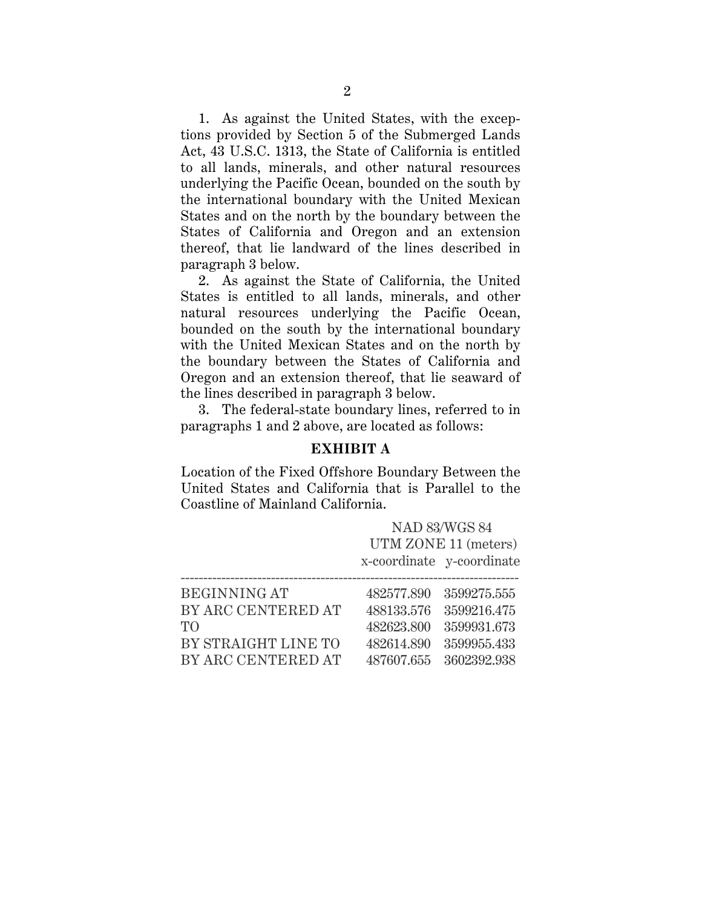1. As against the United States, with the exceptions provided by Section 5 of the Submerged Lands Act, 43 U.S.C. 1313, the State of California is entitled to all lands, minerals, and other natural resources underlying the Pacific Ocean, bounded on the south by the international boundary with the United Mexican States and on the north by the boundary between the States of California and Oregon and an extension thereof, that lie landward of the lines described in paragraph 3 below.

2. As against the State of California, the United States is entitled to all lands, minerals, and other natural resources underlying the Pacific Ocean, bounded on the south by the international boundary with the United Mexican States and on the north by the boundary between the States of California and Oregon and an extension thereof, that lie seaward of the lines described in paragraph 3 below.

3. The federal-state boundary lines, referred to in paragraphs 1 and 2 above, are located as follows:

**EXHIBIT A**

Location of the Fixed Offshore Boundary Between the United States and California that is Parallel to the Coastline of Mainland California.

| | NAD 83/WGS 84 UTM ZONE 11 (meters) | |
|---|---|---|
| | x-coordinate | y-coordinate |
| BEGINNING AT | 482577.890 | 3599275.555 |
| BY ARC CENTERED AT | 488133.576 | 3599216.475 |
| TO | 482623.800 | 3599931.673 |
| BY STRAIGHT LINE TO | 482614.890 | 3599955.433 |
| BY ARC CENTERED AT | 487607.655 | 3602392.938 |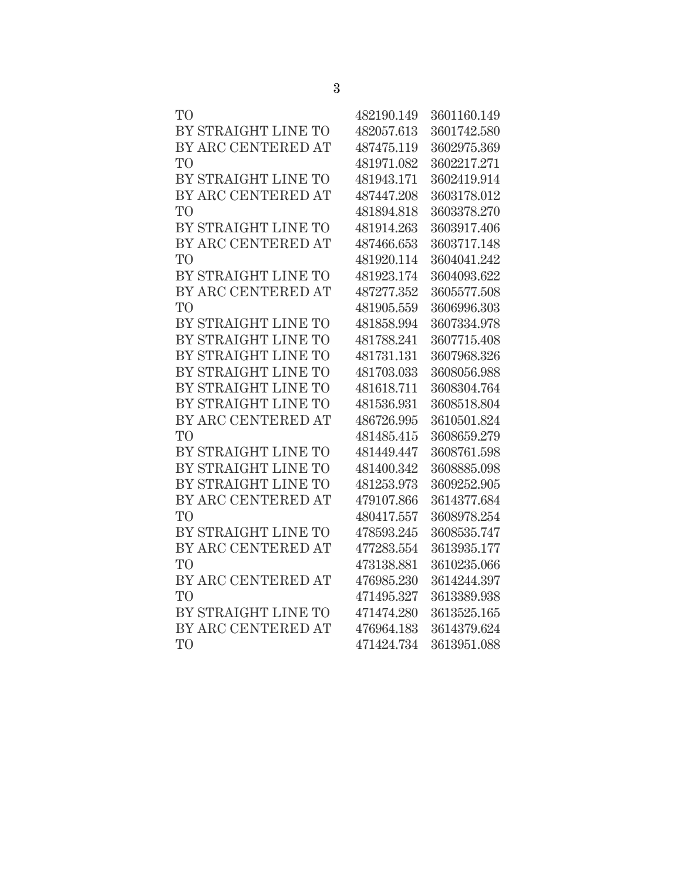| | | |
|---|---|---|
| TO | 482190.149 | 3601160.149 |
| BY STRAIGHT LINE TO | 482057.613 | 3601742.580 |
| BY ARC CENTERED AT | 487475.119 | 3602975.369 |
| TO | 481971.082 | 3602217.271 |
| BY STRAIGHT LINE TO | 481943.171 | 3602419.914 |
| BY ARC CENTERED AT | 487447.208 | 3603178.012 |
| TO | 481894.818 | 3603378.270 |
| BY STRAIGHT LINE TO | 481914.263 | 3603917.406 |
| BY ARC CENTERED AT | 487466.653 | 3603717.148 |
| TO | 481920.114 | 3604041.242 |
| BY STRAIGHT LINE TO | 481923.174 | 3604093.622 |
| BY ARC CENTERED AT | 487277.352 | 3605577.508 |
| TO | 481905.559 | 3606996.303 |
| BY STRAIGHT LINE TO | 481858.994 | 3607334.978 |
| BY STRAIGHT LINE TO | 481788.241 | 3607715.408 |
| BY STRAIGHT LINE TO | 481731.131 | 3607968.326 |
| BY STRAIGHT LINE TO | 481703.033 | 3608056.988 |
| BY STRAIGHT LINE TO | 481618.711 | 3608304.764 |
| BY STRAIGHT LINE TO | 481536.931 | 3608518.804 |
| BY ARC CENTERED AT | 486726.995 | 3610501.824 |
| TO | 481485.415 | 3608659.279 |
| BY STRAIGHT LINE TO | 481449.447 | 3608761.598 |
| BY STRAIGHT LINE TO | 481400.342 | 3608885.098 |
| BY STRAIGHT LINE TO | 481253.973 | 3609252.905 |
| BY ARC CENTERED AT | 479107.866 | 3614377.684 |
| TO | 480417.557 | 3608978.254 |
| BY STRAIGHT LINE TO | 478593.245 | 3608535.747 |
| BY ARC CENTERED AT | 477283.554 | 3613935.177 |
| TO | 473138.881 | 3610235.066 |
| BY ARC CENTERED AT | 476985.230 | 3614244.397 |
| TO | 471495.327 | 3613389.938 |
| BY STRAIGHT LINE TO | 471474.280 | 3613525.165 |
| BY ARC CENTERED AT | 476964.183 | 3614379.624 |
| TO | 471424.734 | 3613951.088 |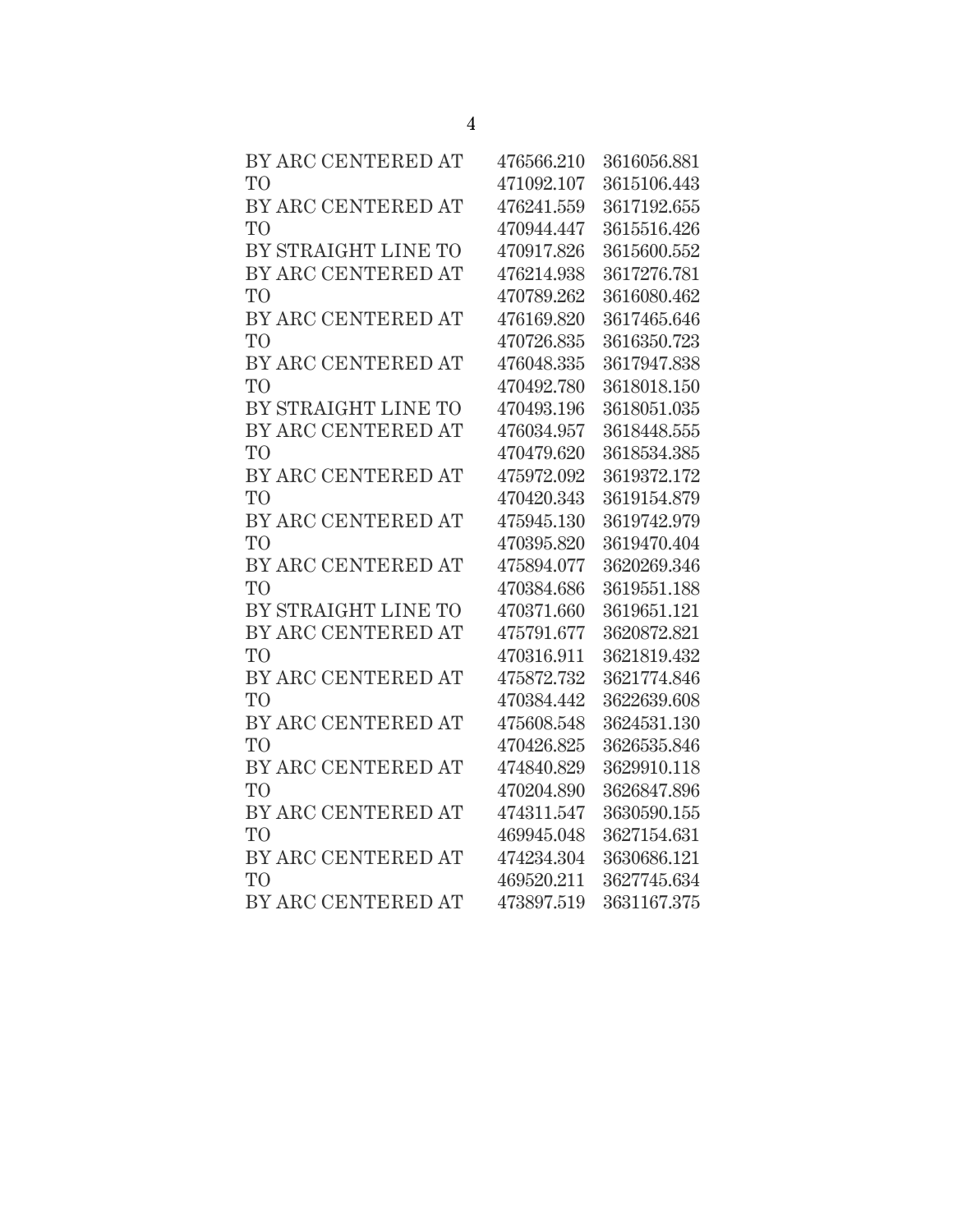| | | |
|---|---|---|
| BY ARC CENTERED AT | 476566.210 | 3616056.881 |
| TO | 471092.107 | 3615106.443 |
| BY ARC CENTERED AT | 476241.559 | 3617192.655 |
| TO | 470944.447 | 3615516.426 |
| BY STRAIGHT LINE TO | 470917.826 | 3615600.552 |
| BY ARC CENTERED AT | 476214.938 | 3617276.781 |
| TO | 470789.262 | 3616080.462 |
| BY ARC CENTERED AT | 476169.820 | 3617465.646 |
| TO | 470726.835 | 3616350.723 |
| BY ARC CENTERED AT | 476048.335 | 3617947.838 |
| TO | 470492.780 | 3618018.150 |
| BY STRAIGHT LINE TO | 470493.196 | 3618051.035 |
| BY ARC CENTERED AT | 476034.957 | 3618448.555 |
| TO | 470479.620 | 3618534.385 |
| BY ARC CENTERED AT | 475972.092 | 3619372.172 |
| TO | 470420.343 | 3619154.879 |
| BY ARC CENTERED AT | 475945.130 | 3619742.979 |
| TO | 470395.820 | 3619470.404 |
| BY ARC CENTERED AT | 475894.077 | 3620269.346 |
| TO | 470384.686 | 3619551.188 |
| BY STRAIGHT LINE TO | 470371.660 | 3619651.121 |
| BY ARC CENTERED AT | 475791.677 | 3620872.821 |
| TO | 470316.911 | 3621819.432 |
| BY ARC CENTERED AT | 475872.732 | 3621774.846 |
| TO | 470384.442 | 3622639.608 |
| BY ARC CENTERED AT | 475608.548 | 3624531.130 |
| TO | 470426.825 | 3626535.846 |
| BY ARC CENTERED AT | 474840.829 | 3629910.118 |
| TO | 470204.890 | 3626847.896 |
| BY ARC CENTERED AT | 474311.547 | 3630590.155 |
| TO | 469945.048 | 3627154.631 |
| BY ARC CENTERED AT | 474234.304 | 3630686.121 |
| TO | 469520.211 | 3627745.634 |
| BY ARC CENTERED AT | 473897.519 | 3631167.375 |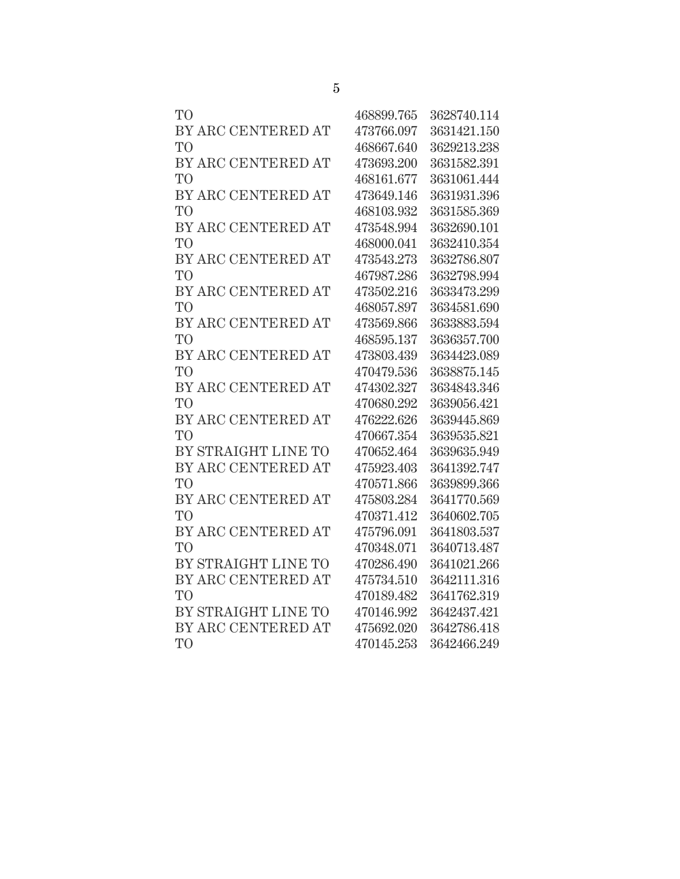| | | |
|---|---|---|
| TO | 468899.765 | 3628740.114 |
| BY ARC CENTERED AT | 473766.097 | 3631421.150 |
| TO | 468667.640 | 3629213.238 |
| BY ARC CENTERED AT | 473693.200 | 3631582.391 |
| TO | 468161.677 | 3631061.444 |
| BY ARC CENTERED AT | 473649.146 | 3631931.396 |
| TO | 468103.932 | 3631585.369 |
| BY ARC CENTERED AT | 473548.994 | 3632690.101 |
| TO | 468000.041 | 3632410.354 |
| BY ARC CENTERED AT | 473543.273 | 3632786.807 |
| TO | 467987.286 | 3632798.994 |
| BY ARC CENTERED AT | 473502.216 | 3633473.299 |
| TO | 468057.897 | 3634581.690 |
| BY ARC CENTERED AT | 473569.866 | 3633883.594 |
| TO | 468595.137 | 3636357.700 |
| BY ARC CENTERED AT | 473803.439 | 3634423.089 |
| TO | 470479.536 | 3638875.145 |
| BY ARC CENTERED AT | 474302.327 | 3634843.346 |
| TO | 470680.292 | 3639056.421 |
| BY ARC CENTERED AT | 476222.626 | 3639445.869 |
| TO | 470667.354 | 3639535.821 |
| BY STRAIGHT LINE TO | 470652.464 | 3639635.949 |
| BY ARC CENTERED AT | 475923.403 | 3641392.747 |
| TO | 470571.866 | 3639899.366 |
| BY ARC CENTERED AT | 475803.284 | 3641770.569 |
| TO | 470371.412 | 3640602.705 |
| BY ARC CENTERED AT | 475796.091 | 3641803.537 |
| TO | 470348.071 | 3640713.487 |
| BY STRAIGHT LINE TO | 470286.490 | 3641021.266 |
| BY ARC CENTERED AT | 475734.510 | 3642111.316 |
| TO | 470189.482 | 3641762.319 |
| BY STRAIGHT LINE TO | 470146.992 | 3642437.421 |
| BY ARC CENTERED AT | 475692.020 | 3642786.418 |
| TO | 470145.253 | 3642466.249 |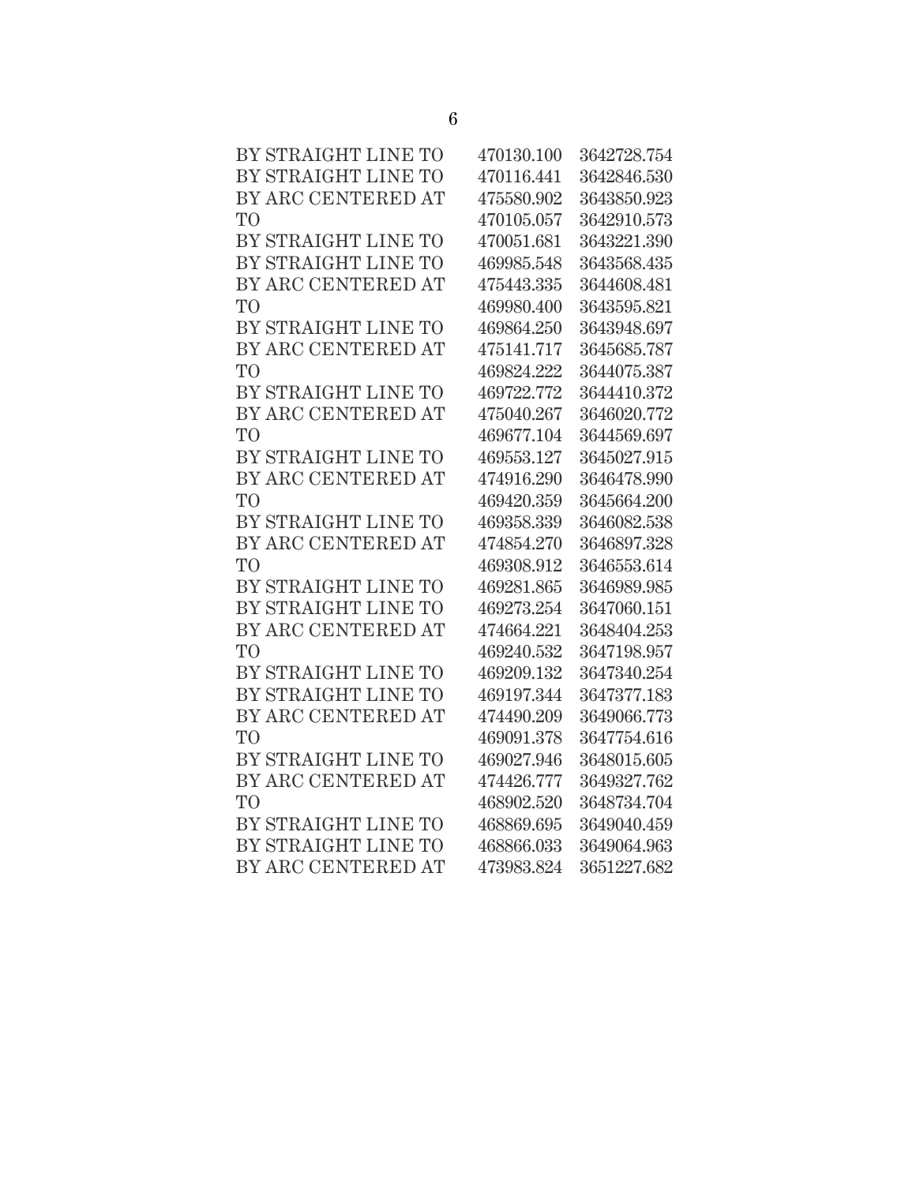| | | |
|---|---|---|
| BY STRAIGHT LINE TO | 470130.100 | 3642728.754 |
| BY STRAIGHT LINE TO | 470116.441 | 3642846.530 |
| BY ARC CENTERED AT | 475580.902 | 3643850.923 |
| TO | 470105.057 | 3642910.573 |
| BY STRAIGHT LINE TO | 470051.681 | 3643221.390 |
| BY STRAIGHT LINE TO | 469985.548 | 3643568.435 |
| BY ARC CENTERED AT | 475443.335 | 3644608.481 |
| TO | 469980.400 | 3643595.821 |
| BY STRAIGHT LINE TO | 469864.250 | 3643948.697 |
| BY ARC CENTERED AT | 475141.717 | 3645685.787 |
| TO | 469824.222 | 3644075.387 |
| BY STRAIGHT LINE TO | 469722.772 | 3644410.372 |
| BY ARC CENTERED AT | 475040.267 | 3646020.772 |
| TO | 469677.104 | 3644569.697 |
| BY STRAIGHT LINE TO | 469553.127 | 3645027.915 |
| BY ARC CENTERED AT | 474916.290 | 3646478.990 |
| TO | 469420.359 | 3645664.200 |
| BY STRAIGHT LINE TO | 469358.339 | 3646082.538 |
| BY ARC CENTERED AT | 474854.270 | 3646897.328 |
| TO | 469308.912 | 3646553.614 |
| BY STRAIGHT LINE TO | 469281.865 | 3646989.985 |
| BY STRAIGHT LINE TO | 469273.254 | 3647060.151 |
| BY ARC CENTERED AT | 474664.221 | 3648404.253 |
| TO | 469240.532 | 3647198.957 |
| BY STRAIGHT LINE TO | 469209.132 | 3647340.254 |
| BY STRAIGHT LINE TO | 469197.344 | 3647377.183 |
| BY ARC CENTERED AT | 474490.209 | 3649066.773 |
| TO | 469091.378 | 3647754.616 |
| BY STRAIGHT LINE TO | 469027.946 | 3648015.605 |
| BY ARC CENTERED AT | 474426.777 | 3649327.762 |
| TO | 468902.520 | 3648734.704 |
| BY STRAIGHT LINE TO | 468869.695 | 3649040.459 |
| BY STRAIGHT LINE TO | 468866.033 | 3649064.963 |
| BY ARC CENTERED AT | 473983.824 | 3651227.682 |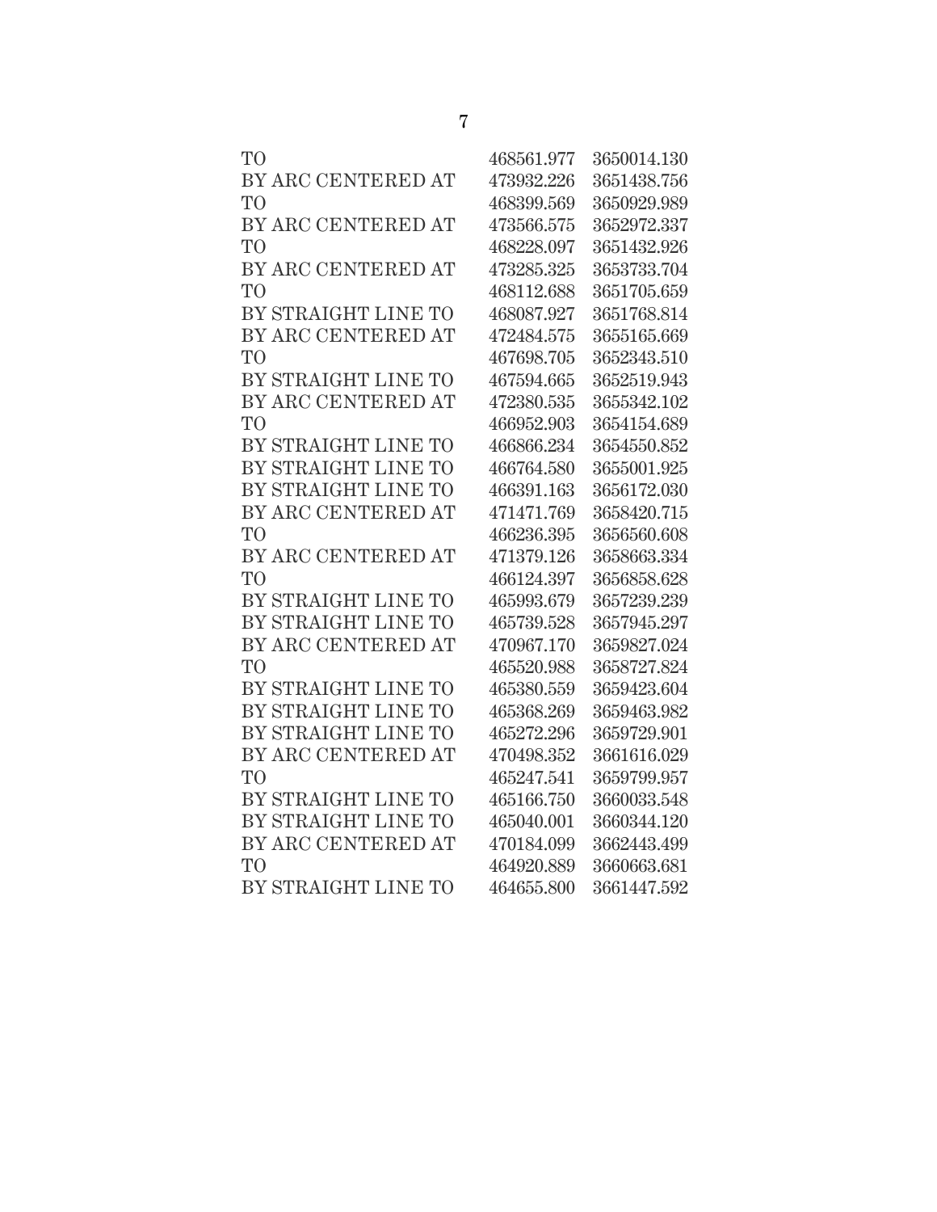| | | |
|---|---|---|
| TO | 468561.977 | 3650014.130 |
| BY ARC CENTERED AT | 473932.226 | 3651438.756 |
| TO | 468399.569 | 3650929.989 |
| BY ARC CENTERED AT | 473566.575 | 3652972.337 |
| TO | 468228.097 | 3651432.926 |
| BY ARC CENTERED AT | 473285.325 | 3653733.704 |
| TO | 468112.688 | 3651705.659 |
| BY STRAIGHT LINE TO | 468087.927 | 3651768.814 |
| BY ARC CENTERED AT | 472484.575 | 3655165.669 |
| TO | 467698.705 | 3652343.510 |
| BY STRAIGHT LINE TO | 467594.665 | 3652519.943 |
| BY ARC CENTERED AT | 472380.535 | 3655342.102 |
| TO | 466952.903 | 3654154.689 |
| BY STRAIGHT LINE TO | 466866.234 | 3654550.852 |
| BY STRAIGHT LINE TO | 466764.580 | 3655001.925 |
| BY STRAIGHT LINE TO | 466391.163 | 3656172.030 |
| BY ARC CENTERED AT | 471471.769 | 3658420.715 |
| TO | 466236.395 | 3656560.608 |
| BY ARC CENTERED AT | 471379.126 | 3658663.334 |
| TO | 466124.397 | 3656858.628 |
| BY STRAIGHT LINE TO | 465993.679 | 3657239.239 |
| BY STRAIGHT LINE TO | 465739.528 | 3657945.297 |
| BY ARC CENTERED AT | 470967.170 | 3659827.024 |
| TO | 465520.988 | 3658727.824 |
| BY STRAIGHT LINE TO | 465380.559 | 3659423.604 |
| BY STRAIGHT LINE TO | 465368.269 | 3659463.982 |
| BY STRAIGHT LINE TO | 465272.296 | 3659729.901 |
| BY ARC CENTERED AT | 470498.352 | 3661616.029 |
| TO | 465247.541 | 3659799.957 |
| BY STRAIGHT LINE TO | 465166.750 | 3660033.548 |
| BY STRAIGHT LINE TO | 465040.001 | 3660344.120 |
| BY ARC CENTERED AT | 470184.099 | 3662443.499 |
| TO | 464920.889 | 3660663.681 |
| BY STRAIGHT LINE TO | 464655.800 | 3661447.592 |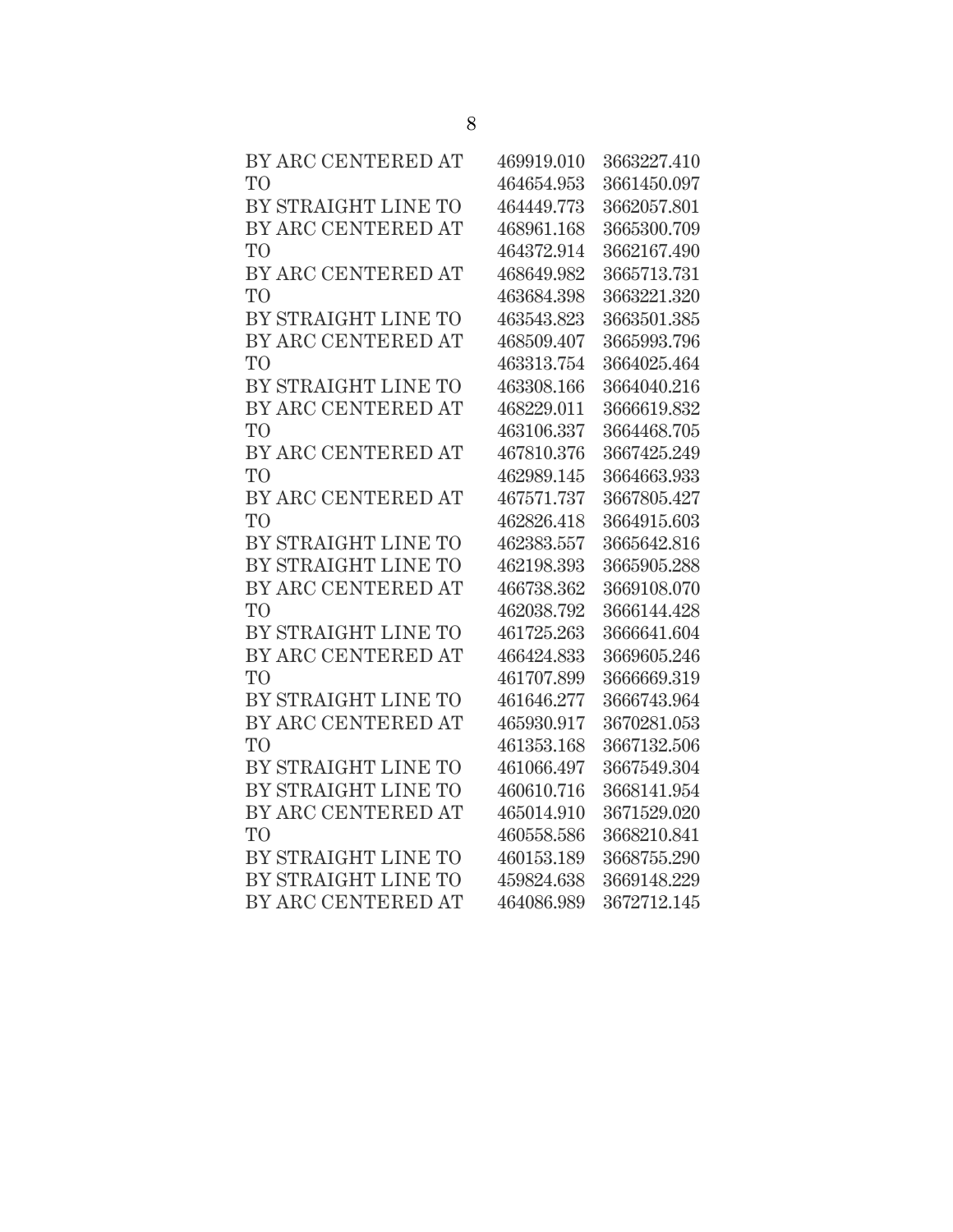| | | |
|---|---|---|
| BY ARC CENTERED AT | 469919.010 | 3663227.410 |
| TO | 464654.953 | 3661450.097 |
| BY STRAIGHT LINE TO | 464449.773 | 3662057.801 |
| BY ARC CENTERED AT | 468961.168 | 3665300.709 |
| TO | 464372.914 | 3662167.490 |
| BY ARC CENTERED AT | 468649.982 | 3665713.731 |
| TO | 463684.398 | 3663221.320 |
| BY STRAIGHT LINE TO | 463543.823 | 3663501.385 |
| BY ARC CENTERED AT | 468509.407 | 3665993.796 |
| TO | 463313.754 | 3664025.464 |
| BY STRAIGHT LINE TO | 463308.166 | 3664040.216 |
| BY ARC CENTERED AT | 468229.011 | 3666619.832 |
| TO | 463106.337 | 3664468.705 |
| BY ARC CENTERED AT | 467810.376 | 3667425.249 |
| TO | 462989.145 | 3664663.933 |
| BY ARC CENTERED AT | 467571.737 | 3667805.427 |
| TO | 462826.418 | 3664915.603 |
| BY STRAIGHT LINE TO | 462383.557 | 3665642.816 |
| BY STRAIGHT LINE TO | 462198.393 | 3665905.288 |
| BY ARC CENTERED AT | 466738.362 | 3669108.070 |
| TO | 462038.792 | 3666144.428 |
| BY STRAIGHT LINE TO | 461725.263 | 3666641.604 |
| BY ARC CENTERED AT | 466424.833 | 3669605.246 |
| TO | 461707.899 | 3666669.319 |
| BY STRAIGHT LINE TO | 461646.277 | 3666743.964 |
| BY ARC CENTERED AT | 465930.917 | 3670281.053 |
| TO | 461353.168 | 3667132.506 |
| BY STRAIGHT LINE TO | 461066.497 | 3667549.304 |
| BY STRAIGHT LINE TO | 460610.716 | 3668141.954 |
| BY ARC CENTERED AT | 465014.910 | 3671529.020 |
| TO | 460558.586 | 3668210.841 |
| BY STRAIGHT LINE TO | 460153.189 | 3668755.290 |
| BY STRAIGHT LINE TO | 459824.638 | 3669148.229 |
| BY ARC CENTERED AT | 464086.989 | 3672712.145 |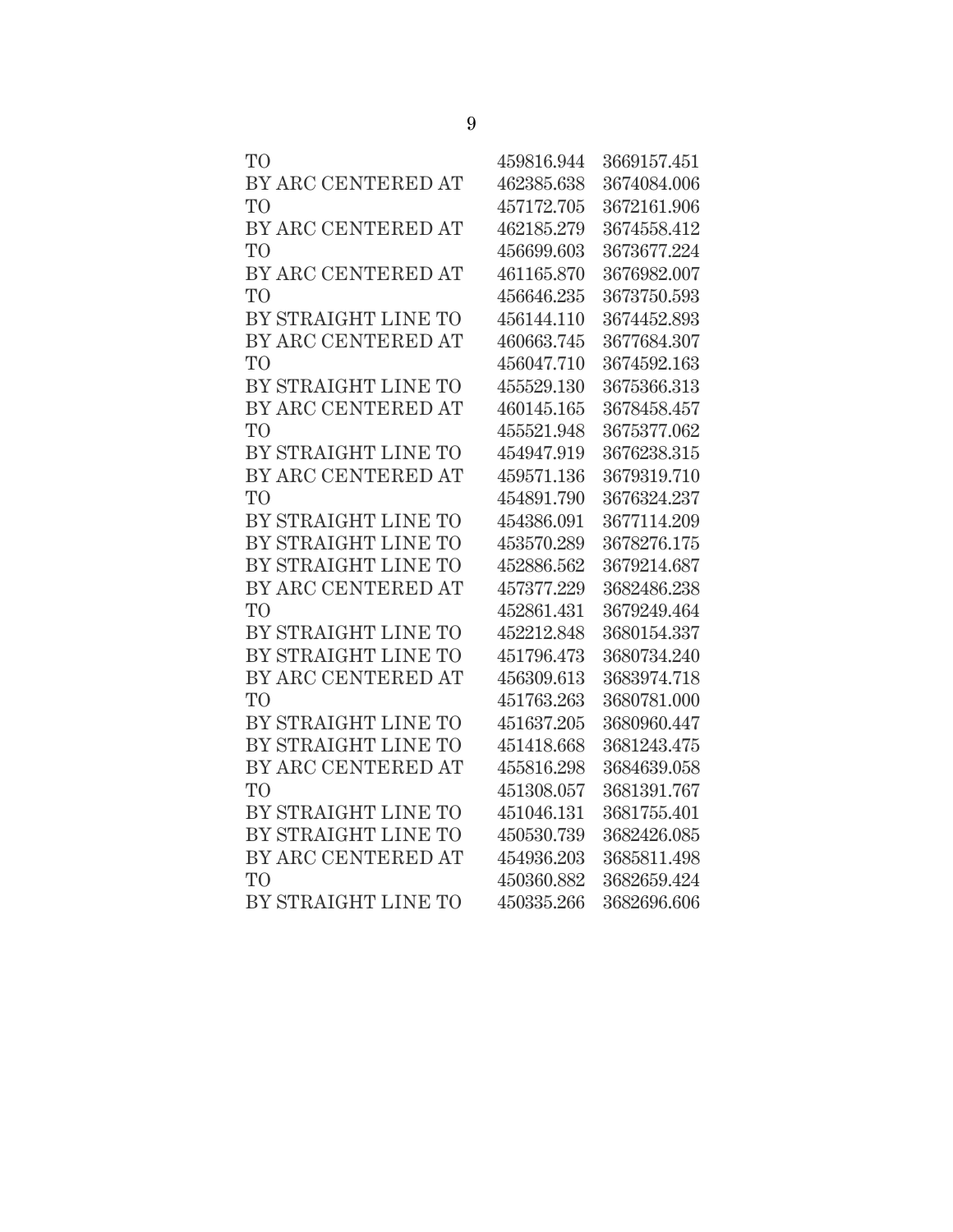| | | |
|---|---|---|
| TO | 459816.944 | 3669157.451 |
| BY ARC CENTERED AT | 462385.638 | 3674084.006 |
| TO | 457172.705 | 3672161.906 |
| BY ARC CENTERED AT | 462185.279 | 3674558.412 |
| TO | 456699.603 | 3673677.224 |
| BY ARC CENTERED AT | 461165.870 | 3676982.007 |
| TO | 456646.235 | 3673750.593 |
| BY STRAIGHT LINE TO | 456144.110 | 3674452.893 |
| BY ARC CENTERED AT | 460663.745 | 3677684.307 |
| TO | 456047.710 | 3674592.163 |
| BY STRAIGHT LINE TO | 455529.130 | 3675366.313 |
| BY ARC CENTERED AT | 460145.165 | 3678458.457 |
| TO | 455521.948 | 3675377.062 |
| BY STRAIGHT LINE TO | 454947.919 | 3676238.315 |
| BY ARC CENTERED AT | 459571.136 | 3679319.710 |
| TO | 454891.790 | 3676324.237 |
| BY STRAIGHT LINE TO | 454386.091 | 3677114.209 |
| BY STRAIGHT LINE TO | 453570.289 | 3678276.175 |
| BY STRAIGHT LINE TO | 452886.562 | 3679214.687 |
| BY ARC CENTERED AT | 457377.229 | 3682486.238 |
| TO | 452861.431 | 3679249.464 |
| BY STRAIGHT LINE TO | 452212.848 | 3680154.337 |
| BY STRAIGHT LINE TO | 451796.473 | 3680734.240 |
| BY ARC CENTERED AT | 456309.613 | 3683974.718 |
| TO | 451763.263 | 3680781.000 |
| BY STRAIGHT LINE TO | 451637.205 | 3680960.447 |
| BY STRAIGHT LINE TO | 451418.668 | 3681243.475 |
| BY ARC CENTERED AT | 455816.298 | 3684639.058 |
| TO | 451308.057 | 3681391.767 |
| BY STRAIGHT LINE TO | 451046.131 | 3681755.401 |
| BY STRAIGHT LINE TO | 450530.739 | 3682426.085 |
| BY ARC CENTERED AT | 454936.203 | 3685811.498 |
| TO | 450360.882 | 3682659.424 |
| BY STRAIGHT LINE TO | 450335.266 | 3682696.606 |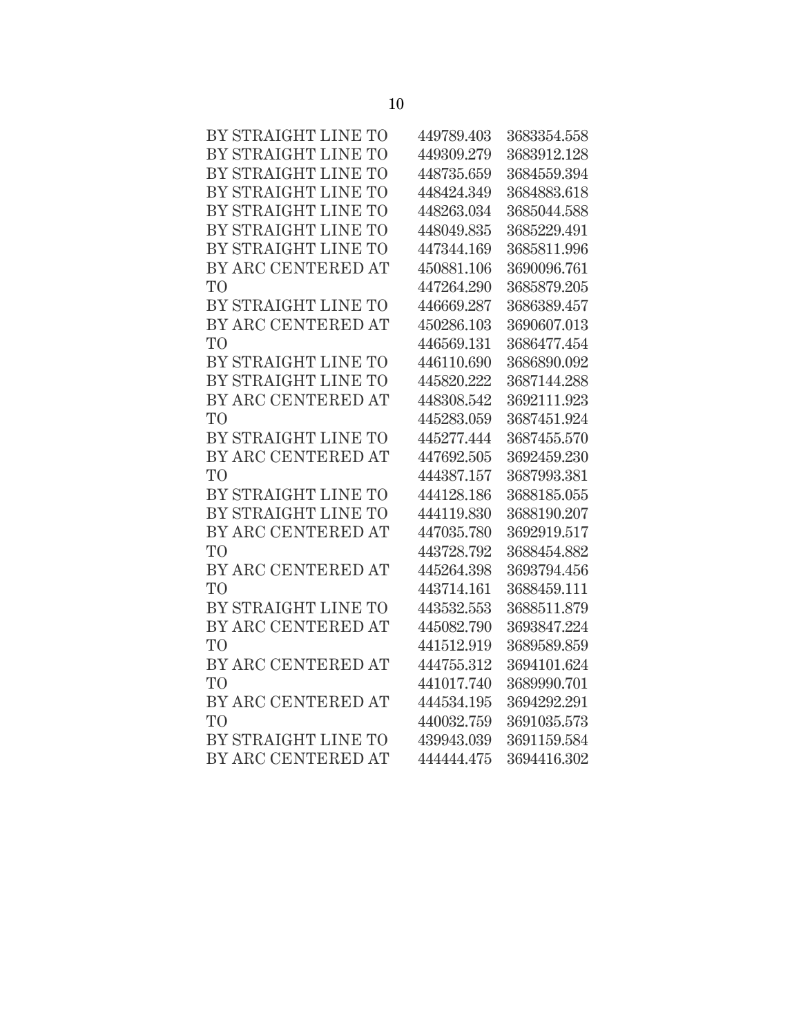| | | |
|---|---|---|
| BY STRAIGHT LINE TO | 449789.403 | 3683354.558 |
| BY STRAIGHT LINE TO | 449309.279 | 3683912.128 |
| BY STRAIGHT LINE TO | 448735.659 | 3684559.394 |
| BY STRAIGHT LINE TO | 448424.349 | 3684883.618 |
| BY STRAIGHT LINE TO | 448263.034 | 3685044.588 |
| BY STRAIGHT LINE TO | 448049.835 | 3685229.491 |
| BY STRAIGHT LINE TO | 447344.169 | 3685811.996 |
| BY ARC CENTERED AT | 450881.106 | 3690096.761 |
| TO | 447264.290 | 3685879.205 |
| BY STRAIGHT LINE TO | 446669.287 | 3686389.457 |
| BY ARC CENTERED AT | 450286.103 | 3690607.013 |
| TO | 446569.131 | 3686477.454 |
| BY STRAIGHT LINE TO | 446110.690 | 3686890.092 |
| BY STRAIGHT LINE TO | 445820.222 | 3687144.288 |
| BY ARC CENTERED AT | 448308.542 | 3692111.923 |
| TO | 445283.059 | 3687451.924 |
| BY STRAIGHT LINE TO | 445277.444 | 3687455.570 |
| BY ARC CENTERED AT | 447692.505 | 3692459.230 |
| TO | 444387.157 | 3687993.381 |
| BY STRAIGHT LINE TO | 444128.186 | 3688185.055 |
| BY STRAIGHT LINE TO | 444119.830 | 3688190.207 |
| BY ARC CENTERED AT | 447035.780 | 3692919.517 |
| TO | 443728.792 | 3688454.882 |
| BY ARC CENTERED AT | 445264.398 | 3693794.456 |
| TO | 443714.161 | 3688459.111 |
| BY STRAIGHT LINE TO | 443532.553 | 3688511.879 |
| BY ARC CENTERED AT | 445082.790 | 3693847.224 |
| TO | 441512.919 | 3689589.859 |
| BY ARC CENTERED AT | 444755.312 | 3694101.624 |
| TO | 441017.740 | 3689990.701 |
| BY ARC CENTERED AT | 444534.195 | 3694292.291 |
| TO | 440032.759 | 3691035.573 |
| BY STRAIGHT LINE TO | 439943.039 | 3691159.584 |
| BY ARC CENTERED AT | 444444.475 | 3694416.302 |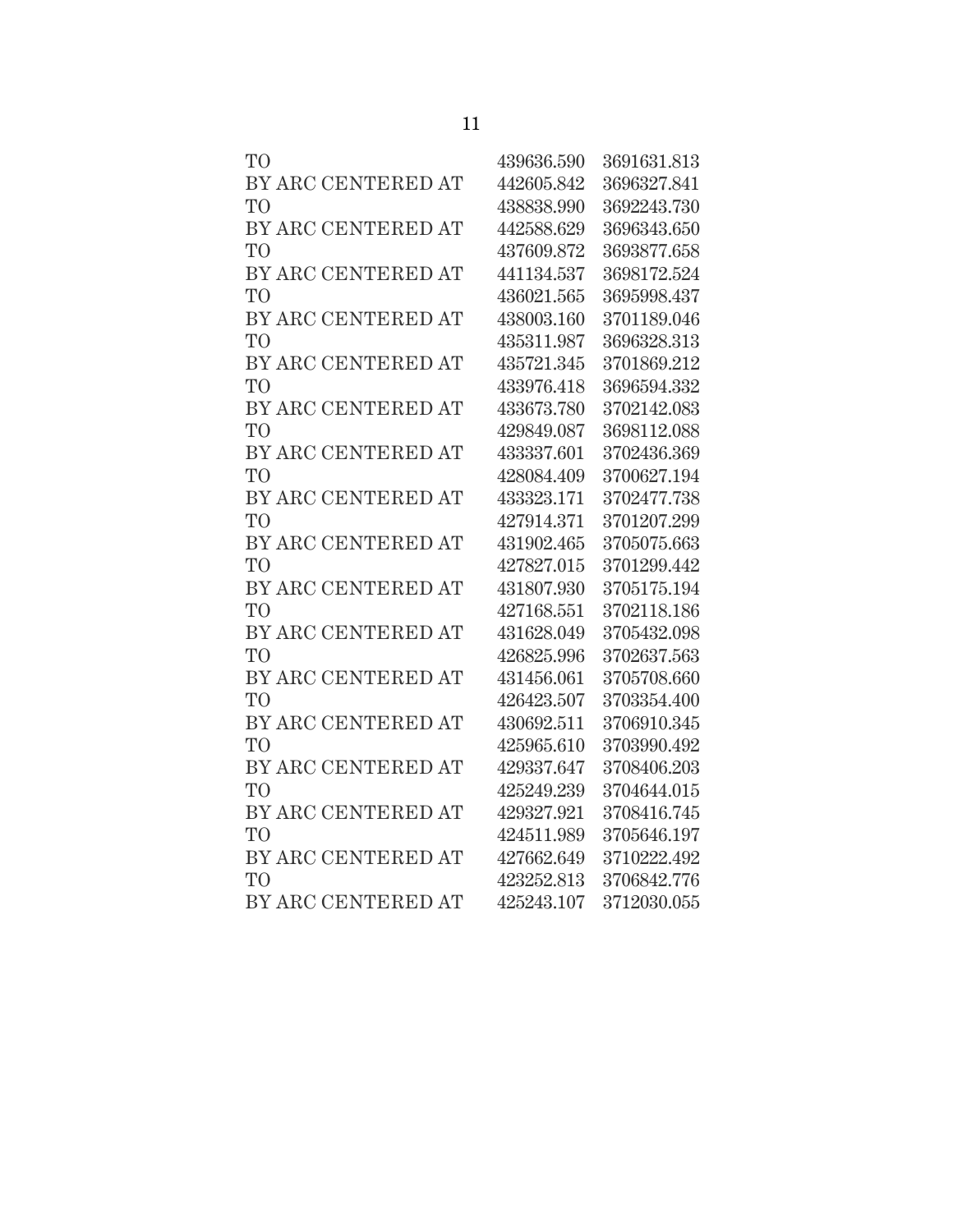| | | |
|---|---|---|
| TO | 439636.590 | 3691631.813 |
| BY ARC CENTERED AT | 442605.842 | 3696327.841 |
| TO | 438838.990 | 3692243.730 |
| BY ARC CENTERED AT | 442588.629 | 3696343.650 |
| TO | 437609.872 | 3693877.658 |
| BY ARC CENTERED AT | 441134.537 | 3698172.524 |
| TO | 436021.565 | 3695998.437 |
| BY ARC CENTERED AT | 438003.160 | 3701189.046 |
| TO | 435311.987 | 3696328.313 |
| BY ARC CENTERED AT | 435721.345 | 3701869.212 |
| TO | 433976.418 | 3696594.332 |
| BY ARC CENTERED AT | 433673.780 | 3702142.083 |
| TO | 429849.087 | 3698112.088 |
| BY ARC CENTERED AT | 433337.601 | 3702436.369 |
| TO | 428084.409 | 3700627.194 |
| BY ARC CENTERED AT | 433323.171 | 3702477.738 |
| TO | 427914.371 | 3701207.299 |
| BY ARC CENTERED AT | 431902.465 | 3705075.663 |
| TO | 427827.015 | 3701299.442 |
| BY ARC CENTERED AT | 431807.930 | 3705175.194 |
| TO | 427168.551 | 3702118.186 |
| BY ARC CENTERED AT | 431628.049 | 3705432.098 |
| TO | 426825.996 | 3702637.563 |
| BY ARC CENTERED AT | 431456.061 | 3705708.660 |
| TO | 426423.507 | 3703354.400 |
| BY ARC CENTERED AT | 430692.511 | 3706910.345 |
| TO | 425965.610 | 3703990.492 |
| BY ARC CENTERED AT | 429337.647 | 3708406.203 |
| TO | 425249.239 | 3704644.015 |
| BY ARC CENTERED AT | 429327.921 | 3708416.745 |
| TO | 424511.989 | 3705646.197 |
| BY ARC CENTERED AT | 427662.649 | 3710222.492 |
| TO | 423252.813 | 3706842.776 |
| BY ARC CENTERED AT | 425243.107 | 3712030.055 |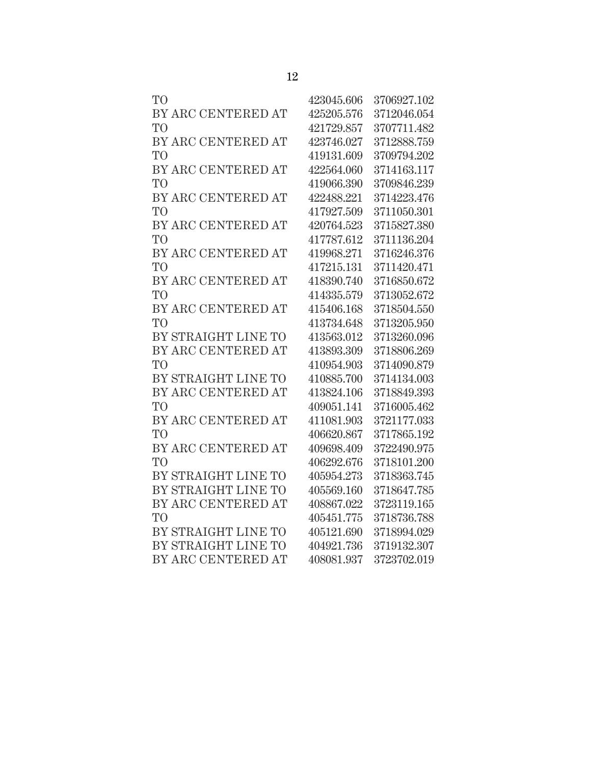| | | |
|---|---|---|
| TO | 423045.606 | 3706927.102 |
| BY ARC CENTERED AT | 425205.576 | 3712046.054 |
| TO | 421729.857 | 3707711.482 |
| BY ARC CENTERED AT | 423746.027 | 3712888.759 |
| TO | 419131.609 | 3709794.202 |
| BY ARC CENTERED AT | 422564.060 | 3714163.117 |
| TO | 419066.390 | 3709846.239 |
| BY ARC CENTERED AT | 422488.221 | 3714223.476 |
| TO | 417927.509 | 3711050.301 |
| BY ARC CENTERED AT | 420764.523 | 3715827.380 |
| TO | 417787.612 | 3711136.204 |
| BY ARC CENTERED AT | 419968.271 | 3716246.376 |
| TO | 417215.131 | 3711420.471 |
| BY ARC CENTERED AT | 418390.740 | 3716850.672 |
| TO | 414335.579 | 3713052.672 |
| BY ARC CENTERED AT | 415406.168 | 3718504.550 |
| TO | 413734.648 | 3713205.950 |
| BY STRAIGHT LINE TO | 413563.012 | 3713260.096 |
| BY ARC CENTERED AT | 413893.309 | 3718806.269 |
| TO | 410954.903 | 3714090.879 |
| BY STRAIGHT LINE TO | 410885.700 | 3714134.003 |
| BY ARC CENTERED AT | 413824.106 | 3718849.393 |
| TO | 409051.141 | 3716005.462 |
| BY ARC CENTERED AT | 411081.903 | 3721177.033 |
| TO | 406620.867 | 3717865.192 |
| BY ARC CENTERED AT | 409698.409 | 3722490.975 |
| TO | 406292.676 | 3718101.200 |
| BY STRAIGHT LINE TO | 405954.273 | 3718363.745 |
| BY STRAIGHT LINE TO | 405569.160 | 3718647.785 |
| BY ARC CENTERED AT | 408867.022 | 3723119.165 |
| TO | 405451.775 | 3718736.788 |
| BY STRAIGHT LINE TO | 405121.690 | 3718994.029 |
| BY STRAIGHT LINE TO | 404921.736 | 3719132.307 |
| BY ARC CENTERED AT | 408081.937 | 3723702.019 |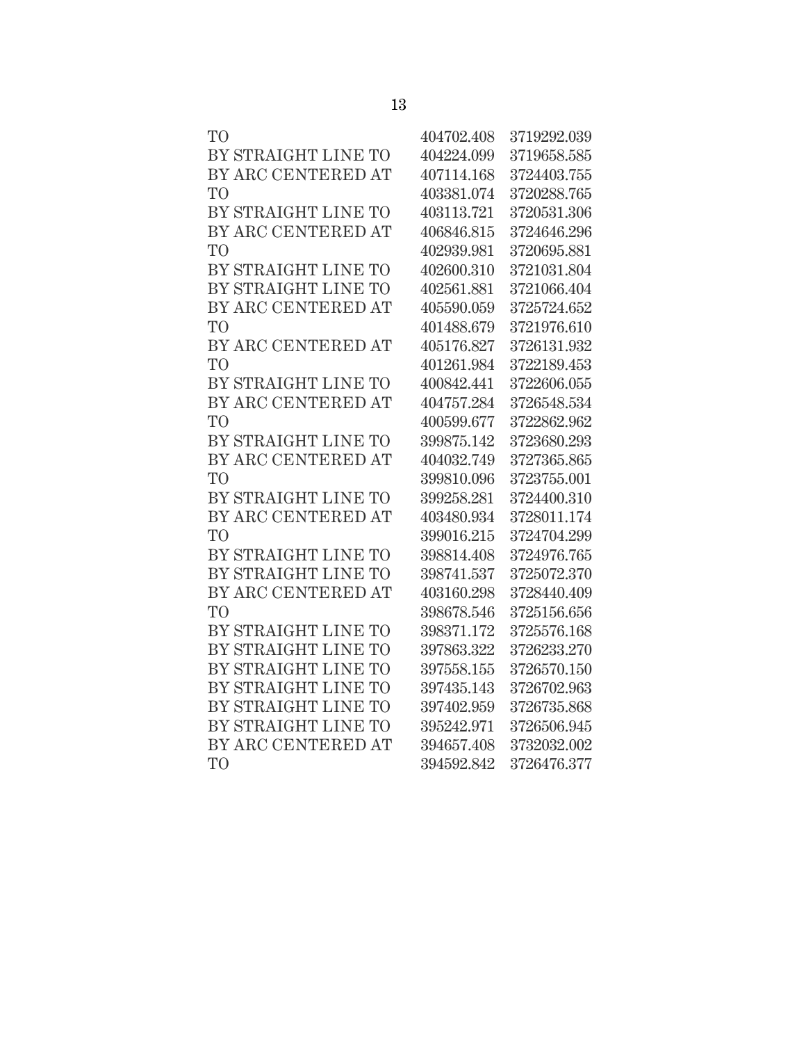| | | |
|---|---|---|
| TO | 404702.408 | 3719292.039 |
| BY STRAIGHT LINE TO | 404224.099 | 3719658.585 |
| BY ARC CENTERED AT | 407114.168 | 3724403.755 |
| TO | 403381.074 | 3720288.765 |
| BY STRAIGHT LINE TO | 403113.721 | 3720531.306 |
| BY ARC CENTERED AT | 406846.815 | 3724646.296 |
| TO | 402939.981 | 3720695.881 |
| BY STRAIGHT LINE TO | 402600.310 | 3721031.804 |
| BY STRAIGHT LINE TO | 402561.881 | 3721066.404 |
| BY ARC CENTERED AT | 405590.059 | 3725724.652 |
| TO | 401488.679 | 3721976.610 |
| BY ARC CENTERED AT | 405176.827 | 3726131.932 |
| TO | 401261.984 | 3722189.453 |
| BY STRAIGHT LINE TO | 400842.441 | 3722606.055 |
| BY ARC CENTERED AT | 404757.284 | 3726548.534 |
| TO | 400599.677 | 3722862.962 |
| BY STRAIGHT LINE TO | 399875.142 | 3723680.293 |
| BY ARC CENTERED AT | 404032.749 | 3727365.865 |
| TO | 399810.096 | 3723755.001 |
| BY STRAIGHT LINE TO | 399258.281 | 3724400.310 |
| BY ARC CENTERED AT | 403480.934 | 3728011.174 |
| TO | 399016.215 | 3724704.299 |
| BY STRAIGHT LINE TO | 398814.408 | 3724976.765 |
| BY STRAIGHT LINE TO | 398741.537 | 3725072.370 |
| BY ARC CENTERED AT | 403160.298 | 3728440.409 |
| TO | 398678.546 | 3725156.656 |
| BY STRAIGHT LINE TO | 398371.172 | 3725576.168 |
| BY STRAIGHT LINE TO | 397863.322 | 3726233.270 |
| BY STRAIGHT LINE TO | 397558.155 | 3726570.150 |
| BY STRAIGHT LINE TO | 397435.143 | 3726702.963 |
| BY STRAIGHT LINE TO | 397402.959 | 3726735.868 |
| BY STRAIGHT LINE TO | 395242.971 | 3726506.945 |
| BY ARC CENTERED AT | 394657.408 | 3732032.002 |
| TO | 394592.842 | 3726476.377 |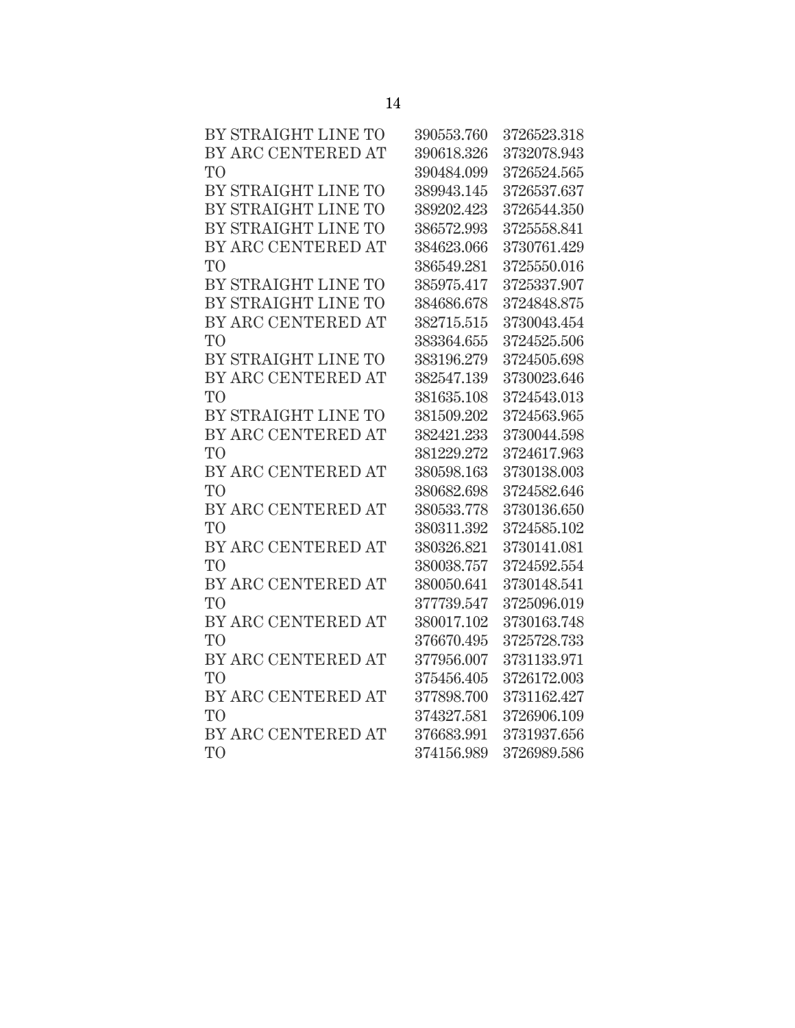| | | |
|---|---|---|
| BY STRAIGHT LINE TO | 390553.760 | 3726523.318 |
| BY ARC CENTERED AT | 390618.326 | 3732078.943 |
| TO | 390484.099 | 3726524.565 |
| BY STRAIGHT LINE TO | 389943.145 | 3726537.637 |
| BY STRAIGHT LINE TO | 389202.423 | 3726544.350 |
| BY STRAIGHT LINE TO | 386572.993 | 3725558.841 |
| BY ARC CENTERED AT | 384623.066 | 3730761.429 |
| TO | 386549.281 | 3725550.016 |
| BY STRAIGHT LINE TO | 385975.417 | 3725337.907 |
| BY STRAIGHT LINE TO | 384686.678 | 3724848.875 |
| BY ARC CENTERED AT | 382715.515 | 3730043.454 |
| TO | 383364.655 | 3724525.506 |
| BY STRAIGHT LINE TO | 383196.279 | 3724505.698 |
| BY ARC CENTERED AT | 382547.139 | 3730023.646 |
| TO | 381635.108 | 3724543.013 |
| BY STRAIGHT LINE TO | 381509.202 | 3724563.965 |
| BY ARC CENTERED AT | 382421.233 | 3730044.598 |
| TO | 381229.272 | 3724617.963 |
| BY ARC CENTERED AT | 380598.163 | 3730138.003 |
| TO | 380682.698 | 3724582.646 |
| BY ARC CENTERED AT | 380533.778 | 3730136.650 |
| TO | 380311.392 | 3724585.102 |
| BY ARC CENTERED AT | 380326.821 | 3730141.081 |
| TO | 380038.757 | 3724592.554 |
| BY ARC CENTERED AT | 380050.641 | 3730148.541 |
| TO | 377739.547 | 3725096.019 |
| BY ARC CENTERED AT | 380017.102 | 3730163.748 |
| TO | 376670.495 | 3725728.733 |
| BY ARC CENTERED AT | 377956.007 | 3731133.971 |
| TO | 375456.405 | 3726172.003 |
| BY ARC CENTERED AT | 377898.700 | 3731162.427 |
| TO | 374327.581 | 3726906.109 |
| BY ARC CENTERED AT | 376683.991 | 3731937.656 |
| TO | 374156.989 | 3726989.586 |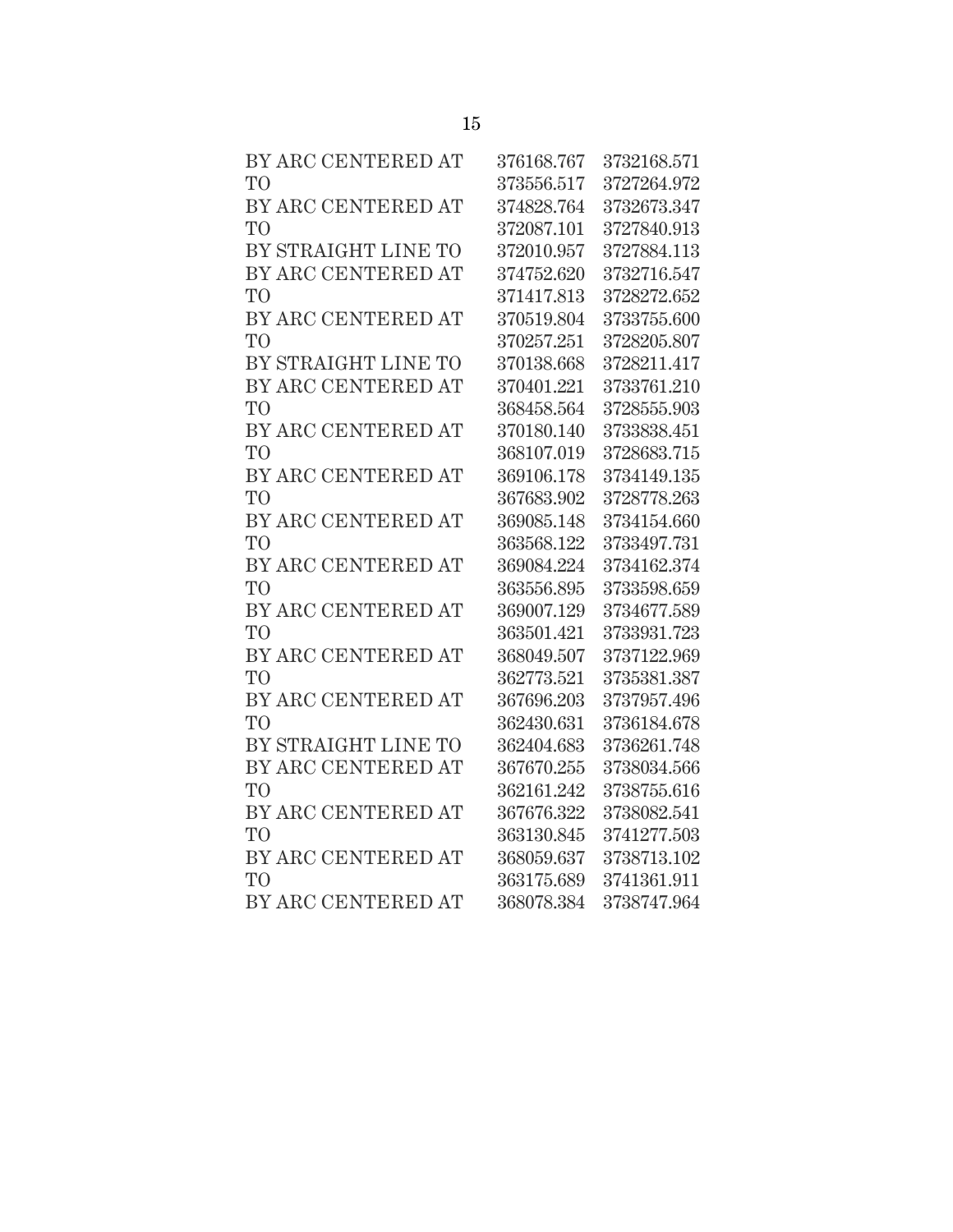| | | |
|---|---|---|
| BY ARC CENTERED AT | 376168.767 | 3732168.571 |
| TO | 373556.517 | 3727264.972 |
| BY ARC CENTERED AT | 374828.764 | 3732673.347 |
| TO | 372087.101 | 3727840.913 |
| BY STRAIGHT LINE TO | 372010.957 | 3727884.113 |
| BY ARC CENTERED AT | 374752.620 | 3732716.547 |
| TO | 371417.813 | 3728272.652 |
| BY ARC CENTERED AT | 370519.804 | 3733755.600 |
| TO | 370257.251 | 3728205.807 |
| BY STRAIGHT LINE TO | 370138.668 | 3728211.417 |
| BY ARC CENTERED AT | 370401.221 | 3733761.210 |
| TO | 368458.564 | 3728555.903 |
| BY ARC CENTERED AT | 370180.140 | 3733838.451 |
| TO | 368107.019 | 3728683.715 |
| BY ARC CENTERED AT | 369106.178 | 3734149.135 |
| TO | 367683.902 | 3728778.263 |
| BY ARC CENTERED AT | 369085.148 | 3734154.660 |
| TO | 363568.122 | 3733497.731 |
| BY ARC CENTERED AT | 369084.224 | 3734162.374 |
| TO | 363556.895 | 3733598.659 |
| BY ARC CENTERED AT | 369007.129 | 3734677.589 |
| TO | 363501.421 | 3733931.723 |
| BY ARC CENTERED AT | 368049.507 | 3737122.969 |
| TO | 362773.521 | 3735381.387 |
| BY ARC CENTERED AT | 367696.203 | 3737957.496 |
| TO | 362430.631 | 3736184.678 |
| BY STRAIGHT LINE TO | 362404.683 | 3736261.748 |
| BY ARC CENTERED AT | 367670.255 | 3738034.566 |
| TO | 362161.242 | 3738755.616 |
| BY ARC CENTERED AT | 367676.322 | 3738082.541 |
| TO | 363130.845 | 3741277.503 |
| BY ARC CENTERED AT | 368059.637 | 3738713.102 |
| TO | 363175.689 | 3741361.911 |
| BY ARC CENTERED AT | 368078.384 | 3738747.964 |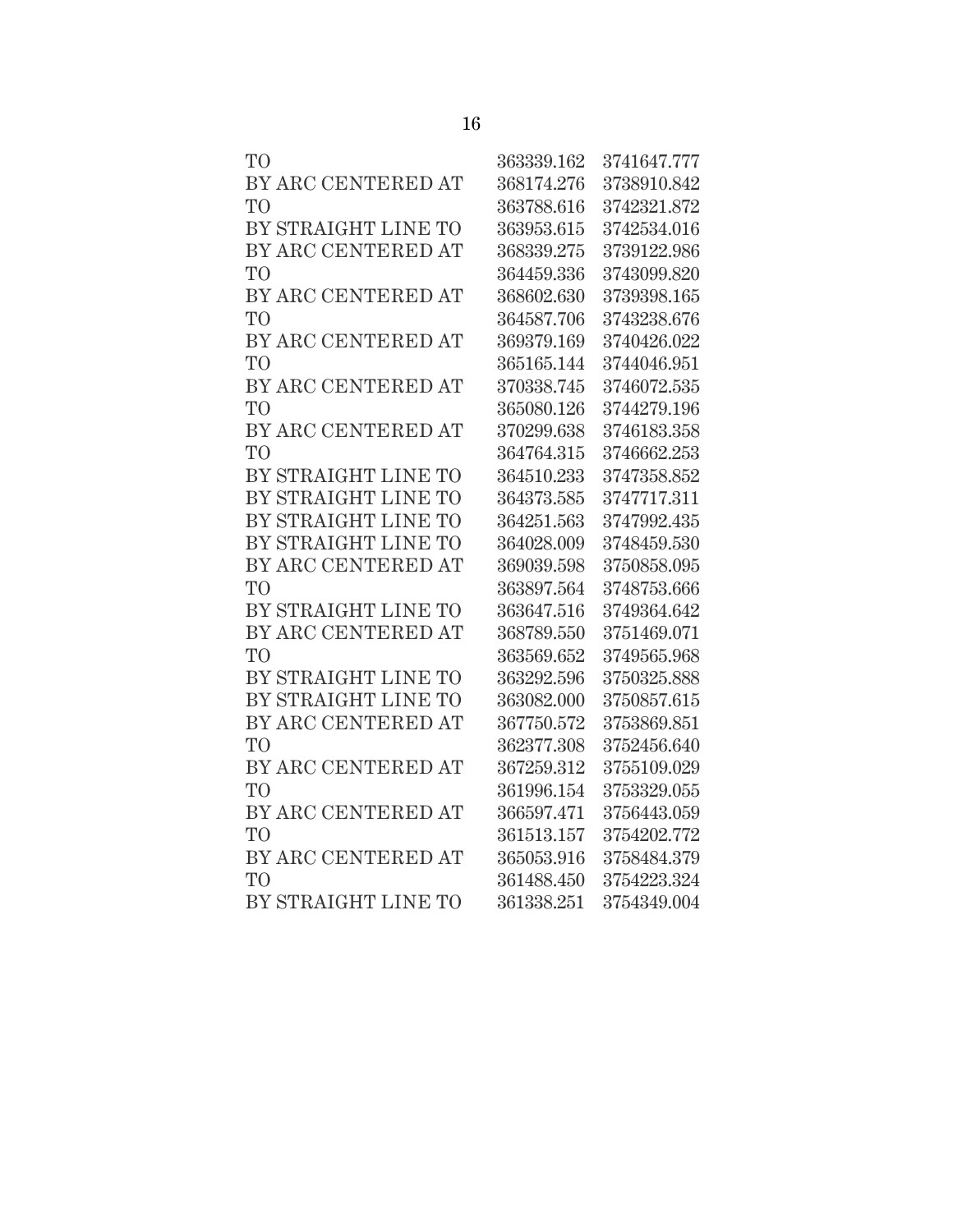| | | |
|---|---|---|
| TO | 363339.162 | 3741647.777 |
| BY ARC CENTERED AT | 368174.276 | 3738910.842 |
| TO | 363788.616 | 3742321.872 |
| BY STRAIGHT LINE TO | 363953.615 | 3742534.016 |
| BY ARC CENTERED AT | 368339.275 | 3739122.986 |
| TO | 364459.336 | 3743099.820 |
| BY ARC CENTERED AT | 368602.630 | 3739398.165 |
| TO | 364587.706 | 3743238.676 |
| BY ARC CENTERED AT | 369379.169 | 3740426.022 |
| TO | 365165.144 | 3744046.951 |
| BY ARC CENTERED AT | 370338.745 | 3746072.535 |
| TO | 365080.126 | 3744279.196 |
| BY ARC CENTERED AT | 370299.638 | 3746183.358 |
| TO | 364764.315 | 3746662.253 |
| BY STRAIGHT LINE TO | 364510.233 | 3747358.852 |
| BY STRAIGHT LINE TO | 364373.585 | 3747717.311 |
| BY STRAIGHT LINE TO | 364251.563 | 3747992.435 |
| BY STRAIGHT LINE TO | 364028.009 | 3748459.530 |
| BY ARC CENTERED AT | 369039.598 | 3750858.095 |
| TO | 363897.564 | 3748753.666 |
| BY STRAIGHT LINE TO | 363647.516 | 3749364.642 |
| BY ARC CENTERED AT | 368789.550 | 3751469.071 |
| TO | 363569.652 | 3749565.968 |
| BY STRAIGHT LINE TO | 363292.596 | 3750325.888 |
| BY STRAIGHT LINE TO | 363082.000 | 3750857.615 |
| BY ARC CENTERED AT | 367750.572 | 3753869.851 |
| TO | 362377.308 | 3752456.640 |
| BY ARC CENTERED AT | 367259.312 | 3755109.029 |
| TO | 361996.154 | 3753329.055 |
| BY ARC CENTERED AT | 366597.471 | 3756443.059 |
| TO | 361513.157 | 3754202.772 |
| BY ARC CENTERED AT | 365053.916 | 3758484.379 |
| TO | 361488.450 | 3754223.324 |
| BY STRAIGHT LINE TO | 361338.251 | 3754349.004 |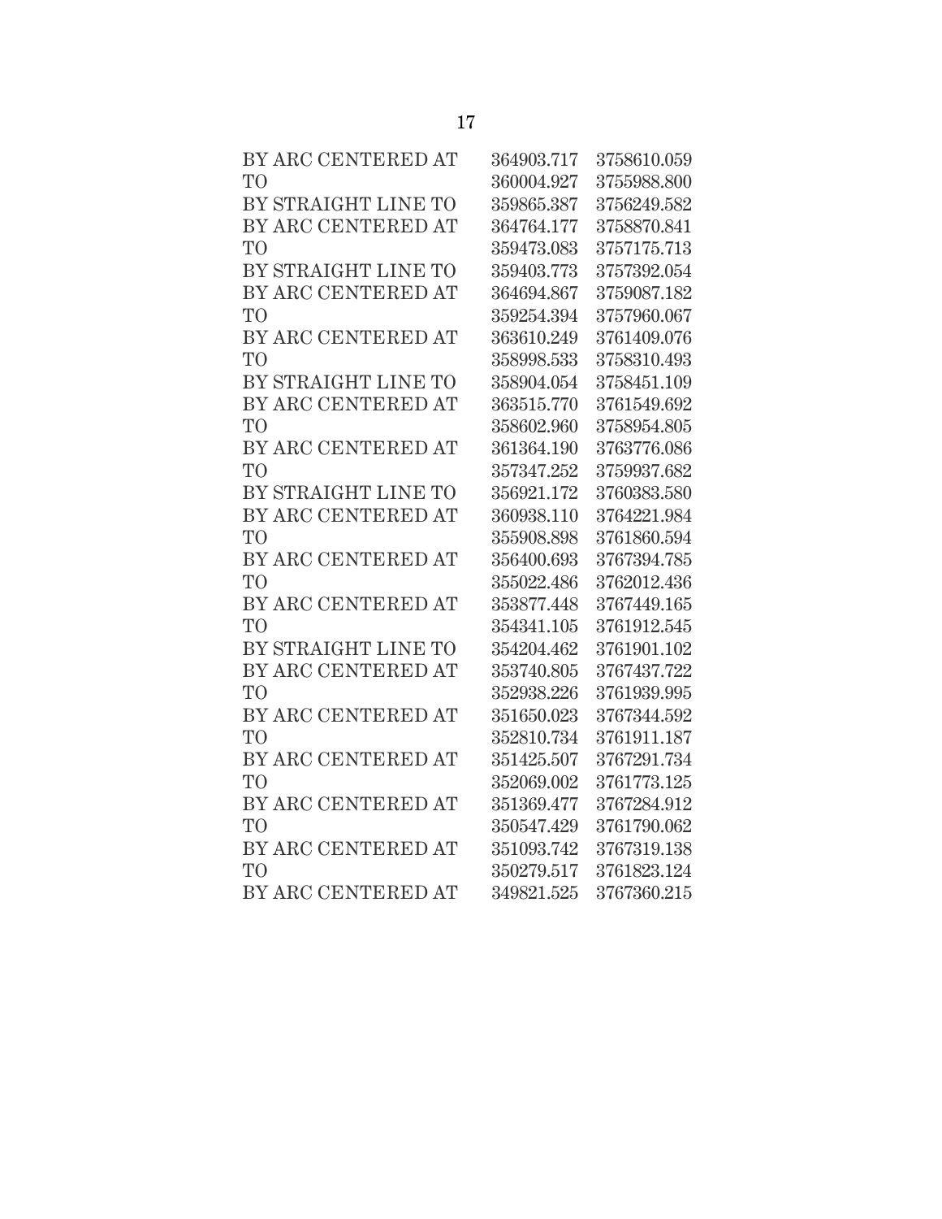| | | |
|---|---|---|
| BY ARC CENTERED AT | 364903.717 | 3758610.059 |
| TO | 360004.927 | 3755988.800 |
| BY STRAIGHT LINE TO | 359865.387 | 3756249.582 |
| BY ARC CENTERED AT | 364764.177 | 3758870.841 |
| TO | 359473.083 | 3757175.713 |
| BY STRAIGHT LINE TO | 359403.773 | 3757392.054 |
| BY ARC CENTERED AT | 364694.867 | 3759087.182 |
| TO | 359254.394 | 3757960.067 |
| BY ARC CENTERED AT | 363610.249 | 3761409.076 |
| TO | 358998.533 | 3758310.493 |
| BY STRAIGHT LINE TO | 358904.054 | 3758451.109 |
| BY ARC CENTERED AT | 363515.770 | 3761549.692 |
| TO | 358602.960 | 3758954.805 |
| BY ARC CENTERED AT | 361364.190 | 3763776.086 |
| TO | 357347.252 | 3759937.682 |
| BY STRAIGHT LINE TO | 356921.172 | 3760383.580 |
| BY ARC CENTERED AT | 360938.110 | 3764221.984 |
| TO | 355908.898 | 3761860.594 |
| BY ARC CENTERED AT | 356400.693 | 3767394.785 |
| TO | 355022.486 | 3762012.436 |
| BY ARC CENTERED AT | 353877.448 | 3767449.165 |
| TO | 354341.105 | 3761912.545 |
| BY STRAIGHT LINE TO | 354204.462 | 3761901.102 |
| BY ARC CENTERED AT | 353740.805 | 3767437.722 |
| TO | 352938.226 | 3761939.995 |
| BY ARC CENTERED AT | 351650.023 | 3767344.592 |
| TO | 352810.734 | 3761911.187 |
| BY ARC CENTERED AT | 351425.507 | 3767291.734 |
| TO | 352069.002 | 3761773.125 |
| BY ARC CENTERED AT | 351369.477 | 3767284.912 |
| TO | 350547.429 | 3761790.062 |
| BY ARC CENTERED AT | 351093.742 | 3767319.138 |
| TO | 350279.517 | 3761823.124 |
| BY ARC CENTERED AT | 349821.525 | 3767360.215 |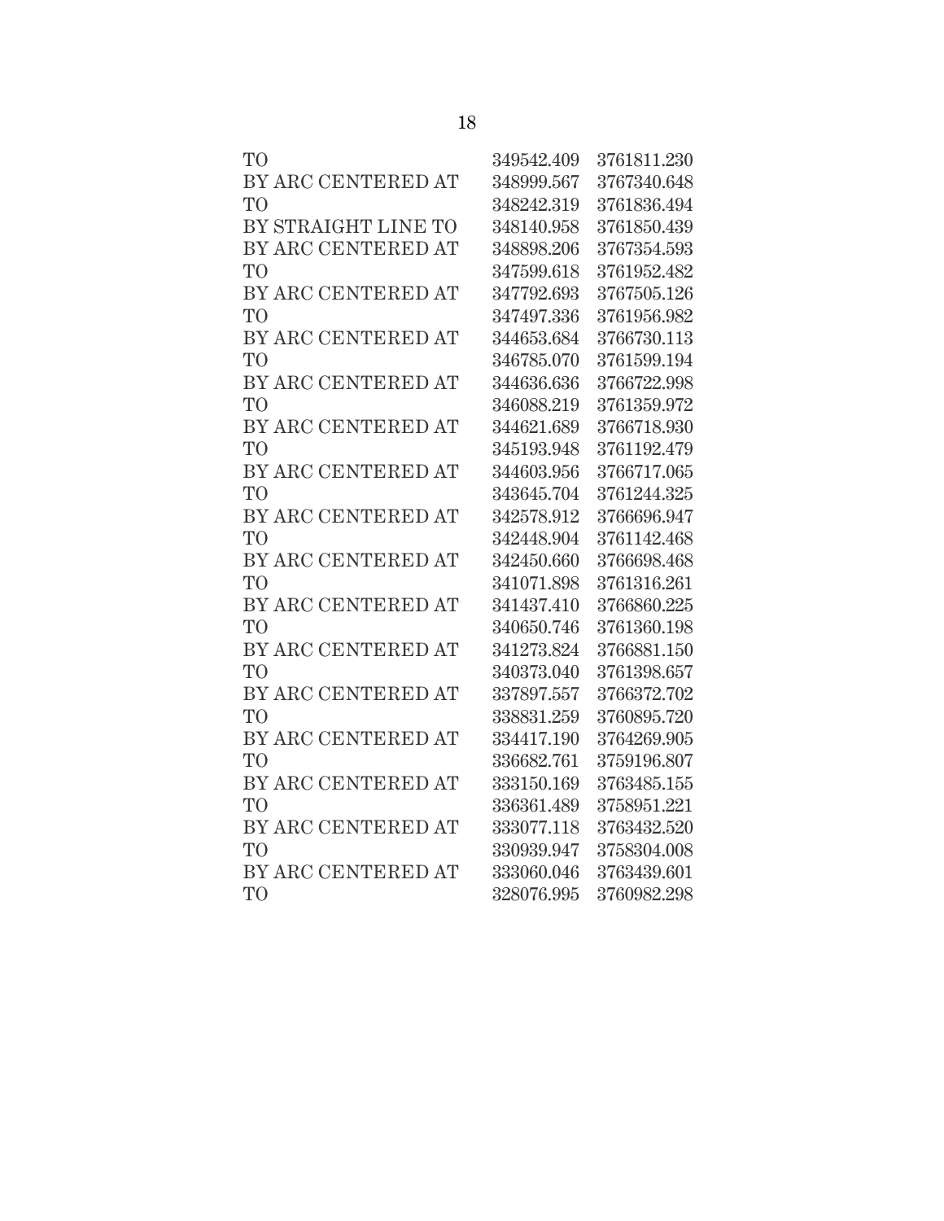| | | |
|---|---|---|
| TO | 349542.409 | 3761811.230 |
| BY ARC CENTERED AT | 348999.567 | 3767340.648 |
| TO | 348242.319 | 3761836.494 |
| BY STRAIGHT LINE TO | 348140.958 | 3761850.439 |
| BY ARC CENTERED AT | 348898.206 | 3767354.593 |
| TO | 347599.618 | 3761952.482 |
| BY ARC CENTERED AT | 347792.693 | 3767505.126 |
| TO | 347497.336 | 3761956.982 |
| BY ARC CENTERED AT | 344653.684 | 3766730.113 |
| TO | 346785.070 | 3761599.194 |
| BY ARC CENTERED AT | 344636.636 | 3766722.998 |
| TO | 346088.219 | 3761359.972 |
| BY ARC CENTERED AT | 344621.689 | 3766718.930 |
| TO | 345193.948 | 3761192.479 |
| BY ARC CENTERED AT | 344603.956 | 3766717.065 |
| TO | 343645.704 | 3761244.325 |
| BY ARC CENTERED AT | 342578.912 | 3766696.947 |
| TO | 342448.904 | 3761142.468 |
| BY ARC CENTERED AT | 342450.660 | 3766698.468 |
| TO | 341071.898 | 3761316.261 |
| BY ARC CENTERED AT | 341437.410 | 3766860.225 |
| TO | 340650.746 | 3761360.198 |
| BY ARC CENTERED AT | 341273.824 | 3766881.150 |
| TO | 340373.040 | 3761398.657 |
| BY ARC CENTERED AT | 337897.557 | 3766372.702 |
| TO | 338831.259 | 3760895.720 |
| BY ARC CENTERED AT | 334417.190 | 3764269.905 |
| TO | 336682.761 | 3759196.807 |
| BY ARC CENTERED AT | 333150.169 | 3763485.155 |
| TO | 336361.489 | 3758951.221 |
| BY ARC CENTERED AT | 333077.118 | 3763432.520 |
| TO | 330939.947 | 3758304.008 |
| BY ARC CENTERED AT | 333060.046 | 3763439.601 |
| TO | 328076.995 | 3760982.298 |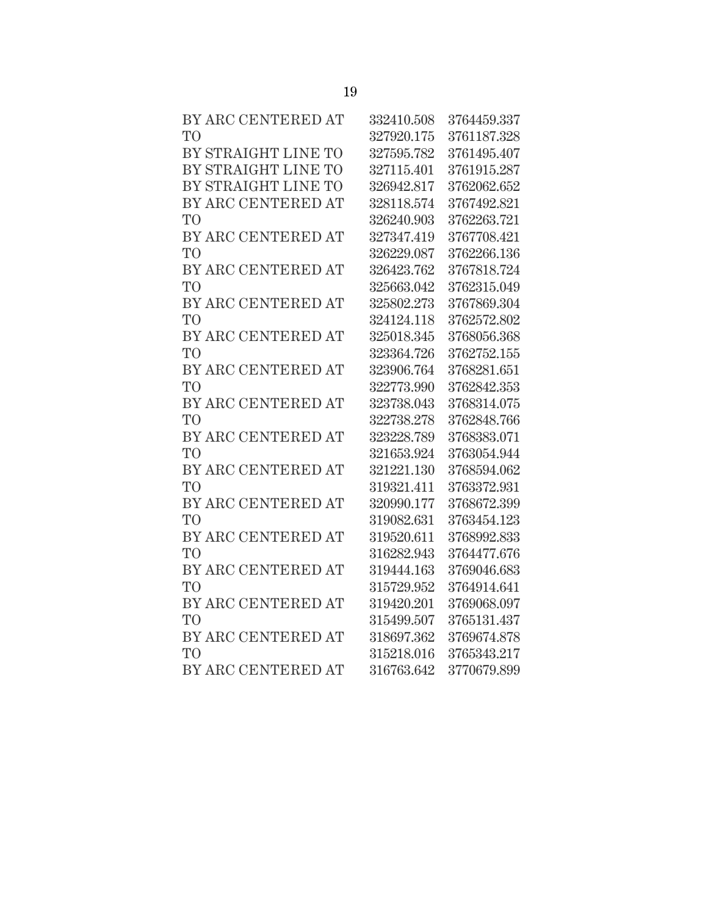| | | |
|---|---|---|
| BY ARC CENTERED AT | 332410.508 | 3764459.337 |
| TO | 327920.175 | 3761187.328 |
| BY STRAIGHT LINE TO | 327595.782 | 3761495.407 |
| BY STRAIGHT LINE TO | 327115.401 | 3761915.287 |
| BY STRAIGHT LINE TO | 326942.817 | 3762062.652 |
| BY ARC CENTERED AT | 328118.574 | 3767492.821 |
| TO | 326240.903 | 3762263.721 |
| BY ARC CENTERED AT | 327347.419 | 3767708.421 |
| TO | 326229.087 | 3762266.136 |
| BY ARC CENTERED AT | 326423.762 | 3767818.724 |
| TO | 325663.042 | 3762315.049 |
| BY ARC CENTERED AT | 325802.273 | 3767869.304 |
| TO | 324124.118 | 3762572.802 |
| BY ARC CENTERED AT | 325018.345 | 3768056.368 |
| TO | 323364.726 | 3762752.155 |
| BY ARC CENTERED AT | 323906.764 | 3768281.651 |
| TO | 322773.990 | 3762842.353 |
| BY ARC CENTERED AT | 323738.043 | 3768314.075 |
| TO | 322738.278 | 3762848.766 |
| BY ARC CENTERED AT | 323228.789 | 3768383.071 |
| TO | 321653.924 | 3763054.944 |
| BY ARC CENTERED AT | 321221.130 | 3768594.062 |
| TO | 319321.411 | 3763372.931 |
| BY ARC CENTERED AT | 320990.177 | 3768672.399 |
| TO | 319082.631 | 3763454.123 |
| BY ARC CENTERED AT | 319520.611 | 3768992.833 |
| TO | 316282.943 | 3764477.676 |
| BY ARC CENTERED AT | 319444.163 | 3769046.683 |
| TO | 315729.952 | 3764914.641 |
| BY ARC CENTERED AT | 319420.201 | 3769068.097 |
| TO | 315499.507 | 3765131.437 |
| BY ARC CENTERED AT | 318697.362 | 3769674.878 |
| TO | 315218.016 | 3765343.217 |
| BY ARC CENTERED AT | 316763.642 | 3770679.899 |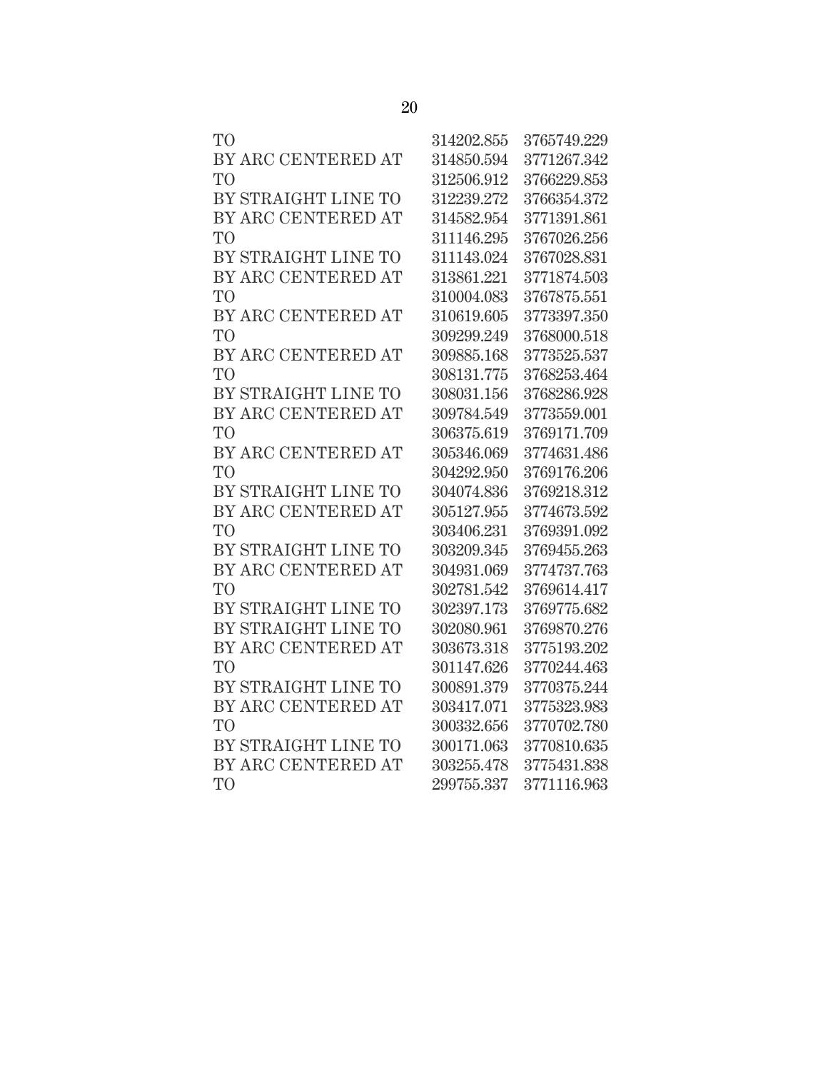| | | |
|---|---|---|
| TO | 314202.855 | 3765749.229 |
| BY ARC CENTERED AT | 314850.594 | 3771267.342 |
| TO | 312506.912 | 3766229.853 |
| BY STRAIGHT LINE TO | 312239.272 | 3766354.372 |
| BY ARC CENTERED AT | 314582.954 | 3771391.861 |
| TO | 311146.295 | 3767026.256 |
| BY STRAIGHT LINE TO | 311143.024 | 3767028.831 |
| BY ARC CENTERED AT | 313861.221 | 3771874.503 |
| TO | 310004.083 | 3767875.551 |
| BY ARC CENTERED AT | 310619.605 | 3773397.350 |
| TO | 309299.249 | 3768000.518 |
| BY ARC CENTERED AT | 309885.168 | 3773525.537 |
| TO | 308131.775 | 3768253.464 |
| BY STRAIGHT LINE TO | 308031.156 | 3768286.928 |
| BY ARC CENTERED AT | 309784.549 | 3773559.001 |
| TO | 306375.619 | 3769171.709 |
| BY ARC CENTERED AT | 305346.069 | 3774631.486 |
| TO | 304292.950 | 3769176.206 |
| BY STRAIGHT LINE TO | 304074.836 | 3769218.312 |
| BY ARC CENTERED AT | 305127.955 | 3774673.592 |
| TO | 303406.231 | 3769391.092 |
| BY STRAIGHT LINE TO | 303209.345 | 3769455.263 |
| BY ARC CENTERED AT | 304931.069 | 3774737.763 |
| TO | 302781.542 | 3769614.417 |
| BY STRAIGHT LINE TO | 302397.173 | 3769775.682 |
| BY STRAIGHT LINE TO | 302080.961 | 3769870.276 |
| BY ARC CENTERED AT | 303673.318 | 3775193.202 |
| TO | 301147.626 | 3770244.463 |
| BY STRAIGHT LINE TO | 300891.379 | 3770375.244 |
| BY ARC CENTERED AT | 303417.071 | 3775323.983 |
| TO | 300332.656 | 3770702.780 |
| BY STRAIGHT LINE TO | 300171.063 | 3770810.635 |
| BY ARC CENTERED AT | 303255.478 | 3775431.838 |
| TO | 299755.337 | 3771116.963 |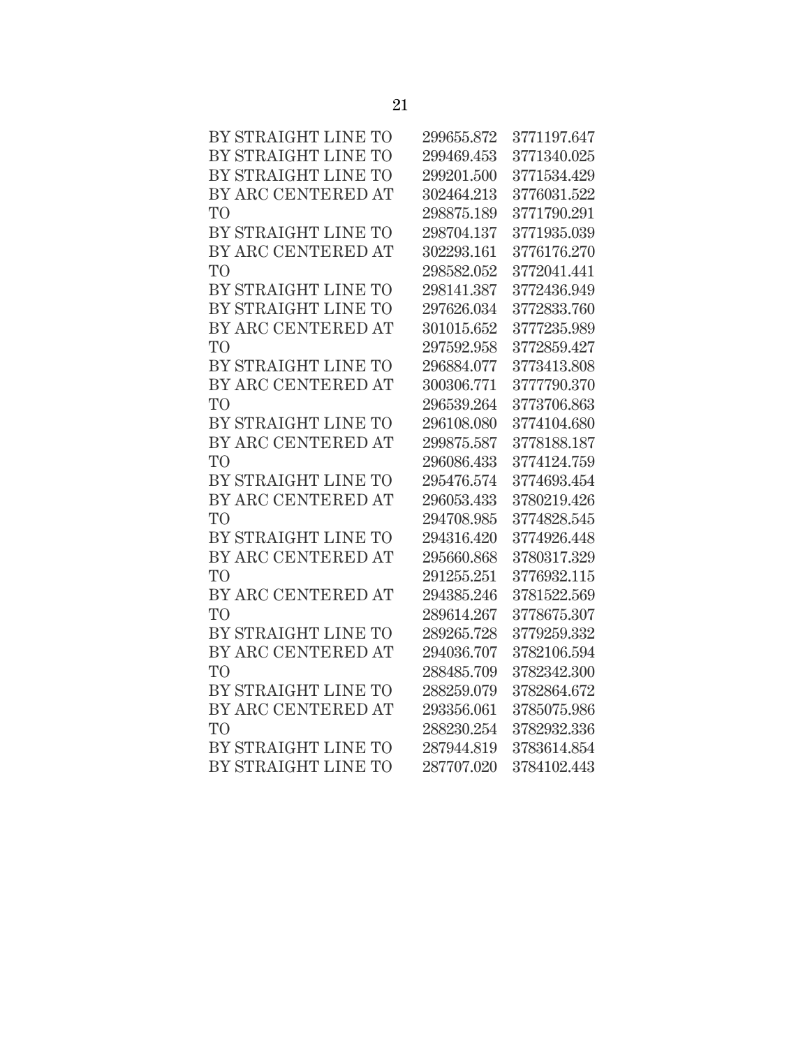| | | |
|---|---|---|
| BY STRAIGHT LINE TO | 299655.872 | 3771197.647 |
| BY STRAIGHT LINE TO | 299469.453 | 3771340.025 |
| BY STRAIGHT LINE TO | 299201.500 | 3771534.429 |
| BY ARC CENTERED AT | 302464.213 | 3776031.522 |
| TO | 298875.189 | 3771790.291 |
| BY STRAIGHT LINE TO | 298704.137 | 3771935.039 |
| BY ARC CENTERED AT | 302293.161 | 3776176.270 |
| TO | 298582.052 | 3772041.441 |
| BY STRAIGHT LINE TO | 298141.387 | 3772436.949 |
| BY STRAIGHT LINE TO | 297626.034 | 3772833.760 |
| BY ARC CENTERED AT | 301015.652 | 3777235.989 |
| TO | 297592.958 | 3772859.427 |
| BY STRAIGHT LINE TO | 296884.077 | 3773413.808 |
| BY ARC CENTERED AT | 300306.771 | 3777790.370 |
| TO | 296539.264 | 3773706.863 |
| BY STRAIGHT LINE TO | 296108.080 | 3774104.680 |
| BY ARC CENTERED AT | 299875.587 | 3778188.187 |
| TO | 296086.433 | 3774124.759 |
| BY STRAIGHT LINE TO | 295476.574 | 3774693.454 |
| BY ARC CENTERED AT | 296053.433 | 3780219.426 |
| TO | 294708.985 | 3774828.545 |
| BY STRAIGHT LINE TO | 294316.420 | 3774926.448 |
| BY ARC CENTERED AT | 295660.868 | 3780317.329 |
| TO | 291255.251 | 3776932.115 |
| BY ARC CENTERED AT | 294385.246 | 3781522.569 |
| TO | 289614.267 | 3778675.307 |
| BY STRAIGHT LINE TO | 289265.728 | 3779259.332 |
| BY ARC CENTERED AT | 294036.707 | 3782106.594 |
| TO | 288485.709 | 3782342.300 |
| BY STRAIGHT LINE TO | 288259.079 | 3782864.672 |
| BY ARC CENTERED AT | 293356.061 | 3785075.986 |
| TO | 288230.254 | 3782932.336 |
| BY STRAIGHT LINE TO | 287944.819 | 3783614.854 |
| BY STRAIGHT LINE TO | 287707.020 | 3784102.443 |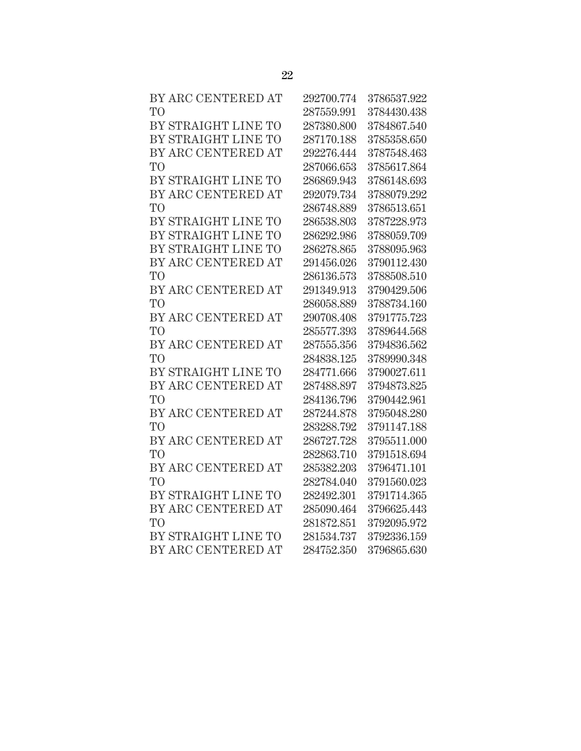| | | |
|---|---|---|
| BY ARC CENTERED AT | 292700.774 | 3786537.922 |
| TO | 287559.991 | 3784430.438 |
| BY STRAIGHT LINE TO | 287380.800 | 3784867.540 |
| BY STRAIGHT LINE TO | 287170.188 | 3785358.650 |
| BY ARC CENTERED AT | 292276.444 | 3787548.463 |
| TO | 287066.653 | 3785617.864 |
| BY STRAIGHT LINE TO | 286869.943 | 3786148.693 |
| BY ARC CENTERED AT | 292079.734 | 3788079.292 |
| TO | 286748.889 | 3786513.651 |
| BY STRAIGHT LINE TO | 286538.803 | 3787228.973 |
| BY STRAIGHT LINE TO | 286292.986 | 3788059.709 |
| BY STRAIGHT LINE TO | 286278.865 | 3788095.963 |
| BY ARC CENTERED AT | 291456.026 | 3790112.430 |
| TO | 286136.573 | 3788508.510 |
| BY ARC CENTERED AT | 291349.913 | 3790429.506 |
| TO | 286058.889 | 3788734.160 |
| BY ARC CENTERED AT | 290708.408 | 3791775.723 |
| TO | 285577.393 | 3789644.568 |
| BY ARC CENTERED AT | 287555.356 | 3794836.562 |
| TO | 284838.125 | 3789990.348 |
| BY STRAIGHT LINE TO | 284771.666 | 3790027.611 |
| BY ARC CENTERED AT | 287488.897 | 3794873.825 |
| TO | 284136.796 | 3790442.961 |
| BY ARC CENTERED AT | 287244.878 | 3795048.280 |
| TO | 283288.792 | 3791147.188 |
| BY ARC CENTERED AT | 286727.728 | 3795511.000 |
| TO | 282863.710 | 3791518.694 |
| BY ARC CENTERED AT | 285382.203 | 3796471.101 |
| TO | 282784.040 | 3791560.023 |
| BY STRAIGHT LINE TO | 282492.301 | 3791714.365 |
| BY ARC CENTERED AT | 285090.464 | 3796625.443 |
| TO | 281872.851 | 3792095.972 |
| BY STRAIGHT LINE TO | 281534.737 | 3792336.159 |
| BY ARC CENTERED AT | 284752.350 | 3796865.630 |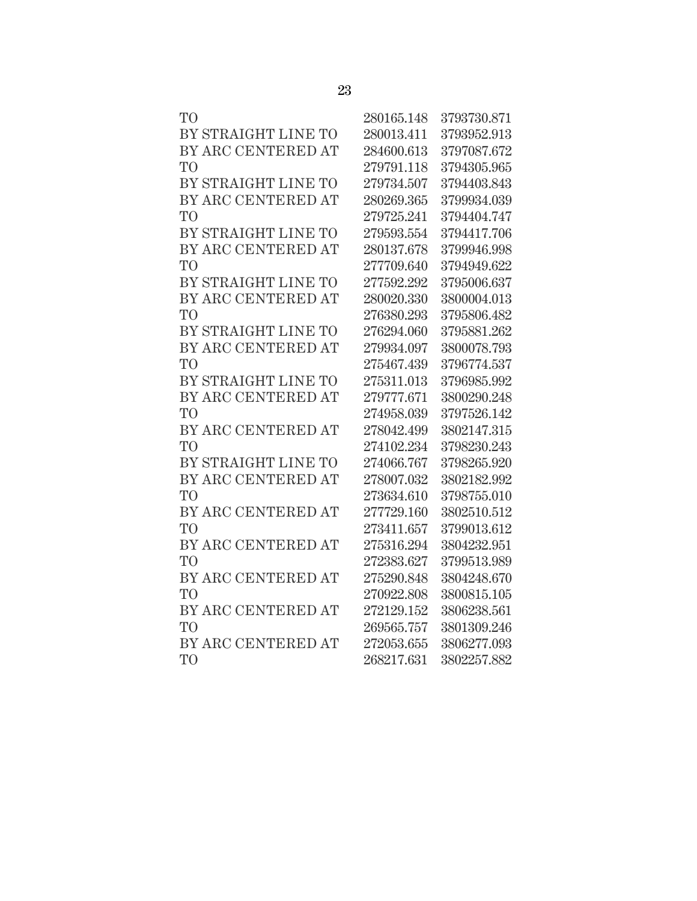| | | |
|---|---|---|
| TO | 280165.148 | 3793730.871 |
| BY STRAIGHT LINE TO | 280013.411 | 3793952.913 |
| BY ARC CENTERED AT | 284600.613 | 3797087.672 |
| TO | 279791.118 | 3794305.965 |
| BY STRAIGHT LINE TO | 279734.507 | 3794403.843 |
| BY ARC CENTERED AT | 280269.365 | 3799934.039 |
| TO | 279725.241 | 3794404.747 |
| BY STRAIGHT LINE TO | 279593.554 | 3794417.706 |
| BY ARC CENTERED AT | 280137.678 | 3799946.998 |
| TO | 277709.640 | 3794949.622 |
| BY STRAIGHT LINE TO | 277592.292 | 3795006.637 |
| BY ARC CENTERED AT | 280020.330 | 3800004.013 |
| TO | 276380.293 | 3795806.482 |
| BY STRAIGHT LINE TO | 276294.060 | 3795881.262 |
| BY ARC CENTERED AT | 279934.097 | 3800078.793 |
| TO | 275467.439 | 3796774.537 |
| BY STRAIGHT LINE TO | 275311.013 | 3796985.992 |
| BY ARC CENTERED AT | 279777.671 | 3800290.248 |
| TO | 274958.039 | 3797526.142 |
| BY ARC CENTERED AT | 278042.499 | 3802147.315 |
| TO | 274102.234 | 3798230.243 |
| BY STRAIGHT LINE TO | 274066.767 | 3798265.920 |
| BY ARC CENTERED AT | 278007.032 | 3802182.992 |
| TO | 273634.610 | 3798755.010 |
| BY ARC CENTERED AT | 277729.160 | 3802510.512 |
| TO | 273411.657 | 3799013.612 |
| BY ARC CENTERED AT | 275316.294 | 3804232.951 |
| TO | 272383.627 | 3799513.989 |
| BY ARC CENTERED AT | 275290.848 | 3804248.670 |
| TO | 270922.808 | 3800815.105 |
| BY ARC CENTERED AT | 272129.152 | 3806238.561 |
| TO | 269565.757 | 3801309.246 |
| BY ARC CENTERED AT | 272053.655 | 3806277.093 |
| TO | 268217.631 | 3802257.882 |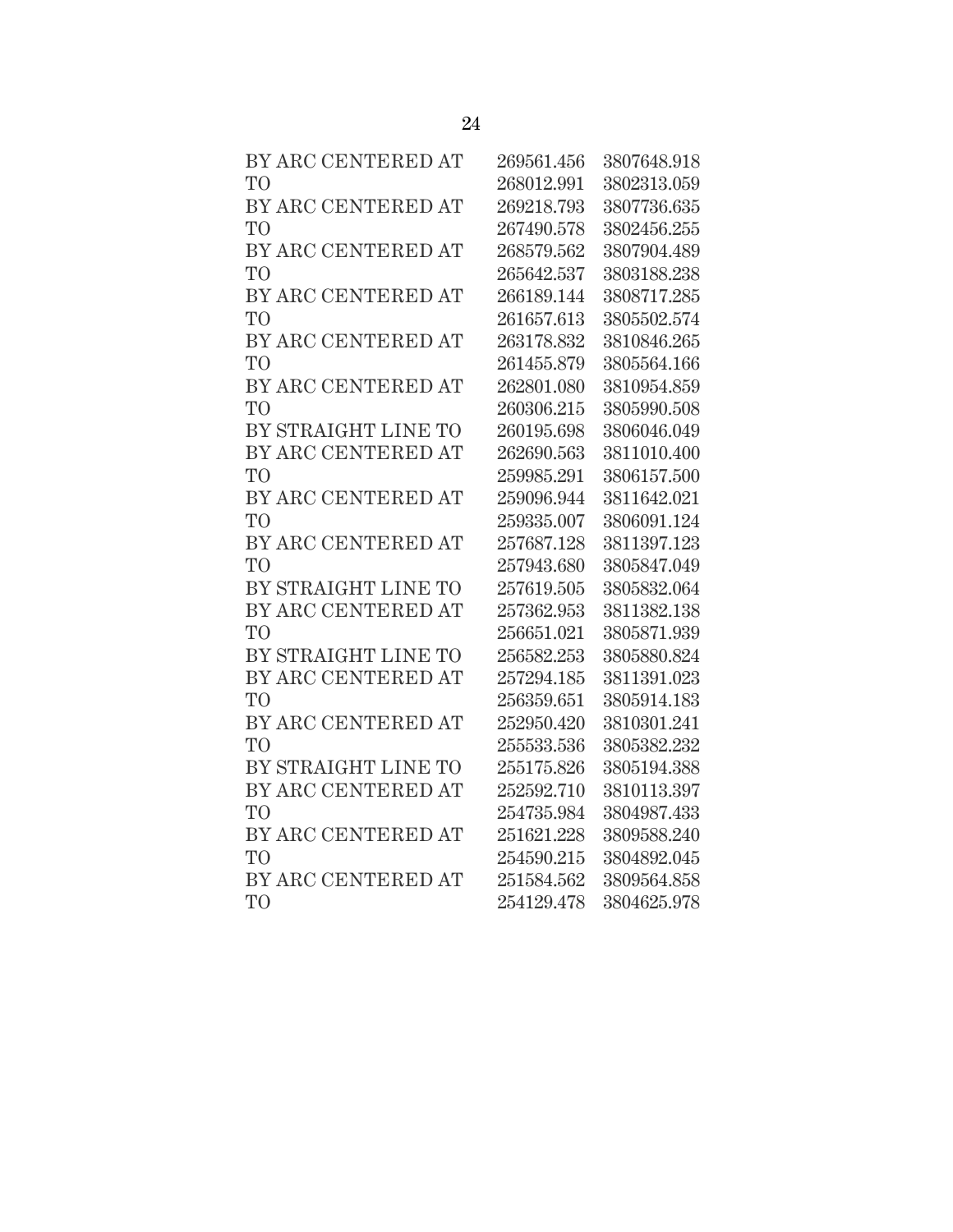| | | |
|---|---|---|
| BY ARC CENTERED AT | 269561.456 | 3807648.918 |
| TO | 268012.991 | 3802313.059 |
| BY ARC CENTERED AT | 269218.793 | 3807736.635 |
| TO | 267490.578 | 3802456.255 |
| BY ARC CENTERED AT | 268579.562 | 3807904.489 |
| TO | 265642.537 | 3803188.238 |
| BY ARC CENTERED AT | 266189.144 | 3808717.285 |
| TO | 261657.613 | 3805502.574 |
| BY ARC CENTERED AT | 263178.832 | 3810846.265 |
| TO | 261455.879 | 3805564.166 |
| BY ARC CENTERED AT | 262801.080 | 3810954.859 |
| TO | 260306.215 | 3805990.508 |
| BY STRAIGHT LINE TO | 260195.698 | 3806046.049 |
| BY ARC CENTERED AT | 262690.563 | 3811010.400 |
| TO | 259985.291 | 3806157.500 |
| BY ARC CENTERED AT | 259096.944 | 3811642.021 |
| TO | 259335.007 | 3806091.124 |
| BY ARC CENTERED AT | 257687.128 | 3811397.123 |
| TO | 257943.680 | 3805847.049 |
| BY STRAIGHT LINE TO | 257619.505 | 3805832.064 |
| BY ARC CENTERED AT | 257362.953 | 3811382.138 |
| TO | 256651.021 | 3805871.939 |
| BY STRAIGHT LINE TO | 256582.253 | 3805880.824 |
| BY ARC CENTERED AT | 257294.185 | 3811391.023 |
| TO | 256359.651 | 3805914.183 |
| BY ARC CENTERED AT | 252950.420 | 3810301.241 |
| TO | 255533.536 | 3805382.232 |
| BY STRAIGHT LINE TO | 255175.826 | 3805194.388 |
| BY ARC CENTERED AT | 252592.710 | 3810113.397 |
| TO | 254735.984 | 3804987.433 |
| BY ARC CENTERED AT | 251621.228 | 3809588.240 |
| TO | 254590.215 | 3804892.045 |
| BY ARC CENTERED AT | 251584.562 | 3809564.858 |
| TO | 254129.478 | 3804625.978 |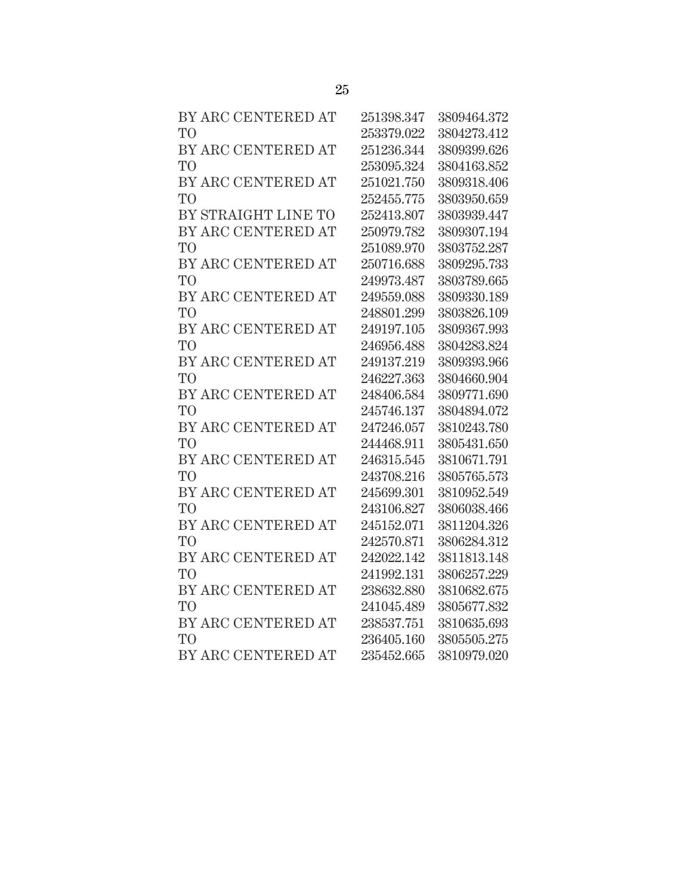| | | |
|---|---|---|
| BY ARC CENTERED AT | 251398.347 | 3809464.372 |
| TO | 253379.022 | 3804273.412 |
| BY ARC CENTERED AT | 251236.344 | 3809399.626 |
| TO | 253095.324 | 3804163.852 |
| BY ARC CENTERED AT | 251021.750 | 3809318.406 |
| TO | 252455.775 | 3803950.659 |
| BY STRAIGHT LINE TO | 252413.807 | 3803939.447 |
| BY ARC CENTERED AT | 250979.782 | 3809307.194 |
| TO | 251089.970 | 3803752.287 |
| BY ARC CENTERED AT | 250716.688 | 3809295.733 |
| TO | 249973.487 | 3803789.665 |
| BY ARC CENTERED AT | 249559.088 | 3809330.189 |
| TO | 248801.299 | 3803826.109 |
| BY ARC CENTERED AT | 249197.105 | 3809367.993 |
| TO | 246956.488 | 3804283.824 |
| BY ARC CENTERED AT | 249137.219 | 3809393.966 |
| TO | 246227.363 | 3804660.904 |
| BY ARC CENTERED AT | 248406.584 | 3809771.690 |
| TO | 245746.137 | 3804894.072 |
| BY ARC CENTERED AT | 247246.057 | 3810243.780 |
| TO | 244468.911 | 3805431.650 |
| BY ARC CENTERED AT | 246315.545 | 3810671.791 |
| TO | 243708.216 | 3805765.573 |
| BY ARC CENTERED AT | 245699.301 | 3810952.549 |
| TO | 243106.827 | 3806038.466 |
| BY ARC CENTERED AT | 245152.071 | 3811204.326 |
| TO | 242570.871 | 3806284.312 |
| BY ARC CENTERED AT | 242022.142 | 3811813.148 |
| TO | 241992.131 | 3806257.229 |
| BY ARC CENTERED AT | 238632.880 | 3810682.675 |
| TO | 241045.489 | 3805677.832 |
| BY ARC CENTERED AT | 238537.751 | 3810635.693 |
| TO | 236405.160 | 3805505.275 |
| BY ARC CENTERED AT | 235452.665 | 3810979.020 |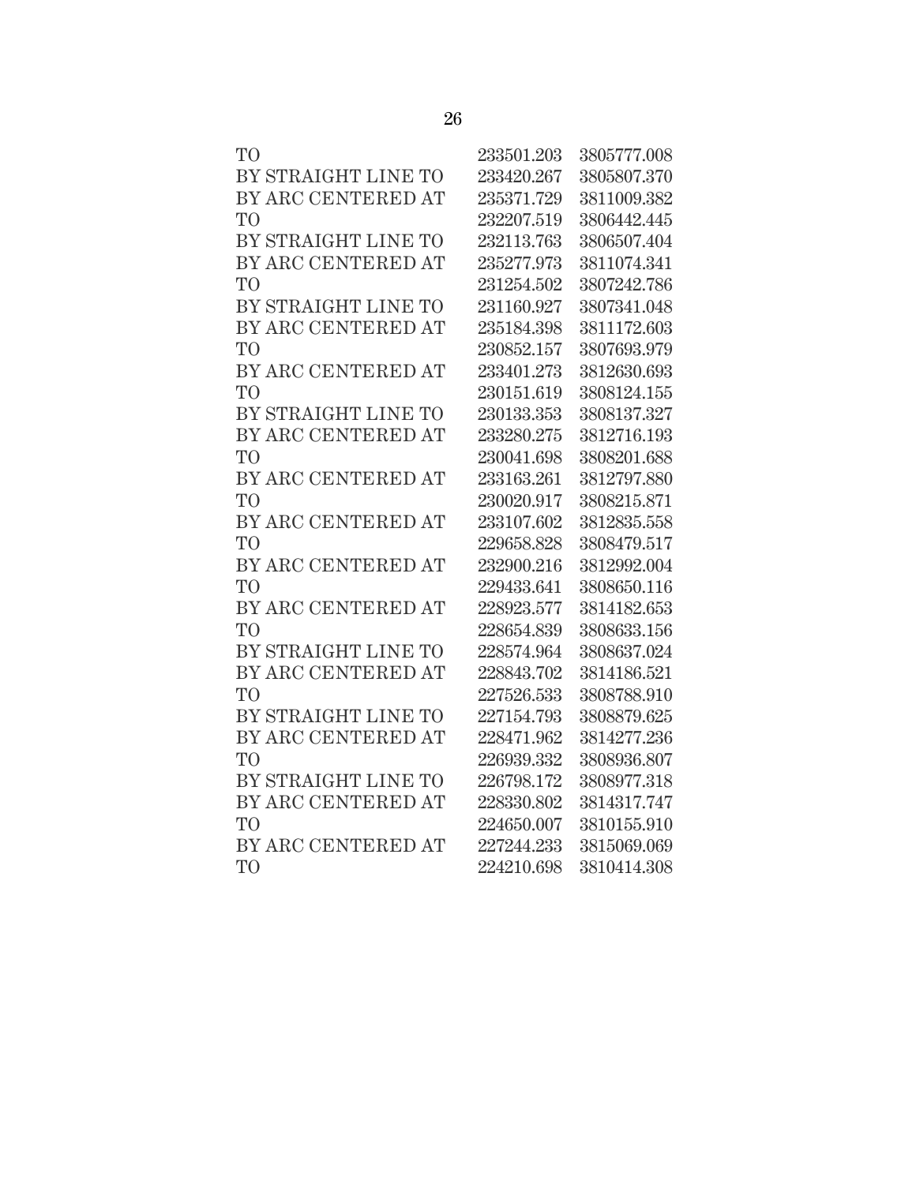| | | |
|---|---|---|
| TO | 233501.203 | 3805777.008 |
| BY STRAIGHT LINE TO | 233420.267 | 3805807.370 |
| BY ARC CENTERED AT | 235371.729 | 3811009.382 |
| TO | 232207.519 | 3806442.445 |
| BY STRAIGHT LINE TO | 232113.763 | 3806507.404 |
| BY ARC CENTERED AT | 235277.973 | 3811074.341 |
| TO | 231254.502 | 3807242.786 |
| BY STRAIGHT LINE TO | 231160.927 | 3807341.048 |
| BY ARC CENTERED AT | 235184.398 | 3811172.603 |
| TO | 230852.157 | 3807693.979 |
| BY ARC CENTERED AT | 233401.273 | 3812630.693 |
| TO | 230151.619 | 3808124.155 |
| BY STRAIGHT LINE TO | 230133.353 | 3808137.327 |
| BY ARC CENTERED AT | 233280.275 | 3812716.193 |
| TO | 230041.698 | 3808201.688 |
| BY ARC CENTERED AT | 233163.261 | 3812797.880 |
| TO | 230020.917 | 3808215.871 |
| BY ARC CENTERED AT | 233107.602 | 3812835.558 |
| TO | 229658.828 | 3808479.517 |
| BY ARC CENTERED AT | 232900.216 | 3812992.004 |
| TO | 229433.641 | 3808650.116 |
| BY ARC CENTERED AT | 228923.577 | 3814182.653 |
| TO | 228654.839 | 3808633.156 |
| BY STRAIGHT LINE TO | 228574.964 | 3808637.024 |
| BY ARC CENTERED AT | 228843.702 | 3814186.521 |
| TO | 227526.533 | 3808788.910 |
| BY STRAIGHT LINE TO | 227154.793 | 3808879.625 |
| BY ARC CENTERED AT | 228471.962 | 3814277.236 |
| TO | 226939.332 | 3808936.807 |
| BY STRAIGHT LINE TO | 226798.172 | 3808977.318 |
| BY ARC CENTERED AT | 228330.802 | 3814317.747 |
| TO | 224650.007 | 3810155.910 |
| BY ARC CENTERED AT | 227244.233 | 3815069.069 |
| TO | 224210.698 | 3810414.308 |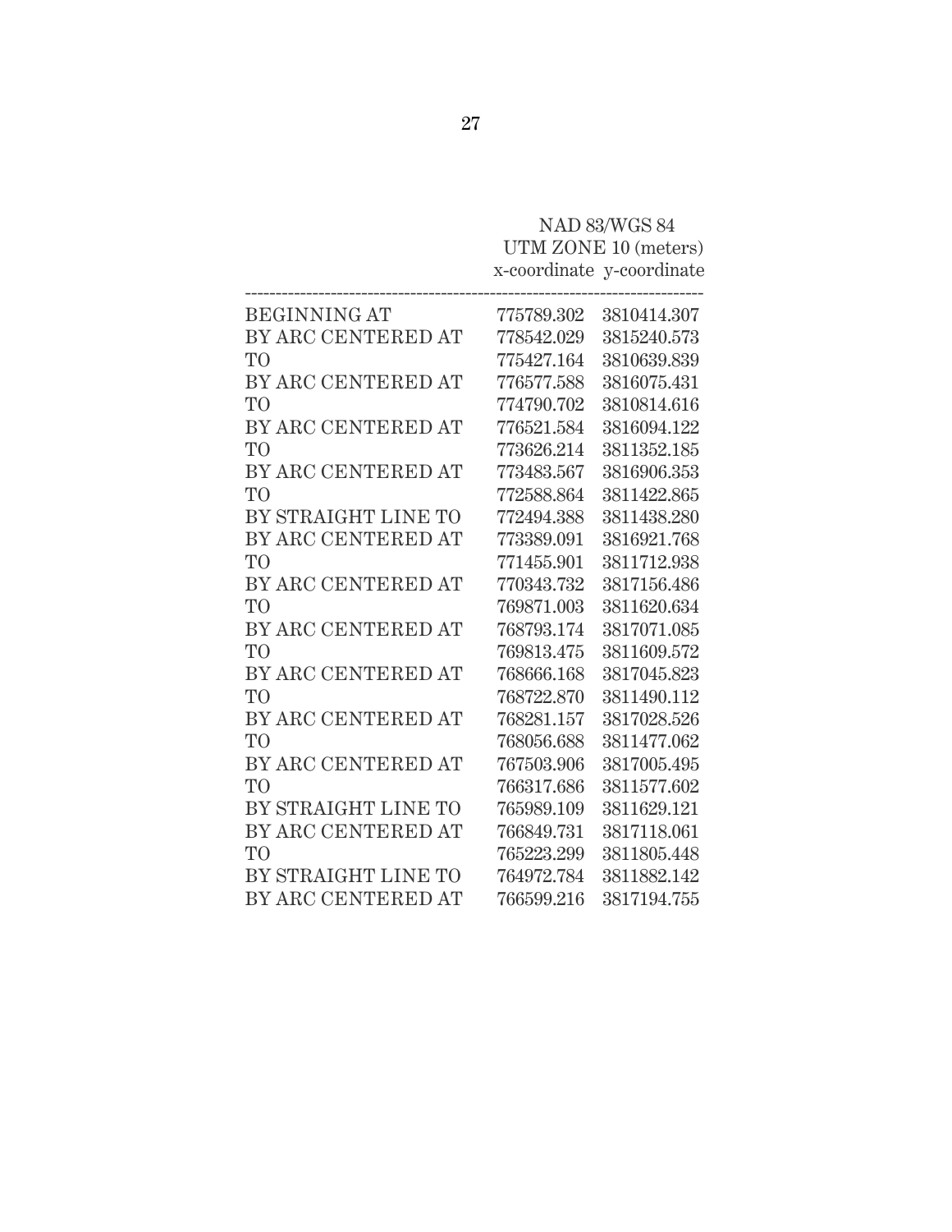| | NAD 83/WGS 84 UTM ZONE 10 (meters) | |
|---|---|---|
| | x-coordinate | y-coordinate |
| BEGINNING AT | 775789.302 | 3810414.307 |
| BY ARC CENTERED AT | 778542.029 | 3815240.573 |
| TO | 775427.164 | 3810639.839 |
| BY ARC CENTERED AT | 776577.588 | 3816075.431 |
| TO | 774790.702 | 3810814.616 |
| BY ARC CENTERED AT | 776521.584 | 3816094.122 |
| TO | 773626.214 | 3811352.185 |
| BY ARC CENTERED AT | 773483.567 | 3816906.353 |
| TO | 772588.864 | 3811422.865 |
| BY STRAIGHT LINE TO | 772494.388 | 3811438.280 |
| BY ARC CENTERED AT | 773389.091 | 3816921.768 |
| TO | 771455.901 | 3811712.938 |
| BY ARC CENTERED AT | 770343.732 | 3817156.486 |
| TO | 769871.003 | 3811620.634 |
| BY ARC CENTERED AT | 768793.174 | 3817071.085 |
| TO | 769813.475 | 3811609.572 |
| BY ARC CENTERED AT | 768666.168 | 3817045.823 |
| TO | 768722.870 | 3811490.112 |
| BY ARC CENTERED AT | 768281.157 | 3817028.526 |
| TO | 768056.688 | 3811477.062 |
| BY ARC CENTERED AT | 767503.906 | 3817005.495 |
| TO | 766317.686 | 3811577.602 |
| BY STRAIGHT LINE TO | 765989.109 | 3811629.121 |
| BY ARC CENTERED AT | 766849.731 | 3817118.061 |
| TO | 765223.299 | 3811805.448 |
| BY STRAIGHT LINE TO | 764972.784 | 3811882.142 |
| BY ARC CENTERED AT | 766599.216 | 3817194.755 |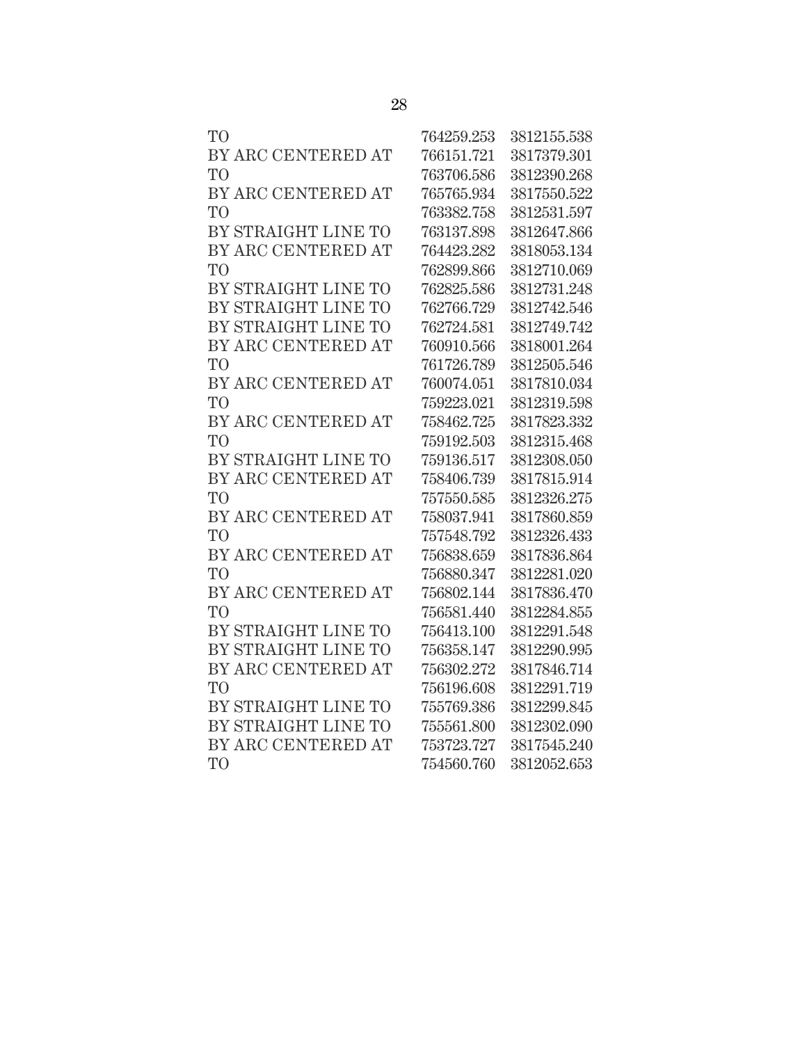| | | |
|---|---|---|
| TO | 764259.253 | 3812155.538 |
| BY ARC CENTERED AT | 766151.721 | 3817379.301 |
| TO | 763706.586 | 3812390.268 |
| BY ARC CENTERED AT | 765765.934 | 3817550.522 |
| TO | 763382.758 | 3812531.597 |
| BY STRAIGHT LINE TO | 763137.898 | 3812647.866 |
| BY ARC CENTERED AT | 764423.282 | 3818053.134 |
| TO | 762899.866 | 3812710.069 |
| BY STRAIGHT LINE TO | 762825.586 | 3812731.248 |
| BY STRAIGHT LINE TO | 762766.729 | 3812742.546 |
| BY STRAIGHT LINE TO | 762724.581 | 3812749.742 |
| BY ARC CENTERED AT | 760910.566 | 3818001.264 |
| TO | 761726.789 | 3812505.546 |
| BY ARC CENTERED AT | 760074.051 | 3817810.034 |
| TO | 759223.021 | 3812319.598 |
| BY ARC CENTERED AT | 758462.725 | 3817823.332 |
| TO | 759192.503 | 3812315.468 |
| BY STRAIGHT LINE TO | 759136.517 | 3812308.050 |
| BY ARC CENTERED AT | 758406.739 | 3817815.914 |
| TO | 757550.585 | 3812326.275 |
| BY ARC CENTERED AT | 758037.941 | 3817860.859 |
| TO | 757548.792 | 3812326.433 |
| BY ARC CENTERED AT | 756838.659 | 3817836.864 |
| TO | 756880.347 | 3812281.020 |
| BY ARC CENTERED AT | 756802.144 | 3817836.470 |
| TO | 756581.440 | 3812284.855 |
| BY STRAIGHT LINE TO | 756413.100 | 3812291.548 |
| BY STRAIGHT LINE TO | 756358.147 | 3812290.995 |
| BY ARC CENTERED AT | 756302.272 | 3817846.714 |
| TO | 756196.608 | 3812291.719 |
| BY STRAIGHT LINE TO | 755769.386 | 3812299.845 |
| BY STRAIGHT LINE TO | 755561.800 | 3812302.090 |
| BY ARC CENTERED AT | 753723.727 | 3817545.240 |
| TO | 754560.760 | 3812052.653 |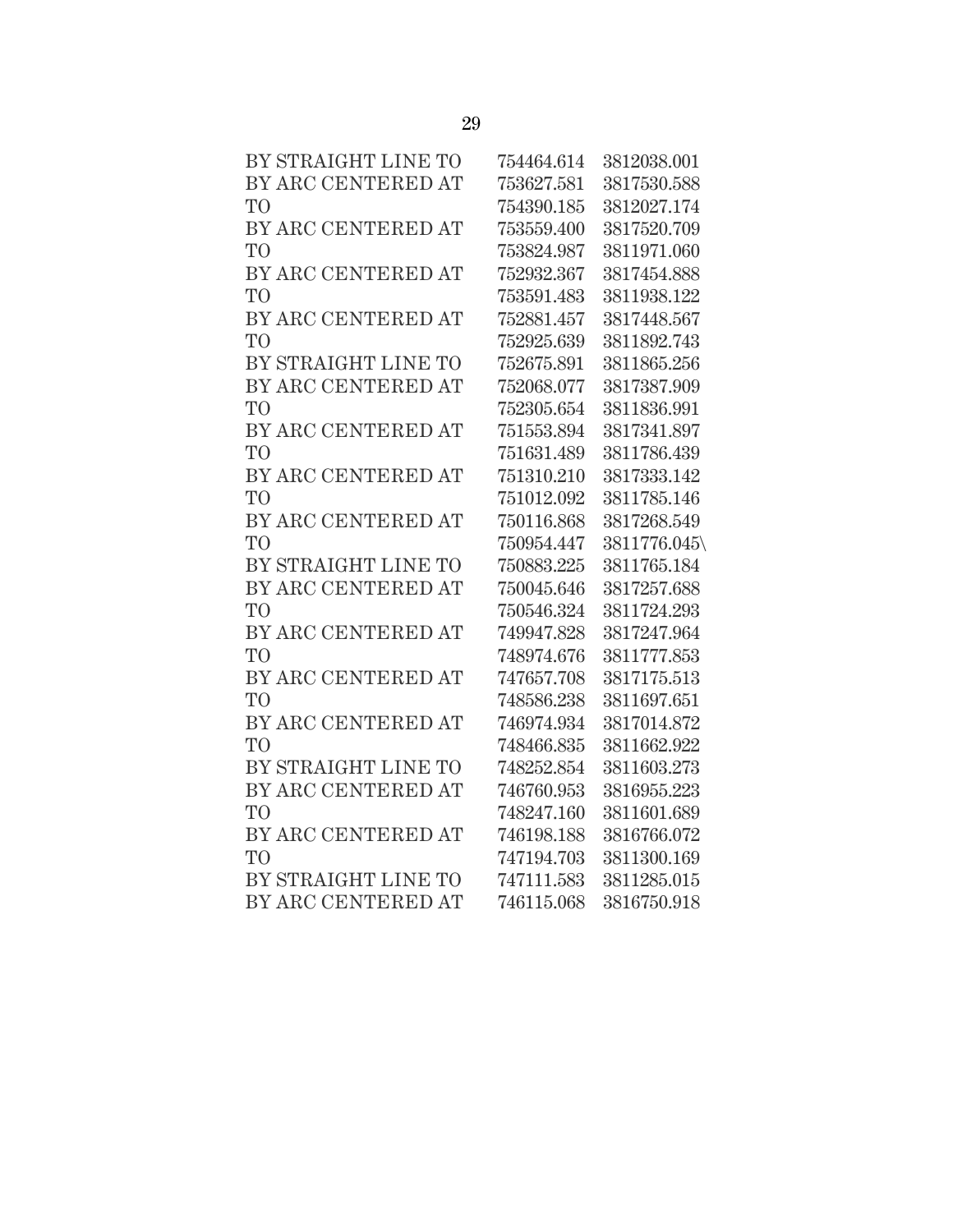BY STRAIGHT LINE TO 754464.614 3812038.001
BY ARC CENTERED AT 753627.581 3817530.588
TO 754390.185 3812027.174
BY ARC CENTERED AT 753559.400 3817520.709
TO 753824.987 3811971.060
BY ARC CENTERED AT 752932.367 3817454.888
TO 753591.483 3811938.122
BY ARC CENTERED AT 752881.457 3817448.567
TO 752925.639 3811892.743
BY STRAIGHT LINE TO 752675.891 3811865.256
BY ARC CENTERED AT 752068.077 3817387.909
TO 752305.654 3811836.991
BY ARC CENTERED AT 751553.894 3817341.897
TO 751631.489 3811786.439
BY ARC CENTERED AT 751310.210 3817333.142
TO 751012.092 3811785.146
BY ARC CENTERED AT 750116.868 3817268.549
TO 750954.447 3811776.045\
BY STRAIGHT LINE TO 750883.225 3811765.184
BY ARC CENTERED AT 750045.646 3817257.688
TO 750546.324 3811724.293
BY ARC CENTERED AT 749947.828 3817247.964
TO 748974.676 3811777.853
BY ARC CENTERED AT 747657.708 3817175.513
TO 748586.238 3811697.651
BY ARC CENTERED AT 746974.934 3817014.872
TO 748466.835 3811662.922
BY STRAIGHT LINE TO 748252.854 3811603.273
BY ARC CENTERED AT 746760.953 3816955.223
TO 748247.160 3811601.689
BY ARC CENTERED AT 746198.188 3816766.072
TO 747194.703 3811300.169
BY STRAIGHT LINE TO 747111.583 3811285.015
BY ARC CENTERED AT 746115.068 3816750.918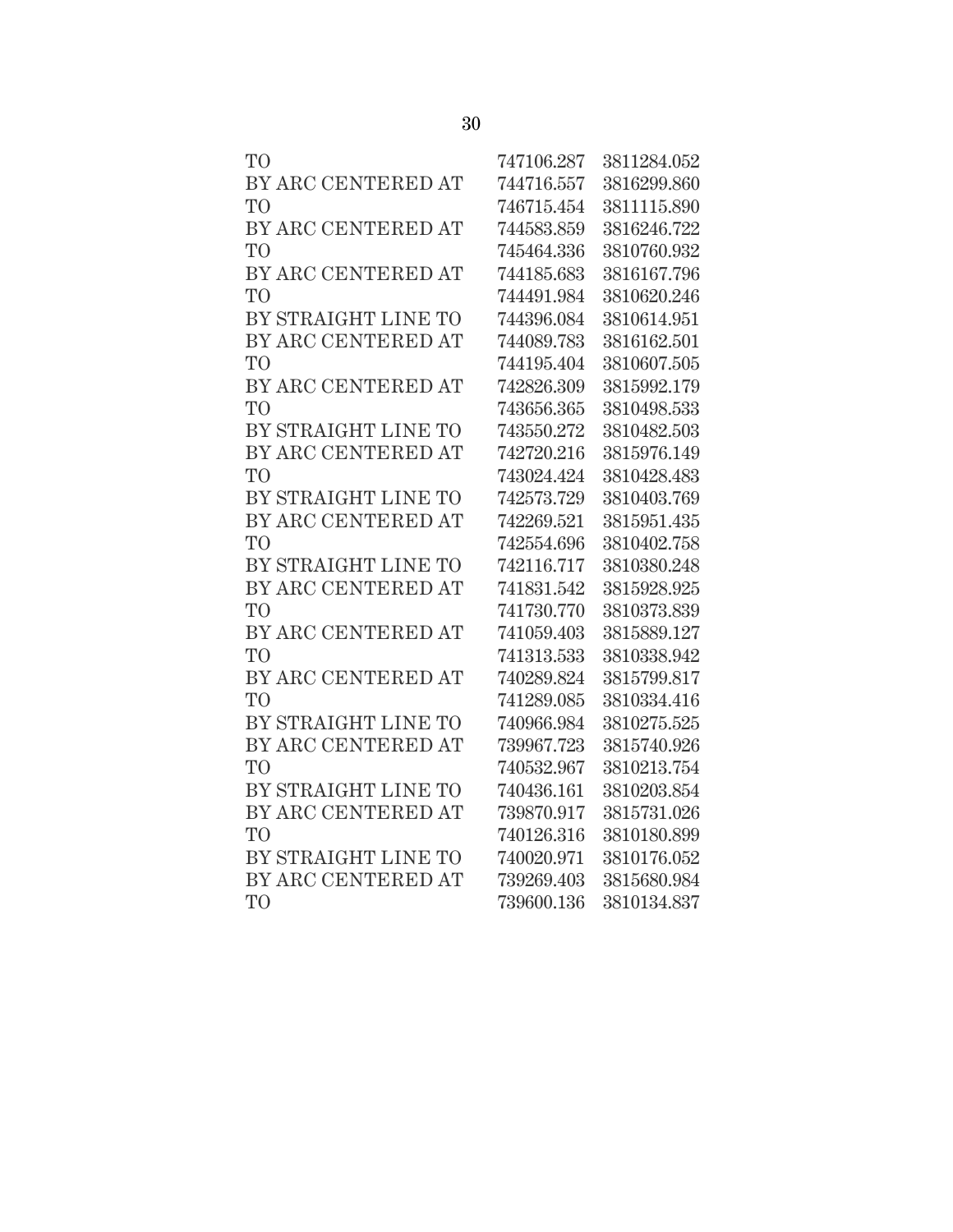| | | |
|---|---|---|
| TO | 747106.287 | 3811284.052 |
| BY ARC CENTERED AT | 744716.557 | 3816299.860 |
| TO | 746715.454 | 3811115.890 |
| BY ARC CENTERED AT | 744583.859 | 3816246.722 |
| TO | 745464.336 | 3810760.932 |
| BY ARC CENTERED AT | 744185.683 | 3816167.796 |
| TO | 744491.984 | 3810620.246 |
| BY STRAIGHT LINE TO | 744396.084 | 3810614.951 |
| BY ARC CENTERED AT | 744089.783 | 3816162.501 |
| TO | 744195.404 | 3810607.505 |
| BY ARC CENTERED AT | 742826.309 | 3815992.179 |
| TO | 743656.365 | 3810498.533 |
| BY STRAIGHT LINE TO | 743550.272 | 3810482.503 |
| BY ARC CENTERED AT | 742720.216 | 3815976.149 |
| TO | 743024.424 | 3810428.483 |
| BY STRAIGHT LINE TO | 742573.729 | 3810403.769 |
| BY ARC CENTERED AT | 742269.521 | 3815951.435 |
| TO | 742554.696 | 3810402.758 |
| BY STRAIGHT LINE TO | 742116.717 | 3810380.248 |
| BY ARC CENTERED AT | 741831.542 | 3815928.925 |
| TO | 741730.770 | 3810373.839 |
| BY ARC CENTERED AT | 741059.403 | 3815889.127 |
| TO | 741313.533 | 3810338.942 |
| BY ARC CENTERED AT | 740289.824 | 3815799.817 |
| TO | 741289.085 | 3810334.416 |
| BY STRAIGHT LINE TO | 740966.984 | 3810275.525 |
| BY ARC CENTERED AT | 739967.723 | 3815740.926 |
| TO | 740532.967 | 3810213.754 |
| BY STRAIGHT LINE TO | 740436.161 | 3810203.854 |
| BY ARC CENTERED AT | 739870.917 | 3815731.026 |
| TO | 740126.316 | 3810180.899 |
| BY STRAIGHT LINE TO | 740020.971 | 3810176.052 |
| BY ARC CENTERED AT | 739269.403 | 3815680.984 |
| TO | 739600.136 | 3810134.837 |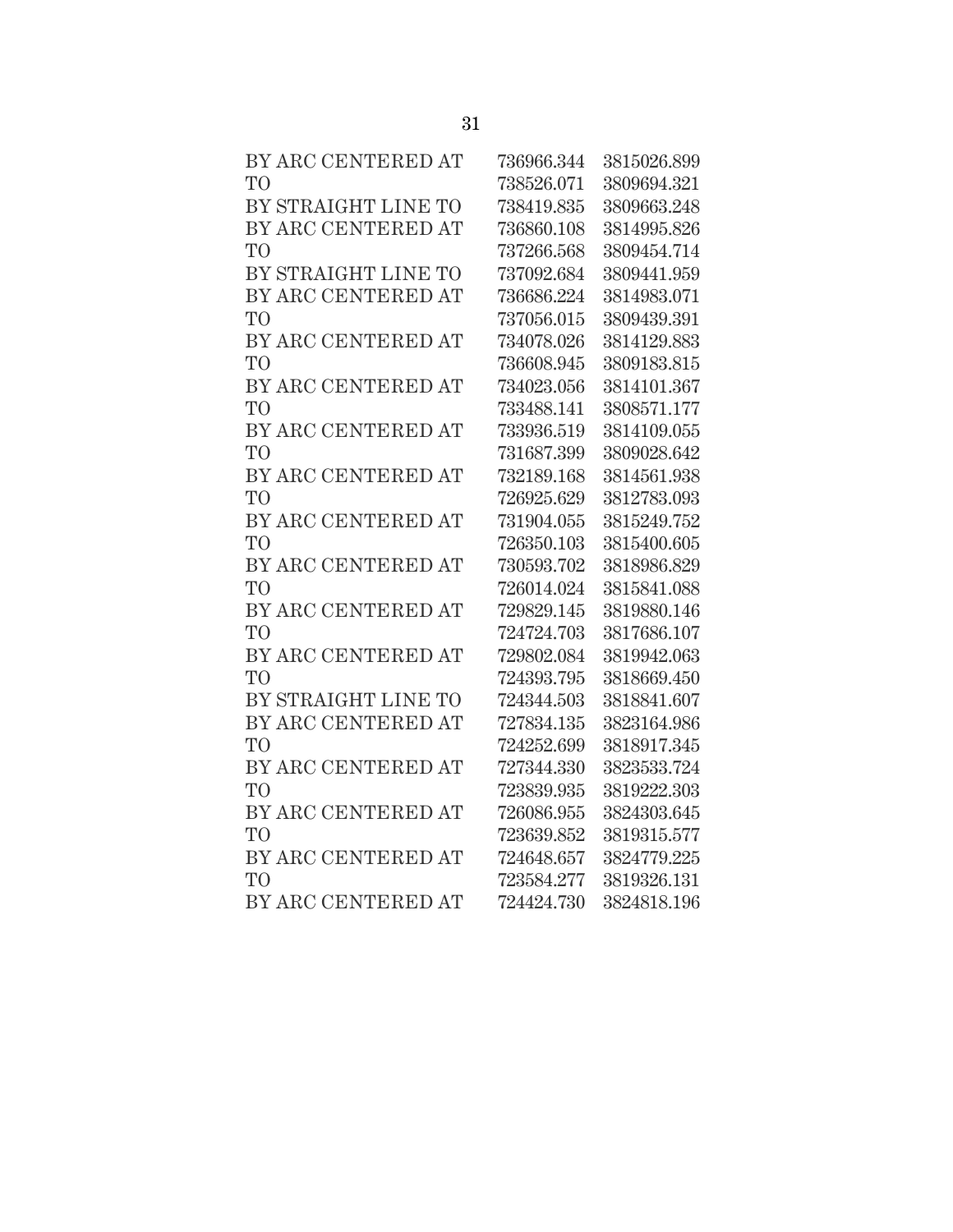| | | |
|---|---|---|
| BY ARC CENTERED AT | 736966.344 | 3815026.899 |
| TO | 738526.071 | 3809694.321 |
| BY STRAIGHT LINE TO | 738419.835 | 3809663.248 |
| BY ARC CENTERED AT | 736860.108 | 3814995.826 |
| TO | 737266.568 | 3809454.714 |
| BY STRAIGHT LINE TO | 737092.684 | 3809441.959 |
| BY ARC CENTERED AT | 736686.224 | 3814983.071 |
| TO | 737056.015 | 3809439.391 |
| BY ARC CENTERED AT | 734078.026 | 3814129.883 |
| TO | 736608.945 | 3809183.815 |
| BY ARC CENTERED AT | 734023.056 | 3814101.367 |
| TO | 733488.141 | 3808571.177 |
| BY ARC CENTERED AT | 733936.519 | 3814109.055 |
| TO | 731687.399 | 3809028.642 |
| BY ARC CENTERED AT | 732189.168 | 3814561.938 |
| TO | 726925.629 | 3812783.093 |
| BY ARC CENTERED AT | 731904.055 | 3815249.752 |
| TO | 726350.103 | 3815400.605 |
| BY ARC CENTERED AT | 730593.702 | 3818986.829 |
| TO | 726014.024 | 3815841.088 |
| BY ARC CENTERED AT | 729829.145 | 3819880.146 |
| TO | 724724.703 | 3817686.107 |
| BY ARC CENTERED AT | 729802.084 | 3819942.063 |
| TO | 724393.795 | 3818669.450 |
| BY STRAIGHT LINE TO | 724344.503 | 3818841.607 |
| BY ARC CENTERED AT | 727834.135 | 3823164.986 |
| TO | 724252.699 | 3818917.345 |
| BY ARC CENTERED AT | 727344.330 | 3823533.724 |
| TO | 723839.935 | 3819222.303 |
| BY ARC CENTERED AT | 726086.955 | 3824303.645 |
| TO | 723639.852 | 3819315.577 |
| BY ARC CENTERED AT | 724648.657 | 3824779.225 |
| TO | 723584.277 | 3819326.131 |
| BY ARC CENTERED AT | 724424.730 | 3824818.196 |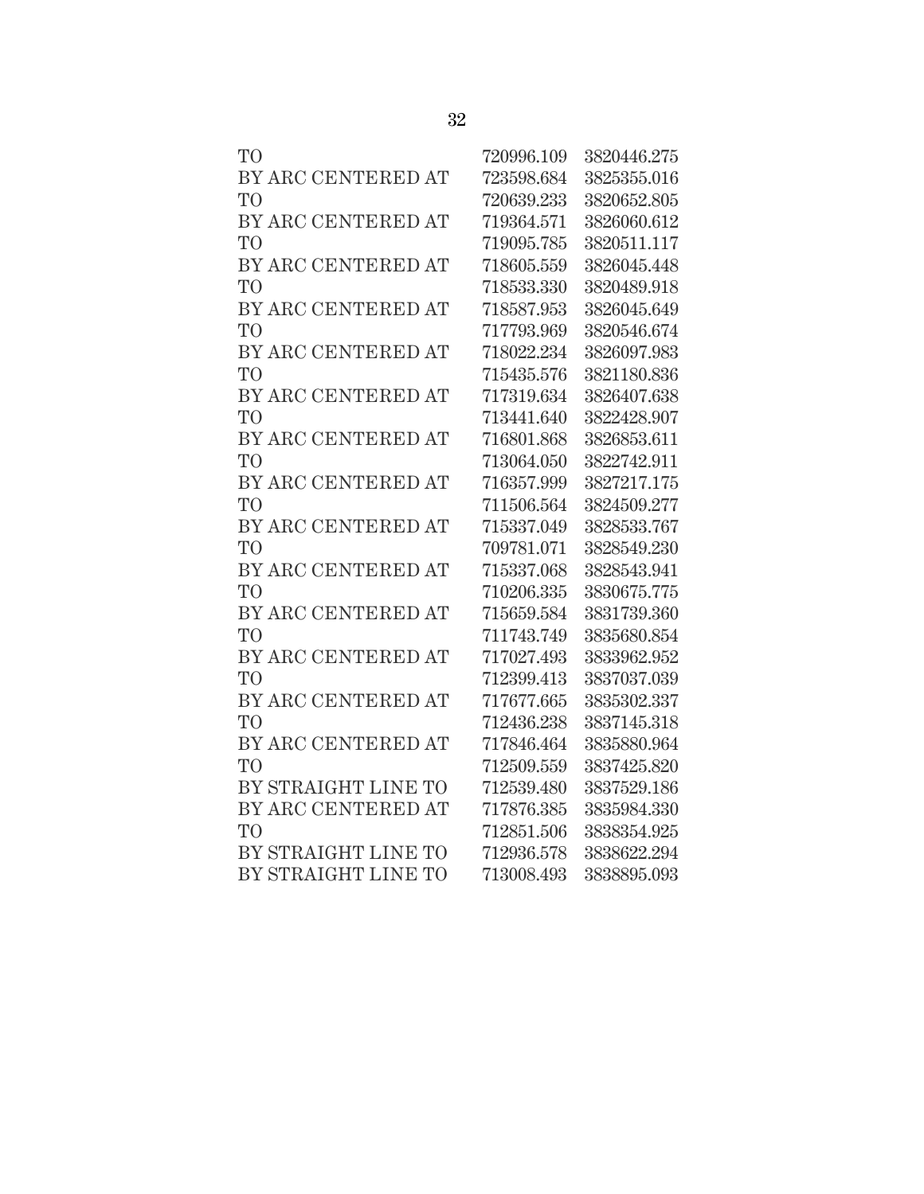| | | |
|---|---|---|
| TO | 720996.109 | 3820446.275 |
| BY ARC CENTERED AT | 723598.684 | 3825355.016 |
| TO | 720639.233 | 3820652.805 |
| BY ARC CENTERED AT | 719364.571 | 3826060.612 |
| TO | 719095.785 | 3820511.117 |
| BY ARC CENTERED AT | 718605.559 | 3826045.448 |
| TO | 718533.330 | 3820489.918 |
| BY ARC CENTERED AT | 718587.953 | 3826045.649 |
| TO | 717793.969 | 3820546.674 |
| BY ARC CENTERED AT | 718022.234 | 3826097.983 |
| TO | 715435.576 | 3821180.836 |
| BY ARC CENTERED AT | 717319.634 | 3826407.638 |
| TO | 713441.640 | 3822428.907 |
| BY ARC CENTERED AT | 716801.868 | 3826853.611 |
| TO | 713064.050 | 3822742.911 |
| BY ARC CENTERED AT | 716357.999 | 3827217.175 |
| TO | 711506.564 | 3824509.277 |
| BY ARC CENTERED AT | 715337.049 | 3828533.767 |
| TO | 709781.071 | 3828549.230 |
| BY ARC CENTERED AT | 715337.068 | 3828543.941 |
| TO | 710206.335 | 3830675.775 |
| BY ARC CENTERED AT | 715659.584 | 3831739.360 |
| TO | 711743.749 | 3835680.854 |
| BY ARC CENTERED AT | 717027.493 | 3833962.952 |
| TO | 712399.413 | 3837037.039 |
| BY ARC CENTERED AT | 717677.665 | 3835302.337 |
| TO | 712436.238 | 3837145.318 |
| BY ARC CENTERED AT | 717846.464 | 3835880.964 |
| TO | 712509.559 | 3837425.820 |
| BY STRAIGHT LINE TO | 712539.480 | 3837529.186 |
| BY ARC CENTERED AT | 717876.385 | 3835984.330 |
| TO | 712851.506 | 3838354.925 |
| BY STRAIGHT LINE TO | 712936.578 | 3838622.294 |
| BY STRAIGHT LINE TO | 713008.493 | 3838895.093 |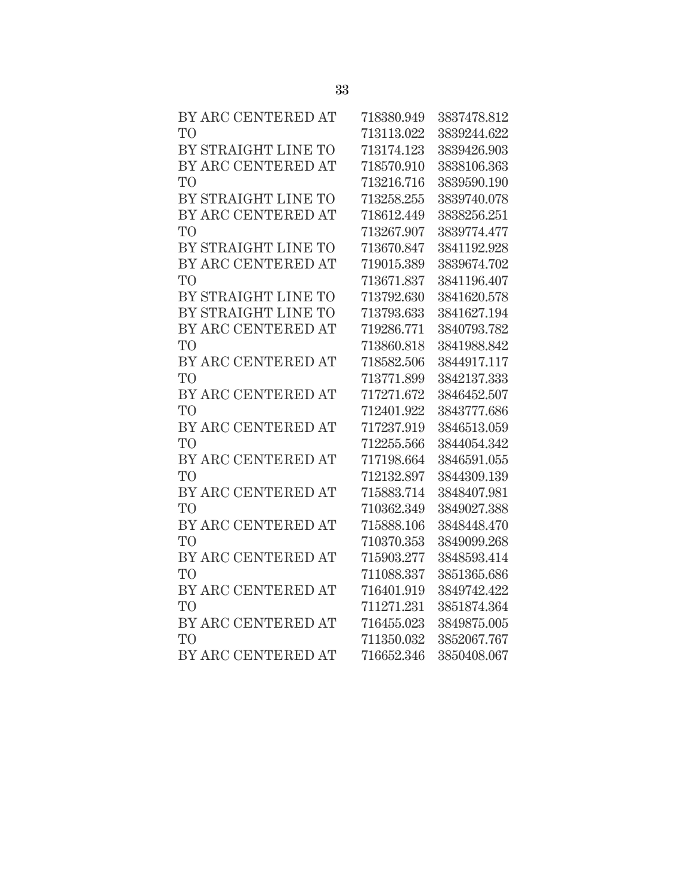| | | |
|---|---|---|
| BY ARC CENTERED AT | 718380.949 | 3837478.812 |
| TO | 713113.022 | 3839244.622 |
| BY STRAIGHT LINE TO | 713174.123 | 3839426.903 |
| BY ARC CENTERED AT | 718570.910 | 3838106.363 |
| TO | 713216.716 | 3839590.190 |
| BY STRAIGHT LINE TO | 713258.255 | 3839740.078 |
| BY ARC CENTERED AT | 718612.449 | 3838256.251 |
| TO | 713267.907 | 3839774.477 |
| BY STRAIGHT LINE TO | 713670.847 | 3841192.928 |
| BY ARC CENTERED AT | 719015.389 | 3839674.702 |
| TO | 713671.837 | 3841196.407 |
| BY STRAIGHT LINE TO | 713792.630 | 3841620.578 |
| BY STRAIGHT LINE TO | 713793.633 | 3841627.194 |
| BY ARC CENTERED AT | 719286.771 | 3840793.782 |
| TO | 713860.818 | 3841988.842 |
| BY ARC CENTERED AT | 718582.506 | 3844917.117 |
| TO | 713771.899 | 3842137.333 |
| BY ARC CENTERED AT | 717271.672 | 3846452.507 |
| TO | 712401.922 | 3843777.686 |
| BY ARC CENTERED AT | 717237.919 | 3846513.059 |
| TO | 712255.566 | 3844054.342 |
| BY ARC CENTERED AT | 717198.664 | 3846591.055 |
| TO | 712132.897 | 3844309.139 |
| BY ARC CENTERED AT | 715883.714 | 3848407.981 |
| TO | 710362.349 | 3849027.388 |
| BY ARC CENTERED AT | 715888.106 | 3848448.470 |
| TO | 710370.353 | 3849099.268 |
| BY ARC CENTERED AT | 715903.277 | 3848593.414 |
| TO | 711088.337 | 3851365.686 |
| BY ARC CENTERED AT | 716401.919 | 3849742.422 |
| TO | 711271.231 | 3851874.364 |
| BY ARC CENTERED AT | 716455.023 | 3849875.005 |
| TO | 711350.032 | 3852067.767 |
| BY ARC CENTERED AT | 716652.346 | 3850408.067 |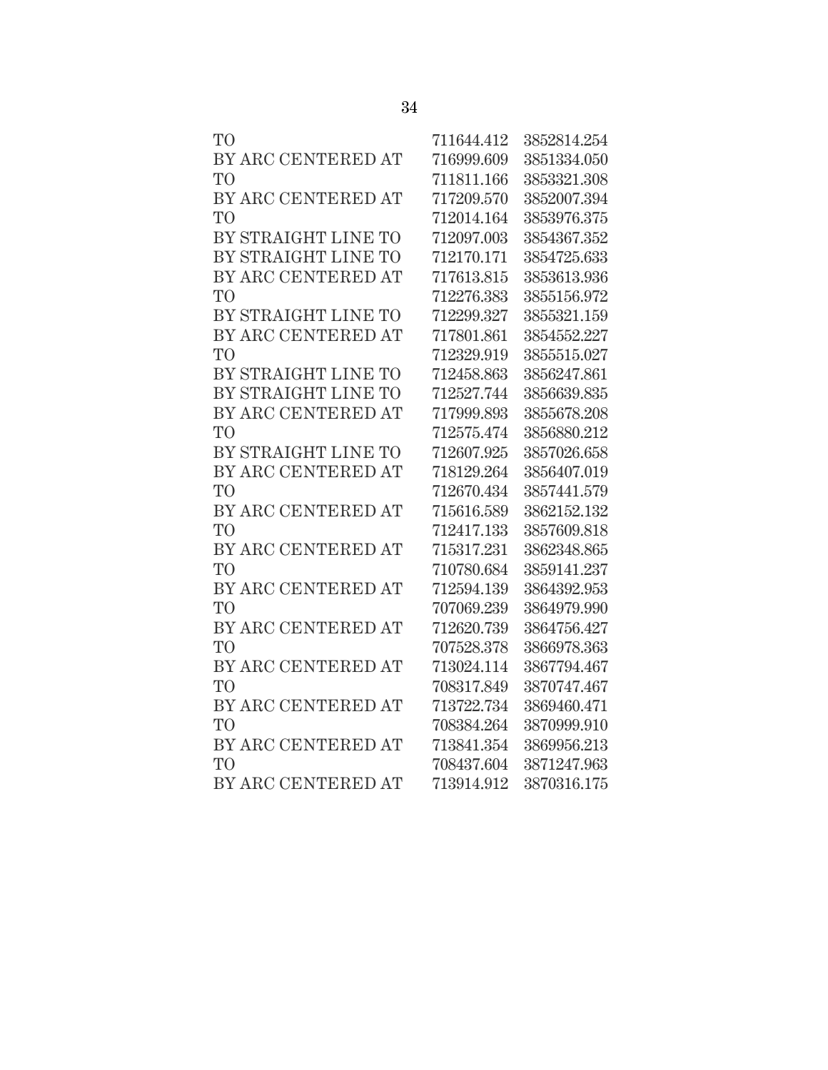| | | |
|---|---|---|
| TO | 711644.412 | 3852814.254 |
| BY ARC CENTERED AT | 716999.609 | 3851334.050 |
| TO | 711811.166 | 3853321.308 |
| BY ARC CENTERED AT | 717209.570 | 3852007.394 |
| TO | 712014.164 | 3853976.375 |
| BY STRAIGHT LINE TO | 712097.003 | 3854367.352 |
| BY STRAIGHT LINE TO | 712170.171 | 3854725.633 |
| BY ARC CENTERED AT | 717613.815 | 3853613.936 |
| TO | 712276.383 | 3855156.972 |
| BY STRAIGHT LINE TO | 712299.327 | 3855321.159 |
| BY ARC CENTERED AT | 717801.861 | 3854552.227 |
| TO | 712329.919 | 3855515.027 |
| BY STRAIGHT LINE TO | 712458.863 | 3856247.861 |
| BY STRAIGHT LINE TO | 712527.744 | 3856639.835 |
| BY ARC CENTERED AT | 717999.893 | 3855678.208 |
| TO | 712575.474 | 3856880.212 |
| BY STRAIGHT LINE TO | 712607.925 | 3857026.658 |
| BY ARC CENTERED AT | 718129.264 | 3856407.019 |
| TO | 712670.434 | 3857441.579 |
| BY ARC CENTERED AT | 715616.589 | 3862152.132 |
| TO | 712417.133 | 3857609.818 |
| BY ARC CENTERED AT | 715317.231 | 3862348.865 |
| TO | 710780.684 | 3859141.237 |
| BY ARC CENTERED AT | 712594.139 | 3864392.953 |
| TO | 707069.239 | 3864979.990 |
| BY ARC CENTERED AT | 712620.739 | 3864756.427 |
| TO | 707528.378 | 3866978.363 |
| BY ARC CENTERED AT | 713024.114 | 3867794.467 |
| TO | 708317.849 | 3870747.467 |
| BY ARC CENTERED AT | 713722.734 | 3869460.471 |
| TO | 708384.264 | 3870999.910 |
| BY ARC CENTERED AT | 713841.354 | 3869956.213 |
| TO | 708437.604 | 3871247.963 |
| BY ARC CENTERED AT | 713914.912 | 3870316.175 |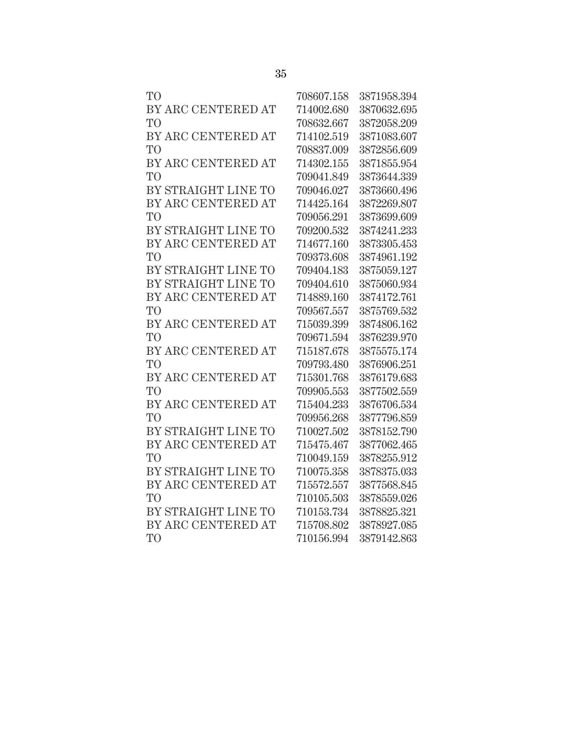| | | |
|---|---|---|
| TO | 708607.158 | 3871958.394 |
| BY ARC CENTERED AT | 714002.680 | 3870632.695 |
| TO | 708632.667 | 3872058.209 |
| BY ARC CENTERED AT | 714102.519 | 3871083.607 |
| TO | 708837.009 | 3872856.609 |
| BY ARC CENTERED AT | 714302.155 | 3871855.954 |
| TO | 709041.849 | 3873644.339 |
| BY STRAIGHT LINE TO | 709046.027 | 3873660.496 |
| BY ARC CENTERED AT | 714425.164 | 3872269.807 |
| TO | 709056.291 | 3873699.609 |
| BY STRAIGHT LINE TO | 709200.532 | 3874241.233 |
| BY ARC CENTERED AT | 714677.160 | 3873305.453 |
| TO | 709373.608 | 3874961.192 |
| BY STRAIGHT LINE TO | 709404.183 | 3875059.127 |
| BY STRAIGHT LINE TO | 709404.610 | 3875060.934 |
| BY ARC CENTERED AT | 714889.160 | 3874172.761 |
| TO | 709567.557 | 3875769.532 |
| BY ARC CENTERED AT | 715039.399 | 3874806.162 |
| TO | 709671.594 | 3876239.970 |
| BY ARC CENTERED AT | 715187.678 | 3875575.174 |
| TO | 709793.480 | 3876906.251 |
| BY ARC CENTERED AT | 715301.768 | 3876179.683 |
| TO | 709905.553 | 3877502.559 |
| BY ARC CENTERED AT | 715404.233 | 3876706.534 |
| TO | 709956.268 | 3877796.859 |
| BY STRAIGHT LINE TO | 710027.502 | 3878152.790 |
| BY ARC CENTERED AT | 715475.467 | 3877062.465 |
| TO | 710049.159 | 3878255.912 |
| BY STRAIGHT LINE TO | 710075.358 | 3878375.033 |
| BY ARC CENTERED AT | 715572.557 | 3877568.845 |
| TO | 710105.503 | 3878559.026 |
| BY STRAIGHT LINE TO | 710153.734 | 3878825.321 |
| BY ARC CENTERED AT | 715708.802 | 3878927.085 |
| TO | 710156.994 | 3879142.863 |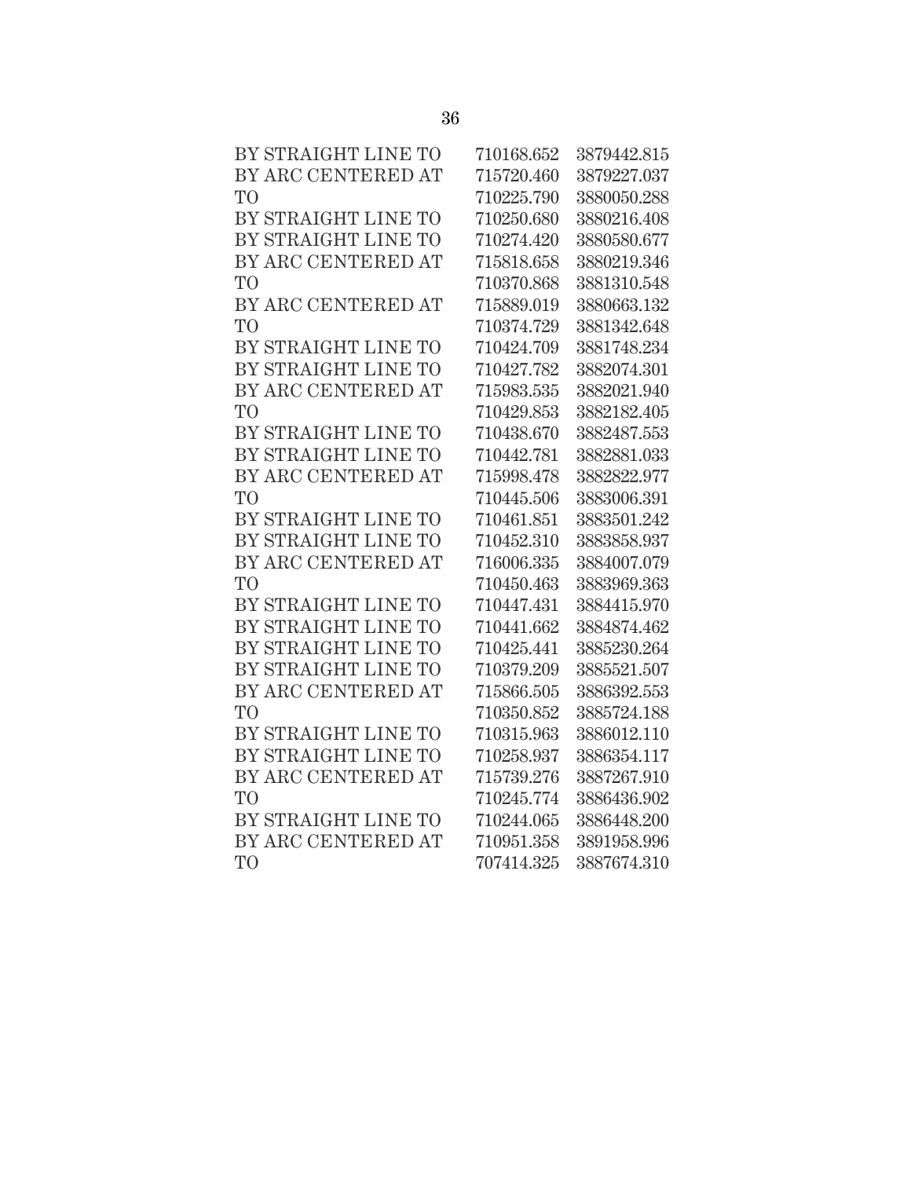| | | |
|---|---|---|
| BY STRAIGHT LINE TO | 710168.652 | 3879442.815 |
| BY ARC CENTERED AT | 715720.460 | 3879227.037 |
| TO | 710225.790 | 3880050.288 |
| BY STRAIGHT LINE TO | 710250.680 | 3880216.408 |
| BY STRAIGHT LINE TO | 710274.420 | 3880580.677 |
| BY ARC CENTERED AT | 715818.658 | 3880219.346 |
| TO | 710370.868 | 3881310.548 |
| BY ARC CENTERED AT | 715889.019 | 3880663.132 |
| TO | 710374.729 | 3881342.648 |
| BY STRAIGHT LINE TO | 710424.709 | 3881748.234 |
| BY STRAIGHT LINE TO | 710427.782 | 3882074.301 |
| BY ARC CENTERED AT | 715983.535 | 3882021.940 |
| TO | 710429.853 | 3882182.405 |
| BY STRAIGHT LINE TO | 710438.670 | 3882487.553 |
| BY STRAIGHT LINE TO | 710442.781 | 3882881.033 |
| BY ARC CENTERED AT | 715998.478 | 3882822.977 |
| TO | 710445.506 | 3883006.391 |
| BY STRAIGHT LINE TO | 710461.851 | 3883501.242 |
| BY STRAIGHT LINE TO | 710452.310 | 3883858.937 |
| BY ARC CENTERED AT | 716006.335 | 3884007.079 |
| TO | 710450.463 | 3883969.363 |
| BY STRAIGHT LINE TO | 710447.431 | 3884415.970 |
| BY STRAIGHT LINE TO | 710441.662 | 3884874.462 |
| BY STRAIGHT LINE TO | 710425.441 | 3885230.264 |
| BY STRAIGHT LINE TO | 710379.209 | 3885521.507 |
| BY ARC CENTERED AT | 715866.505 | 3886392.553 |
| TO | 710350.852 | 3885724.188 |
| BY STRAIGHT LINE TO | 710315.963 | 3886012.110 |
| BY STRAIGHT LINE TO | 710258.937 | 3886354.117 |
| BY ARC CENTERED AT | 715739.276 | 3887267.910 |
| TO | 710245.774 | 3886436.902 |
| BY STRAIGHT LINE TO | 710244.065 | 3886448.200 |
| BY ARC CENTERED AT | 710951.358 | 3891958.996 |
| TO | 707414.325 | 3887674.310 |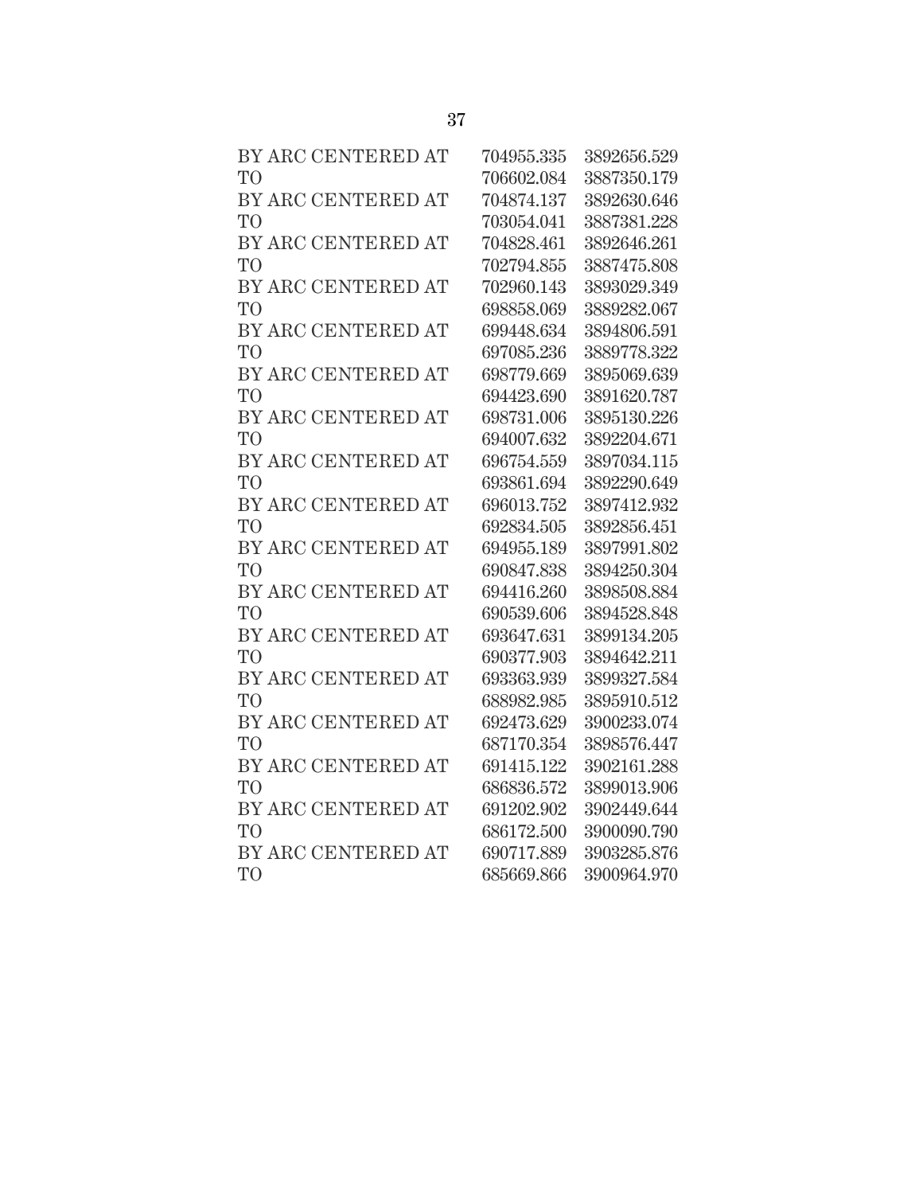BY ARC CENTERED AT 704955.335 3892656.529
TO 706602.084 3887350.179
BY ARC CENTERED AT 704874.137 3892630.646
TO 703054.041 3887381.228
BY ARC CENTERED AT 704828.461 3892646.261
TO 702794.855 3887475.808
BY ARC CENTERED AT 702960.143 3893029.349
TO 698858.069 3889282.067
BY ARC CENTERED AT 699448.634 3894806.591
TO 697085.236 3889778.322
BY ARC CENTERED AT 698779.669 3895069.639
TO 694423.690 3891620.787
BY ARC CENTERED AT 698731.006 3895130.226
TO 694007.632 3892204.671
BY ARC CENTERED AT 696754.559 3897034.115
TO 693861.694 3892290.649
BY ARC CENTERED AT 696013.752 3897412.932
TO 692834.505 3892856.451
BY ARC CENTERED AT 694955.189 3897991.802
TO 690847.838 3894250.304
BY ARC CENTERED AT 694416.260 3898508.884
TO 690539.606 3894528.848
BY ARC CENTERED AT 693647.631 3899134.205
TO 690377.903 3894642.211
BY ARC CENTERED AT 693363.939 3899327.584
TO 688982.985 3895910.512
BY ARC CENTERED AT 692473.629 3900233.074
TO 687170.354 3898576.447
BY ARC CENTERED AT 691415.122 3902161.288
TO 686836.572 3899013.906
BY ARC CENTERED AT 691202.902 3902449.644
TO 686172.500 3900090.790
BY ARC CENTERED AT 690717.889 3903285.876
TO 685669.866 3900964.970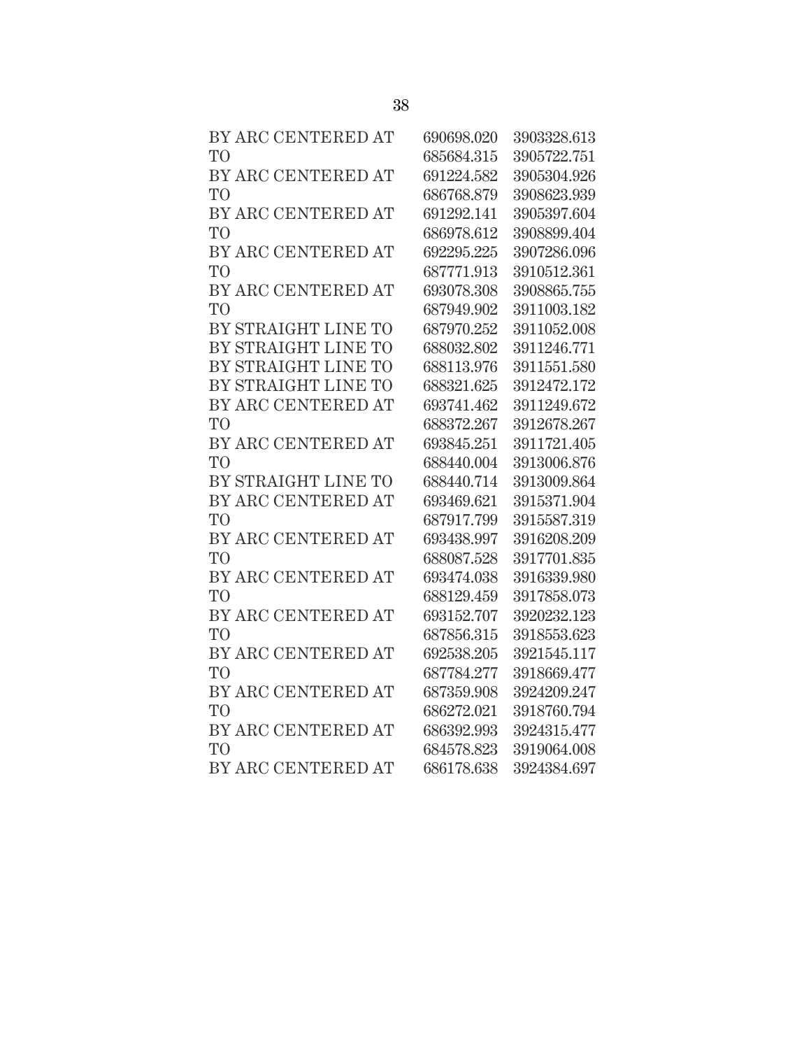| | | |
|---|---|---|
| BY ARC CENTERED AT | 690698.020 | 3903328.613 |
| TO | 685684.315 | 3905722.751 |
| BY ARC CENTERED AT | 691224.582 | 3905304.926 |
| TO | 686768.879 | 3908623.939 |
| BY ARC CENTERED AT | 691292.141 | 3905397.604 |
| TO | 686978.612 | 3908899.404 |
| BY ARC CENTERED AT | 692295.225 | 3907286.096 |
| TO | 687771.913 | 3910512.361 |
| BY ARC CENTERED AT | 693078.308 | 3908865.755 |
| TO | 687949.902 | 3911003.182 |
| BY STRAIGHT LINE TO | 687970.252 | 3911052.008 |
| BY STRAIGHT LINE TO | 688032.802 | 3911246.771 |
| BY STRAIGHT LINE TO | 688113.976 | 3911551.580 |
| BY STRAIGHT LINE TO | 688321.625 | 3912472.172 |
| BY ARC CENTERED AT | 693741.462 | 3911249.672 |
| TO | 688372.267 | 3912678.267 |
| BY ARC CENTERED AT | 693845.251 | 3911721.405 |
| TO | 688440.004 | 3913006.876 |
| BY STRAIGHT LINE TO | 688440.714 | 3913009.864 |
| BY ARC CENTERED AT | 693469.621 | 3915371.904 |
| TO | 687917.799 | 3915587.319 |
| BY ARC CENTERED AT | 693438.997 | 3916208.209 |
| TO | 688087.528 | 3917701.835 |
| BY ARC CENTERED AT | 693474.038 | 3916339.980 |
| TO | 688129.459 | 3917858.073 |
| BY ARC CENTERED AT | 693152.707 | 3920232.123 |
| TO | 687856.315 | 3918553.623 |
| BY ARC CENTERED AT | 692538.205 | 3921545.117 |
| TO | 687784.277 | 3918669.477 |
| BY ARC CENTERED AT | 687359.908 | 3924209.247 |
| TO | 686272.021 | 3918760.794 |
| BY ARC CENTERED AT | 686392.993 | 3924315.477 |
| TO | 684578.823 | 3919064.008 |
| BY ARC CENTERED AT | 686178.638 | 3924384.697 |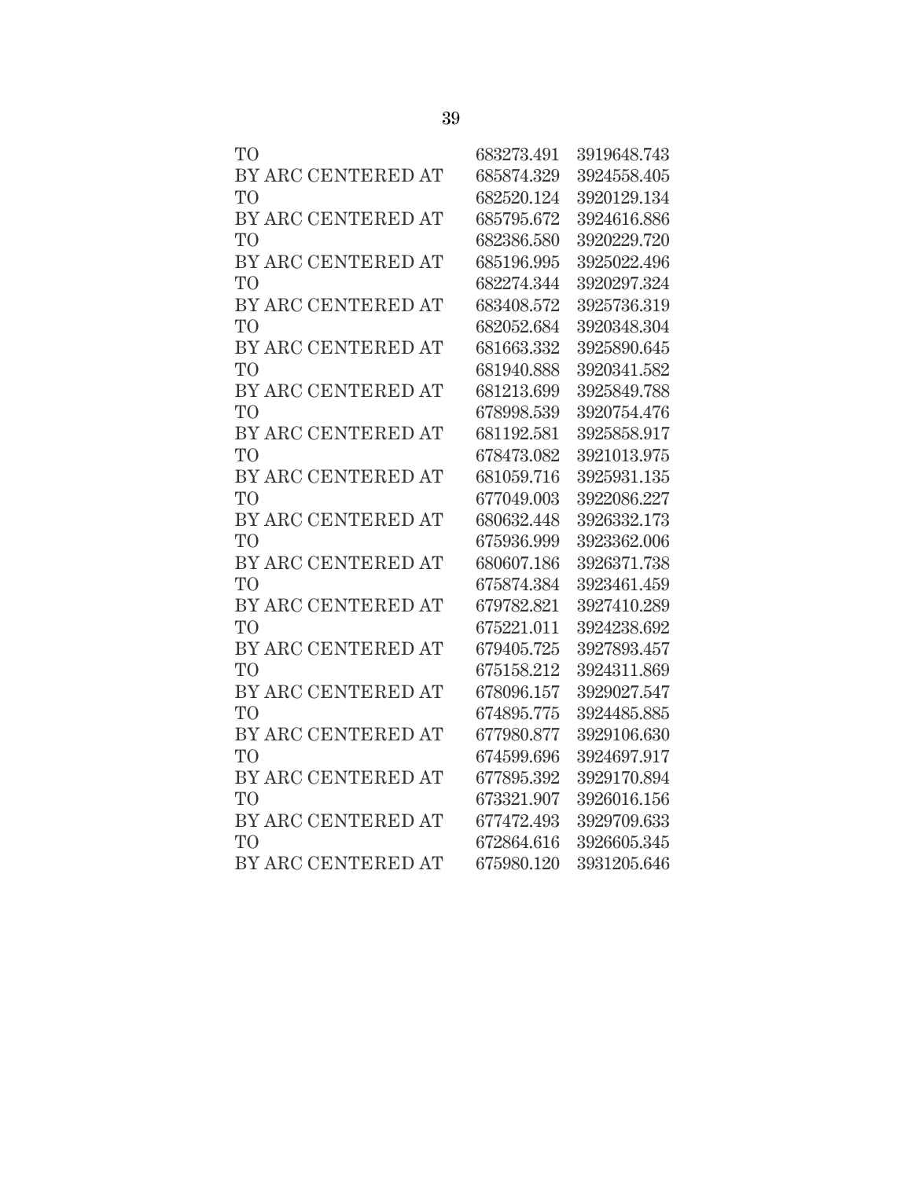| | | |
|---|---|---|
| TO | 683273.491 | 3919648.743 |
| BY ARC CENTERED AT | 685874.329 | 3924558.405 |
| TO | 682520.124 | 3920129.134 |
| BY ARC CENTERED AT | 685795.672 | 3924616.886 |
| TO | 682386.580 | 3920229.720 |
| BY ARC CENTERED AT | 685196.995 | 3925022.496 |
| TO | 682274.344 | 3920297.324 |
| BY ARC CENTERED AT | 683408.572 | 3925736.319 |
| TO | 682052.684 | 3920348.304 |
| BY ARC CENTERED AT | 681663.332 | 3925890.645 |
| TO | 681940.888 | 3920341.582 |
| BY ARC CENTERED AT | 681213.699 | 3925849.788 |
| TO | 678998.539 | 3920754.476 |
| BY ARC CENTERED AT | 681192.581 | 3925858.917 |
| TO | 678473.082 | 3921013.975 |
| BY ARC CENTERED AT | 681059.716 | 3925931.135 |
| TO | 677049.003 | 3922086.227 |
| BY ARC CENTERED AT | 680632.448 | 3926332.173 |
| TO | 675936.999 | 3923362.006 |
| BY ARC CENTERED AT | 680607.186 | 3926371.738 |
| TO | 675874.384 | 3923461.459 |
| BY ARC CENTERED AT | 679782.821 | 3927410.289 |
| TO | 675221.011 | 3924238.692 |
| BY ARC CENTERED AT | 679405.725 | 3927893.457 |
| TO | 675158.212 | 3924311.869 |
| BY ARC CENTERED AT | 678096.157 | 3929027.547 |
| TO | 674895.775 | 3924485.885 |
| BY ARC CENTERED AT | 677980.877 | 3929106.630 |
| TO | 674599.696 | 3924697.917 |
| BY ARC CENTERED AT | 677895.392 | 3929170.894 |
| TO | 673321.907 | 3926016.156 |
| BY ARC CENTERED AT | 677472.493 | 3929709.633 |
| TO | 672864.616 | 3926605.345 |
| BY ARC CENTERED AT | 675980.120 | 3931205.646 |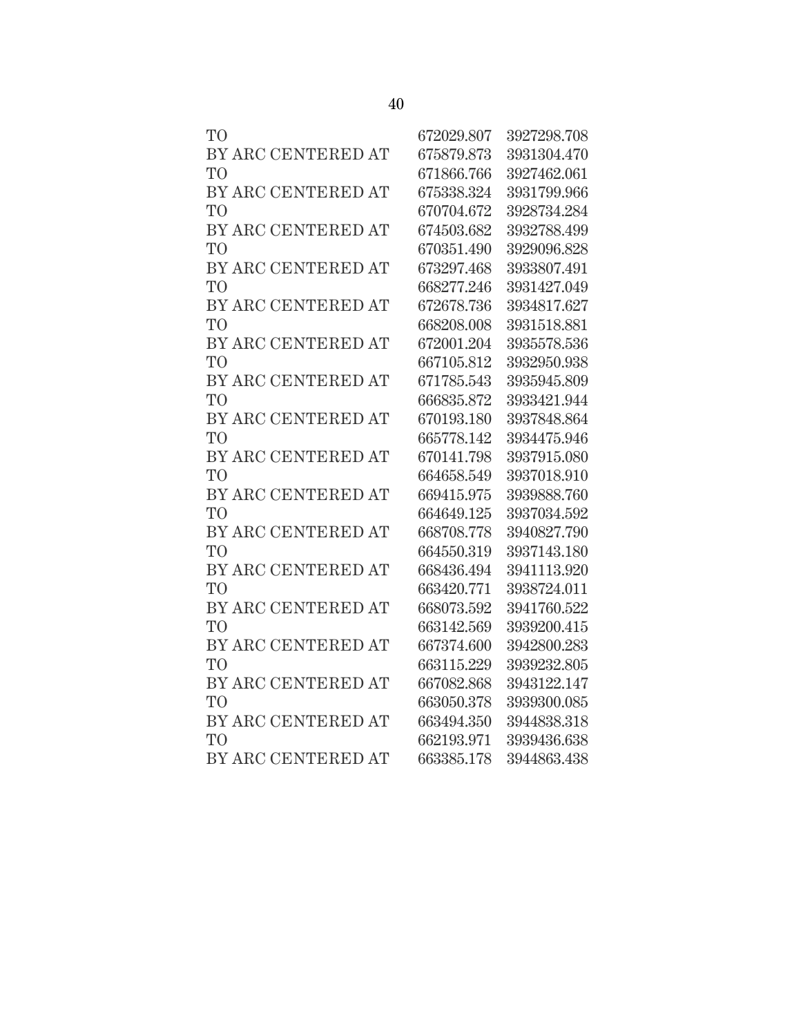| | | |
|---|---|---|
| TO | 672029.807 | 3927298.708 |
| BY ARC CENTERED AT | 675879.873 | 3931304.470 |
| TO | 671866.766 | 3927462.061 |
| BY ARC CENTERED AT | 675338.324 | 3931799.966 |
| TO | 670704.672 | 3928734.284 |
| BY ARC CENTERED AT | 674503.682 | 3932788.499 |
| TO | 670351.490 | 3929096.828 |
| BY ARC CENTERED AT | 673297.468 | 3933807.491 |
| TO | 668277.246 | 3931427.049 |
| BY ARC CENTERED AT | 672678.736 | 3934817.627 |
| TO | 668208.008 | 3931518.881 |
| BY ARC CENTERED AT | 672001.204 | 3935578.536 |
| TO | 667105.812 | 3932950.938 |
| BY ARC CENTERED AT | 671785.543 | 3935945.809 |
| TO | 666835.872 | 3933421.944 |
| BY ARC CENTERED AT | 670193.180 | 3937848.864 |
| TO | 665778.142 | 3934475.946 |
| BY ARC CENTERED AT | 670141.798 | 3937915.080 |
| TO | 664658.549 | 3937018.910 |
| BY ARC CENTERED AT | 669415.975 | 3939888.760 |
| TO | 664649.125 | 3937034.592 |
| BY ARC CENTERED AT | 668708.778 | 3940827.790 |
| TO | 664550.319 | 3937143.180 |
| BY ARC CENTERED AT | 668436.494 | 3941113.920 |
| TO | 663420.771 | 3938724.011 |
| BY ARC CENTERED AT | 668073.592 | 3941760.522 |
| TO | 663142.569 | 3939200.415 |
| BY ARC CENTERED AT | 667374.600 | 3942800.283 |
| TO | 663115.229 | 3939232.805 |
| BY ARC CENTERED AT | 667082.868 | 3943122.147 |
| TO | 663050.378 | 3939300.085 |
| BY ARC CENTERED AT | 663494.350 | 3944838.318 |
| TO | 662193.971 | 3939436.638 |
| BY ARC CENTERED AT | 663385.178 | 3944863.438 |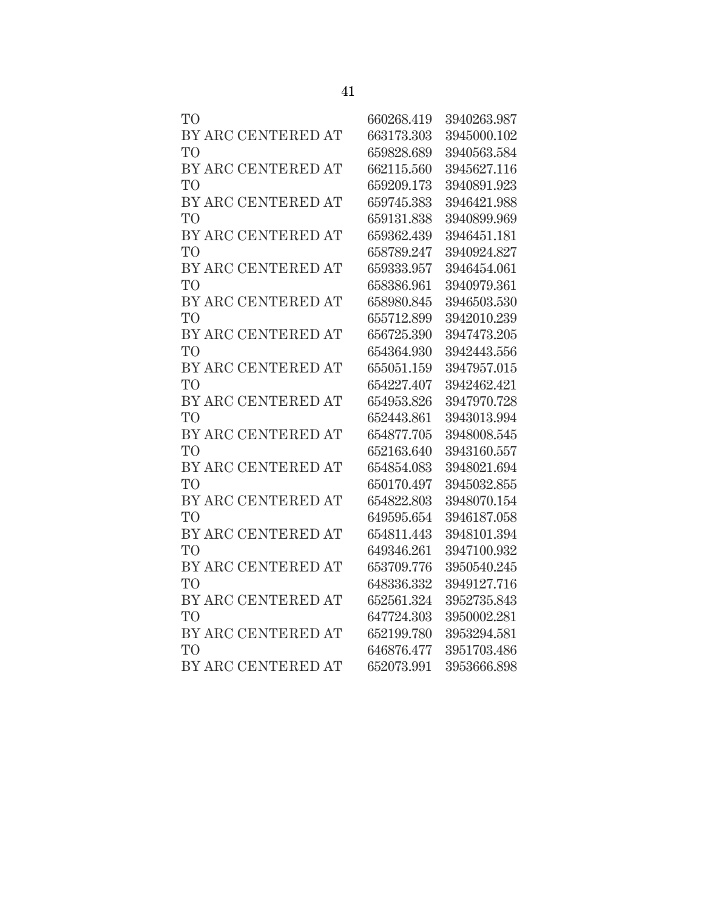| | | |
|---|---|---|
| TO | 660268.419 | 3940263.987 |
| BY ARC CENTERED AT | 663173.303 | 3945000.102 |
| TO | 659828.689 | 3940563.584 |
| BY ARC CENTERED AT | 662115.560 | 3945627.116 |
| TO | 659209.173 | 3940891.923 |
| BY ARC CENTERED AT | 659745.383 | 3946421.988 |
| TO | 659131.838 | 3940899.969 |
| BY ARC CENTERED AT | 659362.439 | 3946451.181 |
| TO | 658789.247 | 3940924.827 |
| BY ARC CENTERED AT | 659333.957 | 3946454.061 |
| TO | 658386.961 | 3940979.361 |
| BY ARC CENTERED AT | 658980.845 | 3946503.530 |
| TO | 655712.899 | 3942010.239 |
| BY ARC CENTERED AT | 656725.390 | 3947473.205 |
| TO | 654364.930 | 3942443.556 |
| BY ARC CENTERED AT | 655051.159 | 3947957.015 |
| TO | 654227.407 | 3942462.421 |
| BY ARC CENTERED AT | 654953.826 | 3947970.728 |
| TO | 652443.861 | 3943013.994 |
| BY ARC CENTERED AT | 654877.705 | 3948008.545 |
| TO | 652163.640 | 3943160.557 |
| BY ARC CENTERED AT | 654854.083 | 3948021.694 |
| TO | 650170.497 | 3945032.855 |
| BY ARC CENTERED AT | 654822.803 | 3948070.154 |
| TO | 649595.654 | 3946187.058 |
| BY ARC CENTERED AT | 654811.443 | 3948101.394 |
| TO | 649346.261 | 3947100.932 |
| BY ARC CENTERED AT | 653709.776 | 3950540.245 |
| TO | 648336.332 | 3949127.716 |
| BY ARC CENTERED AT | 652561.324 | 3952735.843 |
| TO | 647724.303 | 3950002.281 |
| BY ARC CENTERED AT | 652199.780 | 3953294.581 |
| TO | 646876.477 | 3951703.486 |
| BY ARC CENTERED AT | 652073.991 | 3953666.898 |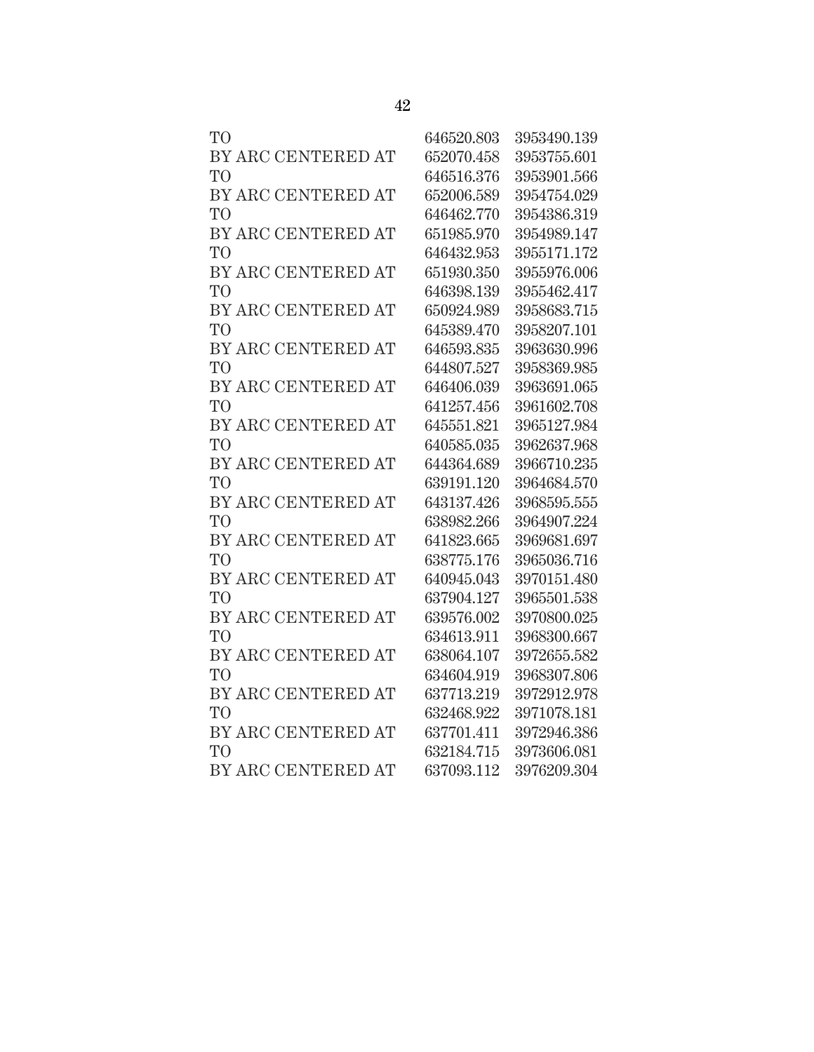| | | |
|---|---|---|
| TO | 646520.803 | 3953490.139 |
| BY ARC CENTERED AT | 652070.458 | 3953755.601 |
| TO | 646516.376 | 3953901.566 |
| BY ARC CENTERED AT | 652006.589 | 3954754.029 |
| TO | 646462.770 | 3954386.319 |
| BY ARC CENTERED AT | 651985.970 | 3954989.147 |
| TO | 646432.953 | 3955171.172 |
| BY ARC CENTERED AT | 651930.350 | 3955976.006 |
| TO | 646398.139 | 3955462.417 |
| BY ARC CENTERED AT | 650924.989 | 3958683.715 |
| TO | 645389.470 | 3958207.101 |
| BY ARC CENTERED AT | 646593.835 | 3963630.996 |
| TO | 644807.527 | 3958369.985 |
| BY ARC CENTERED AT | 646406.039 | 3963691.065 |
| TO | 641257.456 | 3961602.708 |
| BY ARC CENTERED AT | 645551.821 | 3965127.984 |
| TO | 640585.035 | 3962637.968 |
| BY ARC CENTERED AT | 644364.689 | 3966710.235 |
| TO | 639191.120 | 3964684.570 |
| BY ARC CENTERED AT | 643137.426 | 3968595.555 |
| TO | 638982.266 | 3964907.224 |
| BY ARC CENTERED AT | 641823.665 | 3969681.697 |
| TO | 638775.176 | 3965036.716 |
| BY ARC CENTERED AT | 640945.043 | 3970151.480 |
| TO | 637904.127 | 3965501.538 |
| BY ARC CENTERED AT | 639576.002 | 3970800.025 |
| TO | 634613.911 | 3968300.667 |
| BY ARC CENTERED AT | 638064.107 | 3972655.582 |
| TO | 634604.919 | 3968307.806 |
| BY ARC CENTERED AT | 637713.219 | 3972912.978 |
| TO | 632468.922 | 3971078.181 |
| BY ARC CENTERED AT | 637701.411 | 3972946.386 |
| TO | 632184.715 | 3973606.081 |
| BY ARC CENTERED AT | 637093.112 | 3976209.304 |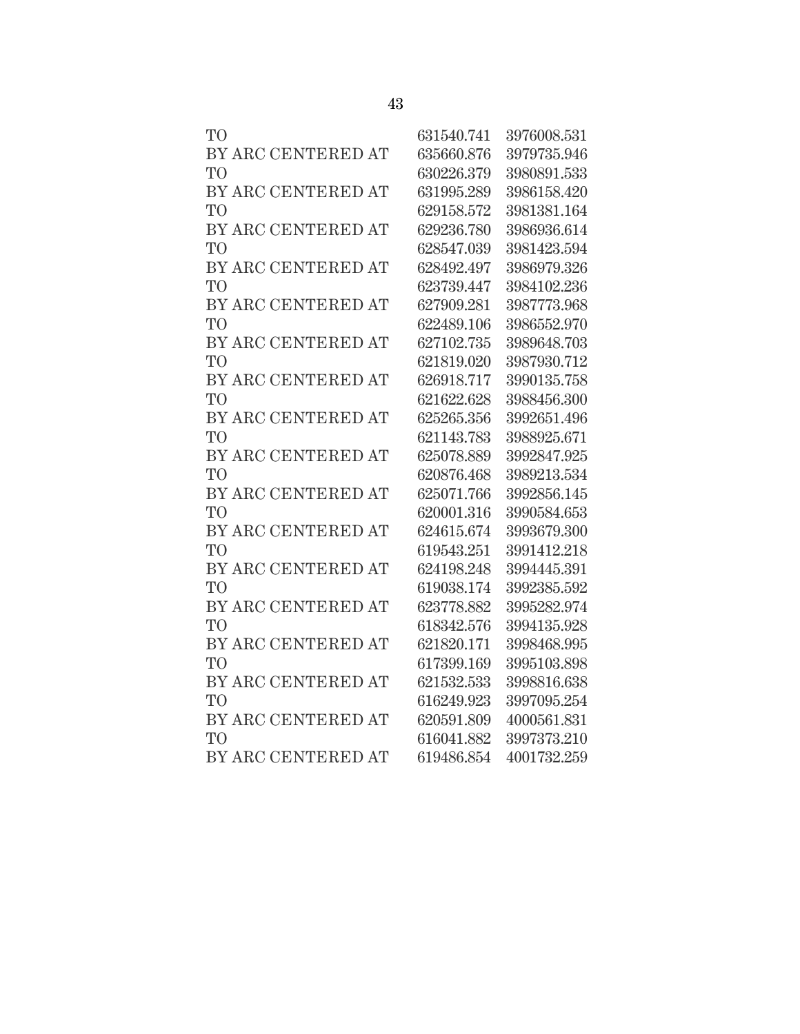| | | |
|---|---|---|
| TO | 631540.741 | 3976008.531 |
| BY ARC CENTERED AT | 635660.876 | 3979735.946 |
| TO | 630226.379 | 3980891.533 |
| BY ARC CENTERED AT | 631995.289 | 3986158.420 |
| TO | 629158.572 | 3981381.164 |
| BY ARC CENTERED AT | 629236.780 | 3986936.614 |
| TO | 628547.039 | 3981423.594 |
| BY ARC CENTERED AT | 628492.497 | 3986979.326 |
| TO | 623739.447 | 3984102.236 |
| BY ARC CENTERED AT | 627909.281 | 3987773.968 |
| TO | 622489.106 | 3986552.970 |
| BY ARC CENTERED AT | 627102.735 | 3989648.703 |
| TO | 621819.020 | 3987930.712 |
| BY ARC CENTERED AT | 626918.717 | 3990135.758 |
| TO | 621622.628 | 3988456.300 |
| BY ARC CENTERED AT | 625265.356 | 3992651.496 |
| TO | 621143.783 | 3988925.671 |
| BY ARC CENTERED AT | 625078.889 | 3992847.925 |
| TO | 620876.468 | 3989213.534 |
| BY ARC CENTERED AT | 625071.766 | 3992856.145 |
| TO | 620001.316 | 3990584.653 |
| BY ARC CENTERED AT | 624615.674 | 3993679.300 |
| TO | 619543.251 | 3991412.218 |
| BY ARC CENTERED AT | 624198.248 | 3994445.391 |
| TO | 619038.174 | 3992385.592 |
| BY ARC CENTERED AT | 623778.882 | 3995282.974 |
| TO | 618342.576 | 3994135.928 |
| BY ARC CENTERED AT | 621820.171 | 3998468.995 |
| TO | 617399.169 | 3995103.898 |
| BY ARC CENTERED AT | 621532.533 | 3998816.638 |
| TO | 616249.923 | 3997095.254 |
| BY ARC CENTERED AT | 620591.809 | 4000561.831 |
| TO | 616041.882 | 3997373.210 |
| BY ARC CENTERED AT | 619486.854 | 4001732.259 |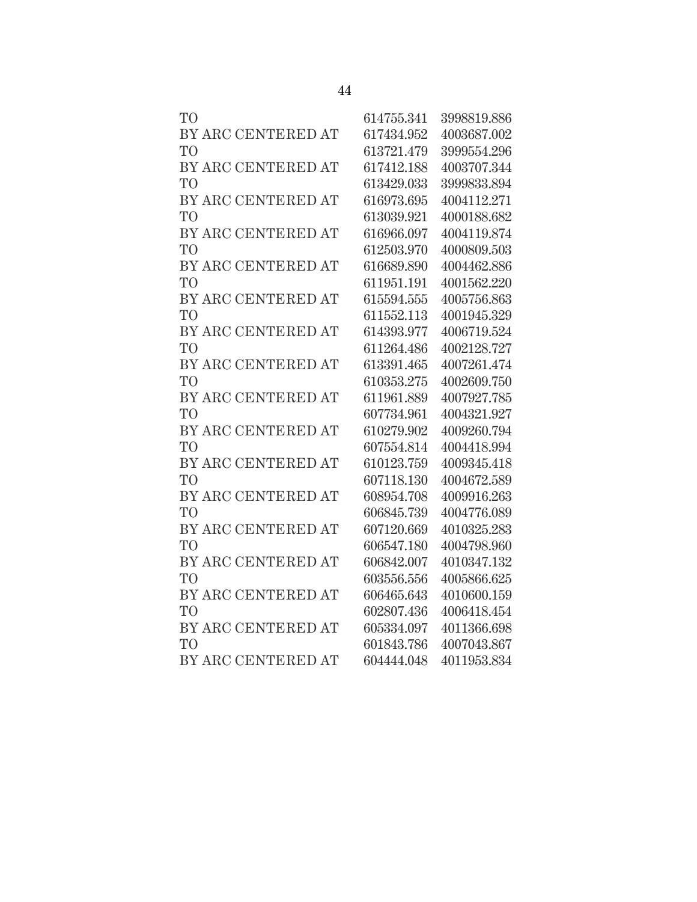| | | |
|---|---|---|
| TO | 614755.341 | 3998819.886 |
| BY ARC CENTERED AT | 617434.952 | 4003687.002 |
| TO | 613721.479 | 3999554.296 |
| BY ARC CENTERED AT | 617412.188 | 4003707.344 |
| TO | 613429.033 | 3999833.894 |
| BY ARC CENTERED AT | 616973.695 | 4004112.271 |
| TO | 613039.921 | 4000188.682 |
| BY ARC CENTERED AT | 616966.097 | 4004119.874 |
| TO | 612503.970 | 4000809.503 |
| BY ARC CENTERED AT | 616689.890 | 4004462.886 |
| TO | 611951.191 | 4001562.220 |
| BY ARC CENTERED AT | 615594.555 | 4005756.863 |
| TO | 611552.113 | 4001945.329 |
| BY ARC CENTERED AT | 614393.977 | 4006719.524 |
| TO | 611264.486 | 4002128.727 |
| BY ARC CENTERED AT | 613391.465 | 4007261.474 |
| TO | 610353.275 | 4002609.750 |
| BY ARC CENTERED AT | 611961.889 | 4007927.785 |
| TO | 607734.961 | 4004321.927 |
| BY ARC CENTERED AT | 610279.902 | 4009260.794 |
| TO | 607554.814 | 4004418.994 |
| BY ARC CENTERED AT | 610123.759 | 4009345.418 |
| TO | 607118.130 | 4004672.589 |
| BY ARC CENTERED AT | 608954.708 | 4009916.263 |
| TO | 606845.739 | 4004776.089 |
| BY ARC CENTERED AT | 607120.669 | 4010325.283 |
| TO | 606547.180 | 4004798.960 |
| BY ARC CENTERED AT | 606842.007 | 4010347.132 |
| TO | 603556.556 | 4005866.625 |
| BY ARC CENTERED AT | 606465.643 | 4010600.159 |
| TO | 602807.436 | 4006418.454 |
| BY ARC CENTERED AT | 605334.097 | 4011366.698 |
| TO | 601843.786 | 4007043.867 |
| BY ARC CENTERED AT | 604444.048 | 4011953.834 |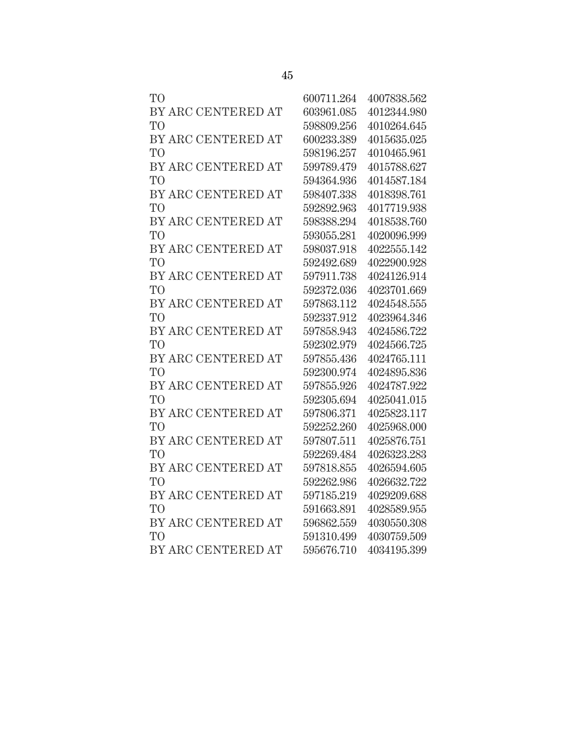| | | |
|---|---|---|
| TO | 600711.264 | 4007838.562 |
| BY ARC CENTERED AT | 603961.085 | 4012344.980 |
| TO | 598809.256 | 4010264.645 |
| BY ARC CENTERED AT | 600233.389 | 4015635.025 |
| TO | 598196.257 | 4010465.961 |
| BY ARC CENTERED AT | 599789.479 | 4015788.627 |
| TO | 594364.936 | 4014587.184 |
| BY ARC CENTERED AT | 598407.338 | 4018398.761 |
| TO | 592892.963 | 4017719.938 |
| BY ARC CENTERED AT | 598388.294 | 4018538.760 |
| TO | 593055.281 | 4020096.999 |
| BY ARC CENTERED AT | 598037.918 | 4022555.142 |
| TO | 592492.689 | 4022900.928 |
| BY ARC CENTERED AT | 597911.738 | 4024126.914 |
| TO | 592372.036 | 4023701.669 |
| BY ARC CENTERED AT | 597863.112 | 4024548.555 |
| TO | 592337.912 | 4023964.346 |
| BY ARC CENTERED AT | 597858.943 | 4024586.722 |
| TO | 592302.979 | 4024566.725 |
| BY ARC CENTERED AT | 597855.436 | 4024765.111 |
| TO | 592300.974 | 4024895.836 |
| BY ARC CENTERED AT | 597855.926 | 4024787.922 |
| TO | 592305.694 | 4025041.015 |
| BY ARC CENTERED AT | 597806.371 | 4025823.117 |
| TO | 592252.260 | 4025968.000 |
| BY ARC CENTERED AT | 597807.511 | 4025876.751 |
| TO | 592269.484 | 4026323.283 |
| BY ARC CENTERED AT | 597818.855 | 4026594.605 |
| TO | 592262.986 | 4026632.722 |
| BY ARC CENTERED AT | 597185.219 | 4029209.688 |
| TO | 591663.891 | 4028589.955 |
| BY ARC CENTERED AT | 596862.559 | 4030550.308 |
| TO | 591310.499 | 4030759.509 |
| BY ARC CENTERED AT | 595676.710 | 4034195.399 |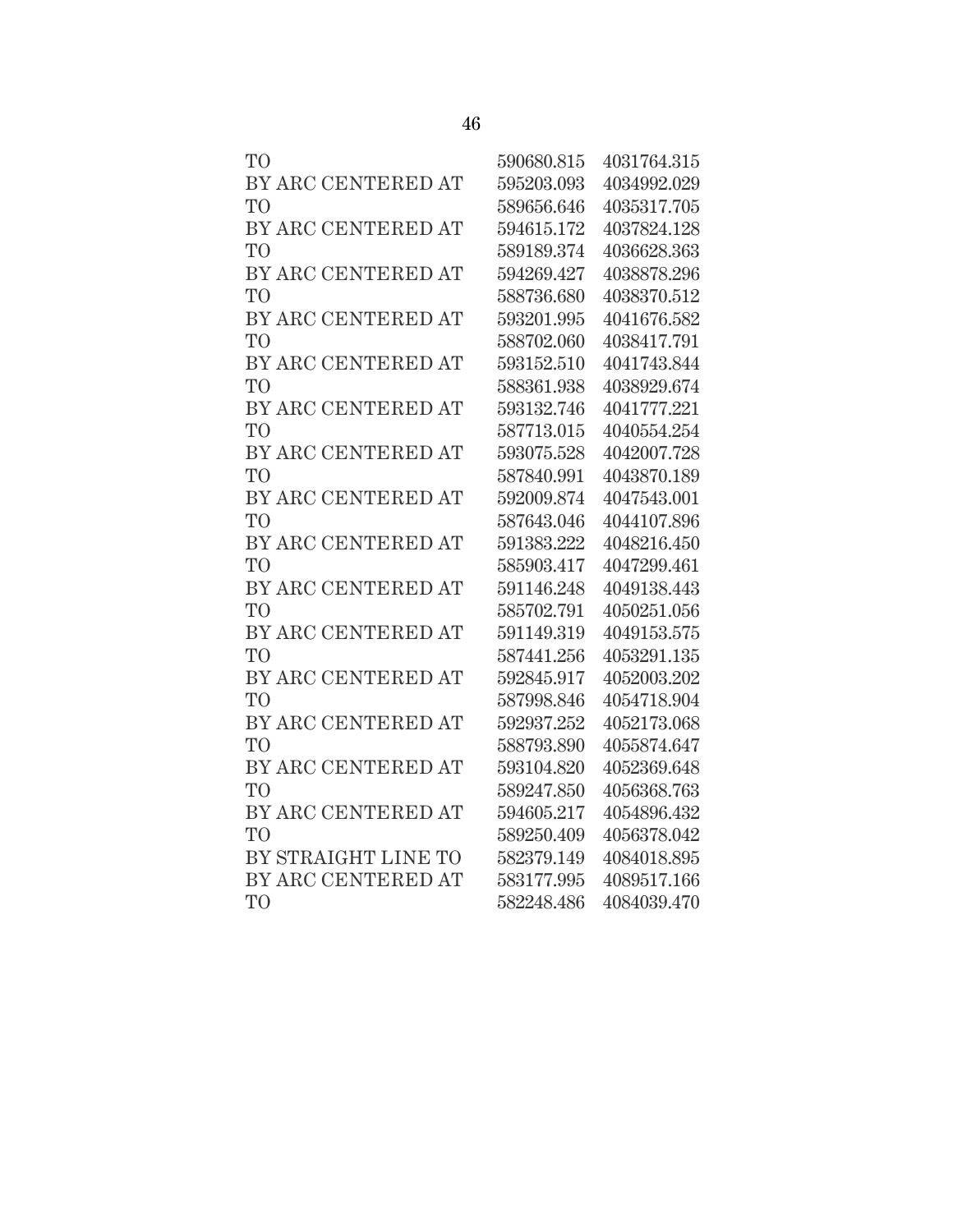| | | |
|---|---|---|
| TO | 590680.815 | 4031764.315 |
| BY ARC CENTERED AT | 595203.093 | 4034992.029 |
| TO | 589656.646 | 4035317.705 |
| BY ARC CENTERED AT | 594615.172 | 4037824.128 |
| TO | 589189.374 | 4036628.363 |
| BY ARC CENTERED AT | 594269.427 | 4038878.296 |
| TO | 588736.680 | 4038370.512 |
| BY ARC CENTERED AT | 593201.995 | 4041676.582 |
| TO | 588702.060 | 4038417.791 |
| BY ARC CENTERED AT | 593152.510 | 4041743.844 |
| TO | 588361.938 | 4038929.674 |
| BY ARC CENTERED AT | 593132.746 | 4041777.221 |
| TO | 587713.015 | 4040554.254 |
| BY ARC CENTERED AT | 593075.528 | 4042007.728 |
| TO | 587840.991 | 4043870.189 |
| BY ARC CENTERED AT | 592009.874 | 4047543.001 |
| TO | 587643.046 | 4044107.896 |
| BY ARC CENTERED AT | 591383.222 | 4048216.450 |
| TO | 585903.417 | 4047299.461 |
| BY ARC CENTERED AT | 591146.248 | 4049138.443 |
| TO | 585702.791 | 4050251.056 |
| BY ARC CENTERED AT | 591149.319 | 4049153.575 |
| TO | 587441.256 | 4053291.135 |
| BY ARC CENTERED AT | 592845.917 | 4052003.202 |
| TO | 587998.846 | 4054718.904 |
| BY ARC CENTERED AT | 592937.252 | 4052173.068 |
| TO | 588793.890 | 4055874.647 |
| BY ARC CENTERED AT | 593104.820 | 4052369.648 |
| TO | 589247.850 | 4056368.763 |
| BY ARC CENTERED AT | 594605.217 | 4054896.432 |
| TO | 589250.409 | 4056378.042 |
| BY STRAIGHT LINE TO | 582379.149 | 4084018.895 |
| BY ARC CENTERED AT | 583177.995 | 4089517.166 |
| TO | 582248.486 | 4084039.470 |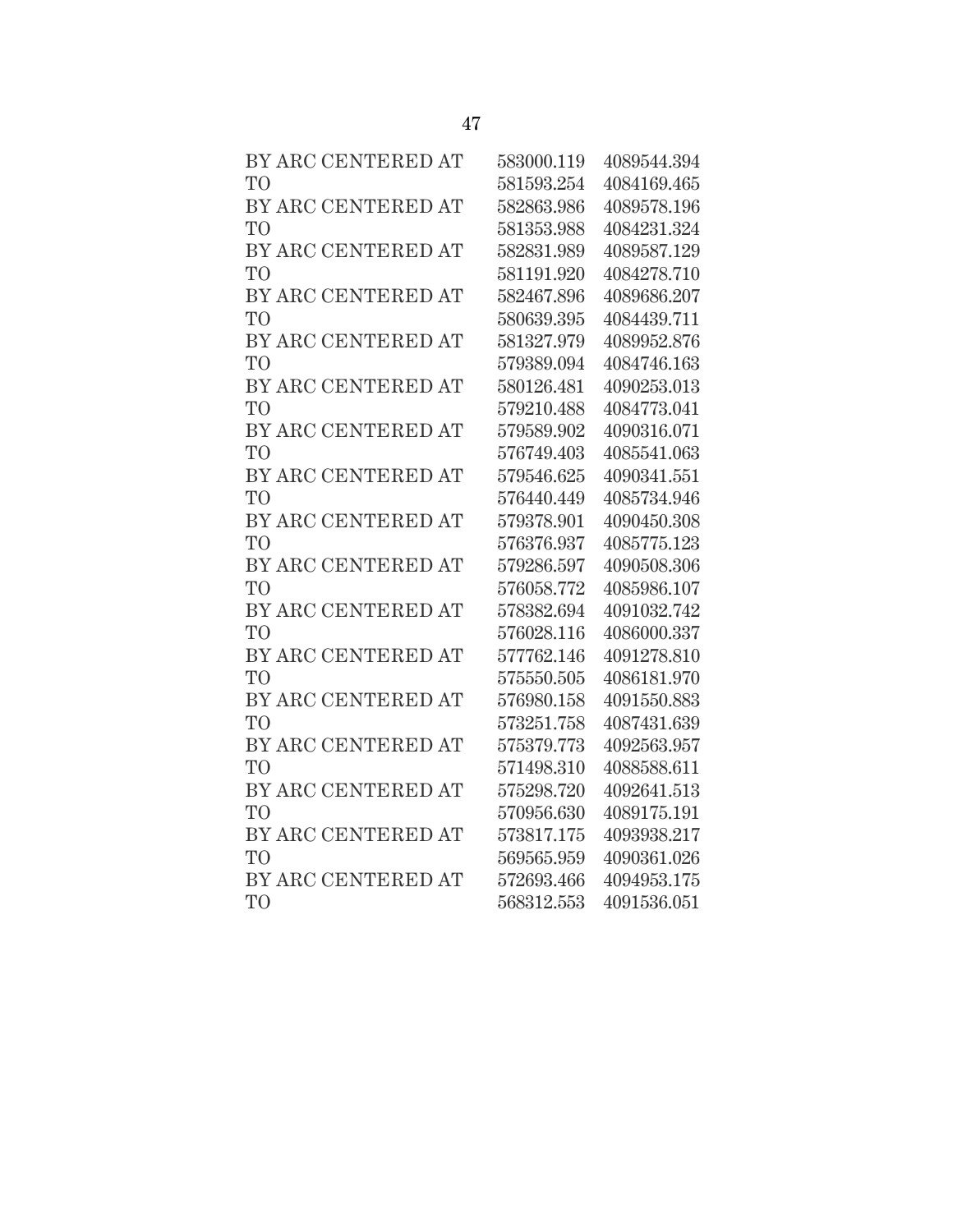| | | |
|---|---|---|
| BY ARC CENTERED AT | 583000.119 | 4089544.394 |
| TO | 581593.254 | 4084169.465 |
| BY ARC CENTERED AT | 582863.986 | 4089578.196 |
| TO | 581353.988 | 4084231.324 |
| BY ARC CENTERED AT | 582831.989 | 4089587.129 |
| TO | 581191.920 | 4084278.710 |
| BY ARC CENTERED AT | 582467.896 | 4089686.207 |
| TO | 580639.395 | 4084439.711 |
| BY ARC CENTERED AT | 581327.979 | 4089952.876 |
| TO | 579389.094 | 4084746.163 |
| BY ARC CENTERED AT | 580126.481 | 4090253.013 |
| TO | 579210.488 | 4084773.041 |
| BY ARC CENTERED AT | 579589.902 | 4090316.071 |
| TO | 576749.403 | 4085541.063 |
| BY ARC CENTERED AT | 579546.625 | 4090341.551 |
| TO | 576440.449 | 4085734.946 |
| BY ARC CENTERED AT | 579378.901 | 4090450.308 |
| TO | 576376.937 | 4085775.123 |
| BY ARC CENTERED AT | 579286.597 | 4090508.306 |
| TO | 576058.772 | 4085986.107 |
| BY ARC CENTERED AT | 578382.694 | 4091032.742 |
| TO | 576028.116 | 4086000.337 |
| BY ARC CENTERED AT | 577762.146 | 4091278.810 |
| TO | 575550.505 | 4086181.970 |
| BY ARC CENTERED AT | 576980.158 | 4091550.883 |
| TO | 573251.758 | 4087431.639 |
| BY ARC CENTERED AT | 575379.773 | 4092563.957 |
| TO | 571498.310 | 4088588.611 |
| BY ARC CENTERED AT | 575298.720 | 4092641.513 |
| TO | 570956.630 | 4089175.191 |
| BY ARC CENTERED AT | 573817.175 | 4093938.217 |
| TO | 569565.959 | 4090361.026 |
| BY ARC CENTERED AT | 572693.466 | 4094953.175 |
| TO | 568312.553 | 4091536.051 |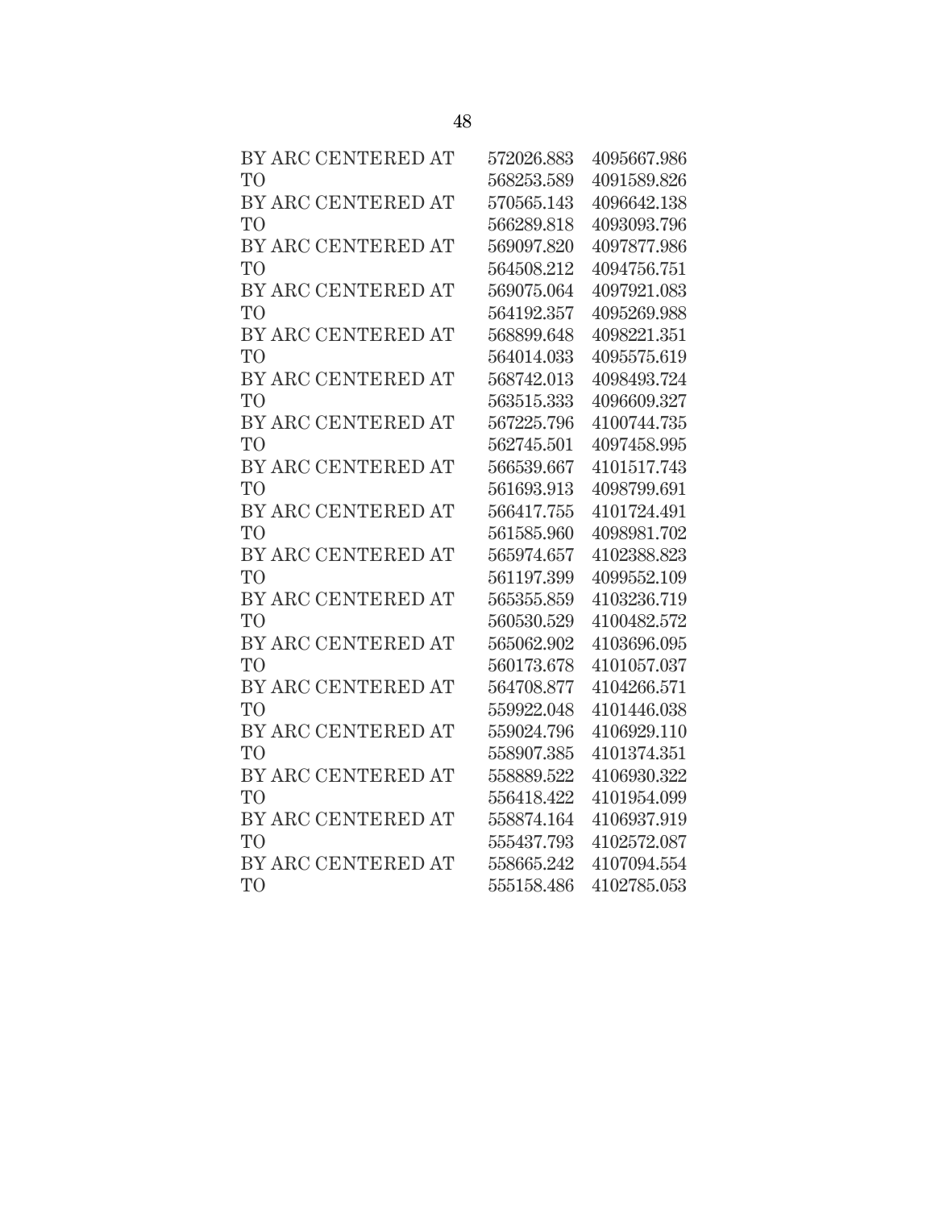| | | |
|---|---|---|
| BY ARC CENTERED AT | 572026.883 | 4095667.986 |
| TO | 568253.589 | 4091589.826 |
| BY ARC CENTERED AT | 570565.143 | 4096642.138 |
| TO | 566289.818 | 4093093.796 |
| BY ARC CENTERED AT | 569097.820 | 4097877.986 |
| TO | 564508.212 | 4094756.751 |
| BY ARC CENTERED AT | 569075.064 | 4097921.083 |
| TO | 564192.357 | 4095269.988 |
| BY ARC CENTERED AT | 568899.648 | 4098221.351 |
| TO | 564014.033 | 4095575.619 |
| BY ARC CENTERED AT | 568742.013 | 4098493.724 |
| TO | 563515.333 | 4096609.327 |
| BY ARC CENTERED AT | 567225.796 | 4100744.735 |
| TO | 562745.501 | 4097458.995 |
| BY ARC CENTERED AT | 566539.667 | 4101517.743 |
| TO | 561693.913 | 4098799.691 |
| BY ARC CENTERED AT | 566417.755 | 4101724.491 |
| TO | 561585.960 | 4098981.702 |
| BY ARC CENTERED AT | 565974.657 | 4102388.823 |
| TO | 561197.399 | 4099552.109 |
| BY ARC CENTERED AT | 565355.859 | 4103236.719 |
| TO | 560530.529 | 4100482.572 |
| BY ARC CENTERED AT | 565062.902 | 4103696.095 |
| TO | 560173.678 | 4101057.037 |
| BY ARC CENTERED AT | 564708.877 | 4104266.571 |
| TO | 559922.048 | 4101446.038 |
| BY ARC CENTERED AT | 559024.796 | 4106929.110 |
| TO | 558907.385 | 4101374.351 |
| BY ARC CENTERED AT | 558889.522 | 4106930.322 |
| TO | 556418.422 | 4101954.099 |
| BY ARC CENTERED AT | 558874.164 | 4106937.919 |
| TO | 555437.793 | 4102572.087 |
| BY ARC CENTERED AT | 558665.242 | 4107094.554 |
| TO | 555158.486 | 4102785.053 |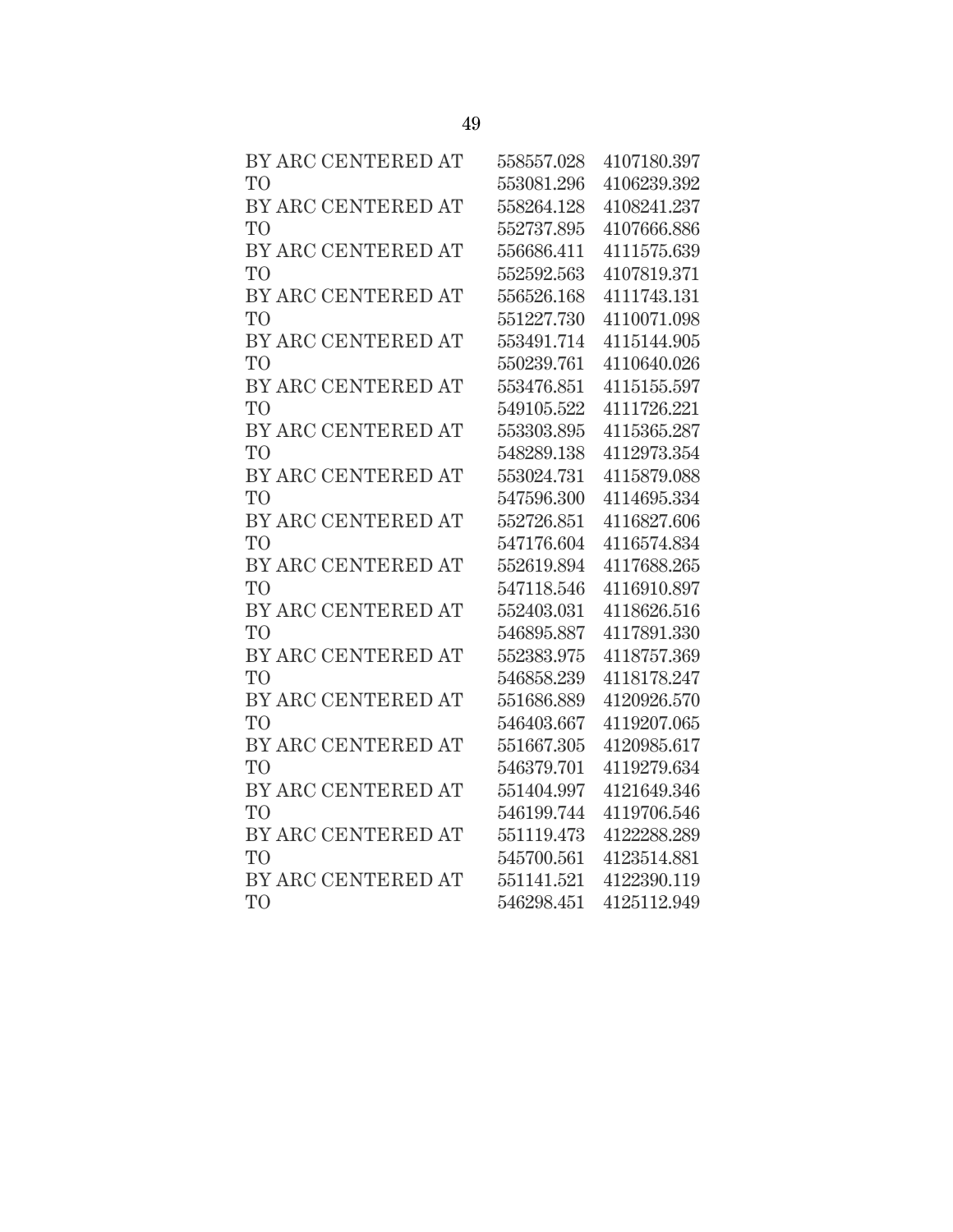| | | |
|---|---|---|
| BY ARC CENTERED AT | 558557.028 | 4107180.397 |
| TO | 553081.296 | 4106239.392 |
| BY ARC CENTERED AT | 558264.128 | 4108241.237 |
| TO | 552737.895 | 4107666.886 |
| BY ARC CENTERED AT | 556686.411 | 4111575.639 |
| TO | 552592.563 | 4107819.371 |
| BY ARC CENTERED AT | 556526.168 | 4111743.131 |
| TO | 551227.730 | 4110071.098 |
| BY ARC CENTERED AT | 553491.714 | 4115144.905 |
| TO | 550239.761 | 4110640.026 |
| BY ARC CENTERED AT | 553476.851 | 4115155.597 |
| TO | 549105.522 | 4111726.221 |
| BY ARC CENTERED AT | 553303.895 | 4115365.287 |
| TO | 548289.138 | 4112973.354 |
| BY ARC CENTERED AT | 553024.731 | 4115879.088 |
| TO | 547596.300 | 4114695.334 |
| BY ARC CENTERED AT | 552726.851 | 4116827.606 |
| TO | 547176.604 | 4116574.834 |
| BY ARC CENTERED AT | 552619.894 | 4117688.265 |
| TO | 547118.546 | 4116910.897 |
| BY ARC CENTERED AT | 552403.031 | 4118626.516 |
| TO | 546895.887 | 4117891.330 |
| BY ARC CENTERED AT | 552383.975 | 4118757.369 |
| TO | 546858.239 | 4118178.247 |
| BY ARC CENTERED AT | 551686.889 | 4120926.570 |
| TO | 546403.667 | 4119207.065 |
| BY ARC CENTERED AT | 551667.305 | 4120985.617 |
| TO | 546379.701 | 4119279.634 |
| BY ARC CENTERED AT | 551404.997 | 4121649.346 |
| TO | 546199.744 | 4119706.546 |
| BY ARC CENTERED AT | 551119.473 | 4122288.289 |
| TO | 545700.561 | 4123514.881 |
| BY ARC CENTERED AT | 551141.521 | 4122390.119 |
| TO | 546298.451 | 4125112.949 |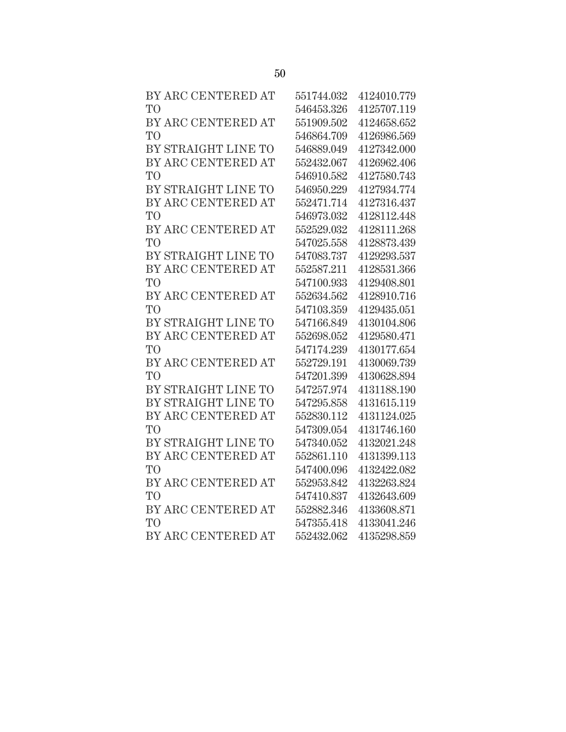| | | |
|---|---|---|
| BY ARC CENTERED AT | 551744.032 | 4124010.779 |
| TO | 546453.326 | 4125707.119 |
| BY ARC CENTERED AT | 551909.502 | 4124658.652 |
| TO | 546864.709 | 4126986.569 |
| BY STRAIGHT LINE TO | 546889.049 | 4127342.000 |
| BY ARC CENTERED AT | 552432.067 | 4126962.406 |
| TO | 546910.582 | 4127580.743 |
| BY STRAIGHT LINE TO | 546950.229 | 4127934.774 |
| BY ARC CENTERED AT | 552471.714 | 4127316.437 |
| TO | 546973.032 | 4128112.448 |
| BY ARC CENTERED AT | 552529.032 | 4128111.268 |
| TO | 547025.558 | 4128873.439 |
| BY STRAIGHT LINE TO | 547083.737 | 4129293.537 |
| BY ARC CENTERED AT | 552587.211 | 4128531.366 |
| TO | 547100.933 | 4129408.801 |
| BY ARC CENTERED AT | 552634.562 | 4128910.716 |
| TO | 547103.359 | 4129435.051 |
| BY STRAIGHT LINE TO | 547166.849 | 4130104.806 |
| BY ARC CENTERED AT | 552698.052 | 4129580.471 |
| TO | 547174.239 | 4130177.654 |
| BY ARC CENTERED AT | 552729.191 | 4130069.739 |
| TO | 547201.399 | 4130628.894 |
| BY STRAIGHT LINE TO | 547257.974 | 4131188.190 |
| BY STRAIGHT LINE TO | 547295.858 | 4131615.119 |
| BY ARC CENTERED AT | 552830.112 | 4131124.025 |
| TO | 547309.054 | 4131746.160 |
| BY STRAIGHT LINE TO | 547340.052 | 4132021.248 |
| BY ARC CENTERED AT | 552861.110 | 4131399.113 |
| TO | 547400.096 | 4132422.082 |
| BY ARC CENTERED AT | 552953.842 | 4132263.824 |
| TO | 547410.837 | 4132643.609 |
| BY ARC CENTERED AT | 552882.346 | 4133608.871 |
| TO | 547355.418 | 4133041.246 |
| BY ARC CENTERED AT | 552432.062 | 4135298.859 |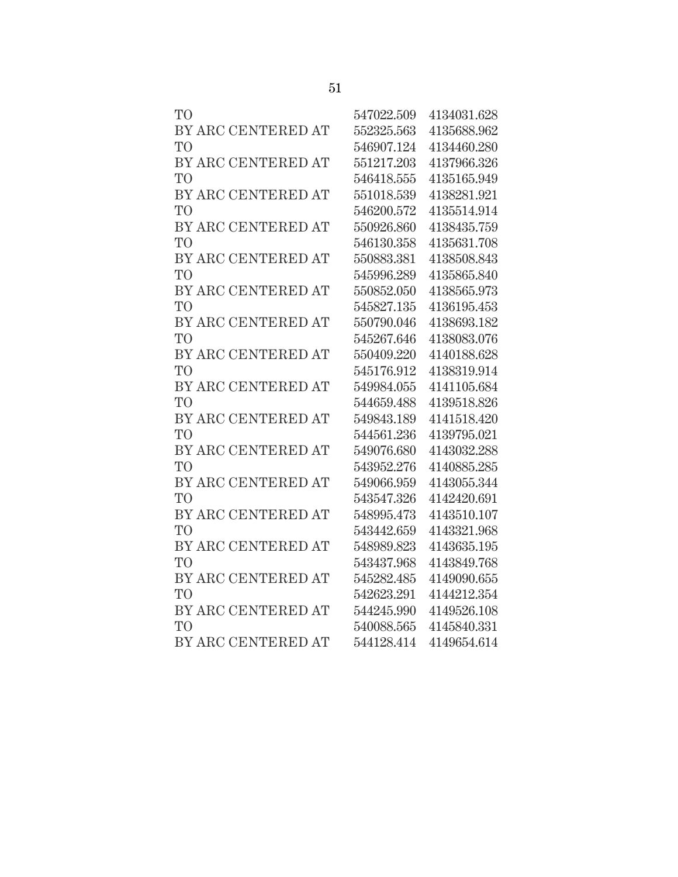| | | |
|---|---|---|
| TO | 547022.509 | 4134031.628 |
| BY ARC CENTERED AT | 552325.563 | 4135688.962 |
| TO | 546907.124 | 4134460.280 |
| BY ARC CENTERED AT | 551217.203 | 4137966.326 |
| TO | 546418.555 | 4135165.949 |
| BY ARC CENTERED AT | 551018.539 | 4138281.921 |
| TO | 546200.572 | 4135514.914 |
| BY ARC CENTERED AT | 550926.860 | 4138435.759 |
| TO | 546130.358 | 4135631.708 |
| BY ARC CENTERED AT | 550883.381 | 4138508.843 |
| TO | 545996.289 | 4135865.840 |
| BY ARC CENTERED AT | 550852.050 | 4138565.973 |
| TO | 545827.135 | 4136195.453 |
| BY ARC CENTERED AT | 550790.046 | 4138693.182 |
| TO | 545267.646 | 4138083.076 |
| BY ARC CENTERED AT | 550409.220 | 4140188.628 |
| TO | 545176.912 | 4138319.914 |
| BY ARC CENTERED AT | 549984.055 | 4141105.684 |
| TO | 544659.488 | 4139518.826 |
| BY ARC CENTERED AT | 549843.189 | 4141518.420 |
| TO | 544561.236 | 4139795.021 |
| BY ARC CENTERED AT | 549076.680 | 4143032.288 |
| TO | 543952.276 | 4140885.285 |
| BY ARC CENTERED AT | 549066.959 | 4143055.344 |
| TO | 543547.326 | 4142420.691 |
| BY ARC CENTERED AT | 548995.473 | 4143510.107 |
| TO | 543442.659 | 4143321.968 |
| BY ARC CENTERED AT | 548989.823 | 4143635.195 |
| TO | 543437.968 | 4143849.768 |
| BY ARC CENTERED AT | 545282.485 | 4149090.655 |
| TO | 542623.291 | 4144212.354 |
| BY ARC CENTERED AT | 544245.990 | 4149526.108 |
| TO | 540088.565 | 4145840.331 |
| BY ARC CENTERED AT | 544128.414 | 4149654.614 |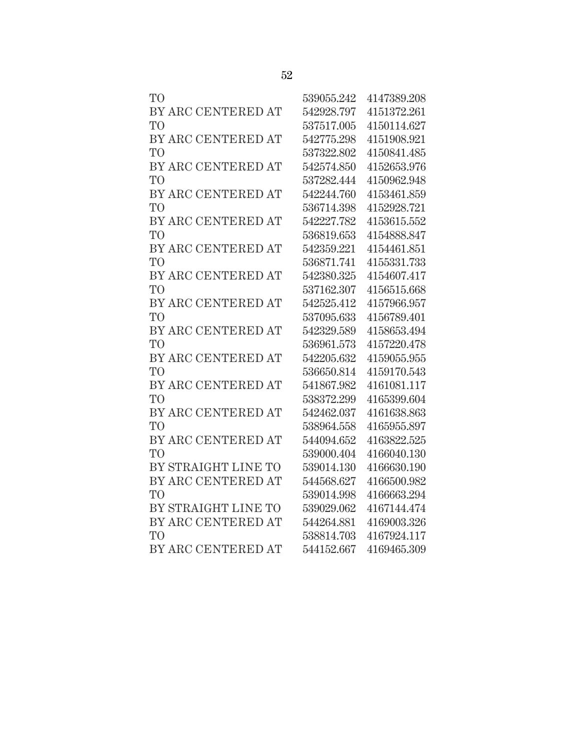| | | |
|---|---|---|
| TO | 539055.242 | 4147389.208 |
| BY ARC CENTERED AT | 542928.797 | 4151372.261 |
| TO | 537517.005 | 4150114.627 |
| BY ARC CENTERED AT | 542775.298 | 4151908.921 |
| TO | 537322.802 | 4150841.485 |
| BY ARC CENTERED AT | 542574.850 | 4152653.976 |
| TO | 537282.444 | 4150962.948 |
| BY ARC CENTERED AT | 542244.760 | 4153461.859 |
| TO | 536714.398 | 4152928.721 |
| BY ARC CENTERED AT | 542227.782 | 4153615.552 |
| TO | 536819.653 | 4154888.847 |
| BY ARC CENTERED AT | 542359.221 | 4154461.851 |
| TO | 536871.741 | 4155331.733 |
| BY ARC CENTERED AT | 542380.325 | 4154607.417 |
| TO | 537162.307 | 4156515.668 |
| BY ARC CENTERED AT | 542525.412 | 4157966.957 |
| TO | 537095.633 | 4156789.401 |
| BY ARC CENTERED AT | 542329.589 | 4158653.494 |
| TO | 536961.573 | 4157220.478 |
| BY ARC CENTERED AT | 542205.632 | 4159055.955 |
| TO | 536650.814 | 4159170.543 |
| BY ARC CENTERED AT | 541867.982 | 4161081.117 |
| TO | 538372.299 | 4165399.604 |
| BY ARC CENTERED AT | 542462.037 | 4161638.863 |
| TO | 538964.558 | 4165955.897 |
| BY ARC CENTERED AT | 544094.652 | 4163822.525 |
| TO | 539000.404 | 4166040.130 |
| BY STRAIGHT LINE TO | 539014.130 | 4166630.190 |
| BY ARC CENTERED AT | 544568.627 | 4166500.982 |
| TO | 539014.998 | 4166663.294 |
| BY STRAIGHT LINE TO | 539029.062 | 4167144.474 |
| BY ARC CENTERED AT | 544264.881 | 4169003.326 |
| TO | 538814.703 | 4167924.117 |
| BY ARC CENTERED AT | 544152.667 | 4169465.309 |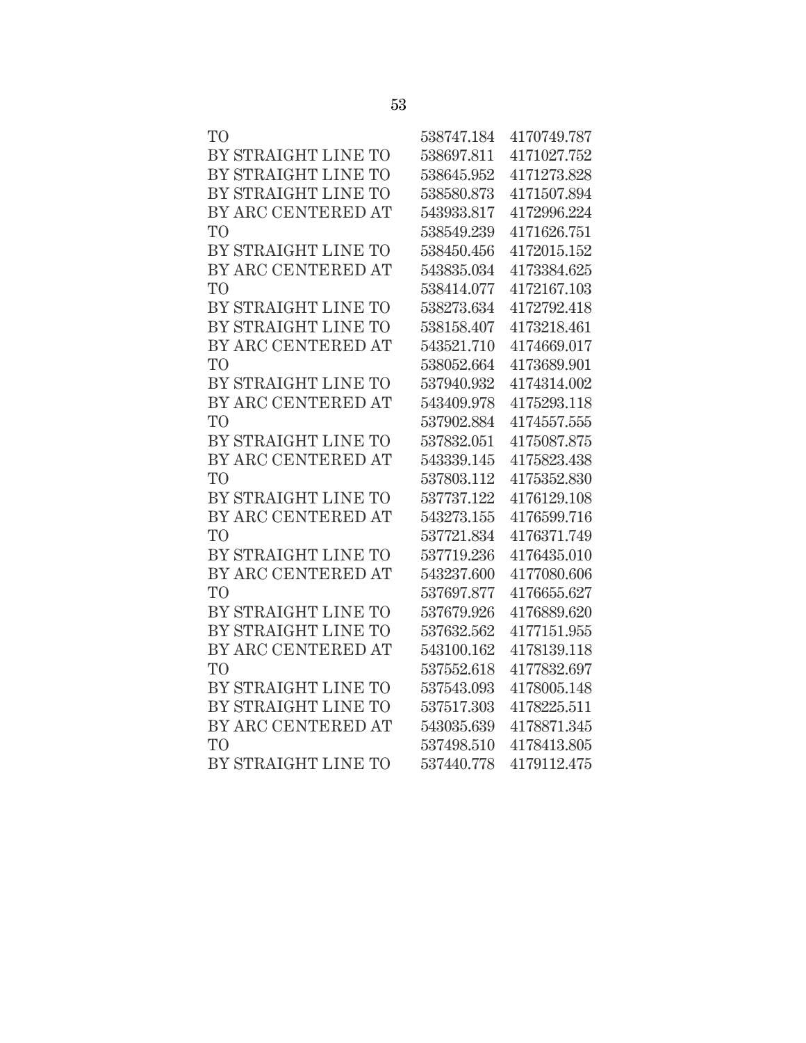| | | |
|---|---|---|
| TO | 538747.184 | 4170749.787 |
| BY STRAIGHT LINE TO | 538697.811 | 4171027.752 |
| BY STRAIGHT LINE TO | 538645.952 | 4171273.828 |
| BY STRAIGHT LINE TO | 538580.873 | 4171507.894 |
| BY ARC CENTERED AT | 543933.817 | 4172996.224 |
| TO | 538549.239 | 4171626.751 |
| BY STRAIGHT LINE TO | 538450.456 | 4172015.152 |
| BY ARC CENTERED AT | 543835.034 | 4173384.625 |
| TO | 538414.077 | 4172167.103 |
| BY STRAIGHT LINE TO | 538273.634 | 4172792.418 |
| BY STRAIGHT LINE TO | 538158.407 | 4173218.461 |
| BY ARC CENTERED AT | 543521.710 | 4174669.017 |
| TO | 538052.664 | 4173689.901 |
| BY STRAIGHT LINE TO | 537940.932 | 4174314.002 |
| BY ARC CENTERED AT | 543409.978 | 4175293.118 |
| TO | 537902.884 | 4174557.555 |
| BY STRAIGHT LINE TO | 537832.051 | 4175087.875 |
| BY ARC CENTERED AT | 543339.145 | 4175823.438 |
| TO | 537803.112 | 4175352.830 |
| BY STRAIGHT LINE TO | 537737.122 | 4176129.108 |
| BY ARC CENTERED AT | 543273.155 | 4176599.716 |
| TO | 537721.834 | 4176371.749 |
| BY STRAIGHT LINE TO | 537719.236 | 4176435.010 |
| BY ARC CENTERED AT | 543237.600 | 4177080.606 |
| TO | 537697.877 | 4176655.627 |
| BY STRAIGHT LINE TO | 537679.926 | 4176889.620 |
| BY STRAIGHT LINE TO | 537632.562 | 4177151.955 |
| BY ARC CENTERED AT | 543100.162 | 4178139.118 |
| TO | 537552.618 | 4177832.697 |
| BY STRAIGHT LINE TO | 537543.093 | 4178005.148 |
| BY STRAIGHT LINE TO | 537517.303 | 4178225.511 |
| BY ARC CENTERED AT | 543035.639 | 4178871.345 |
| TO | 537498.510 | 4178413.805 |
| BY STRAIGHT LINE TO | 537440.778 | 4179112.475 |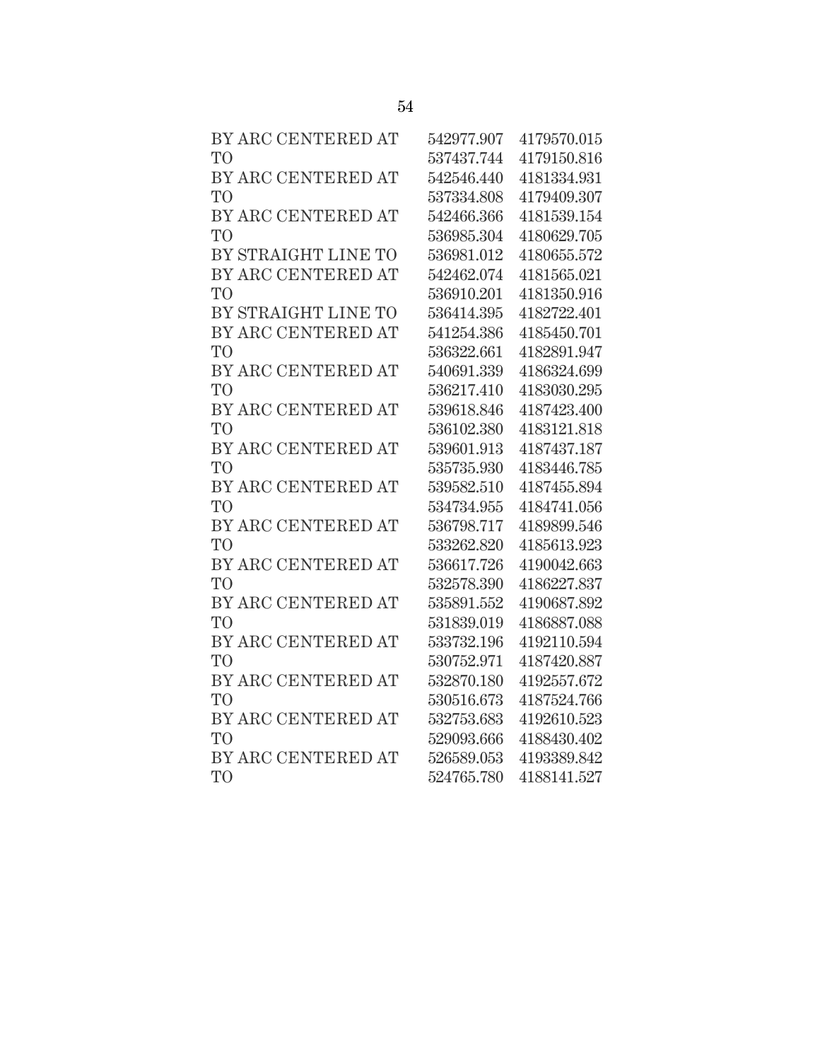| | | |
|---|---|---|
| BY ARC CENTERED AT | 542977.907 | 4179570.015 |
| TO | 537437.744 | 4179150.816 |
| BY ARC CENTERED AT | 542546.440 | 4181334.931 |
| TO | 537334.808 | 4179409.307 |
| BY ARC CENTERED AT | 542466.366 | 4181539.154 |
| TO | 536985.304 | 4180629.705 |
| BY STRAIGHT LINE TO | 536981.012 | 4180655.572 |
| BY ARC CENTERED AT | 542462.074 | 4181565.021 |
| TO | 536910.201 | 4181350.916 |
| BY STRAIGHT LINE TO | 536414.395 | 4182722.401 |
| BY ARC CENTERED AT | 541254.386 | 4185450.701 |
| TO | 536322.661 | 4182891.947 |
| BY ARC CENTERED AT | 540691.339 | 4186324.699 |
| TO | 536217.410 | 4183030.295 |
| BY ARC CENTERED AT | 539618.846 | 4187423.400 |
| TO | 536102.380 | 4183121.818 |
| BY ARC CENTERED AT | 539601.913 | 4187437.187 |
| TO | 535735.930 | 4183446.785 |
| BY ARC CENTERED AT | 539582.510 | 4187455.894 |
| TO | 534734.955 | 4184741.056 |
| BY ARC CENTERED AT | 536798.717 | 4189899.546 |
| TO | 533262.820 | 4185613.923 |
| BY ARC CENTERED AT | 536617.726 | 4190042.663 |
| TO | 532578.390 | 4186227.837 |
| BY ARC CENTERED AT | 535891.552 | 4190687.892 |
| TO | 531839.019 | 4186887.088 |
| BY ARC CENTERED AT | 533732.196 | 4192110.594 |
| TO | 530752.971 | 4187420.887 |
| BY ARC CENTERED AT | 532870.180 | 4192557.672 |
| TO | 530516.673 | 4187524.766 |
| BY ARC CENTERED AT | 532753.683 | 4192610.523 |
| TO | 529093.666 | 4188430.402 |
| BY ARC CENTERED AT | 526589.053 | 4193389.842 |
| TO | 524765.780 | 4188141.527 |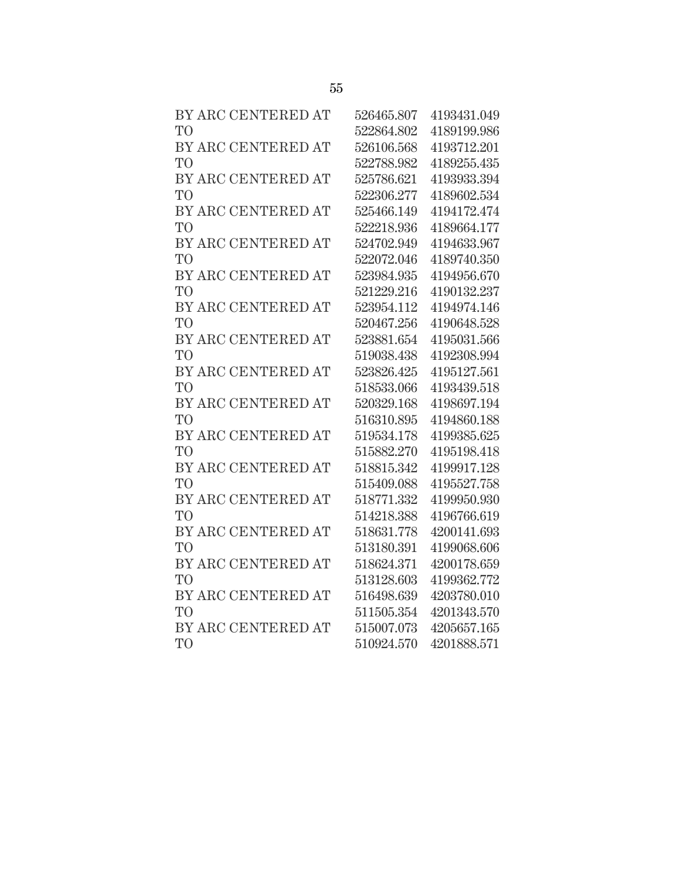| | | |
|---|---|---|
| BY ARC CENTERED AT | 526465.807 | 4193431.049 |
| TO | 522864.802 | 4189199.986 |
| BY ARC CENTERED AT | 526106.568 | 4193712.201 |
| TO | 522788.982 | 4189255.435 |
| BY ARC CENTERED AT | 525786.621 | 4193933.394 |
| TO | 522306.277 | 4189602.534 |
| BY ARC CENTERED AT | 525466.149 | 4194172.474 |
| TO | 522218.936 | 4189664.177 |
| BY ARC CENTERED AT | 524702.949 | 4194633.967 |
| TO | 522072.046 | 4189740.350 |
| BY ARC CENTERED AT | 523984.935 | 4194956.670 |
| TO | 521229.216 | 4190132.237 |
| BY ARC CENTERED AT | 523954.112 | 4194974.146 |
| TO | 520467.256 | 4190648.528 |
| BY ARC CENTERED AT | 523881.654 | 4195031.566 |
| TO | 519038.438 | 4192308.994 |
| BY ARC CENTERED AT | 523826.425 | 4195127.561 |
| TO | 518533.066 | 4193439.518 |
| BY ARC CENTERED AT | 520329.168 | 4198697.194 |
| TO | 516310.895 | 4194860.188 |
| BY ARC CENTERED AT | 519534.178 | 4199385.625 |
| TO | 515882.270 | 4195198.418 |
| BY ARC CENTERED AT | 518815.342 | 4199917.128 |
| TO | 515409.088 | 4195527.758 |
| BY ARC CENTERED AT | 518771.332 | 4199950.930 |
| TO | 514218.388 | 4196766.619 |
| BY ARC CENTERED AT | 518631.778 | 4200141.693 |
| TO | 513180.391 | 4199068.606 |
| BY ARC CENTERED AT | 518624.371 | 4200178.659 |
| TO | 513128.603 | 4199362.772 |
| BY ARC CENTERED AT | 516498.639 | 4203780.010 |
| TO | 511505.354 | 4201343.570 |
| BY ARC CENTERED AT | 515007.073 | 4205657.165 |
| TO | 510924.570 | 4201888.571 |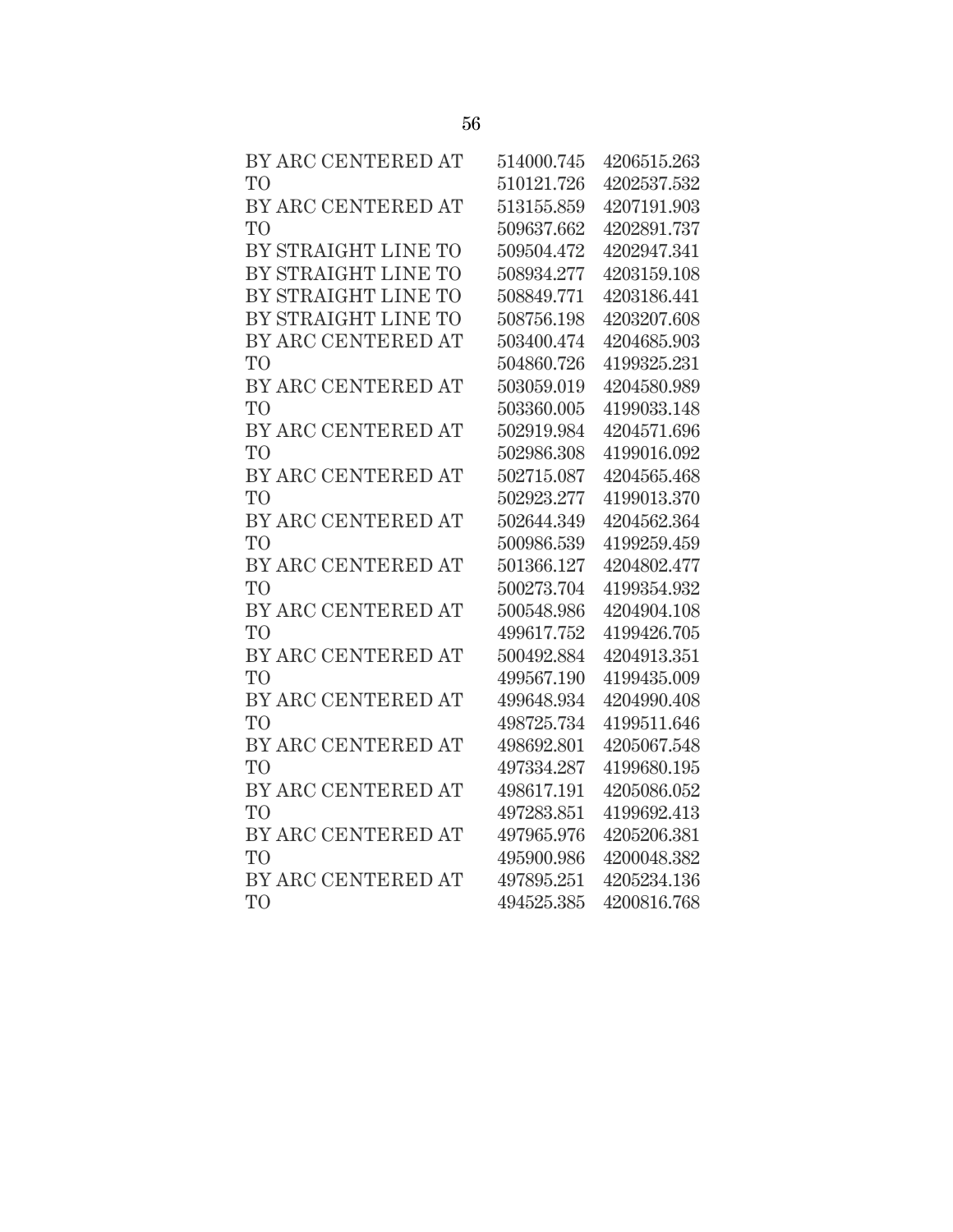| | | |
|---|---|---|
| BY ARC CENTERED AT | 514000.745 | 4206515.263 |
| TO | 510121.726 | 4202537.532 |
| BY ARC CENTERED AT | 513155.859 | 4207191.903 |
| TO | 509637.662 | 4202891.737 |
| BY STRAIGHT LINE TO | 509504.472 | 4202947.341 |
| BY STRAIGHT LINE TO | 508934.277 | 4203159.108 |
| BY STRAIGHT LINE TO | 508849.771 | 4203186.441 |
| BY STRAIGHT LINE TO | 508756.198 | 4203207.608 |
| BY ARC CENTERED AT | 503400.474 | 4204685.903 |
| TO | 504860.726 | 4199325.231 |
| BY ARC CENTERED AT | 503059.019 | 4204580.989 |
| TO | 503360.005 | 4199033.148 |
| BY ARC CENTERED AT | 502919.984 | 4204571.696 |
| TO | 502986.308 | 4199016.092 |
| BY ARC CENTERED AT | 502715.087 | 4204565.468 |
| TO | 502923.277 | 4199013.370 |
| BY ARC CENTERED AT | 502644.349 | 4204562.364 |
| TO | 500986.539 | 4199259.459 |
| BY ARC CENTERED AT | 501366.127 | 4204802.477 |
| TO | 500273.704 | 4199354.932 |
| BY ARC CENTERED AT | 500548.986 | 4204904.108 |
| TO | 499617.752 | 4199426.705 |
| BY ARC CENTERED AT | 500492.884 | 4204913.351 |
| TO | 499567.190 | 4199435.009 |
| BY ARC CENTERED AT | 499648.934 | 4204990.408 |
| TO | 498725.734 | 4199511.646 |
| BY ARC CENTERED AT | 498692.801 | 4205067.548 |
| TO | 497334.287 | 4199680.195 |
| BY ARC CENTERED AT | 498617.191 | 4205086.052 |
| TO | 497283.851 | 4199692.413 |
| BY ARC CENTERED AT | 497965.976 | 4205206.381 |
| TO | 495900.986 | 4200048.382 |
| BY ARC CENTERED AT | 497895.251 | 4205234.136 |
| TO | 494525.385 | 4200816.768 |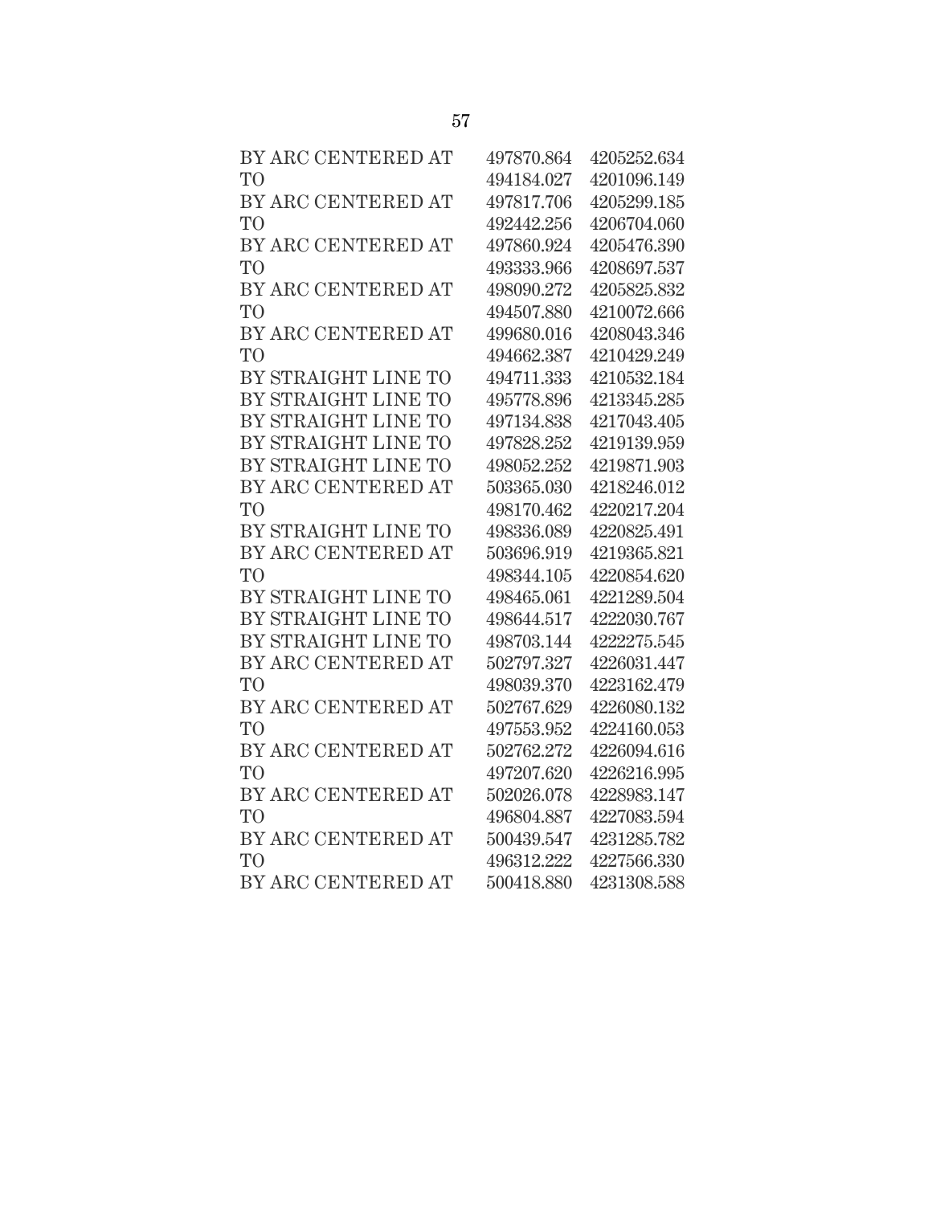| | | |
|---|---|---|
| BY ARC CENTERED AT | 497870.864 | 4205252.634 |
| TO | 494184.027 | 4201096.149 |
| BY ARC CENTERED AT | 497817.706 | 4205299.185 |
| TO | 492442.256 | 4206704.060 |
| BY ARC CENTERED AT | 497860.924 | 4205476.390 |
| TO | 493333.966 | 4208697.537 |
| BY ARC CENTERED AT | 498090.272 | 4205825.832 |
| TO | 494507.880 | 4210072.666 |
| BY ARC CENTERED AT | 499680.016 | 4208043.346 |
| TO | 494662.387 | 4210429.249 |
| BY STRAIGHT LINE TO | 494711.333 | 4210532.184 |
| BY STRAIGHT LINE TO | 495778.896 | 4213345.285 |
| BY STRAIGHT LINE TO | 497134.838 | 4217043.405 |
| BY STRAIGHT LINE TO | 497828.252 | 4219139.959 |
| BY STRAIGHT LINE TO | 498052.252 | 4219871.903 |
| BY ARC CENTERED AT | 503365.030 | 4218246.012 |
| TO | 498170.462 | 4220217.204 |
| BY STRAIGHT LINE TO | 498336.089 | 4220825.491 |
| BY ARC CENTERED AT | 503696.919 | 4219365.821 |
| TO | 498344.105 | 4220854.620 |
| BY STRAIGHT LINE TO | 498465.061 | 4221289.504 |
| BY STRAIGHT LINE TO | 498644.517 | 4222030.767 |
| BY STRAIGHT LINE TO | 498703.144 | 4222275.545 |
| BY ARC CENTERED AT | 502797.327 | 4226031.447 |
| TO | 498039.370 | 4223162.479 |
| BY ARC CENTERED AT | 502767.629 | 4226080.132 |
| TO | 497553.952 | 4224160.053 |
| BY ARC CENTERED AT | 502762.272 | 4226094.616 |
| TO | 497207.620 | 4226216.995 |
| BY ARC CENTERED AT | 502026.078 | 4228983.147 |
| TO | 496804.887 | 4227083.594 |
| BY ARC CENTERED AT | 500439.547 | 4231285.782 |
| TO | 496312.222 | 4227566.330 |
| BY ARC CENTERED AT | 500418.880 | 4231308.588 |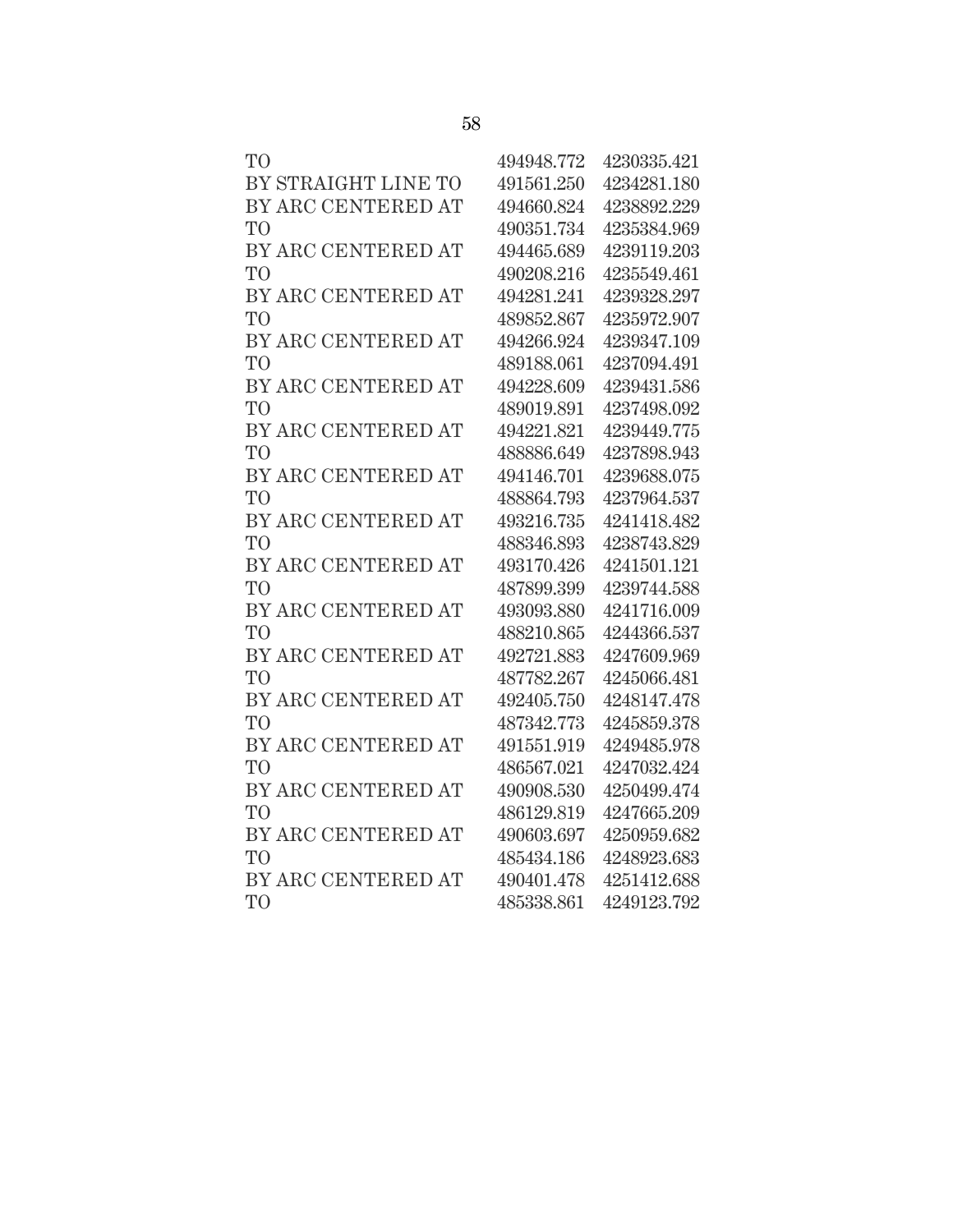| | | |
|---|---|---|
| TO | 494948.772 | 4230335.421 |
| BY STRAIGHT LINE TO | 491561.250 | 4234281.180 |
| BY ARC CENTERED AT | 494660.824 | 4238892.229 |
| TO | 490351.734 | 4235384.969 |
| BY ARC CENTERED AT | 494465.689 | 4239119.203 |
| TO | 490208.216 | 4235549.461 |
| BY ARC CENTERED AT | 494281.241 | 4239328.297 |
| TO | 489852.867 | 4235972.907 |
| BY ARC CENTERED AT | 494266.924 | 4239347.109 |
| TO | 489188.061 | 4237094.491 |
| BY ARC CENTERED AT | 494228.609 | 4239431.586 |
| TO | 489019.891 | 4237498.092 |
| BY ARC CENTERED AT | 494221.821 | 4239449.775 |
| TO | 488886.649 | 4237898.943 |
| BY ARC CENTERED AT | 494146.701 | 4239688.075 |
| TO | 488864.793 | 4237964.537 |
| BY ARC CENTERED AT | 493216.735 | 4241418.482 |
| TO | 488346.893 | 4238743.829 |
| BY ARC CENTERED AT | 493170.426 | 4241501.121 |
| TO | 487899.399 | 4239744.588 |
| BY ARC CENTERED AT | 493093.880 | 4241716.009 |
| TO | 488210.865 | 4244366.537 |
| BY ARC CENTERED AT | 492721.883 | 4247609.969 |
| TO | 487782.267 | 4245066.481 |
| BY ARC CENTERED AT | 492405.750 | 4248147.478 |
| TO | 487342.773 | 4245859.378 |
| BY ARC CENTERED AT | 491551.919 | 4249485.978 |
| TO | 486567.021 | 4247032.424 |
| BY ARC CENTERED AT | 490908.530 | 4250499.474 |
| TO | 486129.819 | 4247665.209 |
| BY ARC CENTERED AT | 490603.697 | 4250959.682 |
| TO | 485434.186 | 4248923.683 |
| BY ARC CENTERED AT | 490401.478 | 4251412.688 |
| TO | 485338.861 | 4249123.792 |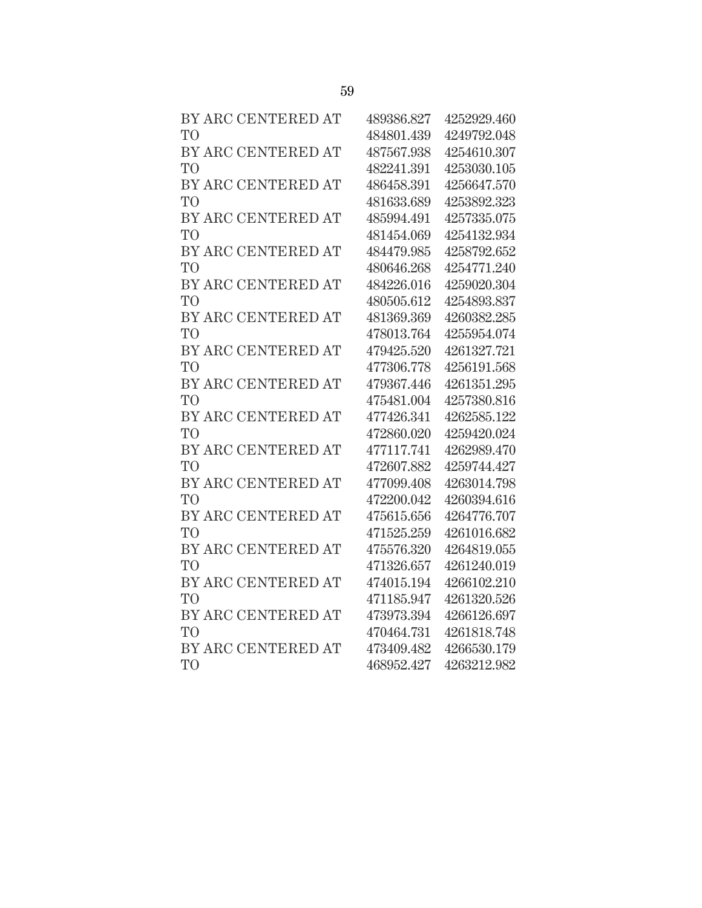| | | |
|---|---|---|
| BY ARC CENTERED AT | 489386.827 | 4252929.460 |
| TO | 484801.439 | 4249792.048 |
| BY ARC CENTERED AT | 487567.938 | 4254610.307 |
| TO | 482241.391 | 4253030.105 |
| BY ARC CENTERED AT | 486458.391 | 4256647.570 |
| TO | 481633.689 | 4253892.323 |
| BY ARC CENTERED AT | 485994.491 | 4257335.075 |
| TO | 481454.069 | 4254132.934 |
| BY ARC CENTERED AT | 484479.985 | 4258792.652 |
| TO | 480646.268 | 4254771.240 |
| BY ARC CENTERED AT | 484226.016 | 4259020.304 |
| TO | 480505.612 | 4254893.837 |
| BY ARC CENTERED AT | 481369.369 | 4260382.285 |
| TO | 478013.764 | 4255954.074 |
| BY ARC CENTERED AT | 479425.520 | 4261327.721 |
| TO | 477306.778 | 4256191.568 |
| BY ARC CENTERED AT | 479367.446 | 4261351.295 |
| TO | 475481.004 | 4257380.816 |
| BY ARC CENTERED AT | 477426.341 | 4262585.122 |
| TO | 472860.020 | 4259420.024 |
| BY ARC CENTERED AT | 477117.741 | 4262989.470 |
| TO | 472607.882 | 4259744.427 |
| BY ARC CENTERED AT | 477099.408 | 4263014.798 |
| TO | 472200.042 | 4260394.616 |
| BY ARC CENTERED AT | 475615.656 | 4264776.707 |
| TO | 471525.259 | 4261016.682 |
| BY ARC CENTERED AT | 475576.320 | 4264819.055 |
| TO | 471326.657 | 4261240.019 |
| BY ARC CENTERED AT | 474015.194 | 4266102.210 |
| TO | 471185.947 | 4261320.526 |
| BY ARC CENTERED AT | 473973.394 | 4266126.697 |
| TO | 470464.731 | 4261818.748 |
| BY ARC CENTERED AT | 473409.482 | 4266530.179 |
| TO | 468952.427 | 4263212.982 |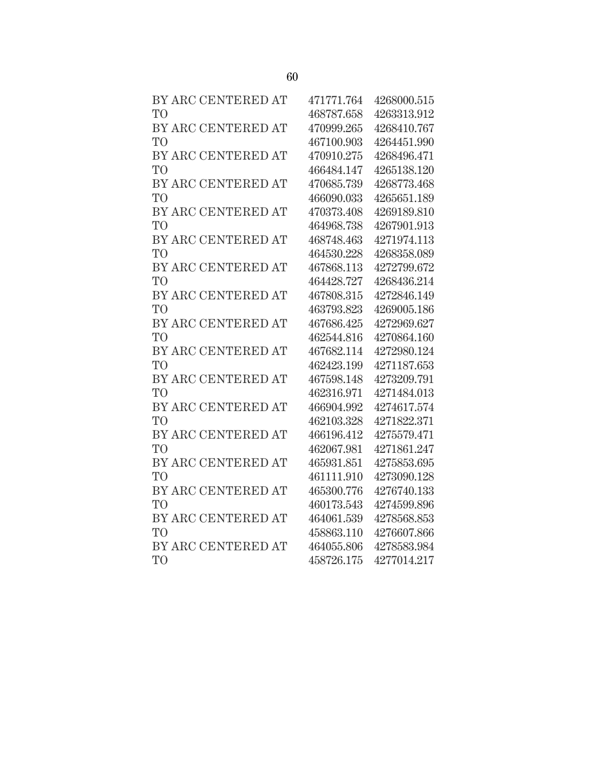| | | |
|---|---|---|
| BY ARC CENTERED AT | 471771.764 | 4268000.515 |
| TO | 468787.658 | 4263313.912 |
| BY ARC CENTERED AT | 470999.265 | 4268410.767 |
| TO | 467100.903 | 4264451.990 |
| BY ARC CENTERED AT | 470910.275 | 4268496.471 |
| TO | 466484.147 | 4265138.120 |
| BY ARC CENTERED AT | 470685.739 | 4268773.468 |
| TO | 466090.033 | 4265651.189 |
| BY ARC CENTERED AT | 470373.408 | 4269189.810 |
| TO | 464968.738 | 4267901.913 |
| BY ARC CENTERED AT | 468748.463 | 4271974.113 |
| TO | 464530.228 | 4268358.089 |
| BY ARC CENTERED AT | 467868.113 | 4272799.672 |
| TO | 464428.727 | 4268436.214 |
| BY ARC CENTERED AT | 467808.315 | 4272846.149 |
| TO | 463793.823 | 4269005.186 |
| BY ARC CENTERED AT | 467686.425 | 4272969.627 |
| TO | 462544.816 | 4270864.160 |
| BY ARC CENTERED AT | 467682.114 | 4272980.124 |
| TO | 462423.199 | 4271187.653 |
| BY ARC CENTERED AT | 467598.148 | 4273209.791 |
| TO | 462316.971 | 4271484.013 |
| BY ARC CENTERED AT | 466904.992 | 4274617.574 |
| TO | 462103.328 | 4271822.371 |
| BY ARC CENTERED AT | 466196.412 | 4275579.471 |
| TO | 462067.981 | 4271861.247 |
| BY ARC CENTERED AT | 465931.851 | 4275853.695 |
| TO | 461111.910 | 4273090.128 |
| BY ARC CENTERED AT | 465300.776 | 4276740.133 |
| TO | 460173.543 | 4274599.896 |
| BY ARC CENTERED AT | 464061.539 | 4278568.853 |
| TO | 458863.110 | 4276607.866 |
| BY ARC CENTERED AT | 464055.806 | 4278583.984 |
| TO | 458726.175 | 4277014.217 |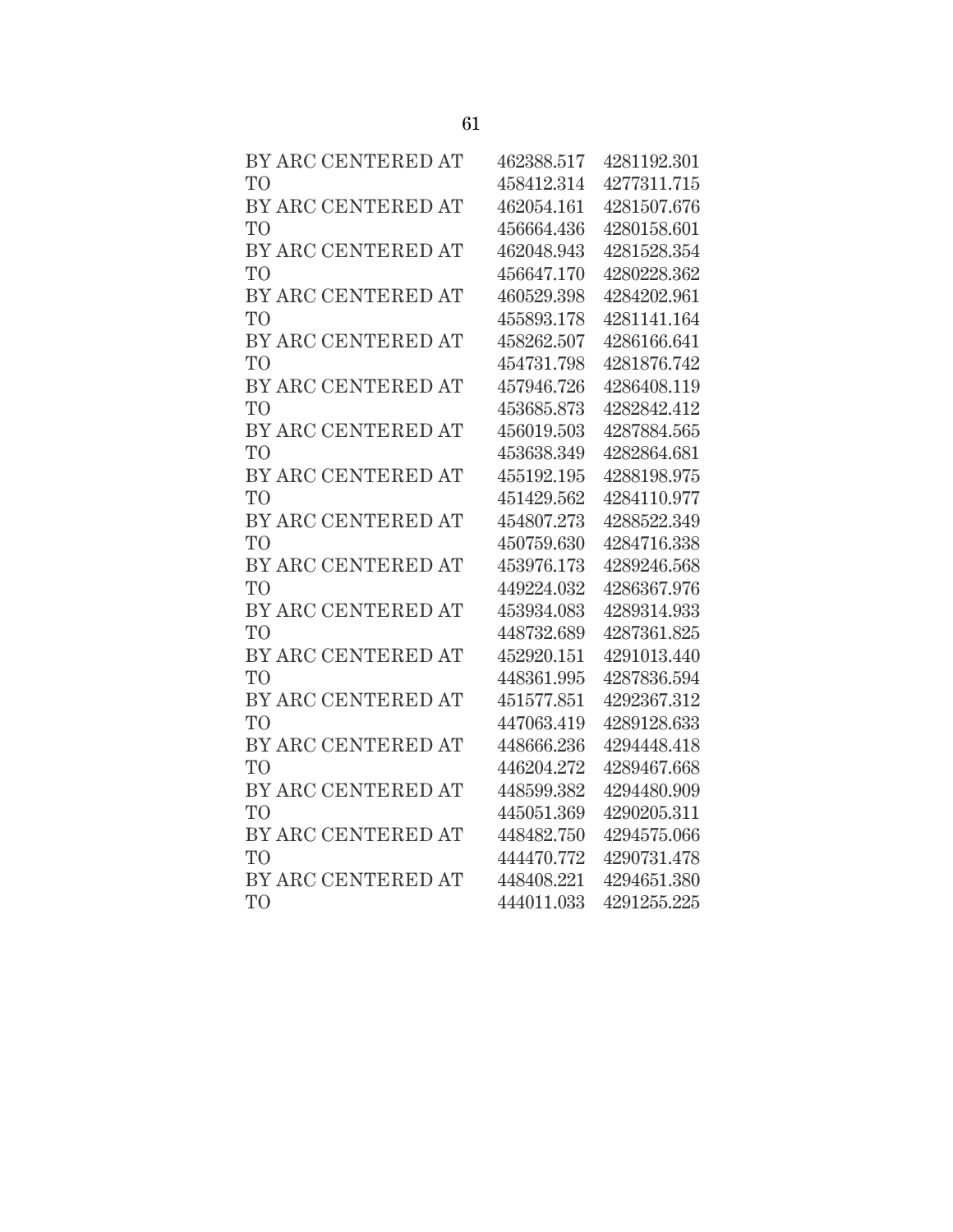| | | |
|---|---|---|
| BY ARC CENTERED AT | 462388.517 | 4281192.301 |
| TO | 458412.314 | 4277311.715 |
| BY ARC CENTERED AT | 462054.161 | 4281507.676 |
| TO | 456664.436 | 4280158.601 |
| BY ARC CENTERED AT | 462048.943 | 4281528.354 |
| TO | 456647.170 | 4280228.362 |
| BY ARC CENTERED AT | 460529.398 | 4284202.961 |
| TO | 455893.178 | 4281141.164 |
| BY ARC CENTERED AT | 458262.507 | 4286166.641 |
| TO | 454731.798 | 4281876.742 |
| BY ARC CENTERED AT | 457946.726 | 4286408.119 |
| TO | 453685.873 | 4282842.412 |
| BY ARC CENTERED AT | 456019.503 | 4287884.565 |
| TO | 453638.349 | 4282864.681 |
| BY ARC CENTERED AT | 455192.195 | 4288198.975 |
| TO | 451429.562 | 4284110.977 |
| BY ARC CENTERED AT | 454807.273 | 4288522.349 |
| TO | 450759.630 | 4284716.338 |
| BY ARC CENTERED AT | 453976.173 | 4289246.568 |
| TO | 449224.032 | 4286367.976 |
| BY ARC CENTERED AT | 453934.083 | 4289314.933 |
| TO | 448732.689 | 4287361.825 |
| BY ARC CENTERED AT | 452920.151 | 4291013.440 |
| TO | 448361.995 | 4287836.594 |
| BY ARC CENTERED AT | 451577.851 | 4292367.312 |
| TO | 447063.419 | 4289128.633 |
| BY ARC CENTERED AT | 448666.236 | 4294448.418 |
| TO | 446204.272 | 4289467.668 |
| BY ARC CENTERED AT | 448599.382 | 4294480.909 |
| TO | 445051.369 | 4290205.311 |
| BY ARC CENTERED AT | 448482.750 | 4294575.066 |
| TO | 444470.772 | 4290731.478 |
| BY ARC CENTERED AT | 448408.221 | 4294651.380 |
| TO | 444011.033 | 4291255.225 |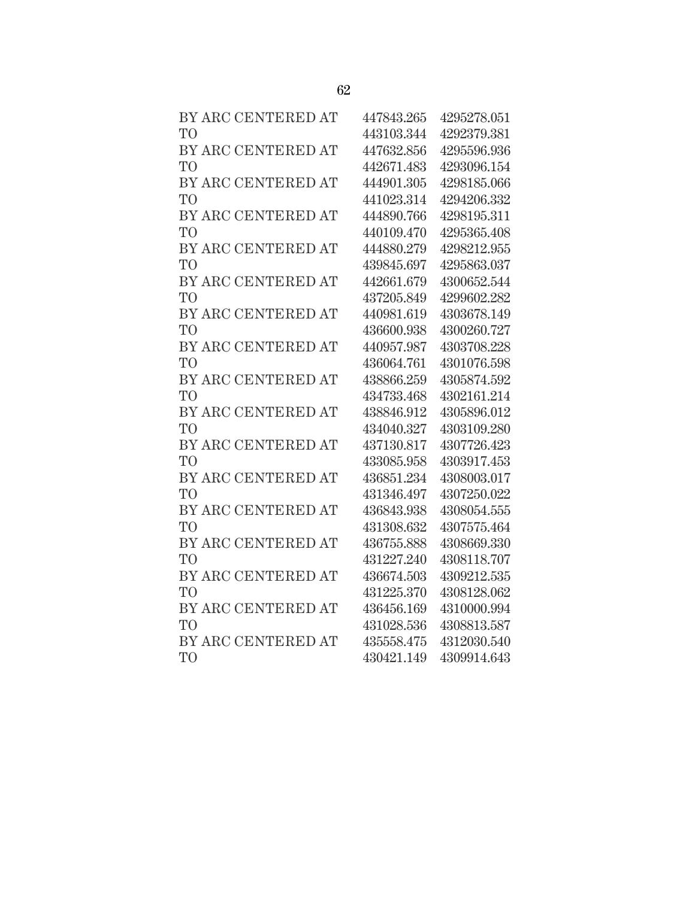| | | |
|---|---|---|
| BY ARC CENTERED AT | 447843.265 | 4295278.051 |
| TO | 443103.344 | 4292379.381 |
| BY ARC CENTERED AT | 447632.856 | 4295596.936 |
| TO | 442671.483 | 4293096.154 |
| BY ARC CENTERED AT | 444901.305 | 4298185.066 |
| TO | 441023.314 | 4294206.332 |
| BY ARC CENTERED AT | 444890.766 | 4298195.311 |
| TO | 440109.470 | 4295365.408 |
| BY ARC CENTERED AT | 444880.279 | 4298212.955 |
| TO | 439845.697 | 4295863.037 |
| BY ARC CENTERED AT | 442661.679 | 4300652.544 |
| TO | 437205.849 | 4299602.282 |
| BY ARC CENTERED AT | 440981.619 | 4303678.149 |
| TO | 436600.938 | 4300260.727 |
| BY ARC CENTERED AT | 440957.987 | 4303708.228 |
| TO | 436064.761 | 4301076.598 |
| BY ARC CENTERED AT | 438866.259 | 4305874.592 |
| TO | 434733.468 | 4302161.214 |
| BY ARC CENTERED AT | 438846.912 | 4305896.012 |
| TO | 434040.327 | 4303109.280 |
| BY ARC CENTERED AT | 437130.817 | 4307726.423 |
| TO | 433085.958 | 4303917.453 |
| BY ARC CENTERED AT | 436851.234 | 4308003.017 |
| TO | 431346.497 | 4307250.022 |
| BY ARC CENTERED AT | 436843.938 | 4308054.555 |
| TO | 431308.632 | 4307575.464 |
| BY ARC CENTERED AT | 436755.888 | 4308669.330 |
| TO | 431227.240 | 4308118.707 |
| BY ARC CENTERED AT | 436674.503 | 4309212.535 |
| TO | 431225.370 | 4308128.062 |
| BY ARC CENTERED AT | 436456.169 | 4310000.994 |
| TO | 431028.536 | 4308813.587 |
| BY ARC CENTERED AT | 435558.475 | 4312030.540 |
| TO | 430421.149 | 4309914.643 |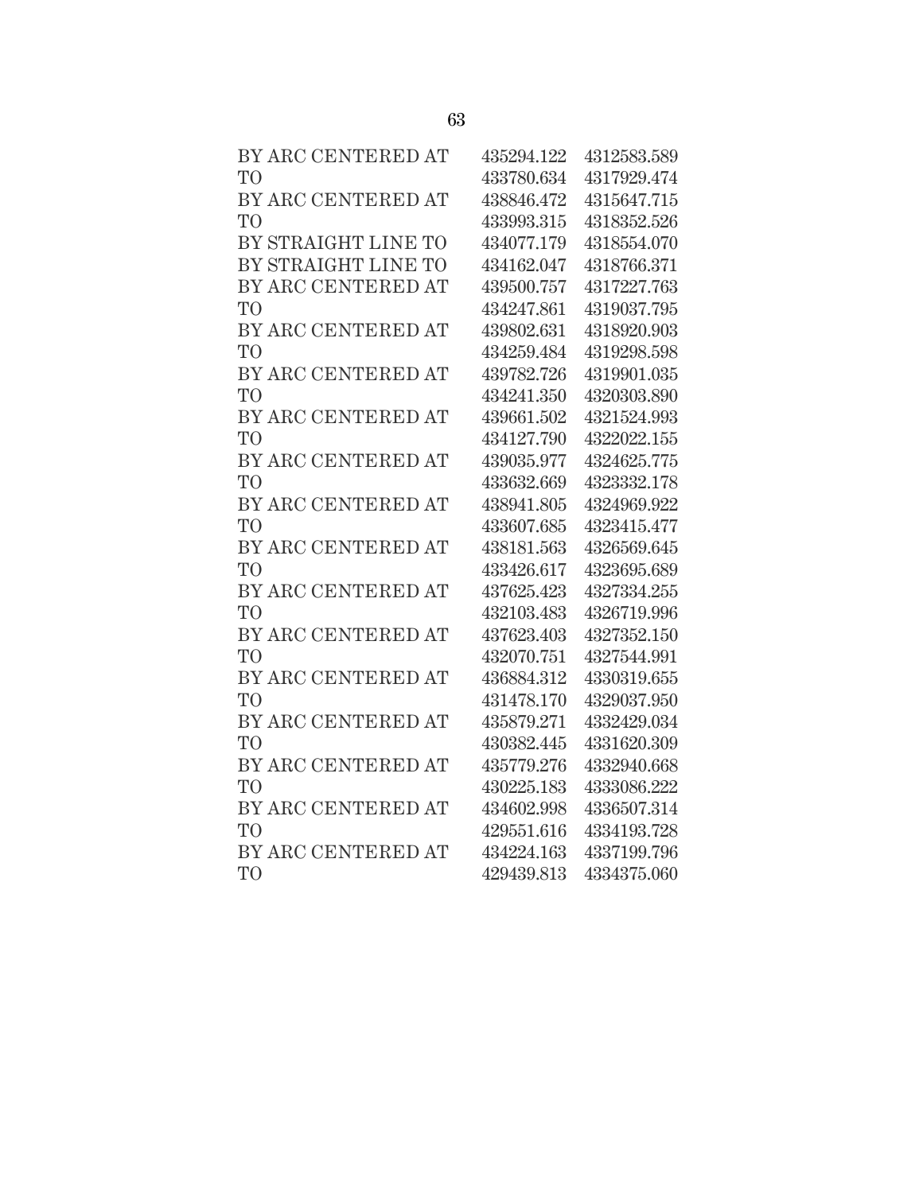| | | |
|---|---|---|
| BY ARC CENTERED AT | 435294.122 | 4312583.589 |
| TO | 433780.634 | 4317929.474 |
| BY ARC CENTERED AT | 438846.472 | 4315647.715 |
| TO | 433993.315 | 4318352.526 |
| BY STRAIGHT LINE TO | 434077.179 | 4318554.070 |
| BY STRAIGHT LINE TO | 434162.047 | 4318766.371 |
| BY ARC CENTERED AT | 439500.757 | 4317227.763 |
| TO | 434247.861 | 4319037.795 |
| BY ARC CENTERED AT | 439802.631 | 4318920.903 |
| TO | 434259.484 | 4319298.598 |
| BY ARC CENTERED AT | 439782.726 | 4319901.035 |
| TO | 434241.350 | 4320303.890 |
| BY ARC CENTERED AT | 439661.502 | 4321524.993 |
| TO | 434127.790 | 4322022.155 |
| BY ARC CENTERED AT | 439035.977 | 4324625.775 |
| TO | 433632.669 | 4323332.178 |
| BY ARC CENTERED AT | 438941.805 | 4324969.922 |
| TO | 433607.685 | 4323415.477 |
| BY ARC CENTERED AT | 438181.563 | 4326569.645 |
| TO | 433426.617 | 4323695.689 |
| BY ARC CENTERED AT | 437625.423 | 4327334.255 |
| TO | 432103.483 | 4326719.996 |
| BY ARC CENTERED AT | 437623.403 | 4327352.150 |
| TO | 432070.751 | 4327544.991 |
| BY ARC CENTERED AT | 436884.312 | 4330319.655 |
| TO | 431478.170 | 4329037.950 |
| BY ARC CENTERED AT | 435879.271 | 4332429.034 |
| TO | 430382.445 | 4331620.309 |
| BY ARC CENTERED AT | 435779.276 | 4332940.668 |
| TO | 430225.183 | 4333086.222 |
| BY ARC CENTERED AT | 434602.998 | 4336507.314 |
| TO | 429551.616 | 4334193.728 |
| BY ARC CENTERED AT | 434224.163 | 4337199.796 |
| TO | 429439.813 | 4334375.060 |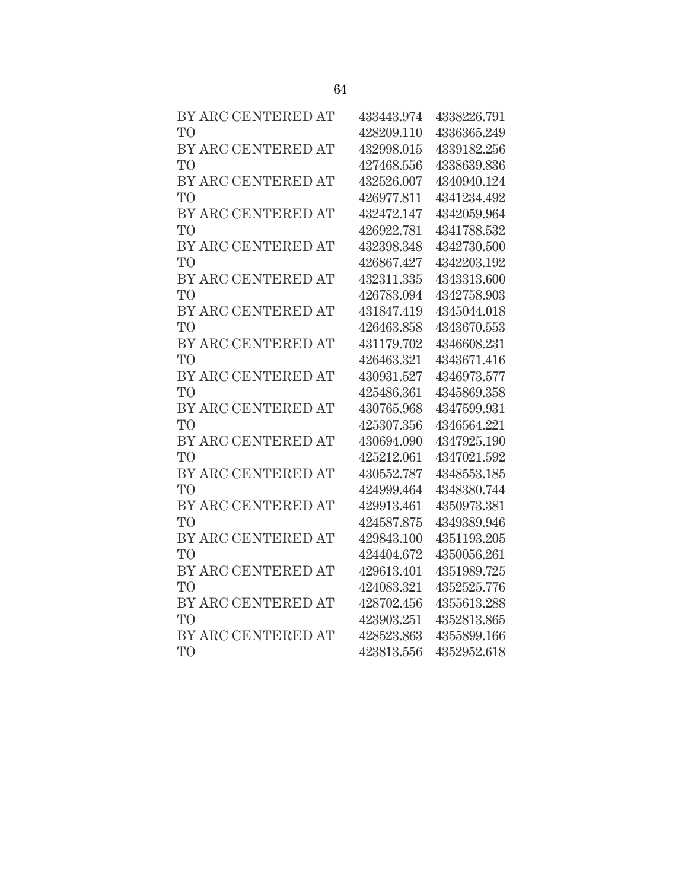| | | |
|---|---|---|
| BY ARC CENTERED AT | 433443.974 | 4338226.791 |
| TO | 428209.110 | 4336365.249 |
| BY ARC CENTERED AT | 432998.015 | 4339182.256 |
| TO | 427468.556 | 4338639.836 |
| BY ARC CENTERED AT | 432526.007 | 4340940.124 |
| TO | 426977.811 | 4341234.492 |
| BY ARC CENTERED AT | 432472.147 | 4342059.964 |
| TO | 426922.781 | 4341788.532 |
| BY ARC CENTERED AT | 432398.348 | 4342730.500 |
| TO | 426867.427 | 4342203.192 |
| BY ARC CENTERED AT | 432311.335 | 4343313.600 |
| TO | 426783.094 | 4342758.903 |
| BY ARC CENTERED AT | 431847.419 | 4345044.018 |
| TO | 426463.858 | 4343670.553 |
| BY ARC CENTERED AT | 431179.702 | 4346608.231 |
| TO | 426463.321 | 4343671.416 |
| BY ARC CENTERED AT | 430931.527 | 4346973.577 |
| TO | 425486.361 | 4345869.358 |
| BY ARC CENTERED AT | 430765.968 | 4347599.931 |
| TO | 425307.356 | 4346564.221 |
| BY ARC CENTERED AT | 430694.090 | 4347925.190 |
| TO | 425212.061 | 4347021.592 |
| BY ARC CENTERED AT | 430552.787 | 4348553.185 |
| TO | 424999.464 | 4348380.744 |
| BY ARC CENTERED AT | 429913.461 | 4350973.381 |
| TO | 424587.875 | 4349389.946 |
| BY ARC CENTERED AT | 429843.100 | 4351193.205 |
| TO | 424404.672 | 4350056.261 |
| BY ARC CENTERED AT | 429613.401 | 4351989.725 |
| TO | 424083.321 | 4352525.776 |
| BY ARC CENTERED AT | 428702.456 | 4355613.288 |
| TO | 423903.251 | 4352813.865 |
| BY ARC CENTERED AT | 428523.863 | 4355899.166 |
| TO | 423813.556 | 4352952.618 |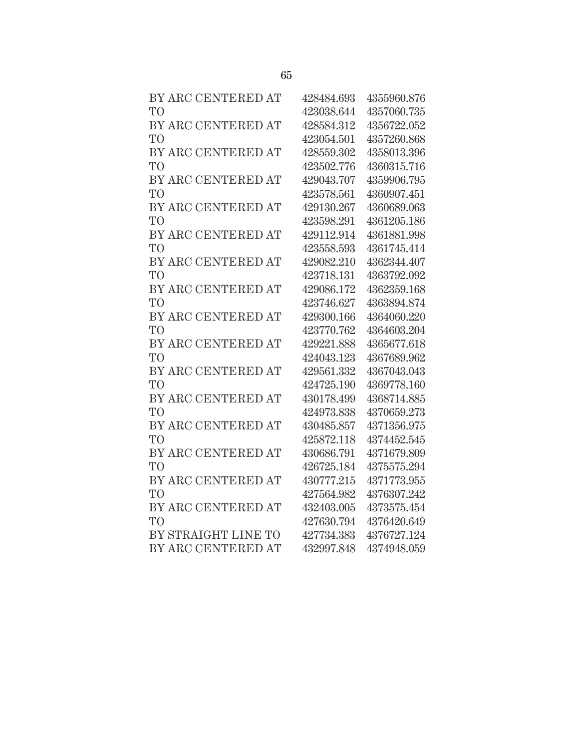| | | |
|---|---|---|
| BY ARC CENTERED AT | 428484.693 | 4355960.876 |
| TO | 423038.644 | 4357060.735 |
| BY ARC CENTERED AT | 428584.312 | 4356722.052 |
| TO | 423054.501 | 4357260.868 |
| BY ARC CENTERED AT | 428559.302 | 4358013.396 |
| TO | 423502.776 | 4360315.716 |
| BY ARC CENTERED AT | 429043.707 | 4359906.795 |
| TO | 423578.561 | 4360907.451 |
| BY ARC CENTERED AT | 429130.267 | 4360689.063 |
| TO | 423598.291 | 4361205.186 |
| BY ARC CENTERED AT | 429112.914 | 4361881.998 |
| TO | 423558.593 | 4361745.414 |
| BY ARC CENTERED AT | 429082.210 | 4362344.407 |
| TO | 423718.131 | 4363792.092 |
| BY ARC CENTERED AT | 429086.172 | 4362359.168 |
| TO | 423746.627 | 4363894.874 |
| BY ARC CENTERED AT | 429300.166 | 4364060.220 |
| TO | 423770.762 | 4364603.204 |
| BY ARC CENTERED AT | 429221.888 | 4365677.618 |
| TO | 424043.123 | 4367689.962 |
| BY ARC CENTERED AT | 429561.332 | 4367043.043 |
| TO | 424725.190 | 4369778.160 |
| BY ARC CENTERED AT | 430178.499 | 4368714.885 |
| TO | 424973.838 | 4370659.273 |
| BY ARC CENTERED AT | 430485.857 | 4371356.975 |
| TO | 425872.118 | 4374452.545 |
| BY ARC CENTERED AT | 430686.791 | 4371679.809 |
| TO | 426725.184 | 4375575.294 |
| BY ARC CENTERED AT | 430777.215 | 4371773.955 |
| TO | 427564.982 | 4376307.242 |
| BY ARC CENTERED AT | 432403.005 | 4373575.454 |
| TO | 427630.794 | 4376420.649 |
| BY STRAIGHT LINE TO | 427734.383 | 4376727.124 |
| BY ARC CENTERED AT | 432997.848 | 4374948.059 |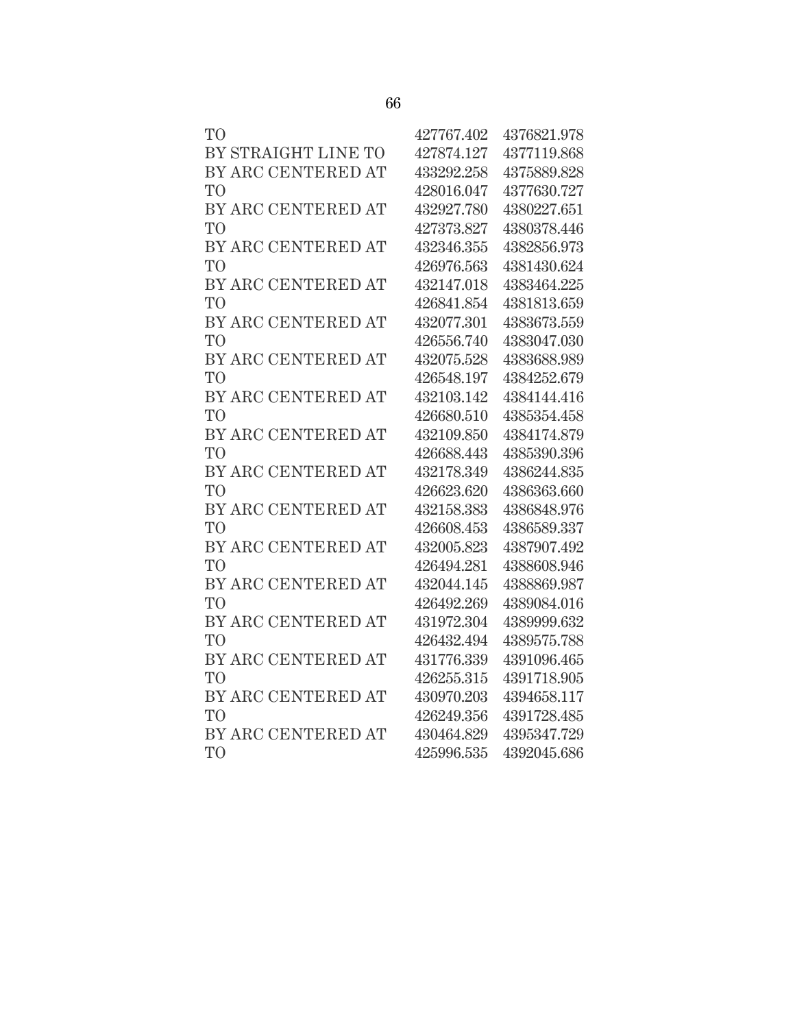| | | |
|---|---|---|
| TO | 427767.402 | 4376821.978 |
| BY STRAIGHT LINE TO | 427874.127 | 4377119.868 |
| BY ARC CENTERED AT | 433292.258 | 4375889.828 |
| TO | 428016.047 | 4377630.727 |
| BY ARC CENTERED AT | 432927.780 | 4380227.651 |
| TO | 427373.827 | 4380378.446 |
| BY ARC CENTERED AT | 432346.355 | 4382856.973 |
| TO | 426976.563 | 4381430.624 |
| BY ARC CENTERED AT | 432147.018 | 4383464.225 |
| TO | 426841.854 | 4381813.659 |
| BY ARC CENTERED AT | 432077.301 | 4383673.559 |
| TO | 426556.740 | 4383047.030 |
| BY ARC CENTERED AT | 432075.528 | 4383688.989 |
| TO | 426548.197 | 4384252.679 |
| BY ARC CENTERED AT | 432103.142 | 4384144.416 |
| TO | 426680.510 | 4385354.458 |
| BY ARC CENTERED AT | 432109.850 | 4384174.879 |
| TO | 426688.443 | 4385390.396 |
| BY ARC CENTERED AT | 432178.349 | 4386244.835 |
| TO | 426623.620 | 4386363.660 |
| BY ARC CENTERED AT | 432158.383 | 4386848.976 |
| TO | 426608.453 | 4386589.337 |
| BY ARC CENTERED AT | 432005.823 | 4387907.492 |
| TO | 426494.281 | 4388608.946 |
| BY ARC CENTERED AT | 432044.145 | 4388869.987 |
| TO | 426492.269 | 4389084.016 |
| BY ARC CENTERED AT | 431972.304 | 4389999.632 |
| TO | 426432.494 | 4389575.788 |
| BY ARC CENTERED AT | 431776.339 | 4391096.465 |
| TO | 426255.315 | 4391718.905 |
| BY ARC CENTERED AT | 430970.203 | 4394658.117 |
| TO | 426249.356 | 4391728.485 |
| BY ARC CENTERED AT | 430464.829 | 4395347.729 |
| TO | 425996.535 | 4392045.686 |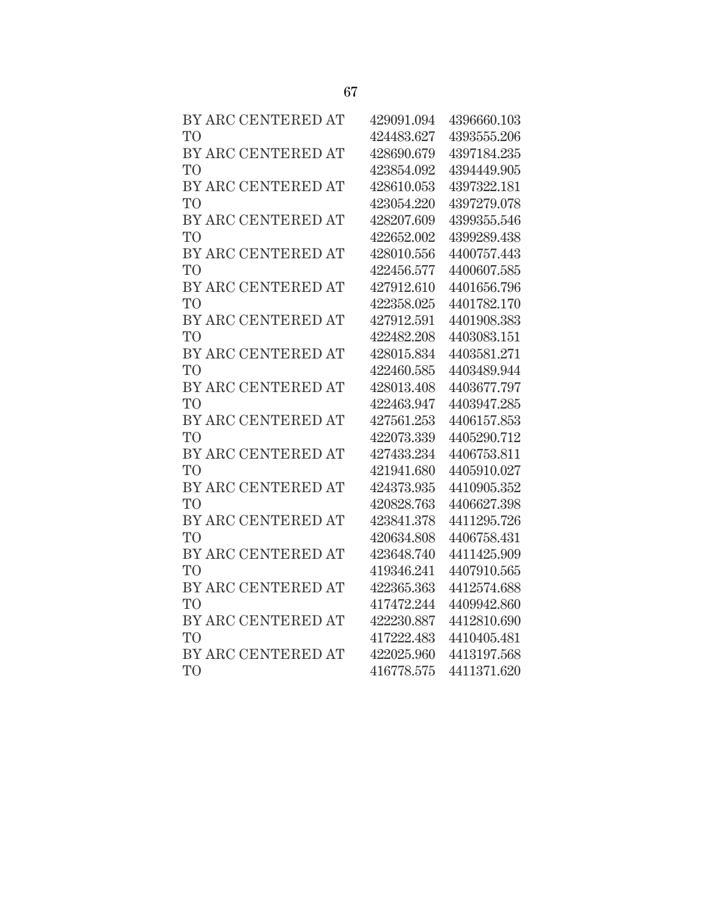| | | |
|---|---|---|
| BY ARC CENTERED AT | 429091.094 | 4396660.103 |
| TO | 424483.627 | 4393555.206 |
| BY ARC CENTERED AT | 428690.679 | 4397184.235 |
| TO | 423854.092 | 4394449.905 |
| BY ARC CENTERED AT | 428610.053 | 4397322.181 |
| TO | 423054.220 | 4397279.078 |
| BY ARC CENTERED AT | 428207.609 | 4399355.546 |
| TO | 422652.002 | 4399289.438 |
| BY ARC CENTERED AT | 428010.556 | 4400757.443 |
| TO | 422456.577 | 4400607.585 |
| BY ARC CENTERED AT | 427912.610 | 4401656.796 |
| TO | 422358.025 | 4401782.170 |
| BY ARC CENTERED AT | 427912.591 | 4401908.383 |
| TO | 422482.208 | 4403083.151 |
| BY ARC CENTERED AT | 428015.834 | 4403581.271 |
| TO | 422460.585 | 4403489.944 |
| BY ARC CENTERED AT | 428013.408 | 4403677.797 |
| TO | 422463.947 | 4403947.285 |
| BY ARC CENTERED AT | 427561.253 | 4406157.853 |
| TO | 422073.339 | 4405290.712 |
| BY ARC CENTERED AT | 427433.234 | 4406753.811 |
| TO | 421941.680 | 4405910.027 |
| BY ARC CENTERED AT | 424373.935 | 4410905.352 |
| TO | 420828.763 | 4406627.398 |
| BY ARC CENTERED AT | 423841.378 | 4411295.726 |
| TO | 420634.808 | 4406758.431 |
| BY ARC CENTERED AT | 423648.740 | 4411425.909 |
| TO | 419346.241 | 4407910.565 |
| BY ARC CENTERED AT | 422365.363 | 4412574.688 |
| TO | 417472.244 | 4409942.860 |
| BY ARC CENTERED AT | 422230.887 | 4412810.690 |
| TO | 417222.483 | 4410405.481 |
| BY ARC CENTERED AT | 422025.960 | 4413197.568 |
| TO | 416778.575 | 4411371.620 |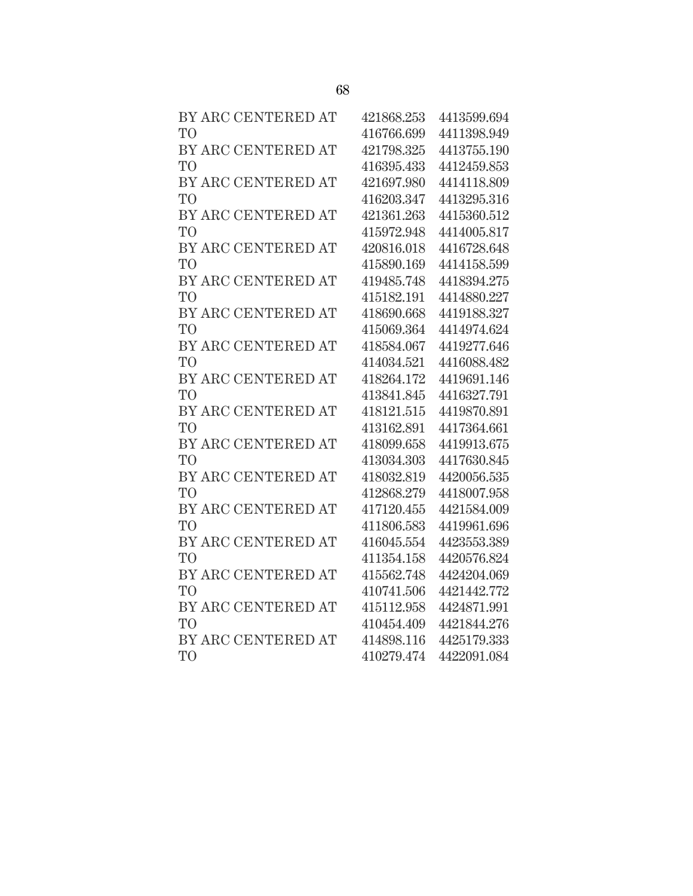| | | |
|---|---|---|
| BY ARC CENTERED AT | 421868.253 | 4413599.694 |
| TO | 416766.699 | 4411398.949 |
| BY ARC CENTERED AT | 421798.325 | 4413755.190 |
| TO | 416395.433 | 4412459.853 |
| BY ARC CENTERED AT | 421697.980 | 4414118.809 |
| TO | 416203.347 | 4413295.316 |
| BY ARC CENTERED AT | 421361.263 | 4415360.512 |
| TO | 415972.948 | 4414005.817 |
| BY ARC CENTERED AT | 420816.018 | 4416728.648 |
| TO | 415890.169 | 4414158.599 |
| BY ARC CENTERED AT | 419485.748 | 4418394.275 |
| TO | 415182.191 | 4414880.227 |
| BY ARC CENTERED AT | 418690.668 | 4419188.327 |
| TO | 415069.364 | 4414974.624 |
| BY ARC CENTERED AT | 418584.067 | 4419277.646 |
| TO | 414034.521 | 4416088.482 |
| BY ARC CENTERED AT | 418264.172 | 4419691.146 |
| TO | 413841.845 | 4416327.791 |
| BY ARC CENTERED AT | 418121.515 | 4419870.891 |
| TO | 413162.891 | 4417364.661 |
| BY ARC CENTERED AT | 418099.658 | 4419913.675 |
| TO | 413034.303 | 4417630.845 |
| BY ARC CENTERED AT | 418032.819 | 4420056.535 |
| TO | 412868.279 | 4418007.958 |
| BY ARC CENTERED AT | 417120.455 | 4421584.009 |
| TO | 411806.583 | 4419961.696 |
| BY ARC CENTERED AT | 416045.554 | 4423553.389 |
| TO | 411354.158 | 4420576.824 |
| BY ARC CENTERED AT | 415562.748 | 4424204.069 |
| TO | 410741.506 | 4421442.772 |
| BY ARC CENTERED AT | 415112.958 | 4424871.991 |
| TO | 410454.409 | 4421844.276 |
| BY ARC CENTERED AT | 414898.116 | 4425179.333 |
| TO | 410279.474 | 4422091.084 |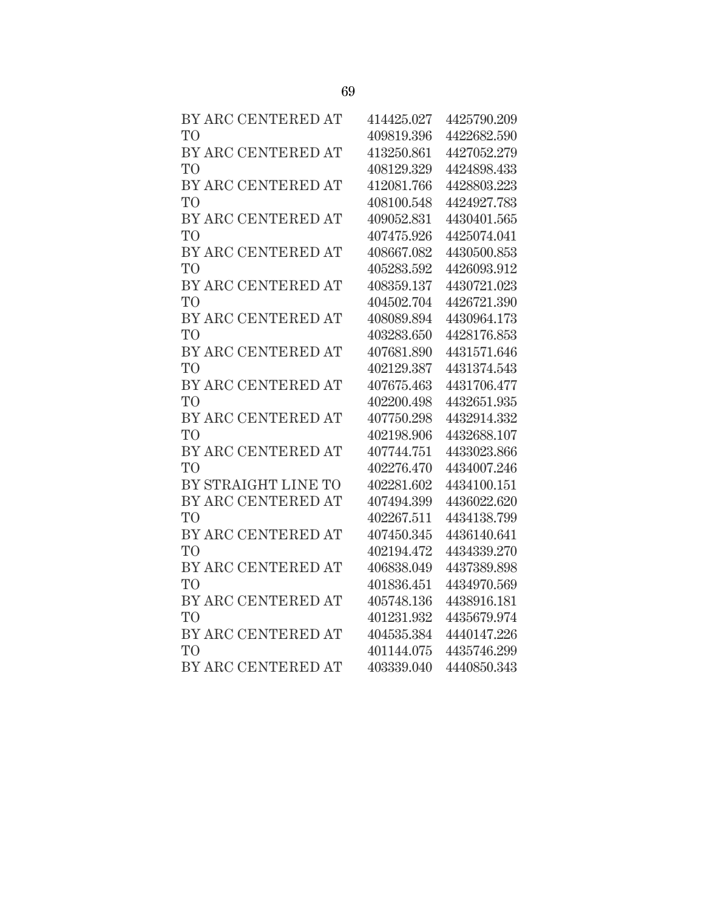| | | |
|---|---|---|
| BY ARC CENTERED AT | 414425.027 | 4425790.209 |
| TO | 409819.396 | 4422682.590 |
| BY ARC CENTERED AT | 413250.861 | 4427052.279 |
| TO | 408129.329 | 4424898.433 |
| BY ARC CENTERED AT | 412081.766 | 4428803.223 |
| TO | 408100.548 | 4424927.783 |
| BY ARC CENTERED AT | 409052.831 | 4430401.565 |
| TO | 407475.926 | 4425074.041 |
| BY ARC CENTERED AT | 408667.082 | 4430500.853 |
| TO | 405283.592 | 4426093.912 |
| BY ARC CENTERED AT | 408359.137 | 4430721.023 |
| TO | 404502.704 | 4426721.390 |
| BY ARC CENTERED AT | 408089.894 | 4430964.173 |
| TO | 403283.650 | 4428176.853 |
| BY ARC CENTERED AT | 407681.890 | 4431571.646 |
| TO | 402129.387 | 4431374.543 |
| BY ARC CENTERED AT | 407675.463 | 4431706.477 |
| TO | 402200.498 | 4432651.935 |
| BY ARC CENTERED AT | 407750.298 | 4432914.332 |
| TO | 402198.906 | 4432688.107 |
| BY ARC CENTERED AT | 407744.751 | 4433023.866 |
| TO | 402276.470 | 4434007.246 |
| BY STRAIGHT LINE TO | 402281.602 | 4434100.151 |
| BY ARC CENTERED AT | 407494.399 | 4436022.620 |
| TO | 402267.511 | 4434138.799 |
| BY ARC CENTERED AT | 407450.345 | 4436140.641 |
| TO | 402194.472 | 4434339.270 |
| BY ARC CENTERED AT | 406838.049 | 4437389.898 |
| TO | 401836.451 | 4434970.569 |
| BY ARC CENTERED AT | 405748.136 | 4438916.181 |
| TO | 401231.932 | 4435679.974 |
| BY ARC CENTERED AT | 404535.384 | 4440147.226 |
| TO | 401144.075 | 4435746.299 |
| BY ARC CENTERED AT | 403339.040 | 4440850.343 |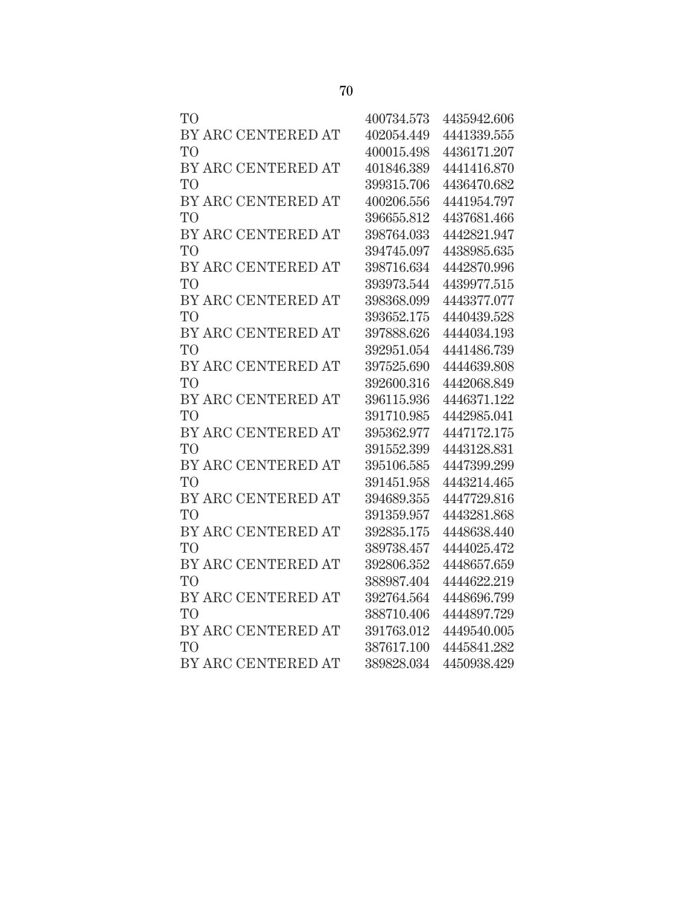| | | |
|---|---|---|
| TO | 400734.573 | 4435942.606 |
| BY ARC CENTERED AT | 402054.449 | 4441339.555 |
| TO | 400015.498 | 4436171.207 |
| BY ARC CENTERED AT | 401846.389 | 4441416.870 |
| TO | 399315.706 | 4436470.682 |
| BY ARC CENTERED AT | 400206.556 | 4441954.797 |
| TO | 396655.812 | 4437681.466 |
| BY ARC CENTERED AT | 398764.033 | 4442821.947 |
| TO | 394745.097 | 4438985.635 |
| BY ARC CENTERED AT | 398716.634 | 4442870.996 |
| TO | 393973.544 | 4439977.515 |
| BY ARC CENTERED AT | 398368.099 | 4443377.077 |
| TO | 393652.175 | 4440439.528 |
| BY ARC CENTERED AT | 397888.626 | 4444034.193 |
| TO | 392951.054 | 4441486.739 |
| BY ARC CENTERED AT | 397525.690 | 4444639.808 |
| TO | 392600.316 | 4442068.849 |
| BY ARC CENTERED AT | 396115.936 | 4446371.122 |
| TO | 391710.985 | 4442985.041 |
| BY ARC CENTERED AT | 395362.977 | 4447172.175 |
| TO | 391552.399 | 4443128.831 |
| BY ARC CENTERED AT | 395106.585 | 4447399.299 |
| TO | 391451.958 | 4443214.465 |
| BY ARC CENTERED AT | 394689.355 | 4447729.816 |
| TO | 391359.957 | 4443281.868 |
| BY ARC CENTERED AT | 392835.175 | 4448638.440 |
| TO | 389738.457 | 4444025.472 |
| BY ARC CENTERED AT | 392806.352 | 4448657.659 |
| TO | 388987.404 | 4444622.219 |
| BY ARC CENTERED AT | 392764.564 | 4448696.799 |
| TO | 388710.406 | 4444897.729 |
| BY ARC CENTERED AT | 391763.012 | 4449540.005 |
| TO | 387617.100 | 4445841.282 |
| BY ARC CENTERED AT | 389828.034 | 4450938.429 |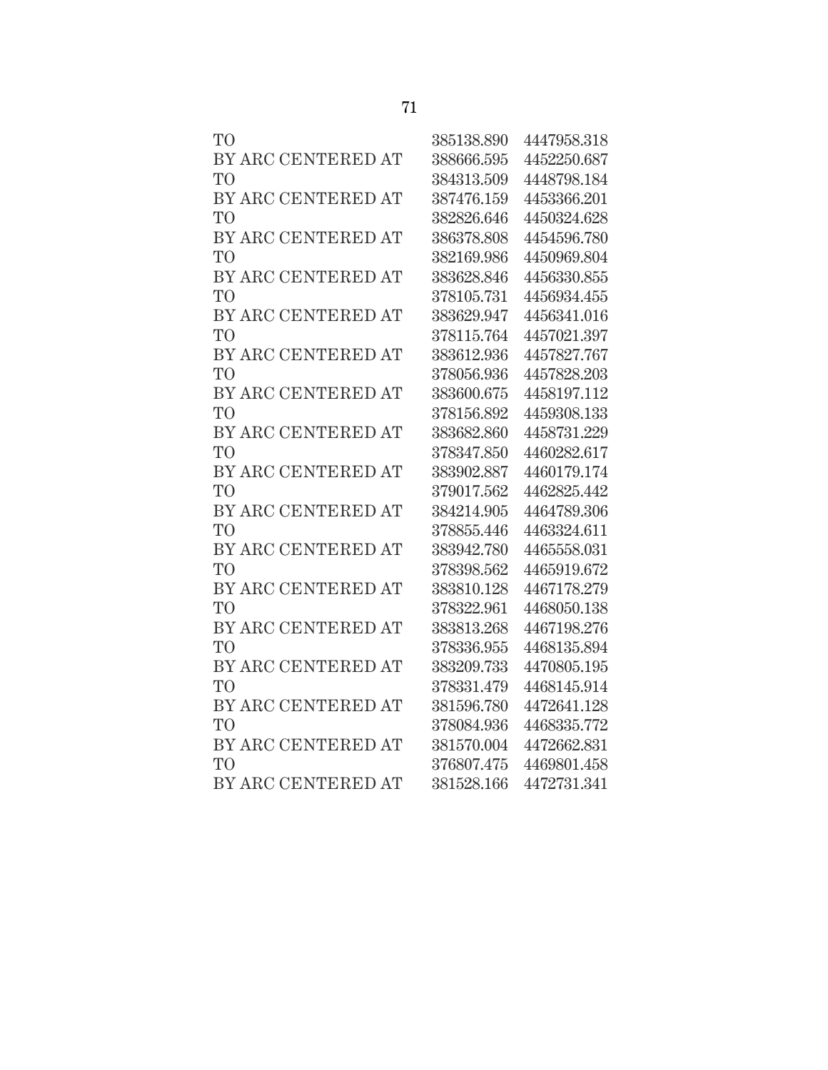| | | |
|---|---|---|
| TO | 385138.890 | 4447958.318 |
| BY ARC CENTERED AT | 388666.595 | 4452250.687 |
| TO | 384313.509 | 4448798.184 |
| BY ARC CENTERED AT | 387476.159 | 4453366.201 |
| TO | 382826.646 | 4450324.628 |
| BY ARC CENTERED AT | 386378.808 | 4454596.780 |
| TO | 382169.986 | 4450969.804 |
| BY ARC CENTERED AT | 383628.846 | 4456330.855 |
| TO | 378105.731 | 4456934.455 |
| BY ARC CENTERED AT | 383629.947 | 4456341.016 |
| TO | 378115.764 | 4457021.397 |
| BY ARC CENTERED AT | 383612.936 | 4457827.767 |
| TO | 378056.936 | 4457828.203 |
| BY ARC CENTERED AT | 383600.675 | 4458197.112 |
| TO | 378156.892 | 4459308.133 |
| BY ARC CENTERED AT | 383682.860 | 4458731.229 |
| TO | 378347.850 | 4460282.617 |
| BY ARC CENTERED AT | 383902.887 | 4460179.174 |
| TO | 379017.562 | 4462825.442 |
| BY ARC CENTERED AT | 384214.905 | 4464789.306 |
| TO | 378855.446 | 4463324.611 |
| BY ARC CENTERED AT | 383942.780 | 4465558.031 |
| TO | 378398.562 | 4465919.672 |
| BY ARC CENTERED AT | 383810.128 | 4467178.279 |
| TO | 378322.961 | 4468050.138 |
| BY ARC CENTERED AT | 383813.268 | 4467198.276 |
| TO | 378336.955 | 4468135.894 |
| BY ARC CENTERED AT | 383209.733 | 4470805.195 |
| TO | 378331.479 | 4468145.914 |
| BY ARC CENTERED AT | 381596.780 | 4472641.128 |
| TO | 378084.936 | 4468335.772 |
| BY ARC CENTERED AT | 381570.004 | 4472662.831 |
| TO | 376807.475 | 4469801.458 |
| BY ARC CENTERED AT | 381528.166 | 4472731.341 |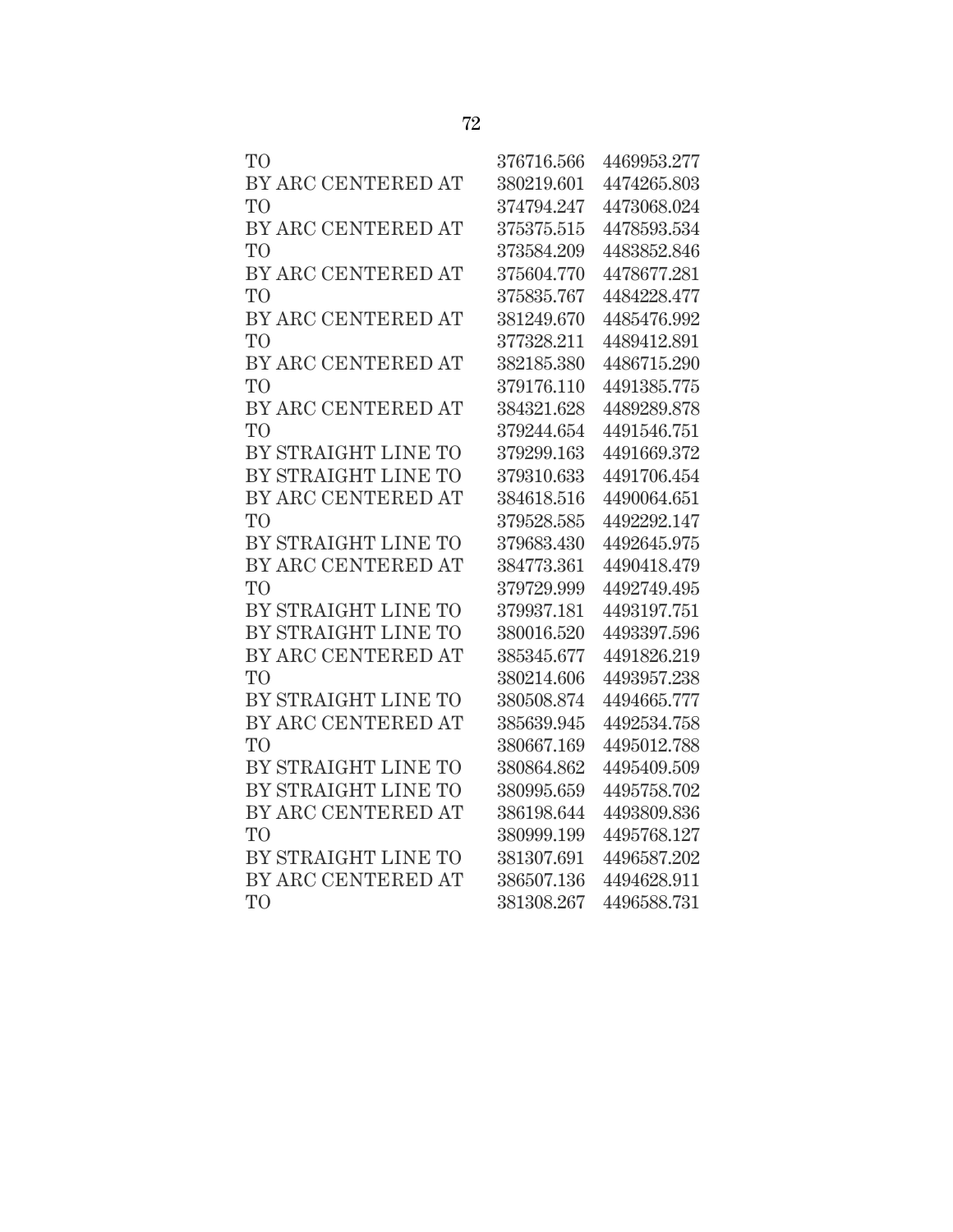| | | |
|---|---|---|
| TO | 376716.566 | 4469953.277 |
| BY ARC CENTERED AT | 380219.601 | 4474265.803 |
| TO | 374794.247 | 4473068.024 |
| BY ARC CENTERED AT | 375375.515 | 4478593.534 |
| TO | 373584.209 | 4483852.846 |
| BY ARC CENTERED AT | 375604.770 | 4478677.281 |
| TO | 375835.767 | 4484228.477 |
| BY ARC CENTERED AT | 381249.670 | 4485476.992 |
| TO | 377328.211 | 4489412.891 |
| BY ARC CENTERED AT | 382185.380 | 4486715.290 |
| TO | 379176.110 | 4491385.775 |
| BY ARC CENTERED AT | 384321.628 | 4489289.878 |
| TO | 379244.654 | 4491546.751 |
| BY STRAIGHT LINE TO | 379299.163 | 4491669.372 |
| BY STRAIGHT LINE TO | 379310.633 | 4491706.454 |
| BY ARC CENTERED AT | 384618.516 | 4490064.651 |
| TO | 379528.585 | 4492292.147 |
| BY STRAIGHT LINE TO | 379683.430 | 4492645.975 |
| BY ARC CENTERED AT | 384773.361 | 4490418.479 |
| TO | 379729.999 | 4492749.495 |
| BY STRAIGHT LINE TO | 379937.181 | 4493197.751 |
| BY STRAIGHT LINE TO | 380016.520 | 4493397.596 |
| BY ARC CENTERED AT | 385345.677 | 4491826.219 |
| TO | 380214.606 | 4493957.238 |
| BY STRAIGHT LINE TO | 380508.874 | 4494665.777 |
| BY ARC CENTERED AT | 385639.945 | 4492534.758 |
| TO | 380667.169 | 4495012.788 |
| BY STRAIGHT LINE TO | 380864.862 | 4495409.509 |
| BY STRAIGHT LINE TO | 380995.659 | 4495758.702 |
| BY ARC CENTERED AT | 386198.644 | 4493809.836 |
| TO | 380999.199 | 4495768.127 |
| BY STRAIGHT LINE TO | 381307.691 | 4496587.202 |
| BY ARC CENTERED AT | 386507.136 | 4494628.911 |
| TO | 381308.267 | 4496588.731 |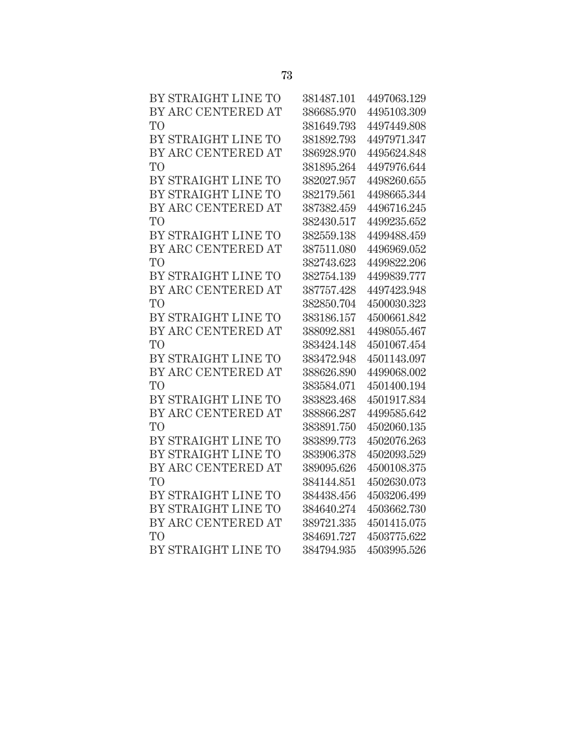| | | |
|---|---|---|
| BY STRAIGHT LINE TO | 381487.101 | 4497063.129 |
| BY ARC CENTERED AT | 386685.970 | 4495103.309 |
| TO | 381649.793 | 4497449.808 |
| BY STRAIGHT LINE TO | 381892.793 | 4497971.347 |
| BY ARC CENTERED AT | 386928.970 | 4495624.848 |
| TO | 381895.264 | 4497976.644 |
| BY STRAIGHT LINE TO | 382027.957 | 4498260.655 |
| BY STRAIGHT LINE TO | 382179.561 | 4498665.344 |
| BY ARC CENTERED AT | 387382.459 | 4496716.245 |
| TO | 382430.517 | 4499235.652 |
| BY STRAIGHT LINE TO | 382559.138 | 4499488.459 |
| BY ARC CENTERED AT | 387511.080 | 4496969.052 |
| TO | 382743.623 | 4499822.206 |
| BY STRAIGHT LINE TO | 382754.139 | 4499839.777 |
| BY ARC CENTERED AT | 387757.428 | 4497423.948 |
| TO | 382850.704 | 4500030.323 |
| BY STRAIGHT LINE TO | 383186.157 | 4500661.842 |
| BY ARC CENTERED AT | 388092.881 | 4498055.467 |
| TO | 383424.148 | 4501067.454 |
| BY STRAIGHT LINE TO | 383472.948 | 4501143.097 |
| BY ARC CENTERED AT | 388626.890 | 4499068.002 |
| TO | 383584.071 | 4501400.194 |
| BY STRAIGHT LINE TO | 383823.468 | 4501917.834 |
| BY ARC CENTERED AT | 388866.287 | 4499585.642 |
| TO | 383891.750 | 4502060.135 |
| BY STRAIGHT LINE TO | 383899.773 | 4502076.263 |
| BY STRAIGHT LINE TO | 383906.378 | 4502093.529 |
| BY ARC CENTERED AT | 389095.626 | 4500108.375 |
| TO | 384144.851 | 4502630.073 |
| BY STRAIGHT LINE TO | 384438.456 | 4503206.499 |
| BY STRAIGHT LINE TO | 384640.274 | 4503662.730 |
| BY ARC CENTERED AT | 389721.335 | 4501415.075 |
| TO | 384691.727 | 4503775.622 |
| BY STRAIGHT LINE TO | 384794.935 | 4503995.526 |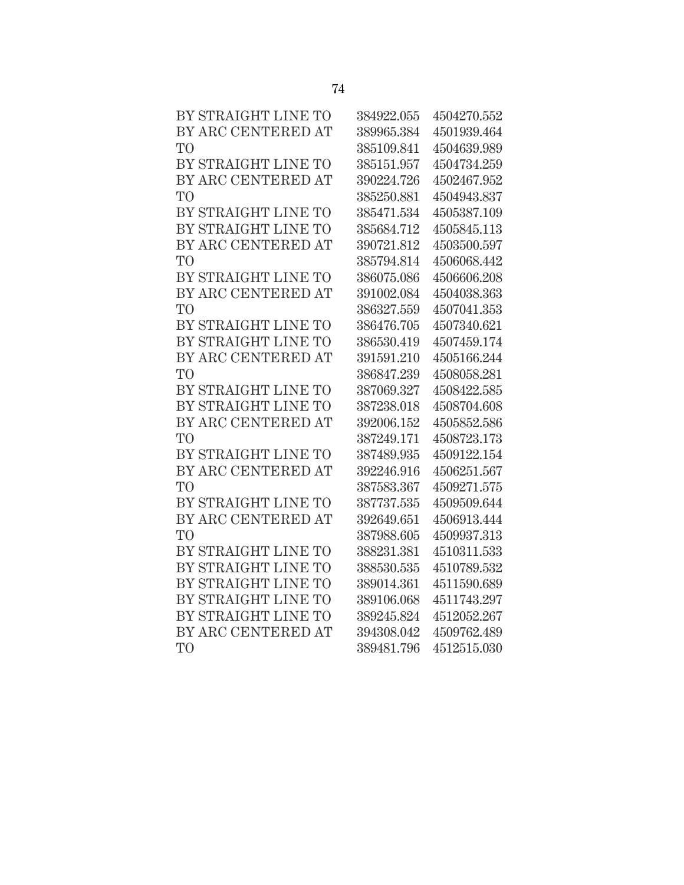| | | |
|---|---|---|
| BY STRAIGHT LINE TO | 384922.055 | 4504270.552 |
| BY ARC CENTERED AT | 389965.384 | 4501939.464 |
| TO | 385109.841 | 4504639.989 |
| BY STRAIGHT LINE TO | 385151.957 | 4504734.259 |
| BY ARC CENTERED AT | 390224.726 | 4502467.952 |
| TO | 385250.881 | 4504943.837 |
| BY STRAIGHT LINE TO | 385471.534 | 4505387.109 |
| BY STRAIGHT LINE TO | 385684.712 | 4505845.113 |
| BY ARC CENTERED AT | 390721.812 | 4503500.597 |
| TO | 385794.814 | 4506068.442 |
| BY STRAIGHT LINE TO | 386075.086 | 4506606.208 |
| BY ARC CENTERED AT | 391002.084 | 4504038.363 |
| TO | 386327.559 | 4507041.353 |
| BY STRAIGHT LINE TO | 386476.705 | 4507340.621 |
| BY STRAIGHT LINE TO | 386530.419 | 4507459.174 |
| BY ARC CENTERED AT | 391591.210 | 4505166.244 |
| TO | 386847.239 | 4508058.281 |
| BY STRAIGHT LINE TO | 387069.327 | 4508422.585 |
| BY STRAIGHT LINE TO | 387238.018 | 4508704.608 |
| BY ARC CENTERED AT | 392006.152 | 4505852.586 |
| TO | 387249.171 | 4508723.173 |
| BY STRAIGHT LINE TO | 387489.935 | 4509122.154 |
| BY ARC CENTERED AT | 392246.916 | 4506251.567 |
| TO | 387583.367 | 4509271.575 |
| BY STRAIGHT LINE TO | 387737.535 | 4509509.644 |
| BY ARC CENTERED AT | 392649.651 | 4506913.444 |
| TO | 387988.605 | 4509937.313 |
| BY STRAIGHT LINE TO | 388231.381 | 4510311.533 |
| BY STRAIGHT LINE TO | 388530.535 | 4510789.532 |
| BY STRAIGHT LINE TO | 389014.361 | 4511590.689 |
| BY STRAIGHT LINE TO | 389106.068 | 4511743.297 |
| BY STRAIGHT LINE TO | 389245.824 | 4512052.267 |
| BY ARC CENTERED AT | 394308.042 | 4509762.489 |
| TO | 389481.796 | 4512515.030 |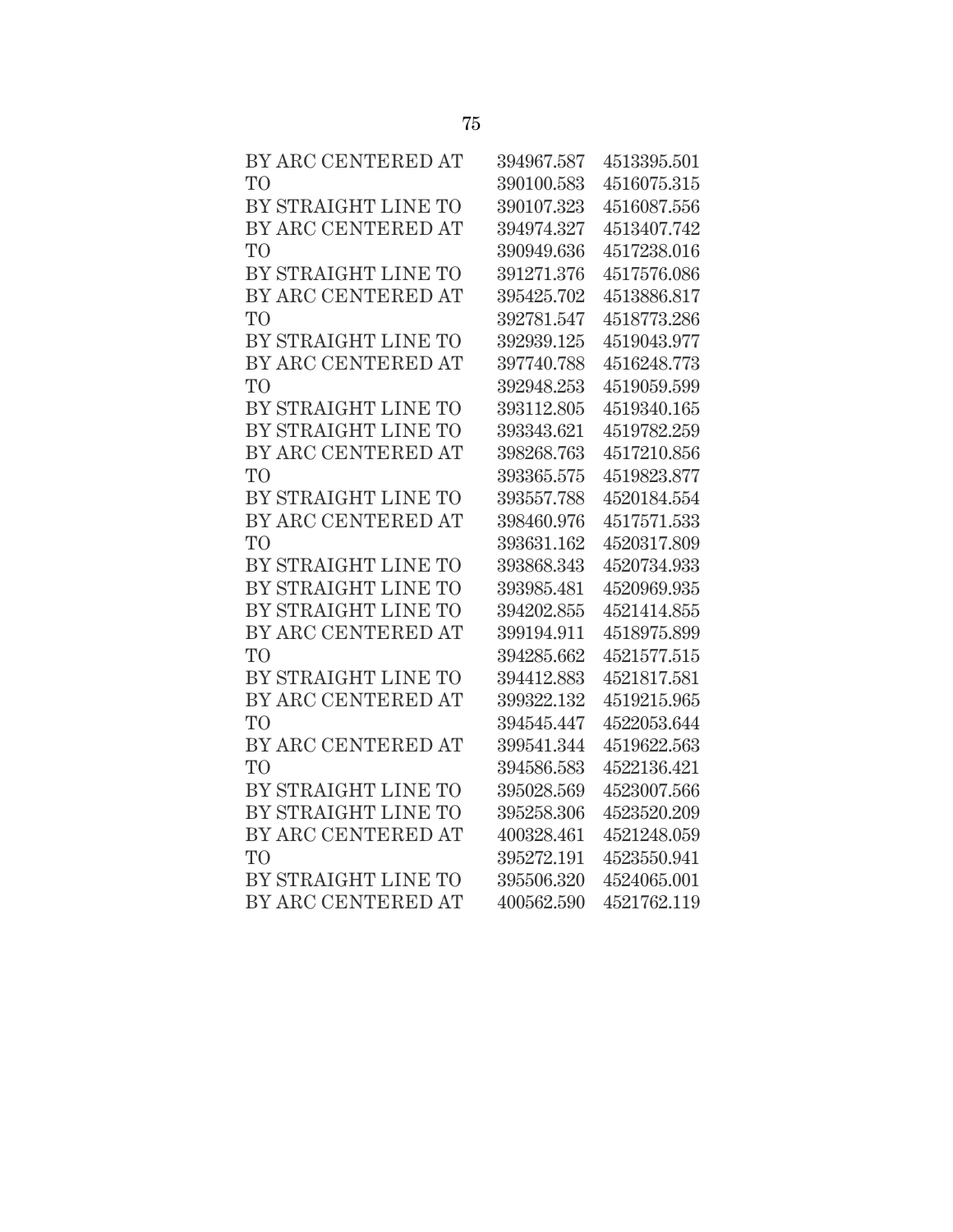| | | |
|---|---|---|
| BY ARC CENTERED AT | 394967.587 | 4513395.501 |
| TO | 390100.583 | 4516075.315 |
| BY STRAIGHT LINE TO | 390107.323 | 4516087.556 |
| BY ARC CENTERED AT | 394974.327 | 4513407.742 |
| TO | 390949.636 | 4517238.016 |
| BY STRAIGHT LINE TO | 391271.376 | 4517576.086 |
| BY ARC CENTERED AT | 395425.702 | 4513886.817 |
| TO | 392781.547 | 4518773.286 |
| BY STRAIGHT LINE TO | 392939.125 | 4519043.977 |
| BY ARC CENTERED AT | 397740.788 | 4516248.773 |
| TO | 392948.253 | 4519059.599 |
| BY STRAIGHT LINE TO | 393112.805 | 4519340.165 |
| BY STRAIGHT LINE TO | 393343.621 | 4519782.259 |
| BY ARC CENTERED AT | 398268.763 | 4517210.856 |
| TO | 393365.575 | 4519823.877 |
| BY STRAIGHT LINE TO | 393557.788 | 4520184.554 |
| BY ARC CENTERED AT | 398460.976 | 4517571.533 |
| TO | 393631.162 | 4520317.809 |
| BY STRAIGHT LINE TO | 393868.343 | 4520734.933 |
| BY STRAIGHT LINE TO | 393985.481 | 4520969.935 |
| BY STRAIGHT LINE TO | 394202.855 | 4521414.855 |
| BY ARC CENTERED AT | 399194.911 | 4518975.899 |
| TO | 394285.662 | 4521577.515 |
| BY STRAIGHT LINE TO | 394412.883 | 4521817.581 |
| BY ARC CENTERED AT | 399322.132 | 4519215.965 |
| TO | 394545.447 | 4522053.644 |
| BY ARC CENTERED AT | 399541.344 | 4519622.563 |
| TO | 394586.583 | 4522136.421 |
| BY STRAIGHT LINE TO | 395028.569 | 4523007.566 |
| BY STRAIGHT LINE TO | 395258.306 | 4523520.209 |
| BY ARC CENTERED AT | 400328.461 | 4521248.059 |
| TO | 395272.191 | 4523550.941 |
| BY STRAIGHT LINE TO | 395506.320 | 4524065.001 |
| BY ARC CENTERED AT | 400562.590 | 4521762.119 |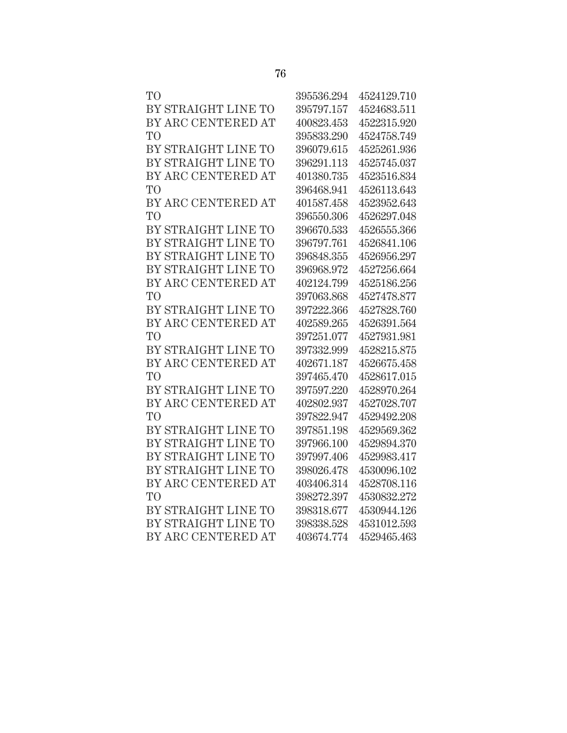| | | |
|---|---|---|
| TO | 395536.294 | 4524129.710 |
| BY STRAIGHT LINE TO | 395797.157 | 4524683.511 |
| BY ARC CENTERED AT | 400823.453 | 4522315.920 |
| TO | 395833.290 | 4524758.749 |
| BY STRAIGHT LINE TO | 396079.615 | 4525261.936 |
| BY STRAIGHT LINE TO | 396291.113 | 4525745.037 |
| BY ARC CENTERED AT | 401380.735 | 4523516.834 |
| TO | 396468.941 | 4526113.643 |
| BY ARC CENTERED AT | 401587.458 | 4523952.643 |
| TO | 396550.306 | 4526297.048 |
| BY STRAIGHT LINE TO | 396670.533 | 4526555.366 |
| BY STRAIGHT LINE TO | 396797.761 | 4526841.106 |
| BY STRAIGHT LINE TO | 396848.355 | 4526956.297 |
| BY STRAIGHT LINE TO | 396968.972 | 4527256.664 |
| BY ARC CENTERED AT | 402124.799 | 4525186.256 |
| TO | 397063.868 | 4527478.877 |
| BY STRAIGHT LINE TO | 397222.366 | 4527828.760 |
| BY ARC CENTERED AT | 402589.265 | 4526391.564 |
| TO | 397251.077 | 4527931.981 |
| BY STRAIGHT LINE TO | 397332.999 | 4528215.875 |
| BY ARC CENTERED AT | 402671.187 | 4526675.458 |
| TO | 397465.470 | 4528617.015 |
| BY STRAIGHT LINE TO | 397597.220 | 4528970.264 |
| BY ARC CENTERED AT | 402802.937 | 4527028.707 |
| TO | 397822.947 | 4529492.208 |
| BY STRAIGHT LINE TO | 397851.198 | 4529569.362 |
| BY STRAIGHT LINE TO | 397966.100 | 4529894.370 |
| BY STRAIGHT LINE TO | 397997.406 | 4529983.417 |
| BY STRAIGHT LINE TO | 398026.478 | 4530096.102 |
| BY ARC CENTERED AT | 403406.314 | 4528708.116 |
| TO | 398272.397 | 4530832.272 |
| BY STRAIGHT LINE TO | 398318.677 | 4530944.126 |
| BY STRAIGHT LINE TO | 398338.528 | 4531012.593 |
| BY ARC CENTERED AT | 403674.774 | 4529465.463 |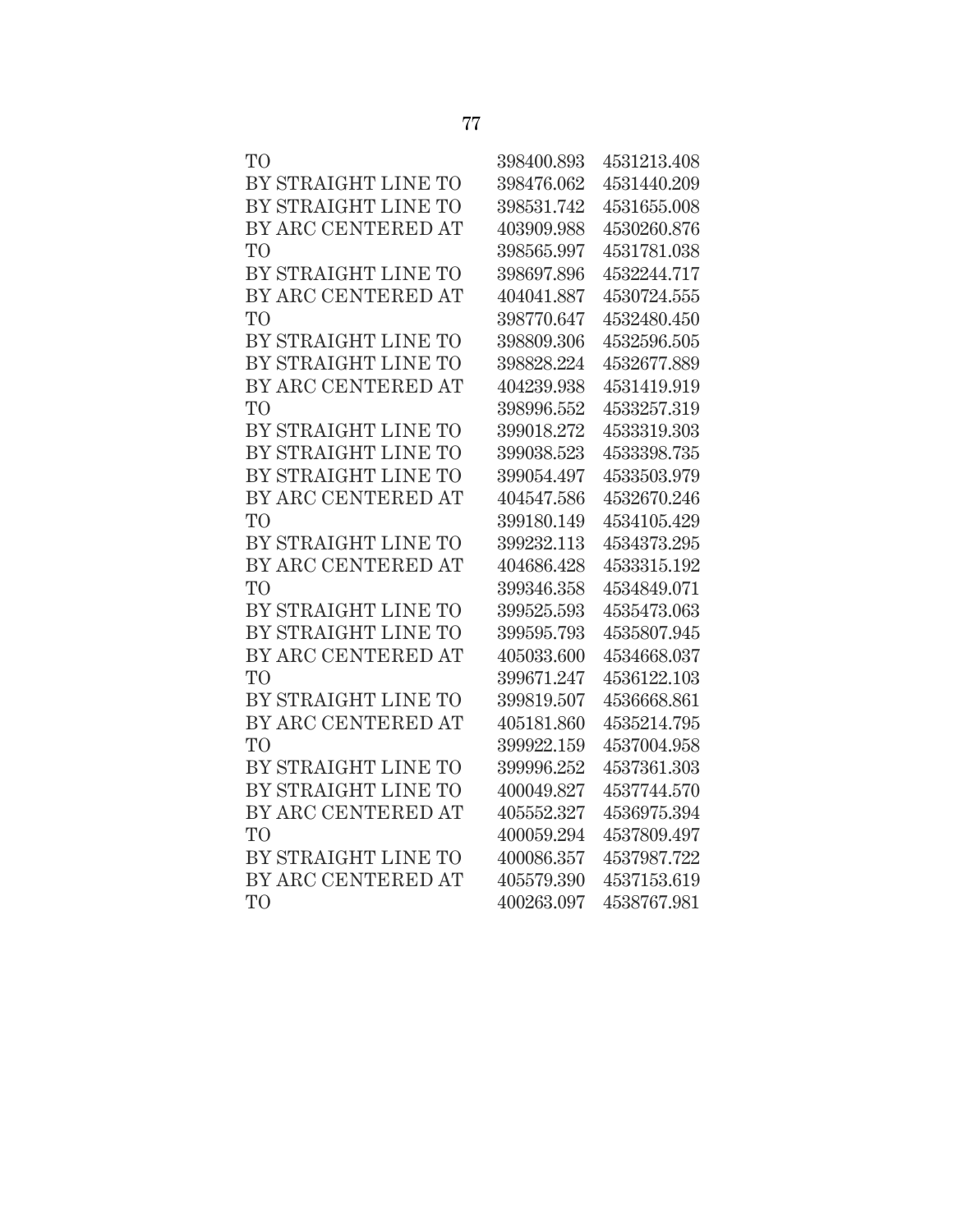| | | |
|---|---|---|
| TO | 398400.893 | 4531213.408 |
| BY STRAIGHT LINE TO | 398476.062 | 4531440.209 |
| BY STRAIGHT LINE TO | 398531.742 | 4531655.008 |
| BY ARC CENTERED AT | 403909.988 | 4530260.876 |
| TO | 398565.997 | 4531781.038 |
| BY STRAIGHT LINE TO | 398697.896 | 4532244.717 |
| BY ARC CENTERED AT | 404041.887 | 4530724.555 |
| TO | 398770.647 | 4532480.450 |
| BY STRAIGHT LINE TO | 398809.306 | 4532596.505 |
| BY STRAIGHT LINE TO | 398828.224 | 4532677.889 |
| BY ARC CENTERED AT | 404239.938 | 4531419.919 |
| TO | 398996.552 | 4533257.319 |
| BY STRAIGHT LINE TO | 399018.272 | 4533319.303 |
| BY STRAIGHT LINE TO | 399038.523 | 4533398.735 |
| BY STRAIGHT LINE TO | 399054.497 | 4533503.979 |
| BY ARC CENTERED AT | 404547.586 | 4532670.246 |
| TO | 399180.149 | 4534105.429 |
| BY STRAIGHT LINE TO | 399232.113 | 4534373.295 |
| BY ARC CENTERED AT | 404686.428 | 4533315.192 |
| TO | 399346.358 | 4534849.071 |
| BY STRAIGHT LINE TO | 399525.593 | 4535473.063 |
| BY STRAIGHT LINE TO | 399595.793 | 4535807.945 |
| BY ARC CENTERED AT | 405033.600 | 4534668.037 |
| TO | 399671.247 | 4536122.103 |
| BY STRAIGHT LINE TO | 399819.507 | 4536668.861 |
| BY ARC CENTERED AT | 405181.860 | 4535214.795 |
| TO | 399922.159 | 4537004.958 |
| BY STRAIGHT LINE TO | 399996.252 | 4537361.303 |
| BY STRAIGHT LINE TO | 400049.827 | 4537744.570 |
| BY ARC CENTERED AT | 405552.327 | 4536975.394 |
| TO | 400059.294 | 4537809.497 |
| BY STRAIGHT LINE TO | 400086.357 | 4537987.722 |
| BY ARC CENTERED AT | 405579.390 | 4537153.619 |
| TO | 400263.097 | 4538767.981 |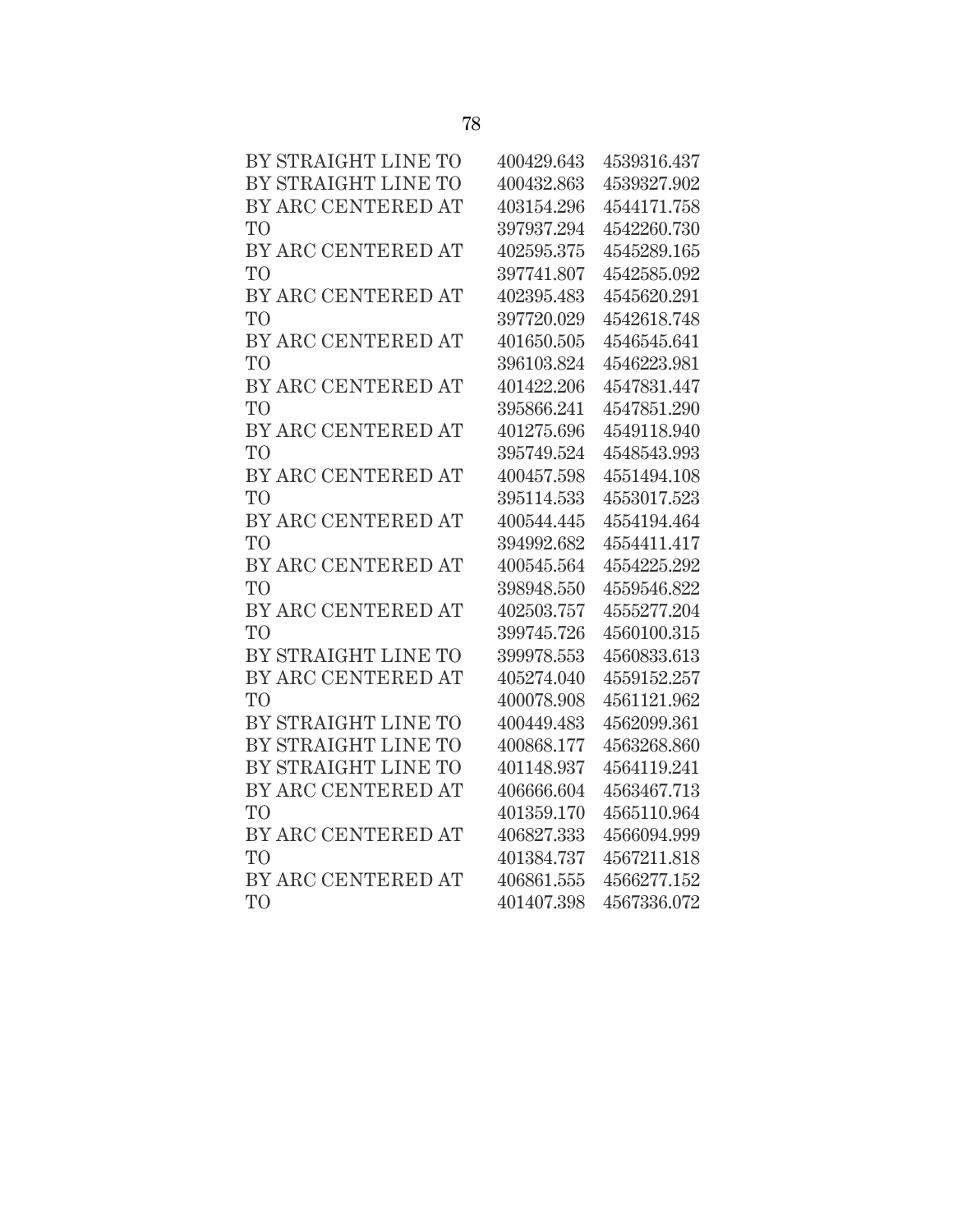| | | |
|---|---|---|
| BY STRAIGHT LINE TO | 400429.643 | 4539316.437 |
| BY STRAIGHT LINE TO | 400432.863 | 4539327.902 |
| BY ARC CENTERED AT | 403154.296 | 4544171.758 |
| TO | 397937.294 | 4542260.730 |
| BY ARC CENTERED AT | 402595.375 | 4545289.165 |
| TO | 397741.807 | 4542585.092 |
| BY ARC CENTERED AT | 402395.483 | 4545620.291 |
| TO | 397720.029 | 4542618.748 |
| BY ARC CENTERED AT | 401650.505 | 4546545.641 |
| TO | 396103.824 | 4546223.981 |
| BY ARC CENTERED AT | 401422.206 | 4547831.447 |
| TO | 395866.241 | 4547851.290 |
| BY ARC CENTERED AT | 401275.696 | 4549118.940 |
| TO | 395749.524 | 4548543.993 |
| BY ARC CENTERED AT | 400457.598 | 4551494.108 |
| TO | 395114.533 | 4553017.523 |
| BY ARC CENTERED AT | 400544.445 | 4554194.464 |
| TO | 394992.682 | 4554411.417 |
| BY ARC CENTERED AT | 400545.564 | 4554225.292 |
| TO | 398948.550 | 4559546.822 |
| BY ARC CENTERED AT | 402503.757 | 4555277.204 |
| TO | 399745.726 | 4560100.315 |
| BY STRAIGHT LINE TO | 399978.553 | 4560833.613 |
| BY ARC CENTERED AT | 405274.040 | 4559152.257 |
| TO | 400078.908 | 4561121.962 |
| BY STRAIGHT LINE TO | 400449.483 | 4562099.361 |
| BY STRAIGHT LINE TO | 400868.177 | 4563268.860 |
| BY STRAIGHT LINE TO | 401148.937 | 4564119.241 |
| BY ARC CENTERED AT | 406666.604 | 4563467.713 |
| TO | 401359.170 | 4565110.964 |
| BY ARC CENTERED AT | 406827.333 | 4566094.999 |
| TO | 401384.737 | 4567211.818 |
| BY ARC CENTERED AT | 406861.555 | 4566277.152 |
| TO | 401407.398 | 4567336.072 |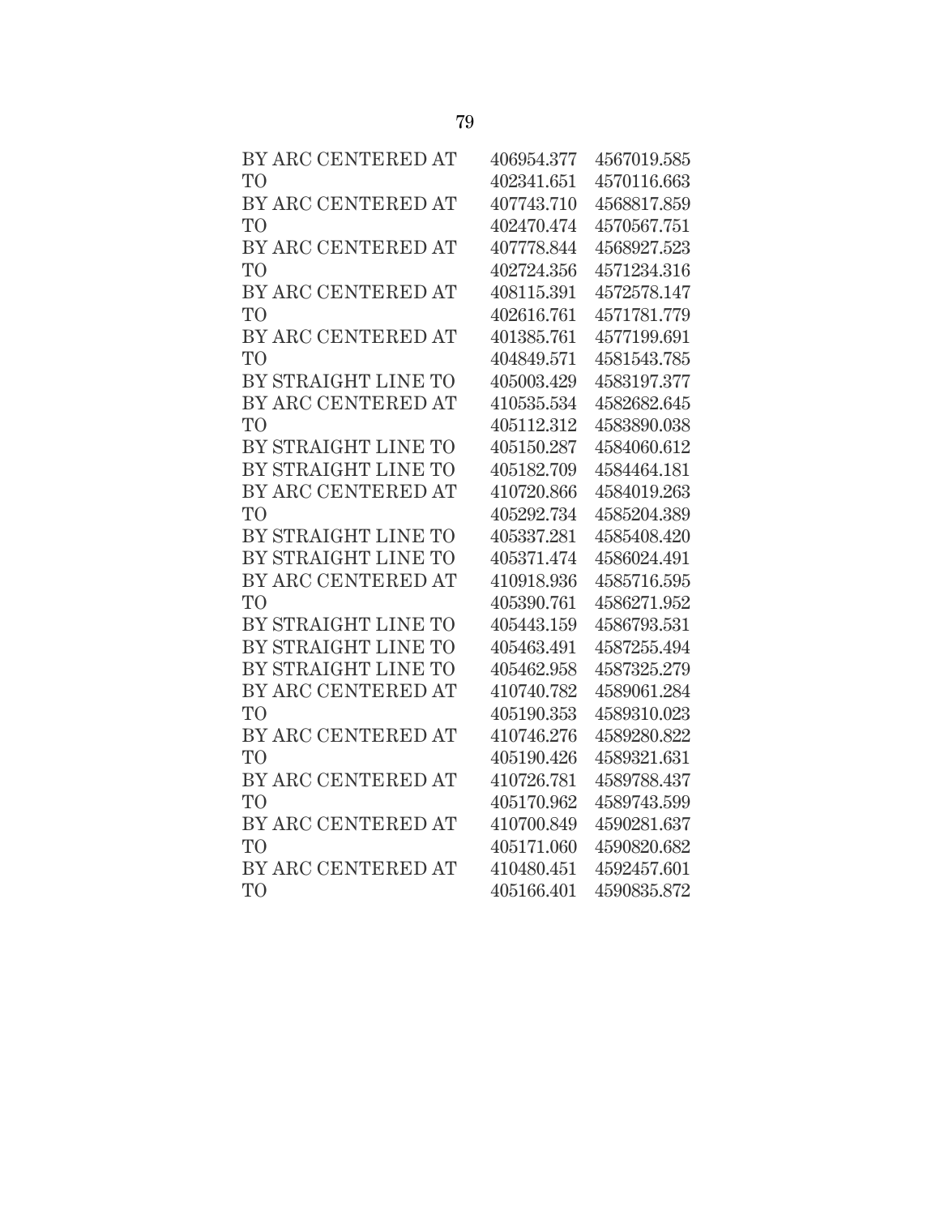| | | |
|---|---|---|
| BY ARC CENTERED AT | 406954.377 | 4567019.585 |
| TO | 402341.651 | 4570116.663 |
| BY ARC CENTERED AT | 407743.710 | 4568817.859 |
| TO | 402470.474 | 4570567.751 |
| BY ARC CENTERED AT | 407778.844 | 4568927.523 |
| TO | 402724.356 | 4571234.316 |
| BY ARC CENTERED AT | 408115.391 | 4572578.147 |
| TO | 402616.761 | 4571781.779 |
| BY ARC CENTERED AT | 401385.761 | 4577199.691 |
| TO | 404849.571 | 4581543.785 |
| BY STRAIGHT LINE TO | 405003.429 | 4583197.377 |
| BY ARC CENTERED AT | 410535.534 | 4582682.645 |
| TO | 405112.312 | 4583890.038 |
| BY STRAIGHT LINE TO | 405150.287 | 4584060.612 |
| BY STRAIGHT LINE TO | 405182.709 | 4584464.181 |
| BY ARC CENTERED AT | 410720.866 | 4584019.263 |
| TO | 405292.734 | 4585204.389 |
| BY STRAIGHT LINE TO | 405337.281 | 4585408.420 |
| BY STRAIGHT LINE TO | 405371.474 | 4586024.491 |
| BY ARC CENTERED AT | 410918.936 | 4585716.595 |
| TO | 405390.761 | 4586271.952 |
| BY STRAIGHT LINE TO | 405443.159 | 4586793.531 |
| BY STRAIGHT LINE TO | 405463.491 | 4587255.494 |
| BY STRAIGHT LINE TO | 405462.958 | 4587325.279 |
| BY ARC CENTERED AT | 410740.782 | 4589061.284 |
| TO | 405190.353 | 4589310.023 |
| BY ARC CENTERED AT | 410746.276 | 4589280.822 |
| TO | 405190.426 | 4589321.631 |
| BY ARC CENTERED AT | 410726.781 | 4589788.437 |
| TO | 405170.962 | 4589743.599 |
| BY ARC CENTERED AT | 410700.849 | 4590281.637 |
| TO | 405171.060 | 4590820.682 |
| BY ARC CENTERED AT | 410480.451 | 4592457.601 |
| TO | 405166.401 | 4590835.872 |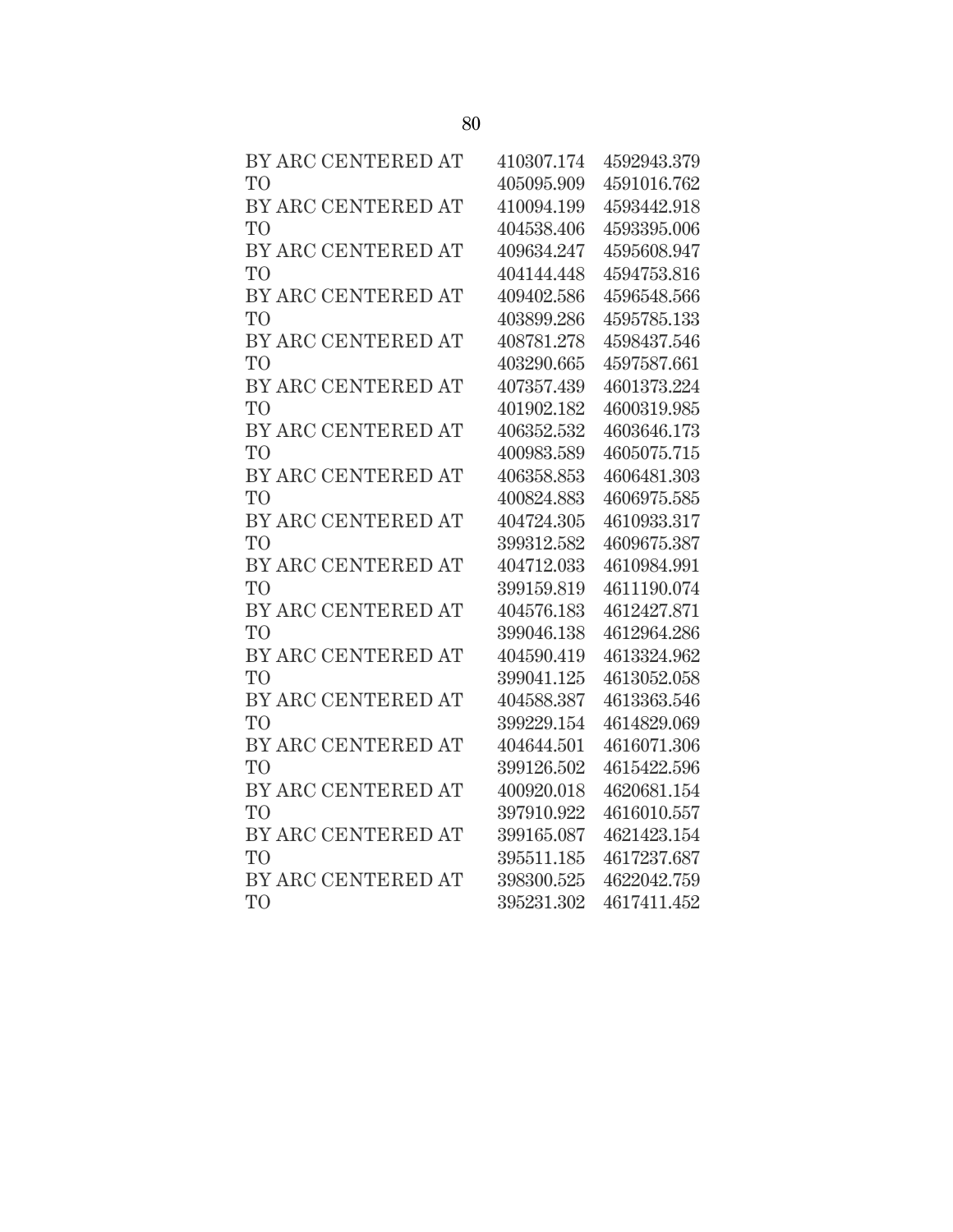| | | |
|---|---|---|
| BY ARC CENTERED AT | 410307.174 | 4592943.379 |
| TO | 405095.909 | 4591016.762 |
| BY ARC CENTERED AT | 410094.199 | 4593442.918 |
| TO | 404538.406 | 4593395.006 |
| BY ARC CENTERED AT | 409634.247 | 4595608.947 |
| TO | 404144.448 | 4594753.816 |
| BY ARC CENTERED AT | 409402.586 | 4596548.566 |
| TO | 403899.286 | 4595785.133 |
| BY ARC CENTERED AT | 408781.278 | 4598437.546 |
| TO | 403290.665 | 4597587.661 |
| BY ARC CENTERED AT | 407357.439 | 4601373.224 |
| TO | 401902.182 | 4600319.985 |
| BY ARC CENTERED AT | 406352.532 | 4603646.173 |
| TO | 400983.589 | 4605075.715 |
| BY ARC CENTERED AT | 406358.853 | 4606481.303 |
| TO | 400824.883 | 4606975.585 |
| BY ARC CENTERED AT | 404724.305 | 4610933.317 |
| TO | 399312.582 | 4609675.387 |
| BY ARC CENTERED AT | 404712.033 | 4610984.991 |
| TO | 399159.819 | 4611190.074 |
| BY ARC CENTERED AT | 404576.183 | 4612427.871 |
| TO | 399046.138 | 4612964.286 |
| BY ARC CENTERED AT | 404590.419 | 4613324.962 |
| TO | 399041.125 | 4613052.058 |
| BY ARC CENTERED AT | 404588.387 | 4613363.546 |
| TO | 399229.154 | 4614829.069 |
| BY ARC CENTERED AT | 404644.501 | 4616071.306 |
| TO | 399126.502 | 4615422.596 |
| BY ARC CENTERED AT | 400920.018 | 4620681.154 |
| TO | 397910.922 | 4616010.557 |
| BY ARC CENTERED AT | 399165.087 | 4621423.154 |
| TO | 395511.185 | 4617237.687 |
| BY ARC CENTERED AT | 398300.525 | 4622042.759 |
| TO | 395231.302 | 4617411.452 |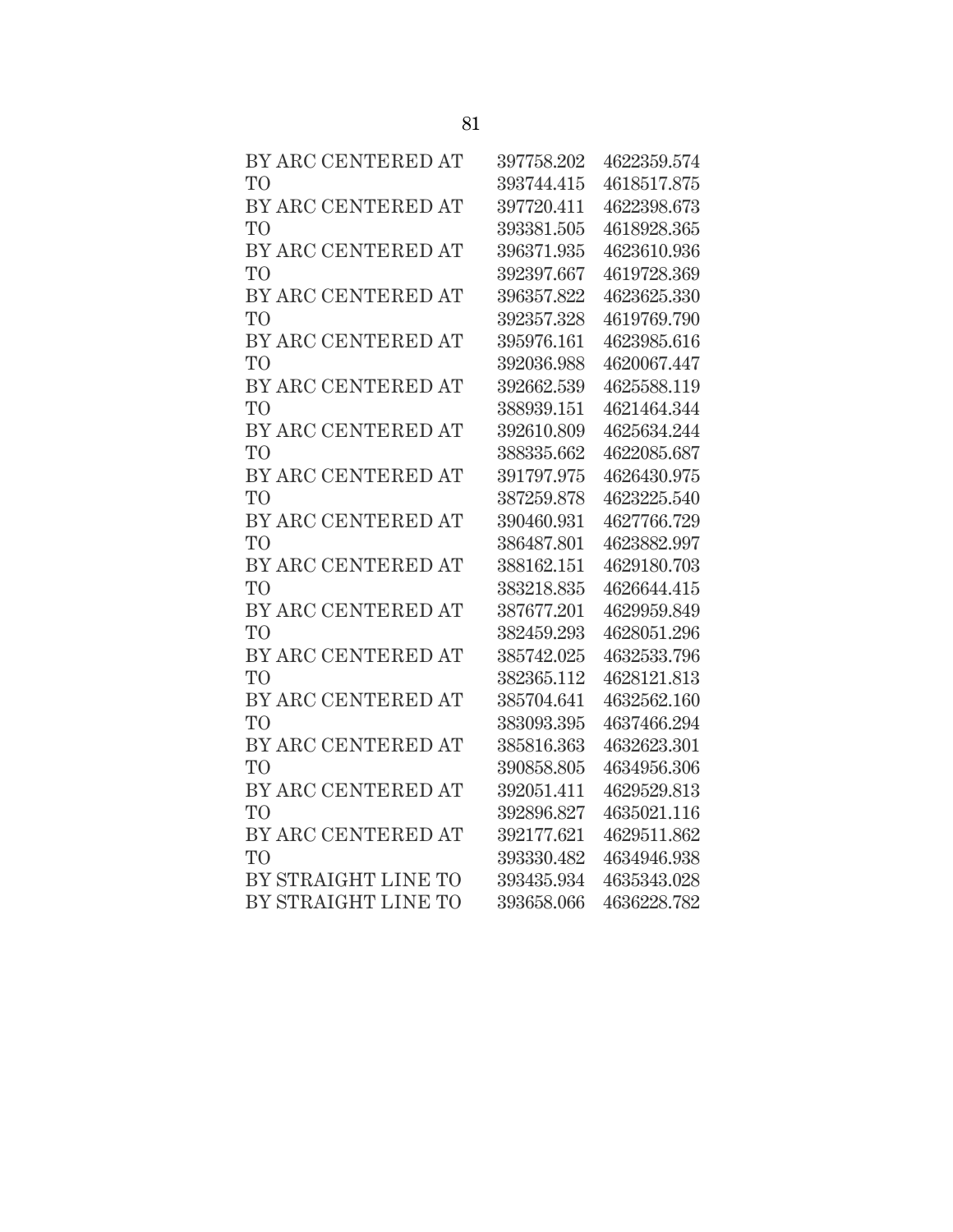| | | |
|---|---|---|
| BY ARC CENTERED AT | 397758.202 | 4622359.574 |
| TO | 393744.415 | 4618517.875 |
| BY ARC CENTERED AT | 397720.411 | 4622398.673 |
| TO | 393381.505 | 4618928.365 |
| BY ARC CENTERED AT | 396371.935 | 4623610.936 |
| TO | 392397.667 | 4619728.369 |
| BY ARC CENTERED AT | 396357.822 | 4623625.330 |
| TO | 392357.328 | 4619769.790 |
| BY ARC CENTERED AT | 395976.161 | 4623985.616 |
| TO | 392036.988 | 4620067.447 |
| BY ARC CENTERED AT | 392662.539 | 4625588.119 |
| TO | 388939.151 | 4621464.344 |
| BY ARC CENTERED AT | 392610.809 | 4625634.244 |
| TO | 388335.662 | 4622085.687 |
| BY ARC CENTERED AT | 391797.975 | 4626430.975 |
| TO | 387259.878 | 4623225.540 |
| BY ARC CENTERED AT | 390460.931 | 4627766.729 |
| TO | 386487.801 | 4623882.997 |
| BY ARC CENTERED AT | 388162.151 | 4629180.703 |
| TO | 383218.835 | 4626644.415 |
| BY ARC CENTERED AT | 387677.201 | 4629959.849 |
| TO | 382459.293 | 4628051.296 |
| BY ARC CENTERED AT | 385742.025 | 4632533.796 |
| TO | 382365.112 | 4628121.813 |
| BY ARC CENTERED AT | 385704.641 | 4632562.160 |
| TO | 383093.395 | 4637466.294 |
| BY ARC CENTERED AT | 385816.363 | 4632623.301 |
| TO | 390858.805 | 4634956.306 |
| BY ARC CENTERED AT | 392051.411 | 4629529.813 |
| TO | 392896.827 | 4635021.116 |
| BY ARC CENTERED AT | 392177.621 | 4629511.862 |
| TO | 393330.482 | 4634946.938 |
| BY STRAIGHT LINE TO | 393435.934 | 4635343.028 |
| BY STRAIGHT LINE TO | 393658.066 | 4636228.782 |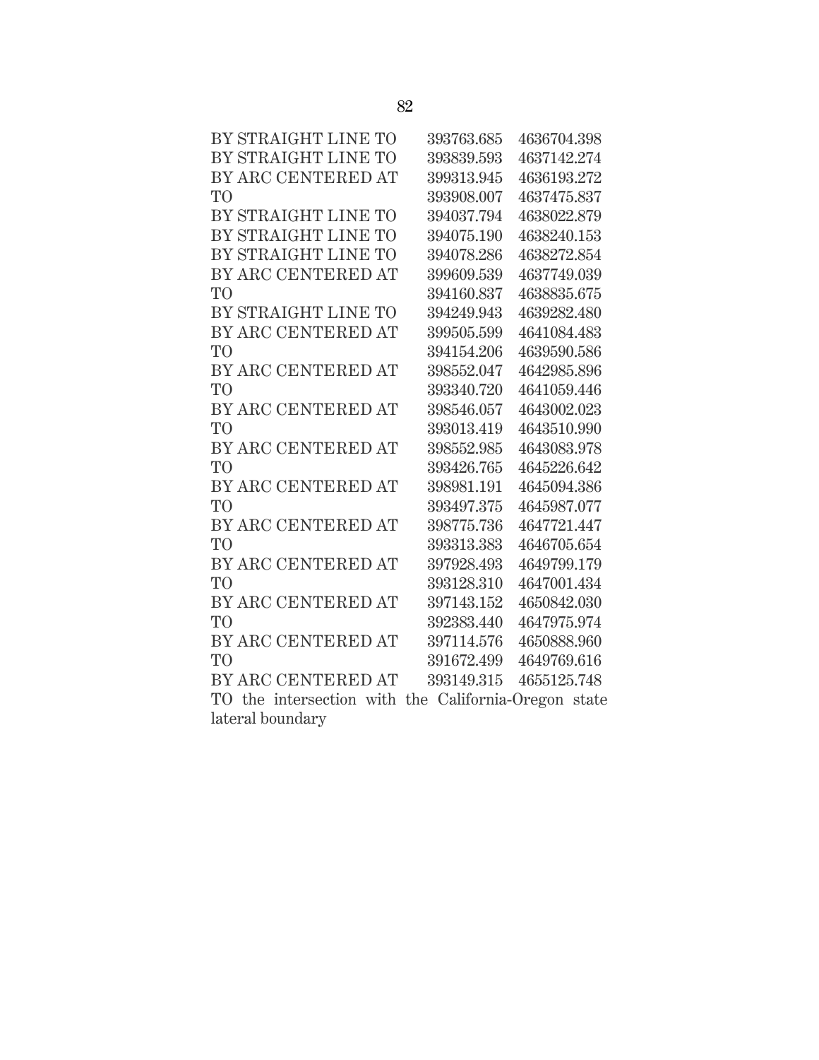| | | |
|---|---|---|
| BY STRAIGHT LINE TO | 393763.685 | 4636704.398 |
| BY STRAIGHT LINE TO | 393839.593 | 4637142.274 |
| BY ARC CENTERED AT | 399313.945 | 4636193.272 |
| TO | 393908.007 | 4637475.837 |
| BY STRAIGHT LINE TO | 394037.794 | 4638022.879 |
| BY STRAIGHT LINE TO | 394075.190 | 4638240.153 |
| BY STRAIGHT LINE TO | 394078.286 | 4638272.854 |
| BY ARC CENTERED AT | 399609.539 | 4637749.039 |
| TO | 394160.837 | 4638835.675 |
| BY STRAIGHT LINE TO | 394249.943 | 4639282.480 |
| BY ARC CENTERED AT | 399505.599 | 4641084.483 |
| TO | 394154.206 | 4639590.586 |
| BY ARC CENTERED AT | 398552.047 | 4642985.896 |
| TO | 393340.720 | 4641059.446 |
| BY ARC CENTERED AT | 398546.057 | 4643002.023 |
| TO | 393013.419 | 4643510.990 |
| BY ARC CENTERED AT | 398552.985 | 4643083.978 |
| TO | 393426.765 | 4645226.642 |
| BY ARC CENTERED AT | 398981.191 | 4645094.386 |
| TO | 393497.375 | 4645987.077 |
| BY ARC CENTERED AT | 398775.736 | 4647721.447 |
| TO | 393313.383 | 4646705.654 |
| BY ARC CENTERED AT | 397928.493 | 4649799.179 |
| TO | 393128.310 | 4647001.434 |
| BY ARC CENTERED AT | 397143.152 | 4650842.030 |
| TO | 392383.440 | 4647975.974 |
| BY ARC CENTERED AT | 397114.576 | 4650888.960 |
| TO | 391672.499 | 4649769.616 |
| BY ARC CENTERED AT | 393149.315 | 4655125.748 |

TO the intersection with the California-Oregon state lateral boundary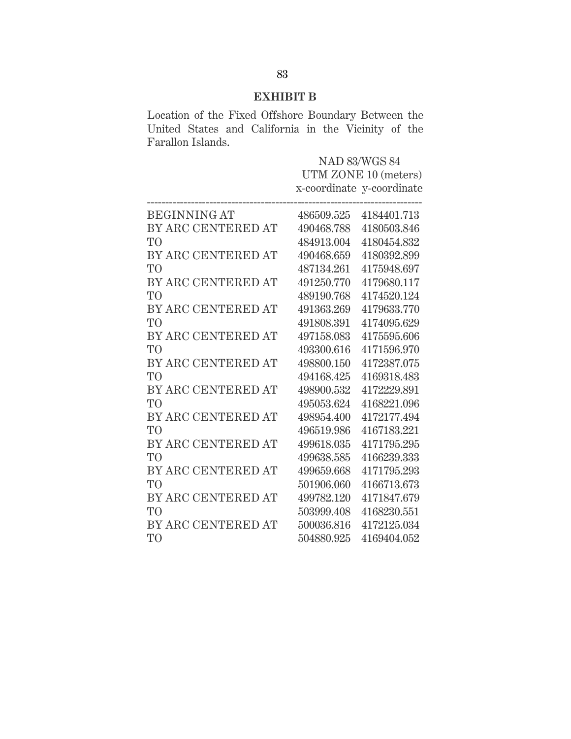## EXHIBIT B

Location of the Fixed Offshore Boundary Between the United States and California in the Vicinity of the Farallon Islands.

| | NAD 83/WGS 84 UTM ZONE 10 (meters) | |
|---|---|---|
| | x-coordinate | y-coordinate |
| BEGINNING AT | 486509.525 | 4184401.713 |
| BY ARC CENTERED AT | 490468.788 | 4180503.846 |
| TO | 484913.004 | 4180454.832 |
| BY ARC CENTERED AT | 490468.659 | 4180392.899 |
| TO | 487134.261 | 4175948.697 |
| BY ARC CENTERED AT | 491250.770 | 4179680.117 |
| TO | 489190.768 | 4174520.124 |
| BY ARC CENTERED AT | 491363.269 | 4179633.770 |
| TO | 491808.391 | 4174095.629 |
| BY ARC CENTERED AT | 497158.083 | 4175595.606 |
| TO | 493300.616 | 4171596.970 |
| BY ARC CENTERED AT | 498800.150 | 4172387.075 |
| TO | 494168.425 | 4169318.483 |
| BY ARC CENTERED AT | 498900.532 | 4172229.891 |
| TO | 495053.624 | 4168221.096 |
| BY ARC CENTERED AT | 498954.400 | 4172177.494 |
| TO | 496519.986 | 4167183.221 |
| BY ARC CENTERED AT | 499618.035 | 4171795.295 |
| TO | 499638.585 | 4166239.333 |
| BY ARC CENTERED AT | 499659.668 | 4171795.293 |
| TO | 501906.060 | 4166713.673 |
| BY ARC CENTERED AT | 499782.120 | 4171847.679 |
| TO | 503999.408 | 4168230.551 |
| BY ARC CENTERED AT | 500036.816 | 4172125.034 |
| TO | 504880.925 | 4169404.052 |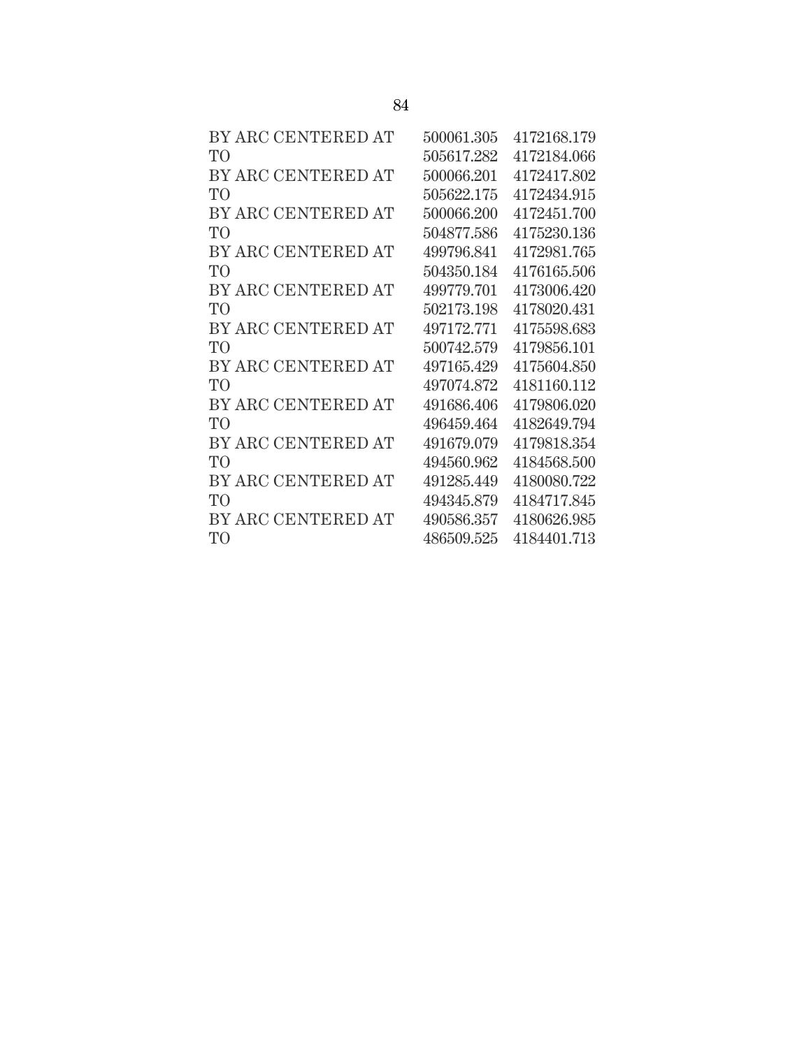| | | |
|---|---|---|
| BY ARC CENTERED AT | 500061.305 | 4172168.179 |
| TO | 505617.282 | 4172184.066 |
| BY ARC CENTERED AT | 500066.201 | 4172417.802 |
| TO | 505622.175 | 4172434.915 |
| BY ARC CENTERED AT | 500066.200 | 4172451.700 |
| TO | 504877.586 | 4175230.136 |
| BY ARC CENTERED AT | 499796.841 | 4172981.765 |
| TO | 504350.184 | 4176165.506 |
| BY ARC CENTERED AT | 499779.701 | 4173006.420 |
| TO | 502173.198 | 4178020.431 |
| BY ARC CENTERED AT | 497172.771 | 4175598.683 |
| TO | 500742.579 | 4179856.101 |
| BY ARC CENTERED AT | 497165.429 | 4175604.850 |
| TO | 497074.872 | 4181160.112 |
| BY ARC CENTERED AT | 491686.406 | 4179806.020 |
| TO | 496459.464 | 4182649.794 |
| BY ARC CENTERED AT | 491679.079 | 4179818.354 |
| TO | 494560.962 | 4184568.500 |
| BY ARC CENTERED AT | 491285.449 | 4180080.722 |
| TO | 494345.879 | 4184717.845 |
| BY ARC CENTERED AT | 490586.357 | 4180626.985 |
| TO | 486509.525 | 4184401.713 |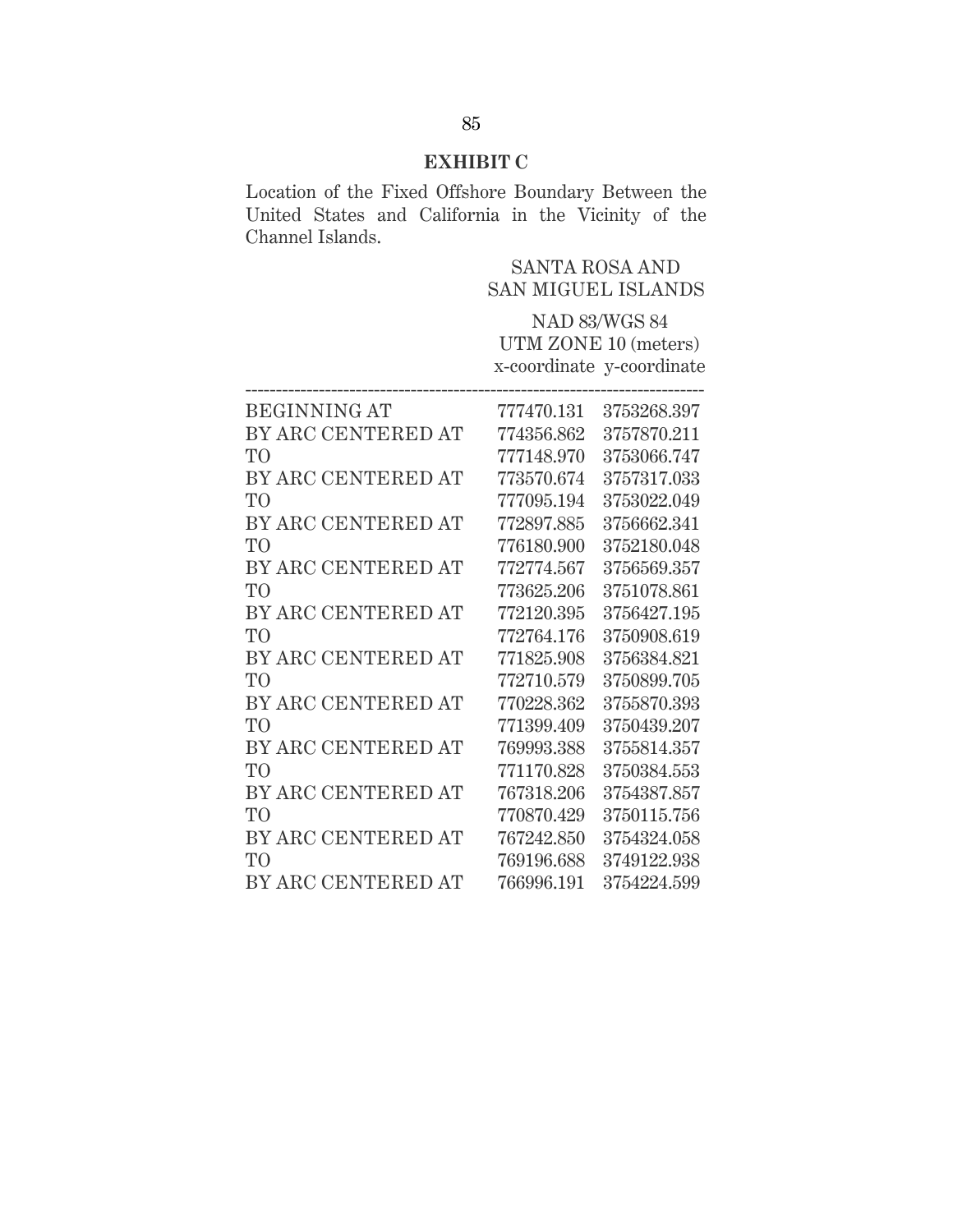## EXHIBIT C

Location of the Fixed Offshore Boundary Between the United States and California in the Vicinity of the Channel Islands.

SANTA ROSA AND SAN MIGUEL ISLANDS

NAD 83/WGS 84
UTM ZONE 10 (meters)

| | x-coordinate | y-coordinate |
|---|---|---|
| BEGINNING AT | 777470.131 | 3753268.397 |
| BY ARC CENTERED AT | 774356.862 | 3757870.211 |
| TO | 777148.970 | 3753066.747 |
| BY ARC CENTERED AT | 773570.674 | 3757317.033 |
| TO | 777095.194 | 3753022.049 |
| BY ARC CENTERED AT | 772897.885 | 3756662.341 |
| TO | 776180.900 | 3752180.048 |
| BY ARC CENTERED AT | 772774.567 | 3756569.357 |
| TO | 773625.206 | 3751078.861 |
| BY ARC CENTERED AT | 772120.395 | 3756427.195 |
| TO | 772764.176 | 3750908.619 |
| BY ARC CENTERED AT | 771825.908 | 3756384.821 |
| TO | 772710.579 | 3750899.705 |
| BY ARC CENTERED AT | 770228.362 | 3755870.393 |
| TO | 771399.409 | 3750439.207 |
| BY ARC CENTERED AT | 769993.388 | 3755814.357 |
| TO | 771170.828 | 3750384.553 |
| BY ARC CENTERED AT | 767318.206 | 3754387.857 |
| TO | 770870.429 | 3750115.756 |
| BY ARC CENTERED AT | 767242.850 | 3754324.058 |
| TO | 769196.688 | 3749122.938 |
| BY ARC CENTERED AT | 766996.191 | 3754224.599 |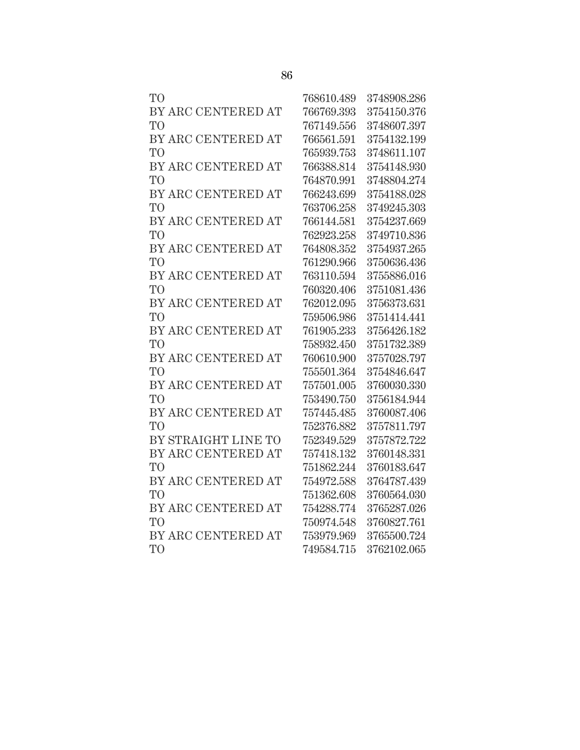| | | |
|---|---|---|
| TO | 768610.489 | 3748908.286 |
| BY ARC CENTERED AT | 766769.393 | 3754150.376 |
| TO | 767149.556 | 3748607.397 |
| BY ARC CENTERED AT | 766561.591 | 3754132.199 |
| TO | 765939.753 | 3748611.107 |
| BY ARC CENTERED AT | 766388.814 | 3754148.930 |
| TO | 764870.991 | 3748804.274 |
| BY ARC CENTERED AT | 766243.699 | 3754188.028 |
| TO | 763706.258 | 3749245.303 |
| BY ARC CENTERED AT | 766144.581 | 3754237.669 |
| TO | 762923.258 | 3749710.836 |
| BY ARC CENTERED AT | 764808.352 | 3754937.265 |
| TO | 761290.966 | 3750636.436 |
| BY ARC CENTERED AT | 763110.594 | 3755886.016 |
| TO | 760320.406 | 3751081.436 |
| BY ARC CENTERED AT | 762012.095 | 3756373.631 |
| TO | 759506.986 | 3751414.441 |
| BY ARC CENTERED AT | 761905.233 | 3756426.182 |
| TO | 758932.450 | 3751732.389 |
| BY ARC CENTERED AT | 760610.900 | 3757028.797 |
| TO | 755501.364 | 3754846.647 |
| BY ARC CENTERED AT | 757501.005 | 3760030.330 |
| TO | 753490.750 | 3756184.944 |
| BY ARC CENTERED AT | 757445.485 | 3760087.406 |
| TO | 752376.882 | 3757811.797 |
| BY STRAIGHT LINE TO | 752349.529 | 3757872.722 |
| BY ARC CENTERED AT | 757418.132 | 3760148.331 |
| TO | 751862.244 | 3760183.647 |
| BY ARC CENTERED AT | 754972.588 | 3764787.439 |
| TO | 751362.608 | 3760564.030 |
| BY ARC CENTERED AT | 754288.774 | 3765287.026 |
| TO | 750974.548 | 3760827.761 |
| BY ARC CENTERED AT | 753979.969 | 3765500.724 |
| TO | 749584.715 | 3762102.065 |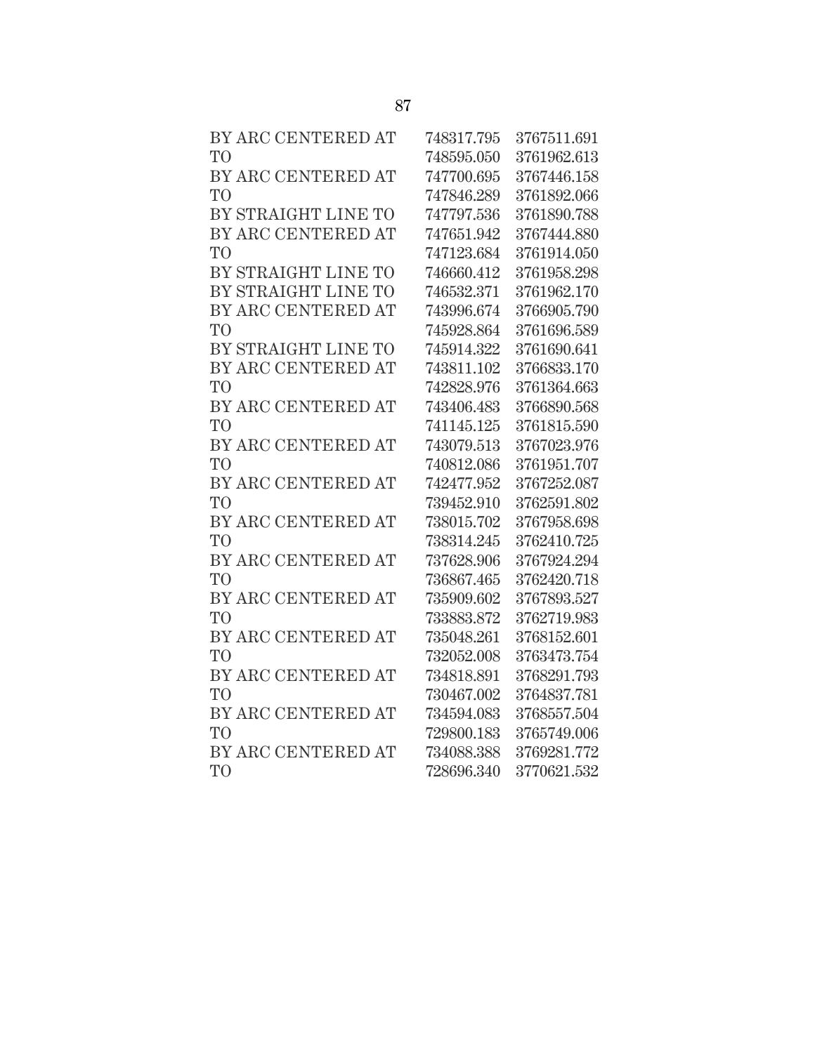| | | |
|---|---|---|
| BY ARC CENTERED AT | 748317.795 | 3767511.691 |
| TO | 748595.050 | 3761962.613 |
| BY ARC CENTERED AT | 747700.695 | 3767446.158 |
| TO | 747846.289 | 3761892.066 |
| BY STRAIGHT LINE TO | 747797.536 | 3761890.788 |
| BY ARC CENTERED AT | 747651.942 | 3767444.880 |
| TO | 747123.684 | 3761914.050 |
| BY STRAIGHT LINE TO | 746660.412 | 3761958.298 |
| BY STRAIGHT LINE TO | 746532.371 | 3761962.170 |
| BY ARC CENTERED AT | 743996.674 | 3766905.790 |
| TO | 745928.864 | 3761696.589 |
| BY STRAIGHT LINE TO | 745914.322 | 3761690.641 |
| BY ARC CENTERED AT | 743811.102 | 3766833.170 |
| TO | 742828.976 | 3761364.663 |
| BY ARC CENTERED AT | 743406.483 | 3766890.568 |
| TO | 741145.125 | 3761815.590 |
| BY ARC CENTERED AT | 743079.513 | 3767023.976 |
| TO | 740812.086 | 3761951.707 |
| BY ARC CENTERED AT | 742477.952 | 3767252.087 |
| TO | 739452.910 | 3762591.802 |
| BY ARC CENTERED AT | 738015.702 | 3767958.698 |
| TO | 738314.245 | 3762410.725 |
| BY ARC CENTERED AT | 737628.906 | 3767924.294 |
| TO | 736867.465 | 3762420.718 |
| BY ARC CENTERED AT | 735909.602 | 3767893.527 |
| TO | 733883.872 | 3762719.983 |
| BY ARC CENTERED AT | 735048.261 | 3768152.601 |
| TO | 732052.008 | 3763473.754 |
| BY ARC CENTERED AT | 734818.891 | 3768291.793 |
| TO | 730467.002 | 3764837.781 |
| BY ARC CENTERED AT | 734594.083 | 3768557.504 |
| TO | 729800.183 | 3765749.006 |
| BY ARC CENTERED AT | 734088.388 | 3769281.772 |
| TO | 728696.340 | 3770621.532 |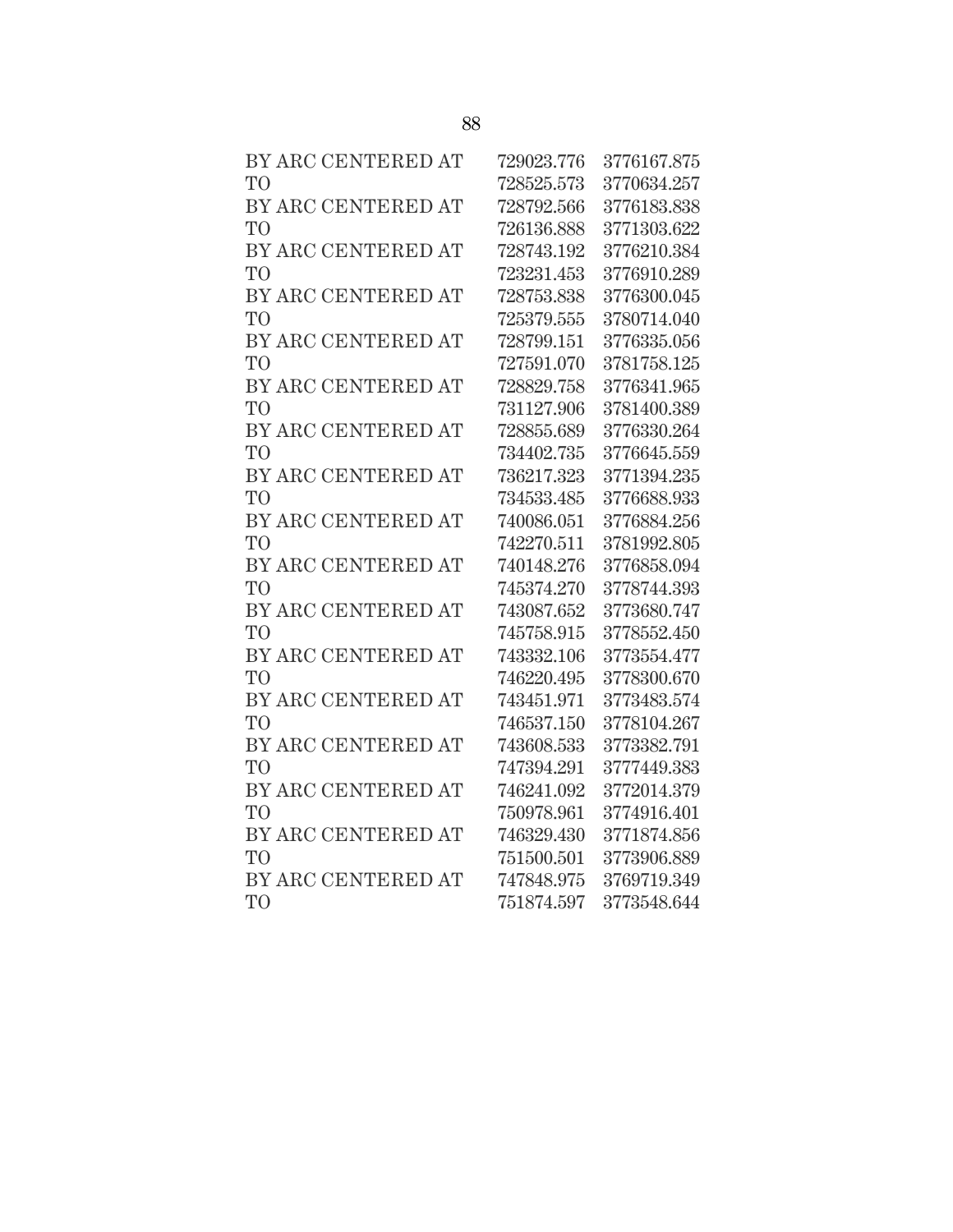| | | |
|---|---|---|
| BY ARC CENTERED AT | 729023.776 | 3776167.875 |
| TO | 728525.573 | 3770634.257 |
| BY ARC CENTERED AT | 728792.566 | 3776183.838 |
| TO | 726136.888 | 3771303.622 |
| BY ARC CENTERED AT | 728743.192 | 3776210.384 |
| TO | 723231.453 | 3776910.289 |
| BY ARC CENTERED AT | 728753.838 | 3776300.045 |
| TO | 725379.555 | 3780714.040 |
| BY ARC CENTERED AT | 728799.151 | 3776335.056 |
| TO | 727591.070 | 3781758.125 |
| BY ARC CENTERED AT | 728829.758 | 3776341.965 |
| TO | 731127.906 | 3781400.389 |
| BY ARC CENTERED AT | 728855.689 | 3776330.264 |
| TO | 734402.735 | 3776645.559 |
| BY ARC CENTERED AT | 736217.323 | 3771394.235 |
| TO | 734533.485 | 3776688.933 |
| BY ARC CENTERED AT | 740086.051 | 3776884.256 |
| TO | 742270.511 | 3781992.805 |
| BY ARC CENTERED AT | 740148.276 | 3776858.094 |
| TO | 745374.270 | 3778744.393 |
| BY ARC CENTERED AT | 743087.652 | 3773680.747 |
| TO | 745758.915 | 3778552.450 |
| BY ARC CENTERED AT | 743332.106 | 3773554.477 |
| TO | 746220.495 | 3778300.670 |
| BY ARC CENTERED AT | 743451.971 | 3773483.574 |
| TO | 746537.150 | 3778104.267 |
| BY ARC CENTERED AT | 743608.533 | 3773382.791 |
| TO | 747394.291 | 3777449.383 |
| BY ARC CENTERED AT | 746241.092 | 3772014.379 |
| TO | 750978.961 | 3774916.401 |
| BY ARC CENTERED AT | 746329.430 | 3771874.856 |
| TO | 751500.501 | 3773906.889 |
| BY ARC CENTERED AT | 747848.975 | 3769719.349 |
| TO | 751874.597 | 3773548.644 |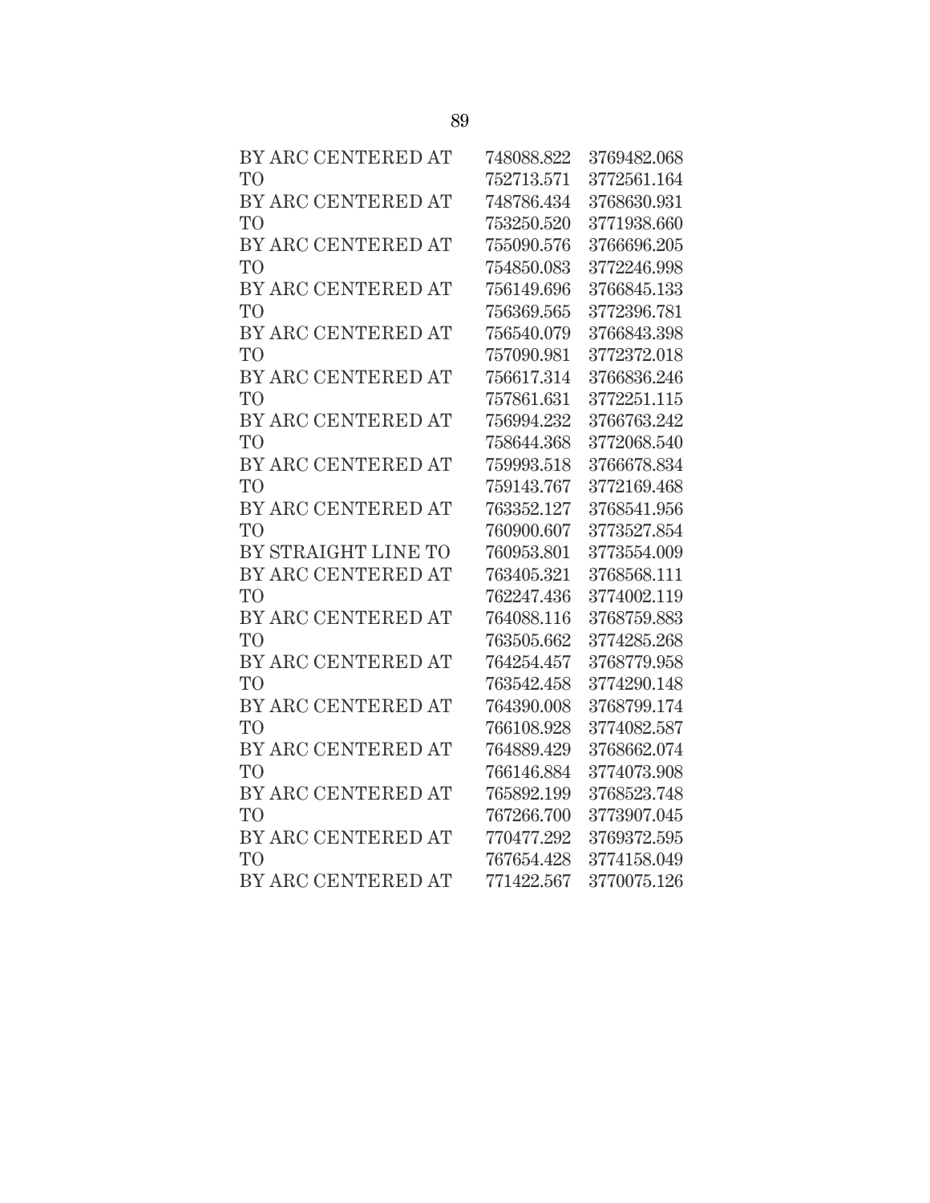| | | |
|---|---|---|
| BY ARC CENTERED AT | 748088.822 | 3769482.068 |
| TO | 752713.571 | 3772561.164 |
| BY ARC CENTERED AT | 748786.434 | 3768630.931 |
| TO | 753250.520 | 3771938.660 |
| BY ARC CENTERED AT | 755090.576 | 3766696.205 |
| TO | 754850.083 | 3772246.998 |
| BY ARC CENTERED AT | 756149.696 | 3766845.133 |
| TO | 756369.565 | 3772396.781 |
| BY ARC CENTERED AT | 756540.079 | 3766843.398 |
| TO | 757090.981 | 3772372.018 |
| BY ARC CENTERED AT | 756617.314 | 3766836.246 |
| TO | 757861.631 | 3772251.115 |
| BY ARC CENTERED AT | 756994.232 | 3766763.242 |
| TO | 758644.368 | 3772068.540 |
| BY ARC CENTERED AT | 759993.518 | 3766678.834 |
| TO | 759143.767 | 3772169.468 |
| BY ARC CENTERED AT | 763352.127 | 3768541.956 |
| TO | 760900.607 | 3773527.854 |
| BY STRAIGHT LINE TO | 760953.801 | 3773554.009 |
| BY ARC CENTERED AT | 763405.321 | 3768568.111 |
| TO | 762247.436 | 3774002.119 |
| BY ARC CENTERED AT | 764088.116 | 3768759.883 |
| TO | 763505.662 | 3774285.268 |
| BY ARC CENTERED AT | 764254.457 | 3768779.958 |
| TO | 763542.458 | 3774290.148 |
| BY ARC CENTERED AT | 764390.008 | 3768799.174 |
| TO | 766108.928 | 3774082.587 |
| BY ARC CENTERED AT | 764889.429 | 3768662.074 |
| TO | 766146.884 | 3774073.908 |
| BY ARC CENTERED AT | 765892.199 | 3768523.748 |
| TO | 767266.700 | 3773907.045 |
| BY ARC CENTERED AT | 770477.292 | 3769372.595 |
| TO | 767654.428 | 3774158.049 |
| BY ARC CENTERED AT | 771422.567 | 3770075.126 |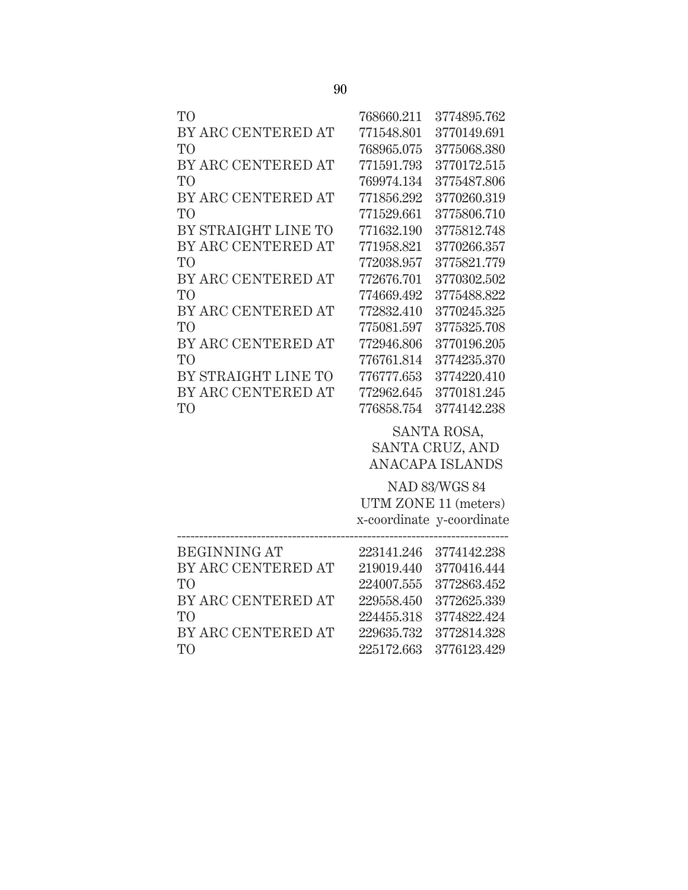| | | |
|---|---|---|
| TO | 768660.211 | 3774895.762 |
| BY ARC CENTERED AT | 771548.801 | 3770149.691 |
| TO | 768965.075 | 3775068.380 |
| BY ARC CENTERED AT | 771591.793 | 3770172.515 |
| TO | 769974.134 | 3775487.806 |
| BY ARC CENTERED AT | 771856.292 | 3770260.319 |
| TO | 771529.661 | 3775806.710 |
| BY STRAIGHT LINE TO | 771632.190 | 3775812.748 |
| BY ARC CENTERED AT | 771958.821 | 3770266.357 |
| TO | 772038.957 | 3775821.779 |
| BY ARC CENTERED AT | 772676.701 | 3770302.502 |
| TO | 774669.492 | 3775488.822 |
| BY ARC CENTERED AT | 772832.410 | 3770245.325 |
| TO | 775081.597 | 3775325.708 |
| BY ARC CENTERED AT | 772946.806 | 3770196.205 |
| TO | 776761.814 | 3774235.370 |
| BY STRAIGHT LINE TO | 776777.653 | 3774220.410 |
| BY ARC CENTERED AT | 772962.645 | 3770181.245 |
| TO | 776858.754 | 3774142.238 |

SANTA ROSA, SANTA CRUZ, AND ANACAPA ISLANDS

NAD 83/WGS 84
UTM ZONE 11 (meters)

| | x-coordinate | y-coordinate |
|---|---|---|
| BEGINNING AT | 223141.246 | 3774142.238 |
| BY ARC CENTERED AT | 219019.440 | 3770416.444 |
| TO | 224007.555 | 3772863.452 |
| BY ARC CENTERED AT | 229558.450 | 3772625.339 |
| TO | 224455.318 | 3774822.424 |
| BY ARC CENTERED AT | 229635.732 | 3772814.328 |
| TO | 225172.663 | 3776123.429 |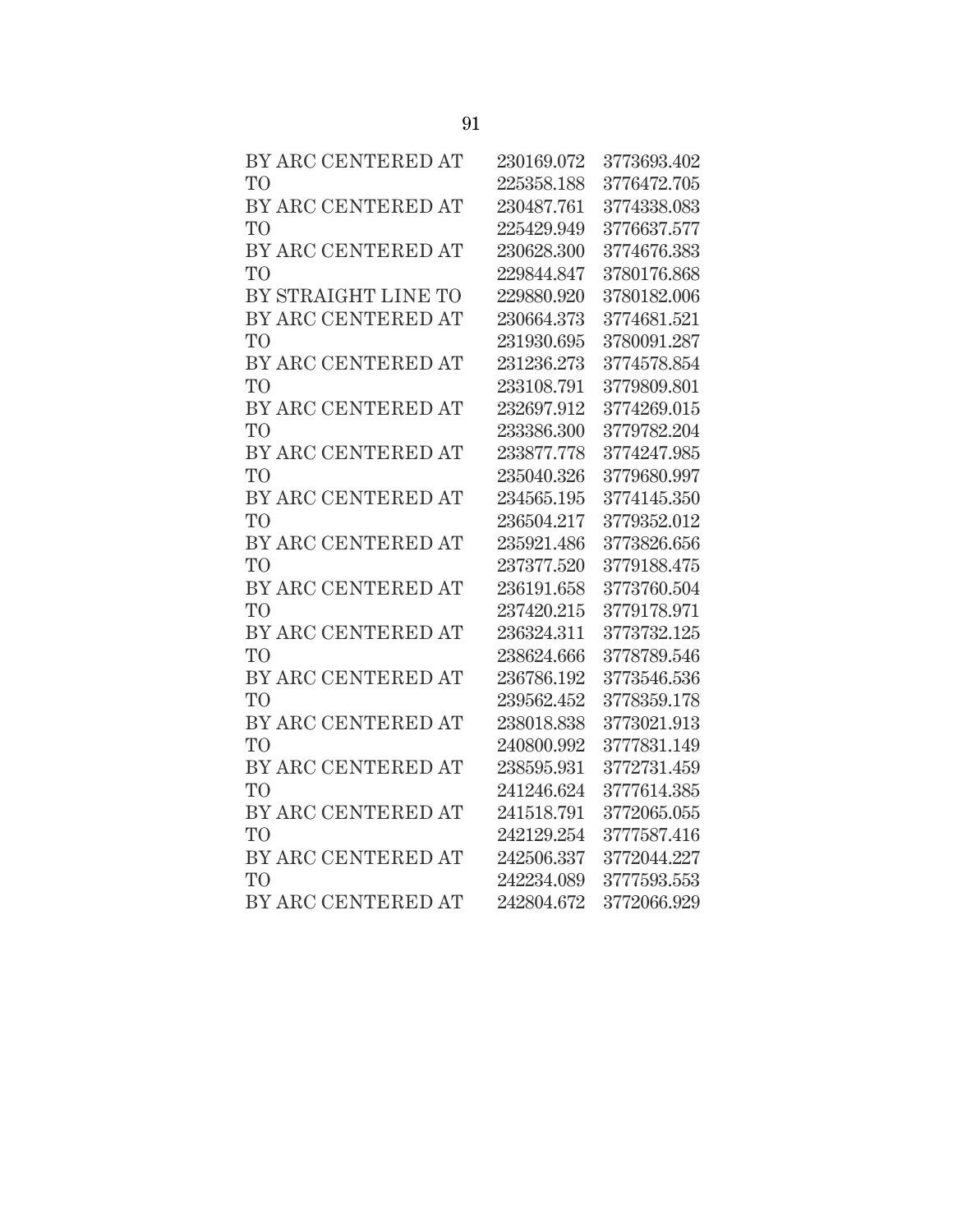| | | |
|---|---|---|
| BY ARC CENTERED AT | 230169.072 | 3773693.402 |
| TO | 225358.188 | 3776472.705 |
| BY ARC CENTERED AT | 230487.761 | 3774338.083 |
| TO | 225429.949 | 3776637.577 |
| BY ARC CENTERED AT | 230628.300 | 3774676.383 |
| TO | 229844.847 | 3780176.868 |
| BY STRAIGHT LINE TO | 229880.920 | 3780182.006 |
| BY ARC CENTERED AT | 230664.373 | 3774681.521 |
| TO | 231930.695 | 3780091.287 |
| BY ARC CENTERED AT | 231236.273 | 3774578.854 |
| TO | 233108.791 | 3779809.801 |
| BY ARC CENTERED AT | 232697.912 | 3774269.015 |
| TO | 233386.300 | 3779782.204 |
| BY ARC CENTERED AT | 233877.778 | 3774247.985 |
| TO | 235040.326 | 3779680.997 |
| BY ARC CENTERED AT | 234565.195 | 3774145.350 |
| TO | 236504.217 | 3779352.012 |
| BY ARC CENTERED AT | 235921.486 | 3773826.656 |
| TO | 237377.520 | 3779188.475 |
| BY ARC CENTERED AT | 236191.658 | 3773760.504 |
| TO | 237420.215 | 3779178.971 |
| BY ARC CENTERED AT | 236324.311 | 3773732.125 |
| TO | 238624.666 | 3778789.546 |
| BY ARC CENTERED AT | 236786.192 | 3773546.536 |
| TO | 239562.452 | 3778359.178 |
| BY ARC CENTERED AT | 238018.838 | 3773021.913 |
| TO | 240800.992 | 3777831.149 |
| BY ARC CENTERED AT | 238595.931 | 3772731.459 |
| TO | 241246.624 | 3777614.385 |
| BY ARC CENTERED AT | 241518.791 | 3772065.055 |
| TO | 242129.254 | 3777587.416 |
| BY ARC CENTERED AT | 242506.337 | 3772044.227 |
| TO | 242234.089 | 3777593.553 |
| BY ARC CENTERED AT | 242804.672 | 3772066.929 |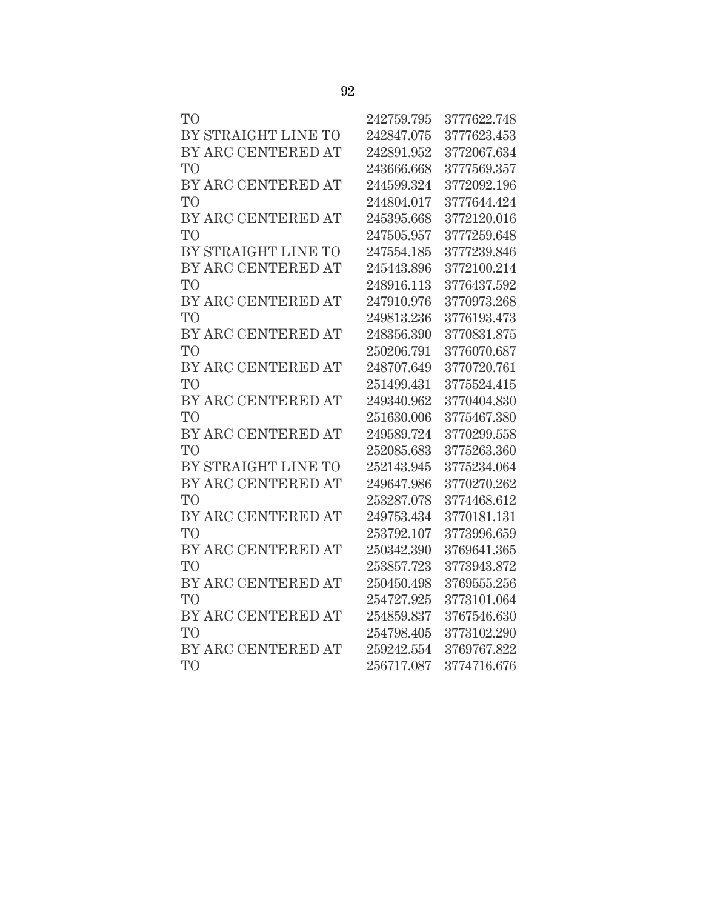| | | |
|---|---|---|
| TO | 242759.795 | 3777622.748 |
| BY STRAIGHT LINE TO | 242847.075 | 3777623.453 |
| BY ARC CENTERED AT | 242891.952 | 3772067.634 |
| TO | 243666.668 | 3777569.357 |
| BY ARC CENTERED AT | 244599.324 | 3772092.196 |
| TO | 244804.017 | 3777644.424 |
| BY ARC CENTERED AT | 245395.668 | 3772120.016 |
| TO | 247505.957 | 3777259.648 |
| BY STRAIGHT LINE TO | 247554.185 | 3777239.846 |
| BY ARC CENTERED AT | 245443.896 | 3772100.214 |
| TO | 248916.113 | 3776437.592 |
| BY ARC CENTERED AT | 247910.976 | 3770973.268 |
| TO | 249813.236 | 3776193.473 |
| BY ARC CENTERED AT | 248356.390 | 3770831.875 |
| TO | 250206.791 | 3776070.687 |
| BY ARC CENTERED AT | 248707.649 | 3770720.761 |
| TO | 251499.431 | 3775524.415 |
| BY ARC CENTERED AT | 249340.962 | 3770404.830 |
| TO | 251630.006 | 3775467.380 |
| BY ARC CENTERED AT | 249589.724 | 3770299.558 |
| TO | 252085.683 | 3775263.360 |
| BY STRAIGHT LINE TO | 252143.945 | 3775234.064 |
| BY ARC CENTERED AT | 249647.986 | 3770270.262 |
| TO | 253287.078 | 3774468.612 |
| BY ARC CENTERED AT | 249753.434 | 3770181.131 |
| TO | 253792.107 | 3773996.659 |
| BY ARC CENTERED AT | 250342.390 | 3769641.365 |
| TO | 253857.723 | 3773943.872 |
| BY ARC CENTERED AT | 250450.498 | 3769555.256 |
| TO | 254727.925 | 3773101.064 |
| BY ARC CENTERED AT | 254859.837 | 3767546.630 |
| TO | 254798.405 | 3773102.290 |
| BY ARC CENTERED AT | 259242.554 | 3769767.822 |
| TO | 256717.087 | 3774716.676 |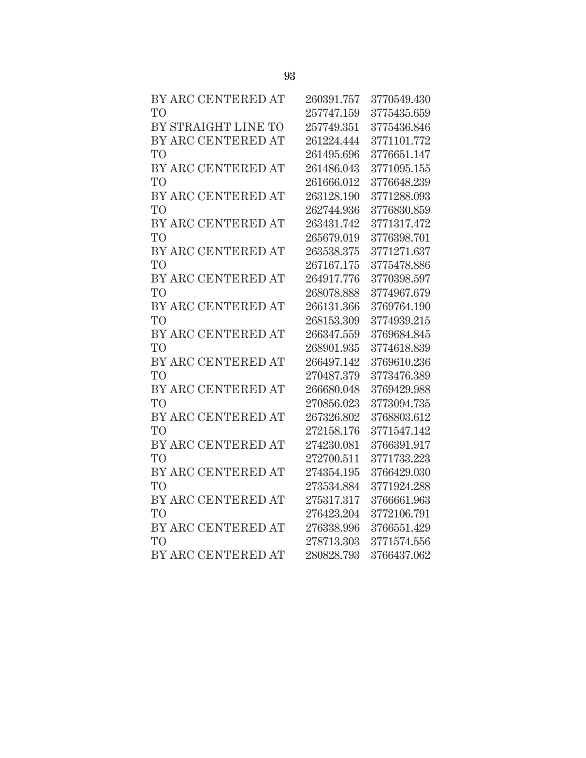| | | |
|---|---|---|
| BY ARC CENTERED AT | 260391.757 | 3770549.430 |
| TO | 257747.159 | 3775435.659 |
| BY STRAIGHT LINE TO | 257749.351 | 3775436.846 |
| BY ARC CENTERED AT | 261224.444 | 3771101.772 |
| TO | 261495.696 | 3776651.147 |
| BY ARC CENTERED AT | 261486.043 | 3771095.155 |
| TO | 261666.012 | 3776648.239 |
| BY ARC CENTERED AT | 263128.190 | 3771288.093 |
| TO | 262744.936 | 3776830.859 |
| BY ARC CENTERED AT | 263431.742 | 3771317.472 |
| TO | 265679.019 | 3776398.701 |
| BY ARC CENTERED AT | 263538.375 | 3771271.637 |
| TO | 267167.175 | 3775478.886 |
| BY ARC CENTERED AT | 264917.776 | 3770398.597 |
| TO | 268078.888 | 3774967.679 |
| BY ARC CENTERED AT | 266131.366 | 3769764.190 |
| TO | 268153.309 | 3774939.215 |
| BY ARC CENTERED AT | 266347.559 | 3769684.845 |
| TO | 268901.935 | 3774618.839 |
| BY ARC CENTERED AT | 266497.142 | 3769610.236 |
| TO | 270487.379 | 3773476.389 |
| BY ARC CENTERED AT | 266680.048 | 3769429.988 |
| TO | 270856.023 | 3773094.735 |
| BY ARC CENTERED AT | 267326.802 | 3768803.612 |
| TO | 272158.176 | 3771547.142 |
| BY ARC CENTERED AT | 274230.081 | 3766391.917 |
| TO | 272700.511 | 3771733.223 |
| BY ARC CENTERED AT | 274354.195 | 3766429.030 |
| TO | 273534.884 | 3771924.288 |
| BY ARC CENTERED AT | 275317.317 | 3766661.963 |
| TO | 276423.204 | 3772106.791 |
| BY ARC CENTERED AT | 276338.996 | 3766551.429 |
| TO | 278713.303 | 3771574.556 |
| BY ARC CENTERED AT | 280828.793 | 3766437.062 |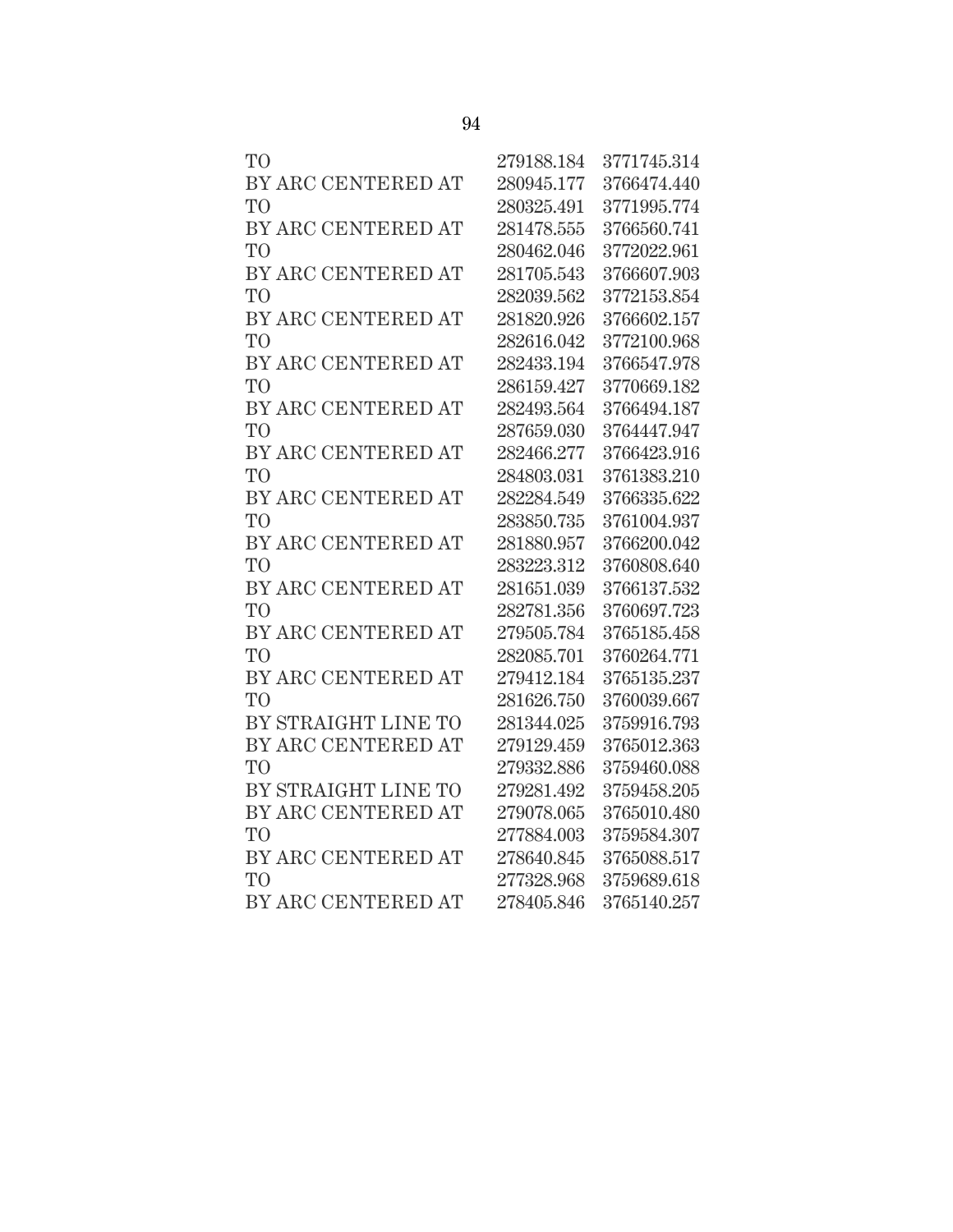| | | |
|---|---|---|
| TO | 279188.184 | 3771745.314 |
| BY ARC CENTERED AT | 280945.177 | 3766474.440 |
| TO | 280325.491 | 3771995.774 |
| BY ARC CENTERED AT | 281478.555 | 3766560.741 |
| TO | 280462.046 | 3772022.961 |
| BY ARC CENTERED AT | 281705.543 | 3766607.903 |
| TO | 282039.562 | 3772153.854 |
| BY ARC CENTERED AT | 281820.926 | 3766602.157 |
| TO | 282616.042 | 3772100.968 |
| BY ARC CENTERED AT | 282433.194 | 3766547.978 |
| TO | 286159.427 | 3770669.182 |
| BY ARC CENTERED AT | 282493.564 | 3766494.187 |
| TO | 287659.030 | 3764447.947 |
| BY ARC CENTERED AT | 282466.277 | 3766423.916 |
| TO | 284803.031 | 3761383.210 |
| BY ARC CENTERED AT | 282284.549 | 3766335.622 |
| TO | 283850.735 | 3761004.937 |
| BY ARC CENTERED AT | 281880.957 | 3766200.042 |
| TO | 283223.312 | 3760808.640 |
| BY ARC CENTERED AT | 281651.039 | 3766137.532 |
| TO | 282781.356 | 3760697.723 |
| BY ARC CENTERED AT | 279505.784 | 3765185.458 |
| TO | 282085.701 | 3760264.771 |
| BY ARC CENTERED AT | 279412.184 | 3765135.237 |
| TO | 281626.750 | 3760039.667 |
| BY STRAIGHT LINE TO | 281344.025 | 3759916.793 |
| BY ARC CENTERED AT | 279129.459 | 3765012.363 |
| TO | 279332.886 | 3759460.088 |
| BY STRAIGHT LINE TO | 279281.492 | 3759458.205 |
| BY ARC CENTERED AT | 279078.065 | 3765010.480 |
| TO | 277884.003 | 3759584.307 |
| BY ARC CENTERED AT | 278640.845 | 3765088.517 |
| TO | 277328.968 | 3759689.618 |
| BY ARC CENTERED AT | 278405.846 | 3765140.257 |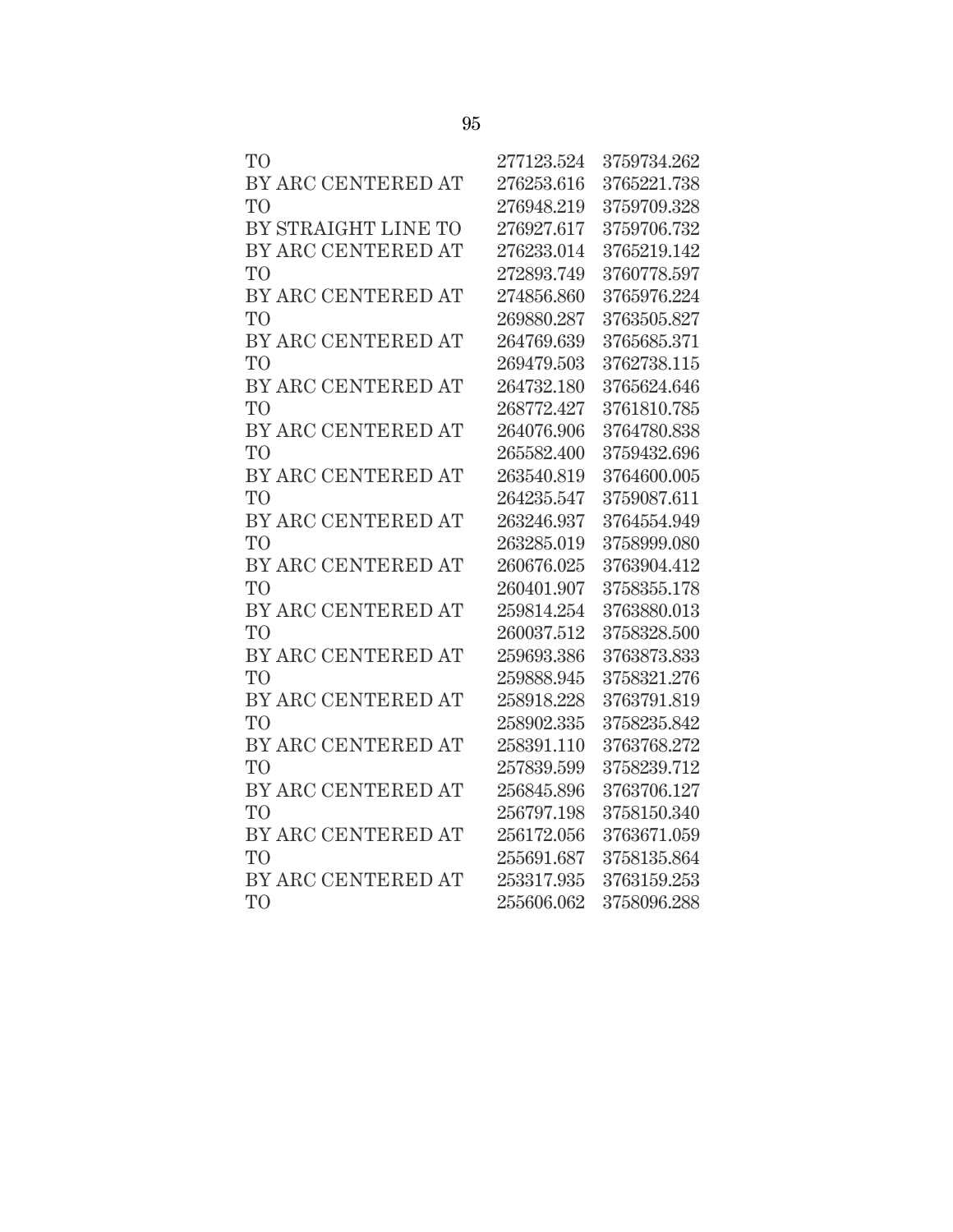| | | |
|---|---|---|
| TO | 277123.524 | 3759734.262 |
| BY ARC CENTERED AT | 276253.616 | 3765221.738 |
| TO | 276948.219 | 3759709.328 |
| BY STRAIGHT LINE TO | 276927.617 | 3759706.732 |
| BY ARC CENTERED AT | 276233.014 | 3765219.142 |
| TO | 272893.749 | 3760778.597 |
| BY ARC CENTERED AT | 274856.860 | 3765976.224 |
| TO | 269880.287 | 3763505.827 |
| BY ARC CENTERED AT | 264769.639 | 3765685.371 |
| TO | 269479.503 | 3762738.115 |
| BY ARC CENTERED AT | 264732.180 | 3765624.646 |
| TO | 268772.427 | 3761810.785 |
| BY ARC CENTERED AT | 264076.906 | 3764780.838 |
| TO | 265582.400 | 3759432.696 |
| BY ARC CENTERED AT | 263540.819 | 3764600.005 |
| TO | 264235.547 | 3759087.611 |
| BY ARC CENTERED AT | 263246.937 | 3764554.949 |
| TO | 263285.019 | 3758999.080 |
| BY ARC CENTERED AT | 260676.025 | 3763904.412 |
| TO | 260401.907 | 3758355.178 |
| BY ARC CENTERED AT | 259814.254 | 3763880.013 |
| TO | 260037.512 | 3758328.500 |
| BY ARC CENTERED AT | 259693.386 | 3763873.833 |
| TO | 259888.945 | 3758321.276 |
| BY ARC CENTERED AT | 258918.228 | 3763791.819 |
| TO | 258902.335 | 3758235.842 |
| BY ARC CENTERED AT | 258391.110 | 3763768.272 |
| TO | 257839.599 | 3758239.712 |
| BY ARC CENTERED AT | 256845.896 | 3763706.127 |
| TO | 256797.198 | 3758150.340 |
| BY ARC CENTERED AT | 256172.056 | 3763671.059 |
| TO | 255691.687 | 3758135.864 |
| BY ARC CENTERED AT | 253317.935 | 3763159.253 |
| TO | 255606.062 | 3758096.288 |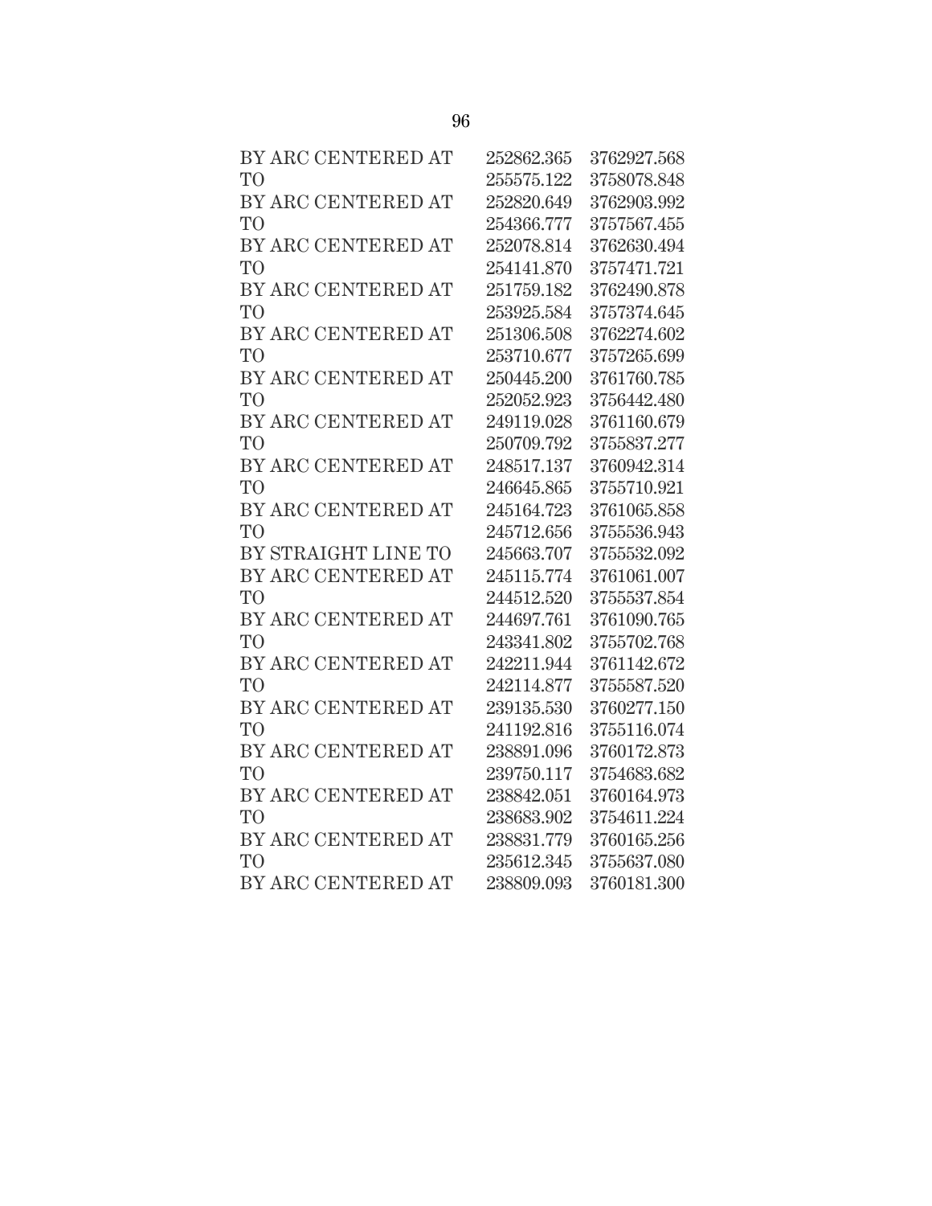| | | |
|---|---|---|
| BY ARC CENTERED AT | 252862.365 | 3762927.568 |
| TO | 255575.122 | 3758078.848 |
| BY ARC CENTERED AT | 252820.649 | 3762903.992 |
| TO | 254366.777 | 3757567.455 |
| BY ARC CENTERED AT | 252078.814 | 3762630.494 |
| TO | 254141.870 | 3757471.721 |
| BY ARC CENTERED AT | 251759.182 | 3762490.878 |
| TO | 253925.584 | 3757374.645 |
| BY ARC CENTERED AT | 251306.508 | 3762274.602 |
| TO | 253710.677 | 3757265.699 |
| BY ARC CENTERED AT | 250445.200 | 3761760.785 |
| TO | 252052.923 | 3756442.480 |
| BY ARC CENTERED AT | 249119.028 | 3761160.679 |
| TO | 250709.792 | 3755837.277 |
| BY ARC CENTERED AT | 248517.137 | 3760942.314 |
| TO | 246645.865 | 3755710.921 |
| BY ARC CENTERED AT | 245164.723 | 3761065.858 |
| TO | 245712.656 | 3755536.943 |
| BY STRAIGHT LINE TO | 245663.707 | 3755532.092 |
| BY ARC CENTERED AT | 245115.774 | 3761061.007 |
| TO | 244512.520 | 3755537.854 |
| BY ARC CENTERED AT | 244697.761 | 3761090.765 |
| TO | 243341.802 | 3755702.768 |
| BY ARC CENTERED AT | 242211.944 | 3761142.672 |
| TO | 242114.877 | 3755587.520 |
| BY ARC CENTERED AT | 239135.530 | 3760277.150 |
| TO | 241192.816 | 3755116.074 |
| BY ARC CENTERED AT | 238891.096 | 3760172.873 |
| TO | 239750.117 | 3754683.682 |
| BY ARC CENTERED AT | 238842.051 | 3760164.973 |
| TO | 238683.902 | 3754611.224 |
| BY ARC CENTERED AT | 238831.779 | 3760165.256 |
| TO | 235612.345 | 3755637.080 |
| BY ARC CENTERED AT | 238809.093 | 3760181.300 |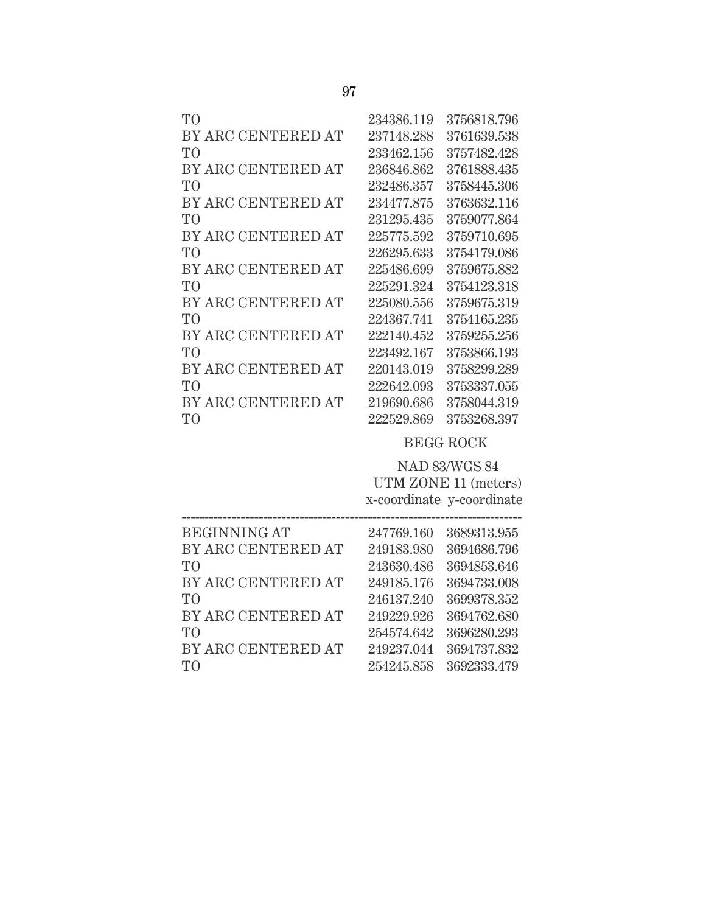| | | |
|---|---|---|
| TO | 234386.119 | 3756818.796 |
| BY ARC CENTERED AT | 237148.288 | 3761639.538 |
| TO | 233462.156 | 3757482.428 |
| BY ARC CENTERED AT | 236846.862 | 3761888.435 |
| TO | 232486.357 | 3758445.306 |
| BY ARC CENTERED AT | 234477.875 | 3763632.116 |
| TO | 231295.435 | 3759077.864 |
| BY ARC CENTERED AT | 225775.592 | 3759710.695 |
| TO | 226295.633 | 3754179.086 |
| BY ARC CENTERED AT | 225486.699 | 3759675.882 |
| TO | 225291.324 | 3754123.318 |
| BY ARC CENTERED AT | 225080.556 | 3759675.319 |
| TO | 224367.741 | 3754165.235 |
| BY ARC CENTERED AT | 222140.452 | 3759255.256 |
| TO | 223492.167 | 3753866.193 |
| BY ARC CENTERED AT | 220143.019 | 3758299.289 |
| TO | 222642.093 | 3753337.055 |
| BY ARC CENTERED AT | 219690.686 | 3758044.319 |
| TO | 222529.869 | 3753268.397 |

BEGG ROCK

| | NAD 83/WGS 84 UTM ZONE 11 (meters) x-coordinate | y-coordinate |
|---|---|---|
| BEGINNING AT | 247769.160 | 3689313.955 |
| BY ARC CENTERED AT | 249183.980 | 3694686.796 |
| TO | 243630.486 | 3694853.646 |
| BY ARC CENTERED AT | 249185.176 | 3694733.008 |
| TO | 246137.240 | 3699378.352 |
| BY ARC CENTERED AT | 249229.926 | 3694762.680 |
| TO | 254574.642 | 3696280.293 |
| BY ARC CENTERED AT | 249237.044 | 3694737.832 |
| TO | 254245.858 | 3692333.479 |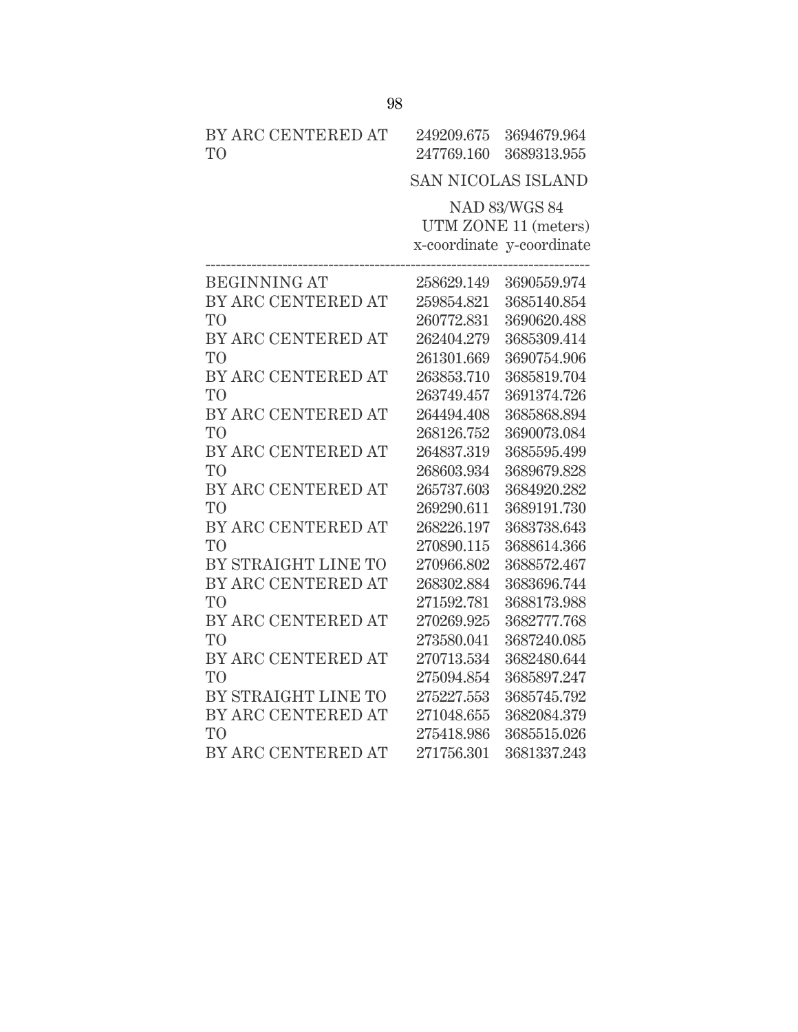| | | |
|---|---|---|
| BY ARC CENTERED AT | 249209.675 | 3694679.964 |
| TO | 247769.160 | 3689313.955 |

SAN NICOLAS ISLAND

| | NAD 83/WGS 84 UTM ZONE 11 (meters) x-coordinate | y-coordinate |
|---|---|---|
| BEGINNING AT | 258629.149 | 3690559.974 |
| BY ARC CENTERED AT | 259854.821 | 3685140.854 |
| TO | 260772.831 | 3690620.488 |
| BY ARC CENTERED AT | 262404.279 | 3685309.414 |
| TO | 261301.669 | 3690754.906 |
| BY ARC CENTERED AT | 263853.710 | 3685819.704 |
| TO | 263749.457 | 3691374.726 |
| BY ARC CENTERED AT | 264494.408 | 3685868.894 |
| TO | 268126.752 | 3690073.084 |
| BY ARC CENTERED AT | 264837.319 | 3685595.499 |
| TO | 268603.934 | 3689679.828 |
| BY ARC CENTERED AT | 265737.603 | 3684920.282 |
| TO | 269290.611 | 3689191.730 |
| BY ARC CENTERED AT | 268226.197 | 3683738.643 |
| TO | 270890.115 | 3688614.366 |
| BY STRAIGHT LINE TO | 270966.802 | 3688572.467 |
| BY ARC CENTERED AT | 268302.884 | 3683696.744 |
| TO | 271592.781 | 3688173.988 |
| BY ARC CENTERED AT | 270269.925 | 3682777.768 |
| TO | 273580.041 | 3687240.085 |
| BY ARC CENTERED AT | 270713.534 | 3682480.644 |
| TO | 275094.854 | 3685897.247 |
| BY STRAIGHT LINE TO | 275227.553 | 3685745.792 |
| BY ARC CENTERED AT | 271048.655 | 3682084.379 |
| TO | 275418.986 | 3685515.026 |
| BY ARC CENTERED AT | 271756.301 | 3681337.243 |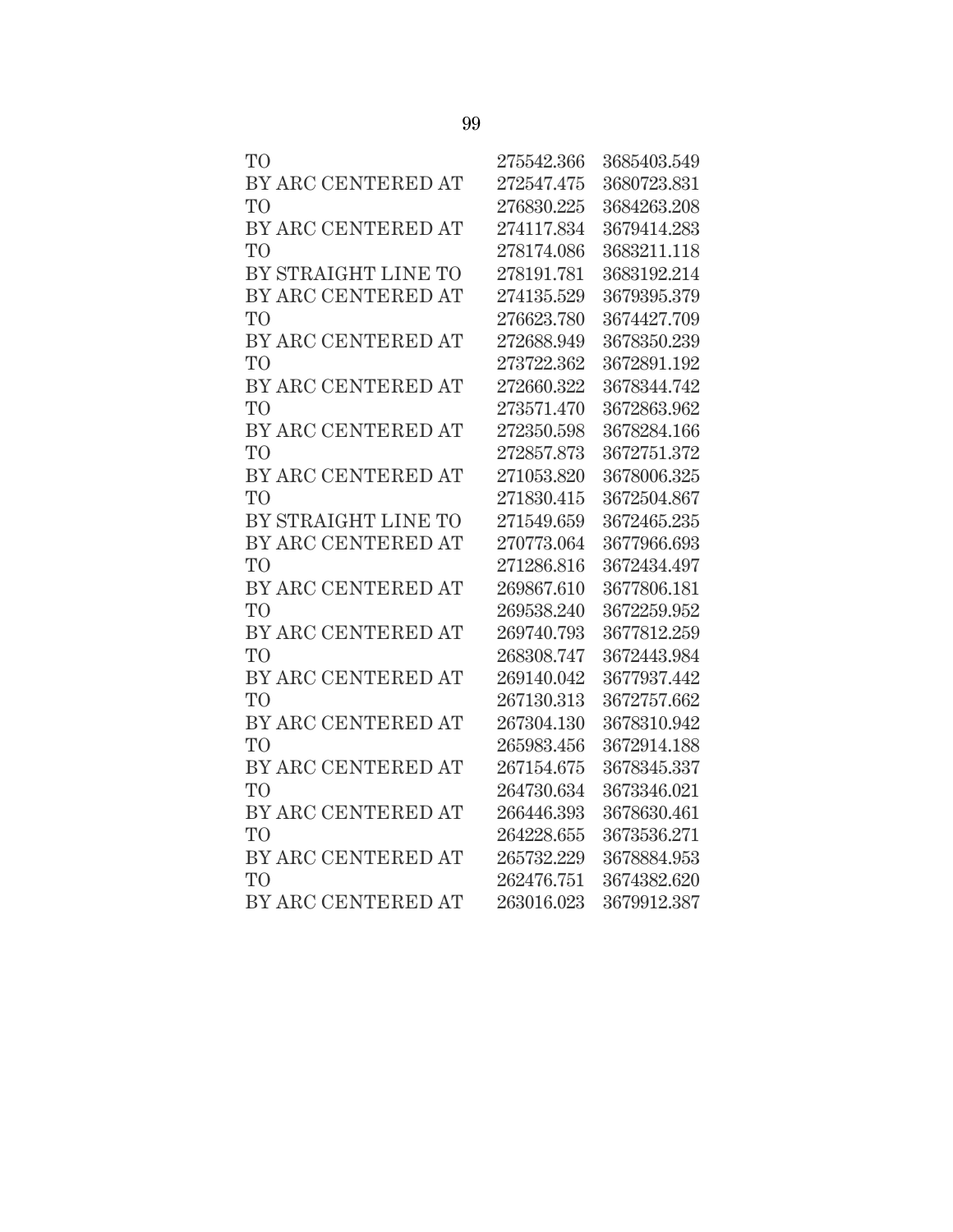| | | |
|---|---|---|
| TO | 275542.366 | 3685403.549 |
| BY ARC CENTERED AT | 272547.475 | 3680723.831 |
| TO | 276830.225 | 3684263.208 |
| BY ARC CENTERED AT | 274117.834 | 3679414.283 |
| TO | 278174.086 | 3683211.118 |
| BY STRAIGHT LINE TO | 278191.781 | 3683192.214 |
| BY ARC CENTERED AT | 274135.529 | 3679395.379 |
| TO | 276623.780 | 3674427.709 |
| BY ARC CENTERED AT | 272688.949 | 3678350.239 |
| TO | 273722.362 | 3672891.192 |
| BY ARC CENTERED AT | 272660.322 | 3678344.742 |
| TO | 273571.470 | 3672863.962 |
| BY ARC CENTERED AT | 272350.598 | 3678284.166 |
| TO | 272857.873 | 3672751.372 |
| BY ARC CENTERED AT | 271053.820 | 3678006.325 |
| TO | 271830.415 | 3672504.867 |
| BY STRAIGHT LINE TO | 271549.659 | 3672465.235 |
| BY ARC CENTERED AT | 270773.064 | 3677966.693 |
| TO | 271286.816 | 3672434.497 |
| BY ARC CENTERED AT | 269867.610 | 3677806.181 |
| TO | 269538.240 | 3672259.952 |
| BY ARC CENTERED AT | 269740.793 | 3677812.259 |
| TO | 268308.747 | 3672443.984 |
| BY ARC CENTERED AT | 269140.042 | 3677937.442 |
| TO | 267130.313 | 3672757.662 |
| BY ARC CENTERED AT | 267304.130 | 3678310.942 |
| TO | 265983.456 | 3672914.188 |
| BY ARC CENTERED AT | 267154.675 | 3678345.337 |
| TO | 264730.634 | 3673346.021 |
| BY ARC CENTERED AT | 266446.393 | 3678630.461 |
| TO | 264228.655 | 3673536.271 |
| BY ARC CENTERED AT | 265732.229 | 3678884.953 |
| TO | 262476.751 | 3674382.620 |
| BY ARC CENTERED AT | 263016.023 | 3679912.387 |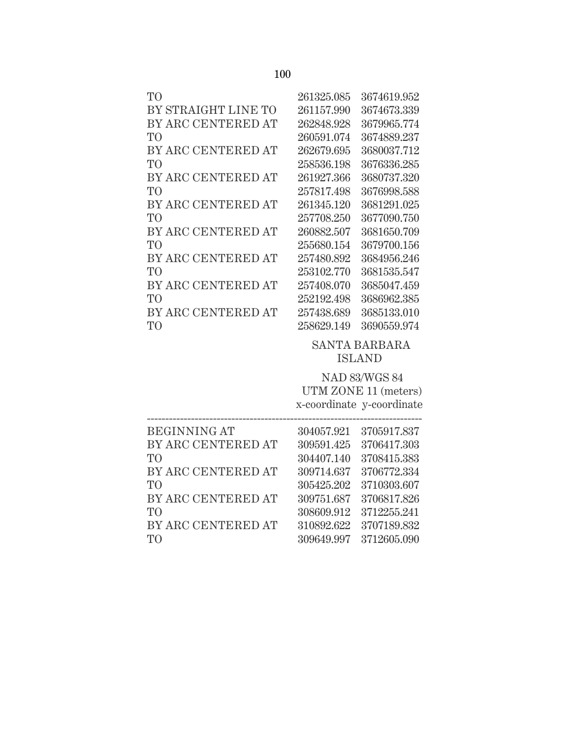| | | |
|---|---|---|
| TO | 261325.085 | 3674619.952 |
| BY STRAIGHT LINE TO | 261157.990 | 3674673.339 |
| BY ARC CENTERED AT | 262848.928 | 3679965.774 |
| TO | 260591.074 | 3674889.237 |
| BY ARC CENTERED AT | 262679.695 | 3680037.712 |
| TO | 258536.198 | 3676336.285 |
| BY ARC CENTERED AT | 261927.366 | 3680737.320 |
| TO | 257817.498 | 3676998.588 |
| BY ARC CENTERED AT | 261345.120 | 3681291.025 |
| TO | 257708.250 | 3677090.750 |
| BY ARC CENTERED AT | 260882.507 | 3681650.709 |
| TO | 255680.154 | 3679700.156 |
| BY ARC CENTERED AT | 257480.892 | 3684956.246 |
| TO | 253102.770 | 3681535.547 |
| BY ARC CENTERED AT | 257408.070 | 3685047.459 |
| TO | 252192.498 | 3686962.385 |
| BY ARC CENTERED AT | 257438.689 | 3685133.010 |
| TO | 258629.149 | 3690559.974 |

SANTA BARBARA ISLAND

NAD 83/WGS 84
UTM ZONE 11 (meters)

| | x-coordinate | y-coordinate |
|---|---|---|
| BEGINNING AT | 304057.921 | 3705917.837 |
| BY ARC CENTERED AT | 309591.425 | 3706417.303 |
| TO | 304407.140 | 3708415.383 |
| BY ARC CENTERED AT | 309714.637 | 3706772.334 |
| TO | 305425.202 | 3710303.607 |
| BY ARC CENTERED AT | 309751.687 | 3706817.826 |
| TO | 308609.912 | 3712255.241 |
| BY ARC CENTERED AT | 310892.622 | 3707189.832 |
| TO | 309649.997 | 3712605.090 |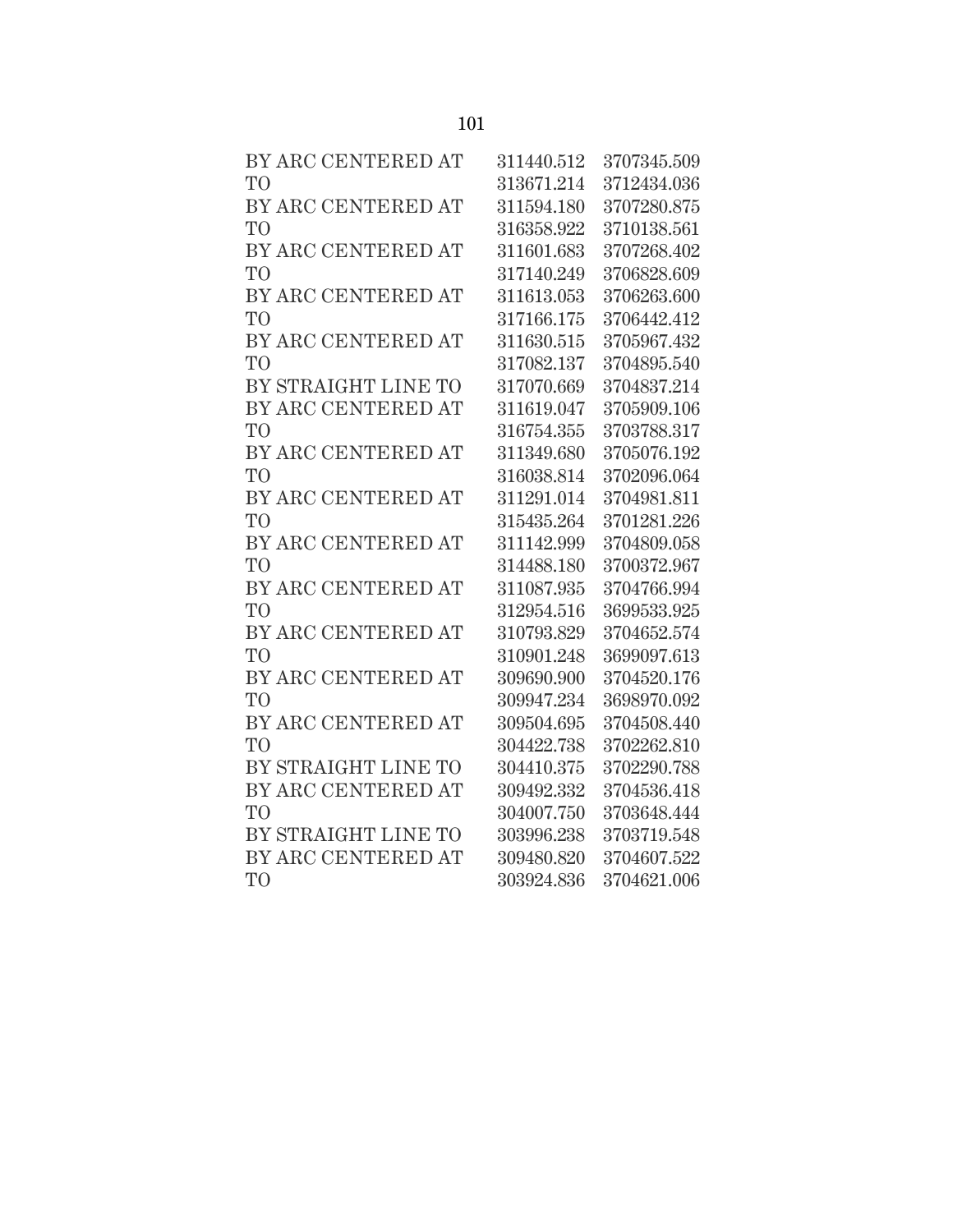| | | |
|---|---|---|
| BY ARC CENTERED AT | 311440.512 | 3707345.509 |
| TO | 313671.214 | 3712434.036 |
| BY ARC CENTERED AT | 311594.180 | 3707280.875 |
| TO | 316358.922 | 3710138.561 |
| BY ARC CENTERED AT | 311601.683 | 3707268.402 |
| TO | 317140.249 | 3706828.609 |
| BY ARC CENTERED AT | 311613.053 | 3706263.600 |
| TO | 317166.175 | 3706442.412 |
| BY ARC CENTERED AT | 311630.515 | 3705967.432 |
| TO | 317082.137 | 3704895.540 |
| BY STRAIGHT LINE TO | 317070.669 | 3704837.214 |
| BY ARC CENTERED AT | 311619.047 | 3705909.106 |
| TO | 316754.355 | 3703788.317 |
| BY ARC CENTERED AT | 311349.680 | 3705076.192 |
| TO | 316038.814 | 3702096.064 |
| BY ARC CENTERED AT | 311291.014 | 3704981.811 |
| TO | 315435.264 | 3701281.226 |
| BY ARC CENTERED AT | 311142.999 | 3704809.058 |
| TO | 314488.180 | 3700372.967 |
| BY ARC CENTERED AT | 311087.935 | 3704766.994 |
| TO | 312954.516 | 3699533.925 |
| BY ARC CENTERED AT | 310793.829 | 3704652.574 |
| TO | 310901.248 | 3699097.613 |
| BY ARC CENTERED AT | 309690.900 | 3704520.176 |
| TO | 309947.234 | 3698970.092 |
| BY ARC CENTERED AT | 309504.695 | 3704508.440 |
| TO | 304422.738 | 3702262.810 |
| BY STRAIGHT LINE TO | 304410.375 | 3702290.788 |
| BY ARC CENTERED AT | 309492.332 | 3704536.418 |
| TO | 304007.750 | 3703648.444 |
| BY STRAIGHT LINE TO | 303996.238 | 3703719.548 |
| BY ARC CENTERED AT | 309480.820 | 3704607.522 |
| TO | 303924.836 | 3704621.006 |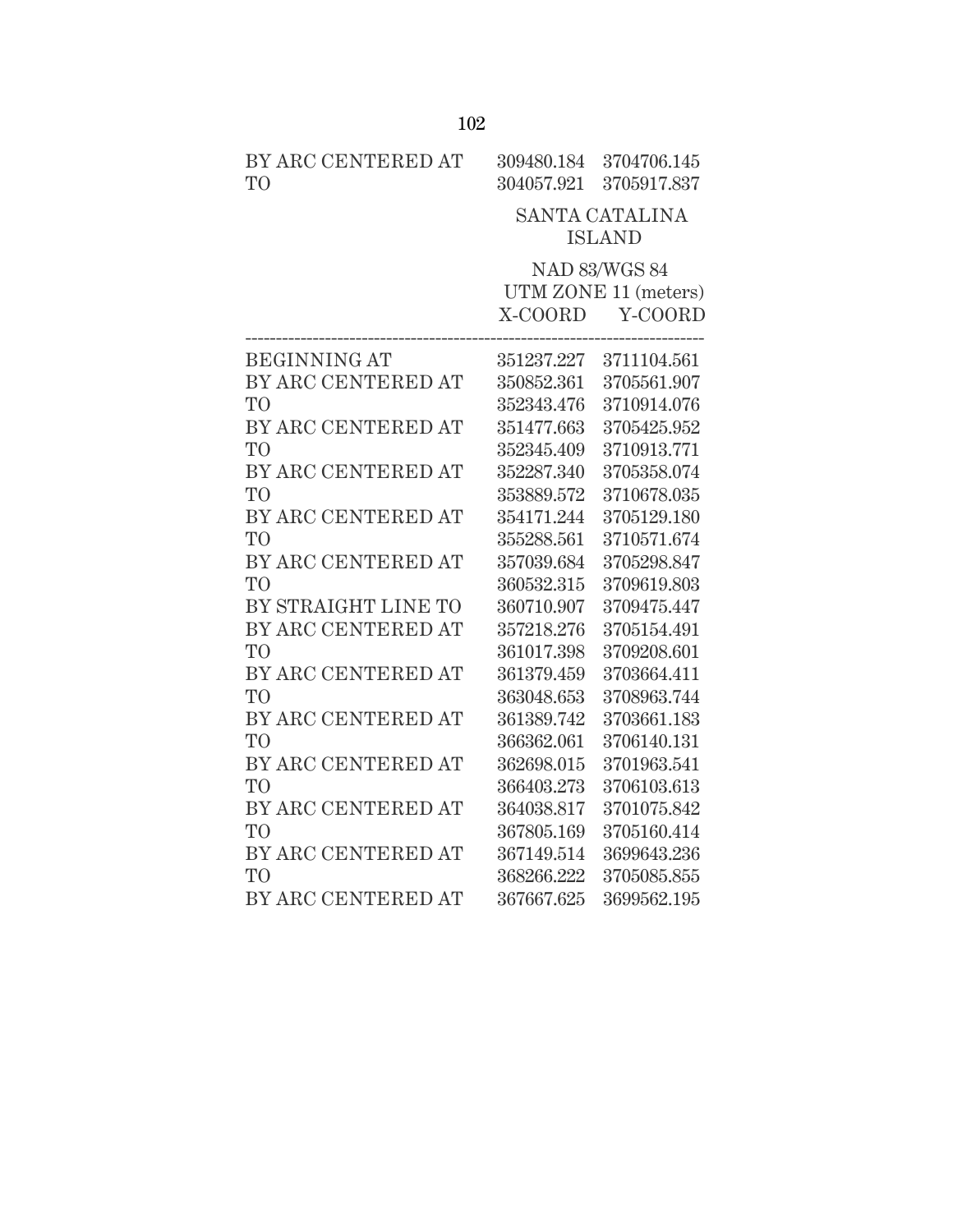| | | |
|---|---|---|
| BY ARC CENTERED AT | 309480.184 | 3704706.145 |
| TO | 304057.921 | 3705917.837 |

SANTA CATALINA ISLAND

| | NAD 83/WGS 84 UTM ZONE 11 (meters) | |
|---|---|---|
| | X-COORD | Y-COORD |
| BEGINNING AT | 351237.227 | 3711104.561 |
| BY ARC CENTERED AT | 350852.361 | 3705561.907 |
| TO | 352343.476 | 3710914.076 |
| BY ARC CENTERED AT | 351477.663 | 3705425.952 |
| TO | 352345.409 | 3710913.771 |
| BY ARC CENTERED AT | 352287.340 | 3705358.074 |
| TO | 353889.572 | 3710678.035 |
| BY ARC CENTERED AT | 354171.244 | 3705129.180 |
| TO | 355288.561 | 3710571.674 |
| BY ARC CENTERED AT | 357039.684 | 3705298.847 |
| TO | 360532.315 | 3709619.803 |
| BY STRAIGHT LINE TO | 360710.907 | 3709475.447 |
| BY ARC CENTERED AT | 357218.276 | 3705154.491 |
| TO | 361017.398 | 3709208.601 |
| BY ARC CENTERED AT | 361379.459 | 3703664.411 |
| TO | 363048.653 | 3708963.744 |
| BY ARC CENTERED AT | 361389.742 | 3703661.183 |
| TO | 366362.061 | 3706140.131 |
| BY ARC CENTERED AT | 362698.015 | 3701963.541 |
| TO | 366403.273 | 3706103.613 |
| BY ARC CENTERED AT | 364038.817 | 3701075.842 |
| TO | 367805.169 | 3705160.414 |
| BY ARC CENTERED AT | 367149.514 | 3699643.236 |
| TO | 368266.222 | 3705085.855 |
| BY ARC CENTERED AT | 367667.625 | 3699562.195 |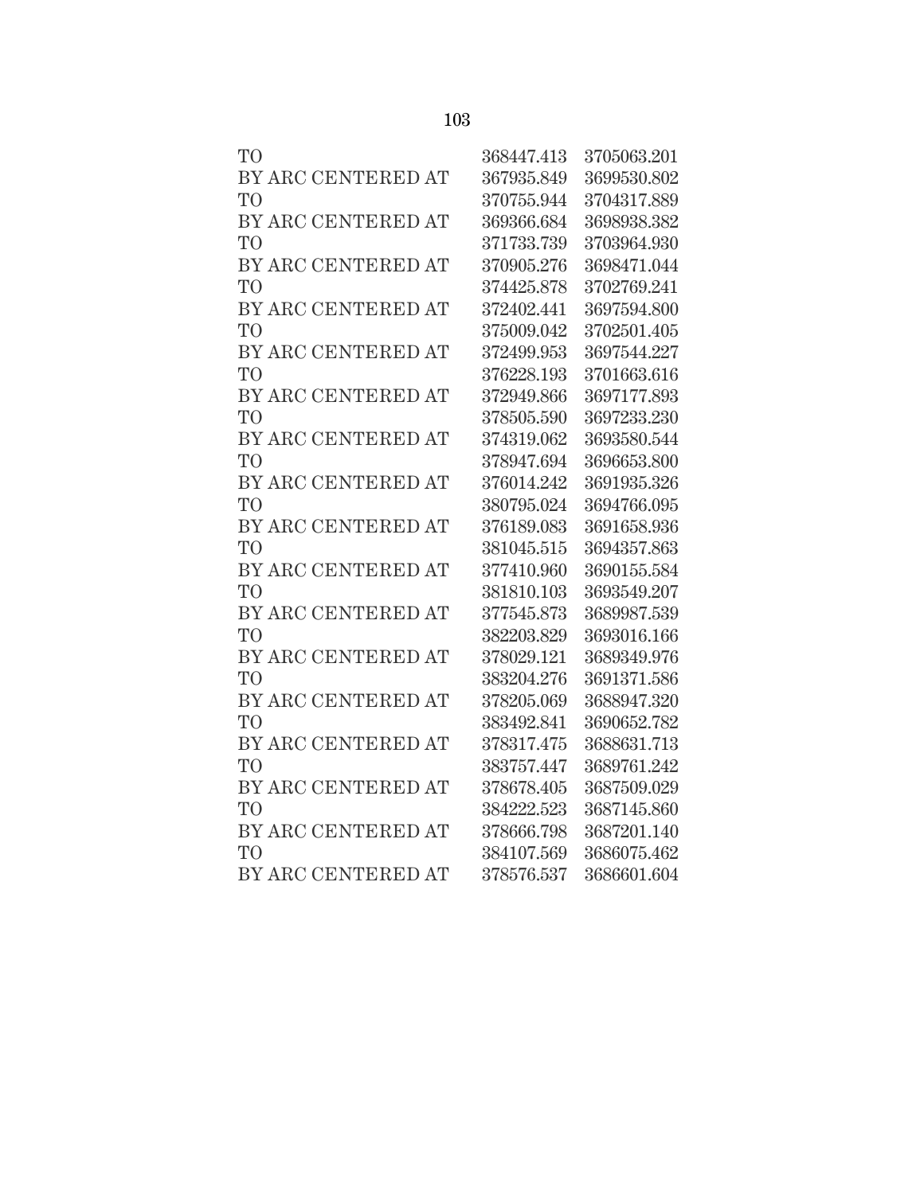| | | |
|---|---|---|
| TO | 368447.413 | 3705063.201 |
| BY ARC CENTERED AT | 367935.849 | 3699530.802 |
| TO | 370755.944 | 3704317.889 |
| BY ARC CENTERED AT | 369366.684 | 3698938.382 |
| TO | 371733.739 | 3703964.930 |
| BY ARC CENTERED AT | 370905.276 | 3698471.044 |
| TO | 374425.878 | 3702769.241 |
| BY ARC CENTERED AT | 372402.441 | 3697594.800 |
| TO | 375009.042 | 3702501.405 |
| BY ARC CENTERED AT | 372499.953 | 3697544.227 |
| TO | 376228.193 | 3701663.616 |
| BY ARC CENTERED AT | 372949.866 | 3697177.893 |
| TO | 378505.590 | 3697233.230 |
| BY ARC CENTERED AT | 374319.062 | 3693580.544 |
| TO | 378947.694 | 3696653.800 |
| BY ARC CENTERED AT | 376014.242 | 3691935.326 |
| TO | 380795.024 | 3694766.095 |
| BY ARC CENTERED AT | 376189.083 | 3691658.936 |
| TO | 381045.515 | 3694357.863 |
| BY ARC CENTERED AT | 377410.960 | 3690155.584 |
| TO | 381810.103 | 3693549.207 |
| BY ARC CENTERED AT | 377545.873 | 3689987.539 |
| TO | 382203.829 | 3693016.166 |
| BY ARC CENTERED AT | 378029.121 | 3689349.976 |
| TO | 383204.276 | 3691371.586 |
| BY ARC CENTERED AT | 378205.069 | 3688947.320 |
| TO | 383492.841 | 3690652.782 |
| BY ARC CENTERED AT | 378317.475 | 3688631.713 |
| TO | 383757.447 | 3689761.242 |
| BY ARC CENTERED AT | 378678.405 | 3687509.029 |
| TO | 384222.523 | 3687145.860 |
| BY ARC CENTERED AT | 378666.798 | 3687201.140 |
| TO | 384107.569 | 3686075.462 |
| BY ARC CENTERED AT | 378576.537 | 3686601.604 |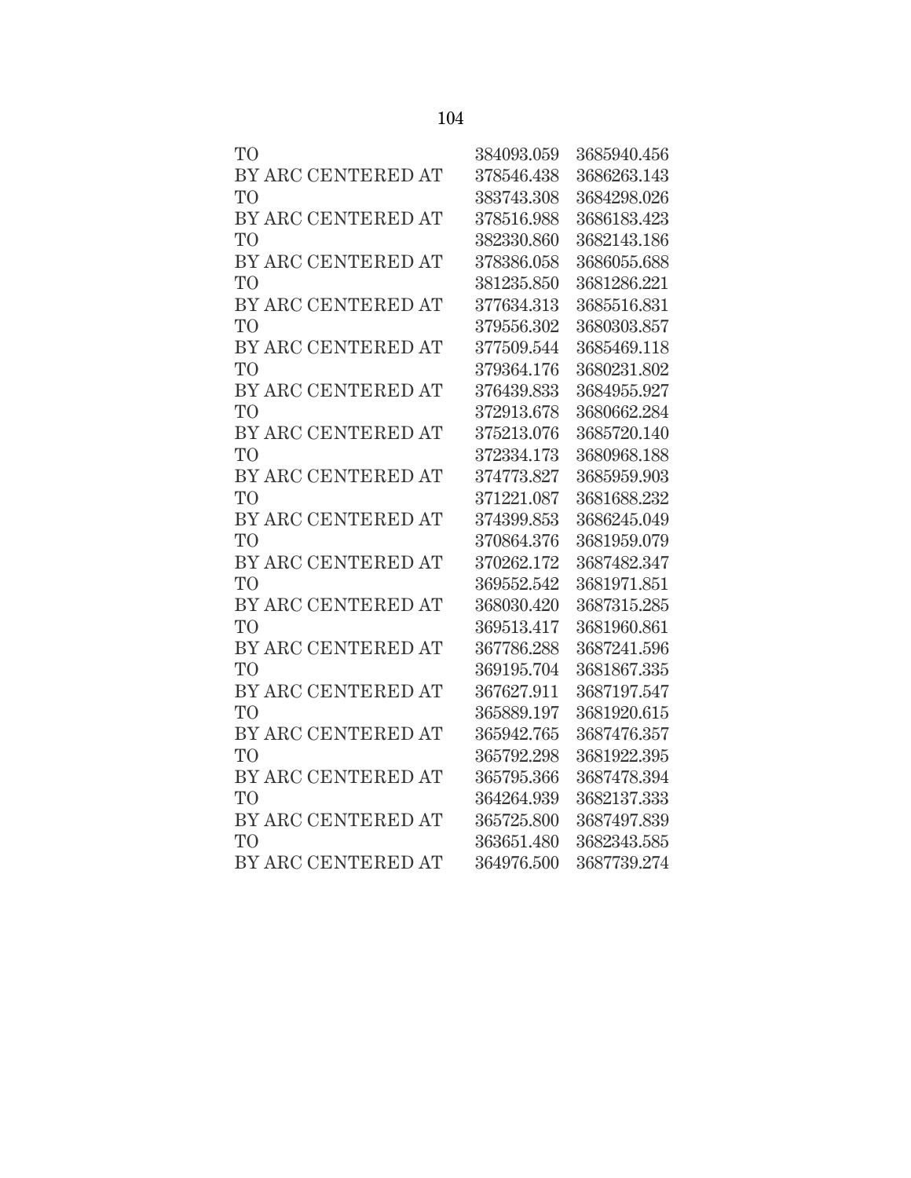| | | |
|---|---|---|
| TO | 384093.059 | 3685940.456 |
| BY ARC CENTERED AT | 378546.438 | 3686263.143 |
| TO | 383743.308 | 3684298.026 |
| BY ARC CENTERED AT | 378516.988 | 3686183.423 |
| TO | 382330.860 | 3682143.186 |
| BY ARC CENTERED AT | 378386.058 | 3686055.688 |
| TO | 381235.850 | 3681286.221 |
| BY ARC CENTERED AT | 377634.313 | 3685516.831 |
| TO | 379556.302 | 3680303.857 |
| BY ARC CENTERED AT | 377509.544 | 3685469.118 |
| TO | 379364.176 | 3680231.802 |
| BY ARC CENTERED AT | 376439.833 | 3684955.927 |
| TO | 372913.678 | 3680662.284 |
| BY ARC CENTERED AT | 375213.076 | 3685720.140 |
| TO | 372334.173 | 3680968.188 |
| BY ARC CENTERED AT | 374773.827 | 3685959.903 |
| TO | 371221.087 | 3681688.232 |
| BY ARC CENTERED AT | 374399.853 | 3686245.049 |
| TO | 370864.376 | 3681959.079 |
| BY ARC CENTERED AT | 370262.172 | 3687482.347 |
| TO | 369552.542 | 3681971.851 |
| BY ARC CENTERED AT | 368030.420 | 3687315.285 |
| TO | 369513.417 | 3681960.861 |
| BY ARC CENTERED AT | 367786.288 | 3687241.596 |
| TO | 369195.704 | 3681867.335 |
| BY ARC CENTERED AT | 367627.911 | 3687197.547 |
| TO | 365889.197 | 3681920.615 |
| BY ARC CENTERED AT | 365942.765 | 3687476.357 |
| TO | 365792.298 | 3681922.395 |
| BY ARC CENTERED AT | 365795.366 | 3687478.394 |
| TO | 364264.939 | 3682137.333 |
| BY ARC CENTERED AT | 365725.800 | 3687497.839 |
| TO | 363651.480 | 3682343.585 |
| BY ARC CENTERED AT | 364976.500 | 3687739.274 |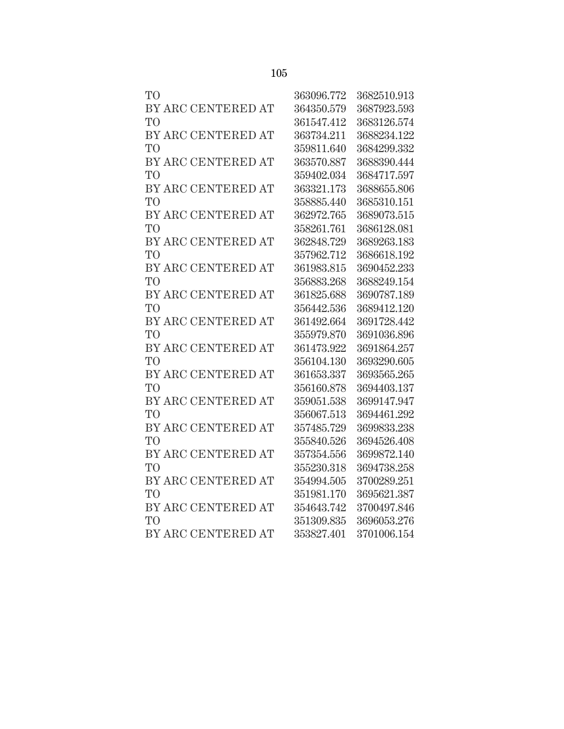| | | |
|---|---|---|
| TO | 363096.772 | 3682510.913 |
| BY ARC CENTERED AT | 364350.579 | 3687923.593 |
| TO | 361547.412 | 3683126.574 |
| BY ARC CENTERED AT | 363734.211 | 3688234.122 |
| TO | 359811.640 | 3684299.332 |
| BY ARC CENTERED AT | 363570.887 | 3688390.444 |
| TO | 359402.034 | 3684717.597 |
| BY ARC CENTERED AT | 363321.173 | 3688655.806 |
| TO | 358885.440 | 3685310.151 |
| BY ARC CENTERED AT | 362972.765 | 3689073.515 |
| TO | 358261.761 | 3686128.081 |
| BY ARC CENTERED AT | 362848.729 | 3689263.183 |
| TO | 357962.712 | 3686618.192 |
| BY ARC CENTERED AT | 361983.815 | 3690452.233 |
| TO | 356883.268 | 3688249.154 |
| BY ARC CENTERED AT | 361825.688 | 3690787.189 |
| TO | 356442.536 | 3689412.120 |
| BY ARC CENTERED AT | 361492.664 | 3691728.442 |
| TO | 355979.870 | 3691036.896 |
| BY ARC CENTERED AT | 361473.922 | 3691864.257 |
| TO | 356104.130 | 3693290.605 |
| BY ARC CENTERED AT | 361653.337 | 3693565.265 |
| TO | 356160.878 | 3694403.137 |
| BY ARC CENTERED AT | 359051.538 | 3699147.947 |
| TO | 356067.513 | 3694461.292 |
| BY ARC CENTERED AT | 357485.729 | 3699833.238 |
| TO | 355840.526 | 3694526.408 |
| BY ARC CENTERED AT | 357354.556 | 3699872.140 |
| TO | 355230.318 | 3694738.258 |
| BY ARC CENTERED AT | 354994.505 | 3700289.251 |
| TO | 351981.170 | 3695621.387 |
| BY ARC CENTERED AT | 354643.742 | 3700497.846 |
| TO | 351309.835 | 3696053.276 |
| BY ARC CENTERED AT | 353827.401 | 3701006.154 |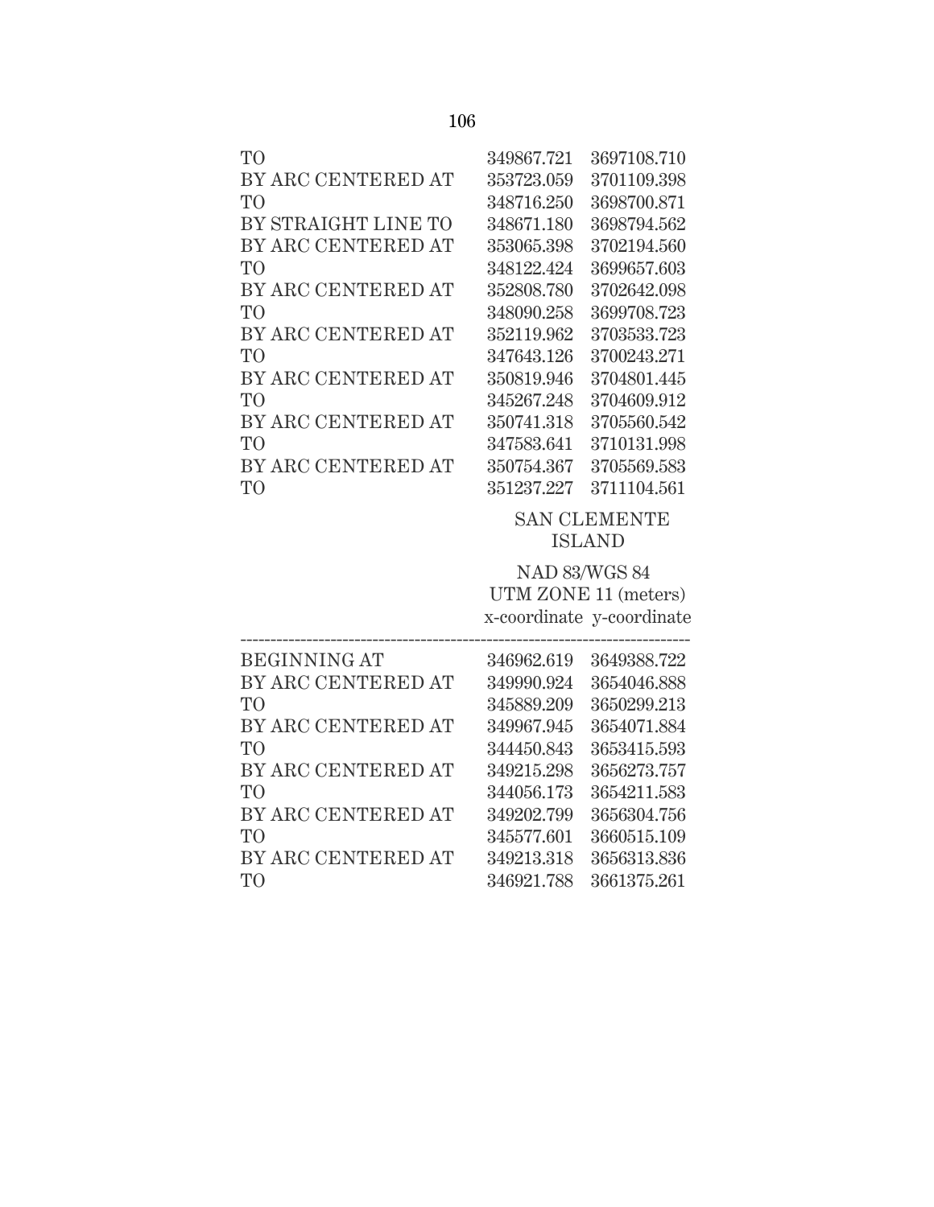| | | |
|---|---|---|
| TO | 349867.721 | 3697108.710 |
| BY ARC CENTERED AT | 353723.059 | 3701109.398 |
| TO | 348716.250 | 3698700.871 |
| BY STRAIGHT LINE TO | 348671.180 | 3698794.562 |
| BY ARC CENTERED AT | 353065.398 | 3702194.560 |
| TO | 348122.424 | 3699657.603 |
| BY ARC CENTERED AT | 352808.780 | 3702642.098 |
| TO | 348090.258 | 3699708.723 |
| BY ARC CENTERED AT | 352119.962 | 3703533.723 |
| TO | 347643.126 | 3700243.271 |
| BY ARC CENTERED AT | 350819.946 | 3704801.445 |
| TO | 345267.248 | 3704609.912 |
| BY ARC CENTERED AT | 350741.318 | 3705560.542 |
| TO | 347583.641 | 3710131.998 |
| BY ARC CENTERED AT | 350754.367 | 3705569.583 |
| TO | 351237.227 | 3711104.561 |

SAN CLEMENTE ISLAND

NAD 83/WGS 84
UTM ZONE 11 (meters)

| | x-coordinate | y-coordinate |
|---|---|---|
| BEGINNING AT | 346962.619 | 3649388.722 |
| BY ARC CENTERED AT | 349990.924 | 3654046.888 |
| TO | 345889.209 | 3650299.213 |
| BY ARC CENTERED AT | 349967.945 | 3654071.884 |
| TO | 344450.843 | 3653415.593 |
| BY ARC CENTERED AT | 349215.298 | 3656273.757 |
| TO | 344056.173 | 3654211.583 |
| BY ARC CENTERED AT | 349202.799 | 3656304.756 |
| TO | 345577.601 | 3660515.109 |
| BY ARC CENTERED AT | 349213.318 | 3656313.836 |
| TO | 346921.788 | 3661375.261 |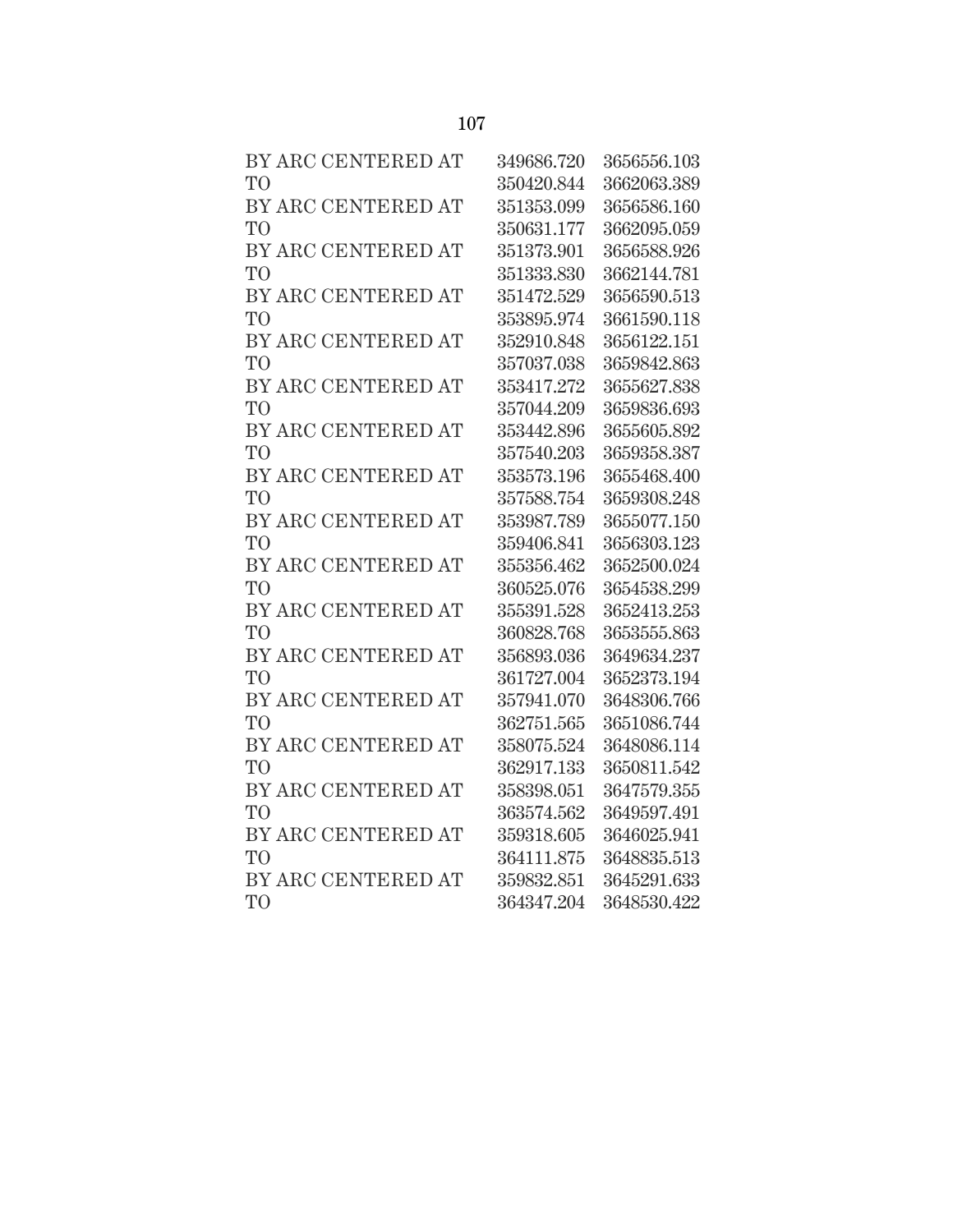| | | |
|---|---|---|
| BY ARC CENTERED AT | 349686.720 | 3656556.103 |
| TO | 350420.844 | 3662063.389 |
| BY ARC CENTERED AT | 351353.099 | 3656586.160 |
| TO | 350631.177 | 3662095.059 |
| BY ARC CENTERED AT | 351373.901 | 3656588.926 |
| TO | 351333.830 | 3662144.781 |
| BY ARC CENTERED AT | 351472.529 | 3656590.513 |
| TO | 353895.974 | 3661590.118 |
| BY ARC CENTERED AT | 352910.848 | 3656122.151 |
| TO | 357037.038 | 3659842.863 |
| BY ARC CENTERED AT | 353417.272 | 3655627.838 |
| TO | 357044.209 | 3659836.693 |
| BY ARC CENTERED AT | 353442.896 | 3655605.892 |
| TO | 357540.203 | 3659358.387 |
| BY ARC CENTERED AT | 353573.196 | 3655468.400 |
| TO | 357588.754 | 3659308.248 |
| BY ARC CENTERED AT | 353987.789 | 3655077.150 |
| TO | 359406.841 | 3656303.123 |
| BY ARC CENTERED AT | 355356.462 | 3652500.024 |
| TO | 360525.076 | 3654538.299 |
| BY ARC CENTERED AT | 355391.528 | 3652413.253 |
| TO | 360828.768 | 3653555.863 |
| BY ARC CENTERED AT | 356893.036 | 3649634.237 |
| TO | 361727.004 | 3652373.194 |
| BY ARC CENTERED AT | 357941.070 | 3648306.766 |
| TO | 362751.565 | 3651086.744 |
| BY ARC CENTERED AT | 358075.524 | 3648086.114 |
| TO | 362917.133 | 3650811.542 |
| BY ARC CENTERED AT | 358398.051 | 3647579.355 |
| TO | 363574.562 | 3649597.491 |
| BY ARC CENTERED AT | 359318.605 | 3646025.941 |
| TO | 364111.875 | 3648835.513 |
| BY ARC CENTERED AT | 359832.851 | 3645291.633 |
| TO | 364347.204 | 3648530.422 |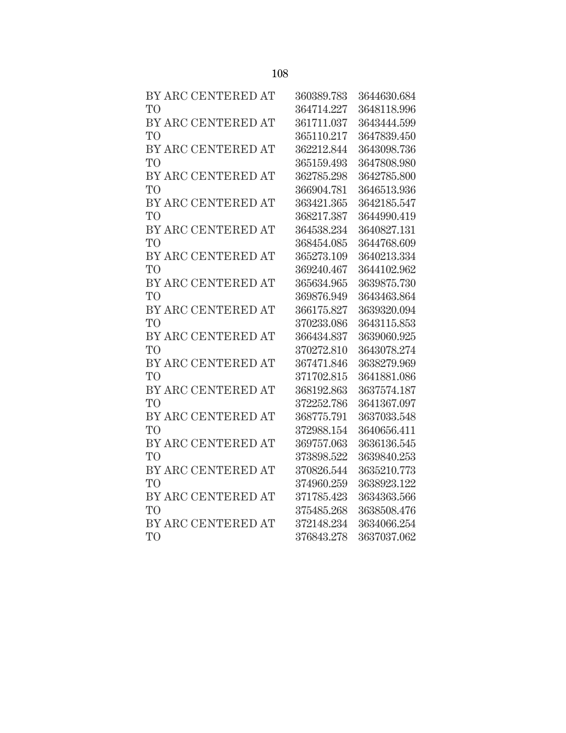| | | |
|---|---|---|
| BY ARC CENTERED AT | 360389.783 | 3644630.684 |
| TO | 364714.227 | 3648118.996 |
| BY ARC CENTERED AT | 361711.037 | 3643444.599 |
| TO | 365110.217 | 3647839.450 |
| BY ARC CENTERED AT | 362212.844 | 3643098.736 |
| TO | 365159.493 | 3647808.980 |
| BY ARC CENTERED AT | 362785.298 | 3642785.800 |
| TO | 366904.781 | 3646513.936 |
| BY ARC CENTERED AT | 363421.365 | 3642185.547 |
| TO | 368217.387 | 3644990.419 |
| BY ARC CENTERED AT | 364538.234 | 3640827.131 |
| TO | 368454.085 | 3644768.609 |
| BY ARC CENTERED AT | 365273.109 | 3640213.334 |
| TO | 369240.467 | 3644102.962 |
| BY ARC CENTERED AT | 365634.965 | 3639875.730 |
| TO | 369876.949 | 3643463.864 |
| BY ARC CENTERED AT | 366175.827 | 3639320.094 |
| TO | 370233.086 | 3643115.853 |
| BY ARC CENTERED AT | 366434.837 | 3639060.925 |
| TO | 370272.810 | 3643078.274 |
| BY ARC CENTERED AT | 367471.846 | 3638279.969 |
| TO | 371702.815 | 3641881.086 |
| BY ARC CENTERED AT | 368192.863 | 3637574.187 |
| TO | 372252.786 | 3641367.097 |
| BY ARC CENTERED AT | 368775.791 | 3637033.548 |
| TO | 372988.154 | 3640656.411 |
| BY ARC CENTERED AT | 369757.063 | 3636136.545 |
| TO | 373898.522 | 3639840.253 |
| BY ARC CENTERED AT | 370826.544 | 3635210.773 |
| TO | 374960.259 | 3638923.122 |
| BY ARC CENTERED AT | 371785.423 | 3634363.566 |
| TO | 375485.268 | 3638508.476 |
| BY ARC CENTERED AT | 372148.234 | 3634066.254 |
| TO | 376843.278 | 3637037.062 |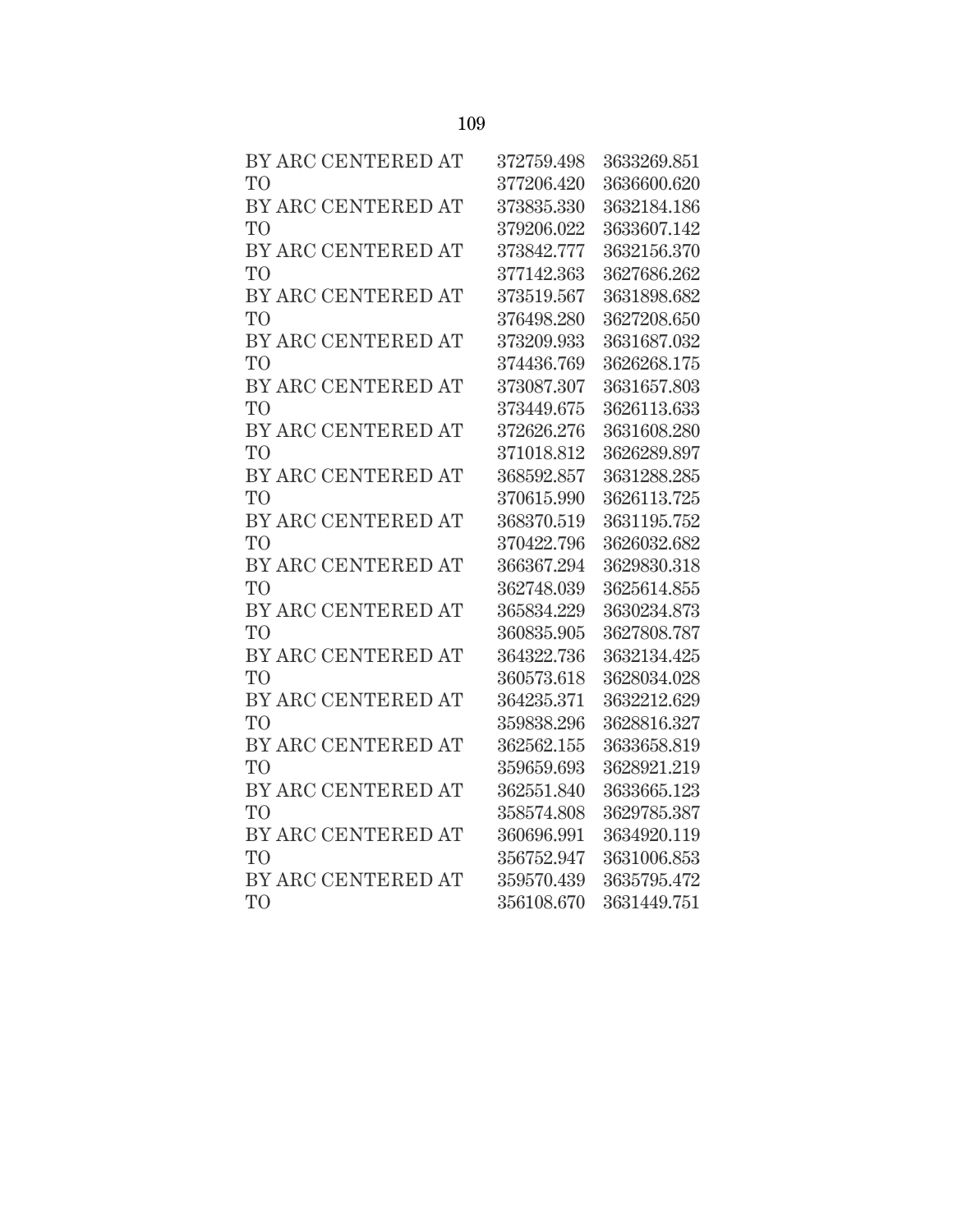| | | |
|---|---|---|
| BY ARC CENTERED AT | 372759.498 | 3633269.851 |
| TO | 377206.420 | 3636600.620 |
| BY ARC CENTERED AT | 373835.330 | 3632184.186 |
| TO | 379206.022 | 3633607.142 |
| BY ARC CENTERED AT | 373842.777 | 3632156.370 |
| TO | 377142.363 | 3627686.262 |
| BY ARC CENTERED AT | 373519.567 | 3631898.682 |
| TO | 376498.280 | 3627208.650 |
| BY ARC CENTERED AT | 373209.933 | 3631687.032 |
| TO | 374436.769 | 3626268.175 |
| BY ARC CENTERED AT | 373087.307 | 3631657.803 |
| TO | 373449.675 | 3626113.633 |
| BY ARC CENTERED AT | 372626.276 | 3631608.280 |
| TO | 371018.812 | 3626289.897 |
| BY ARC CENTERED AT | 368592.857 | 3631288.285 |
| TO | 370615.990 | 3626113.725 |
| BY ARC CENTERED AT | 368370.519 | 3631195.752 |
| TO | 370422.796 | 3626032.682 |
| BY ARC CENTERED AT | 366367.294 | 3629830.318 |
| TO | 362748.039 | 3625614.855 |
| BY ARC CENTERED AT | 365834.229 | 3630234.873 |
| TO | 360835.905 | 3627808.787 |
| BY ARC CENTERED AT | 364322.736 | 3632134.425 |
| TO | 360573.618 | 3628034.028 |
| BY ARC CENTERED AT | 364235.371 | 3632212.629 |
| TO | 359838.296 | 3628816.327 |
| BY ARC CENTERED AT | 362562.155 | 3633658.819 |
| TO | 359659.693 | 3628921.219 |
| BY ARC CENTERED AT | 362551.840 | 3633665.123 |
| TO | 358574.808 | 3629785.387 |
| BY ARC CENTERED AT | 360696.991 | 3634920.119 |
| TO | 356752.947 | 3631006.853 |
| BY ARC CENTERED AT | 359570.439 | 3635795.472 |
| TO | 356108.670 | 3631449.751 |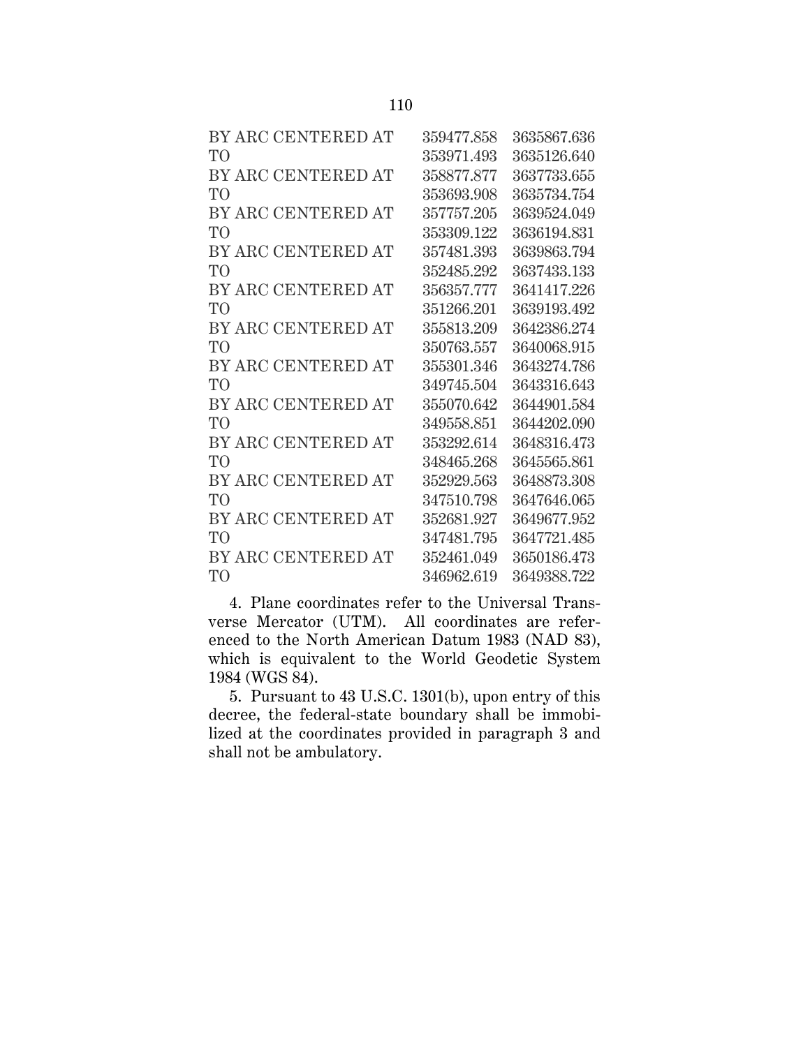| | | |
|---|---|---|
| BY ARC CENTERED AT | 359477.858 | 3635867.636 |
| TO | 353971.493 | 3635126.640 |
| BY ARC CENTERED AT | 358877.877 | 3637733.655 |
| TO | 353693.908 | 3635734.754 |
| BY ARC CENTERED AT | 357757.205 | 3639524.049 |
| TO | 353309.122 | 3636194.831 |
| BY ARC CENTERED AT | 357481.393 | 3639863.794 |
| TO | 352485.292 | 3637433.133 |
| BY ARC CENTERED AT | 356357.777 | 3641417.226 |
| TO | 351266.201 | 3639193.492 |
| BY ARC CENTERED AT | 355813.209 | 3642386.274 |
| TO | 350763.557 | 3640068.915 |
| BY ARC CENTERED AT | 355301.346 | 3643274.786 |
| TO | 349745.504 | 3643316.643 |
| BY ARC CENTERED AT | 355070.642 | 3644901.584 |
| TO | 349558.851 | 3644202.090 |
| BY ARC CENTERED AT | 353292.614 | 3648316.473 |
| TO | 348465.268 | 3645565.861 |
| BY ARC CENTERED AT | 352929.563 | 3648873.308 |
| TO | 347510.798 | 3647646.065 |
| BY ARC CENTERED AT | 352681.927 | 3649677.952 |
| TO | 347481.795 | 3647721.485 |
| BY ARC CENTERED AT | 352461.049 | 3650186.473 |
| TO | 346962.619 | 3649388.722 |

4. Plane coordinates refer to the Universal Transverse Mercator (UTM). All coordinates are referenced to the North American Datum 1983 (NAD 83), which is equivalent to the World Geodetic System 1984 (WGS 84).

5. Pursuant to 43 U.S.C. 1301(b), upon entry of this decree, the federal-state boundary shall be immobilized at the coordinates provided in paragraph 3 and shall not be ambulatory.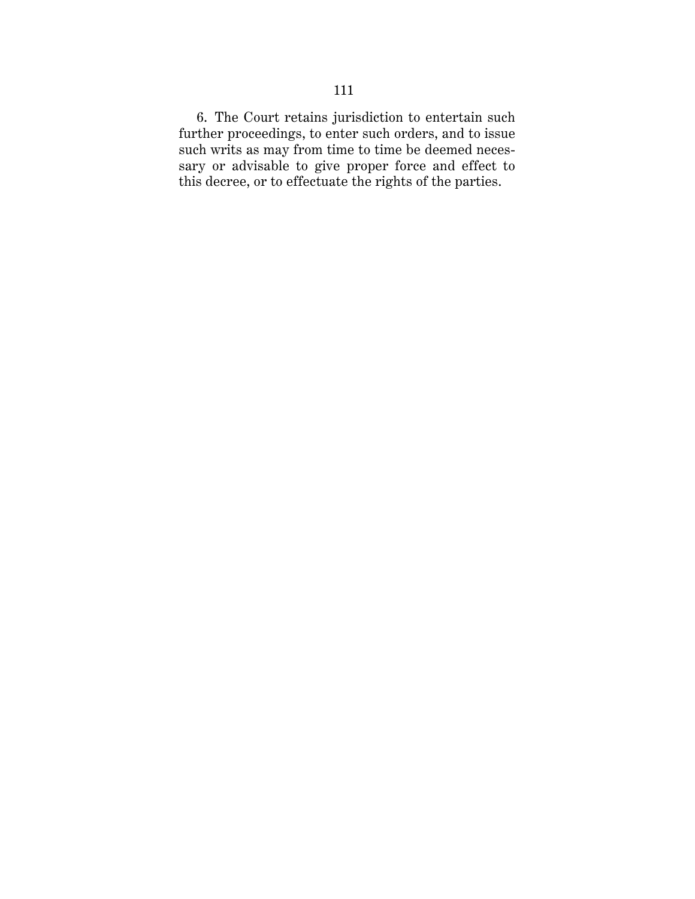6. The Court retains jurisdiction to entertain such further proceedings, to enter such orders, and to issue such writs as may from time to time be deemed necessary or advisable to give proper force and effect to this decree, or to effectuate the rights of the parties.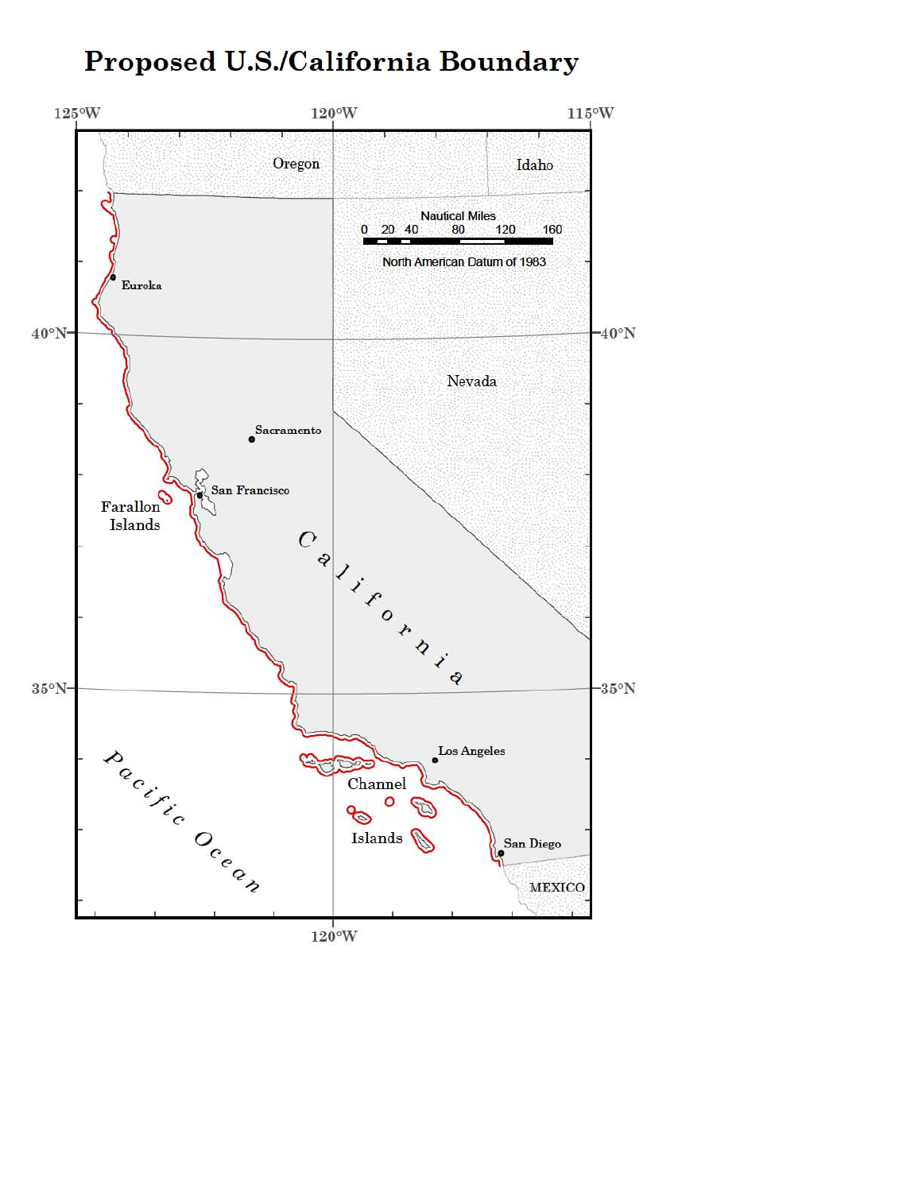# Proposed U.S./California Boundary

125°W

120°W

115°W

Oregon

Idaho

Nautical Miles

0 20 40 80 120 160

North American Datum of 1983

Eureka

40°N

40°N

Nevada

Sacramento

San Francisco

Farallon Islands

California

35°N

35°N

Los Angeles

Pacific Ocean

Channel

Islands

San Diego

MEXICO

120°W